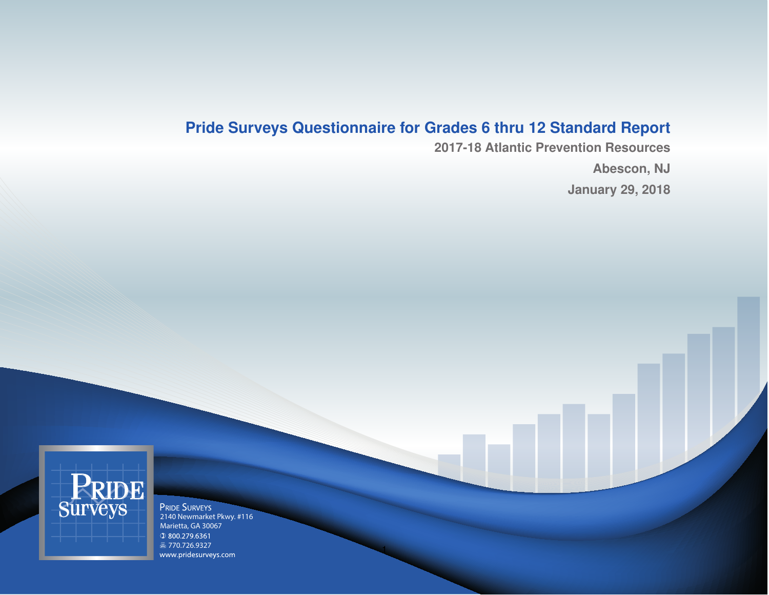# Pride Surveys Questionnaire for Grades 6 thru 12 Standard Report

**2017-18 Atlantic Prevention Resources**

**Abescon, NJ**

**January 29, 2018**

PRIDE SURVEYS
2140 Newmarket Pkwy. #116
Marietta, GA 30067
800.279.6361
770.726.9327
www.pridesurveys.com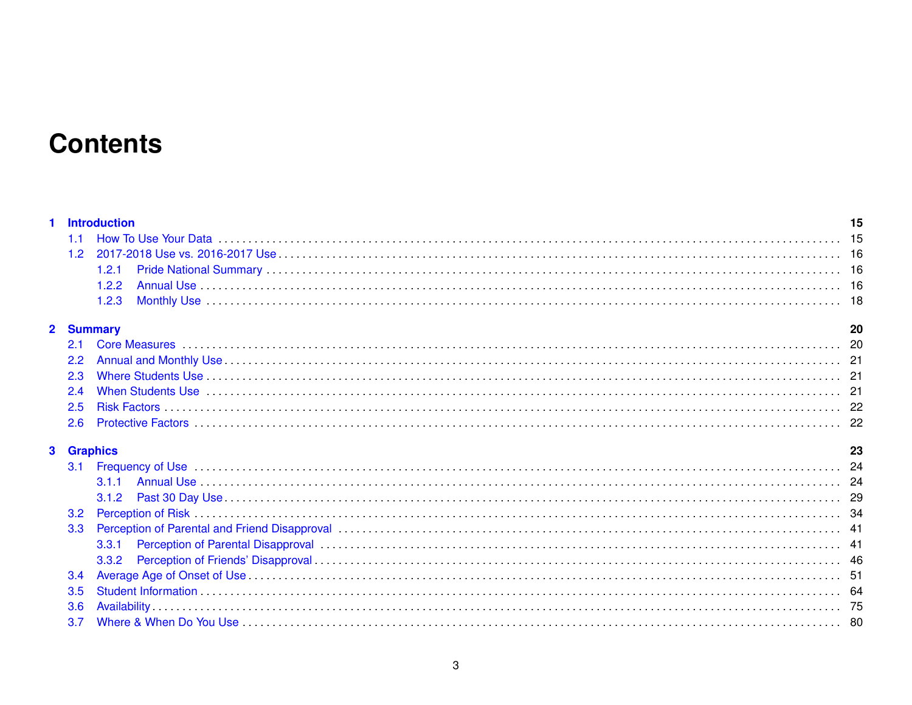# Contents

**1 Introduction** **15**

- 1.1 How To Use Your Data ........ 15
- 1.2 2017-2018 Use vs. 2016-2017 Use ........ 16
  - 1.2.1 Pride National Summary ........ 16
  - 1.2.2 Annual Use ........ 16
  - 1.2.3 Monthly Use ........ 18

**2 Summary** **20**

- 2.1 Core Measures ........ 20
- 2.2 Annual and Monthly Use ........ 21
- 2.3 Where Students Use ........ 21
- 2.4 When Students Use ........ 21
- 2.5 Risk Factors ........ 22
- 2.6 Protective Factors ........ 22

**3 Graphics** **23**

- 3.1 Frequency of Use ........ 24
  - 3.1.1 Annual Use ........ 24
  - 3.1.2 Past 30 Day Use ........ 29
- 3.2 Perception of Risk ........ 34
- 3.3 Perception of Parental and Friend Disapproval ........ 41
  - 3.3.1 Perception of Parental Disapproval ........ 41
  - 3.3.2 Perception of Friends' Disapproval ........ 46
- 3.4 Average Age of Onset of Use ........ 51
- 3.5 Student Information ........ 64
- 3.6 Availability ........ 75
- 3.7 Where & When Do You Use ........ 80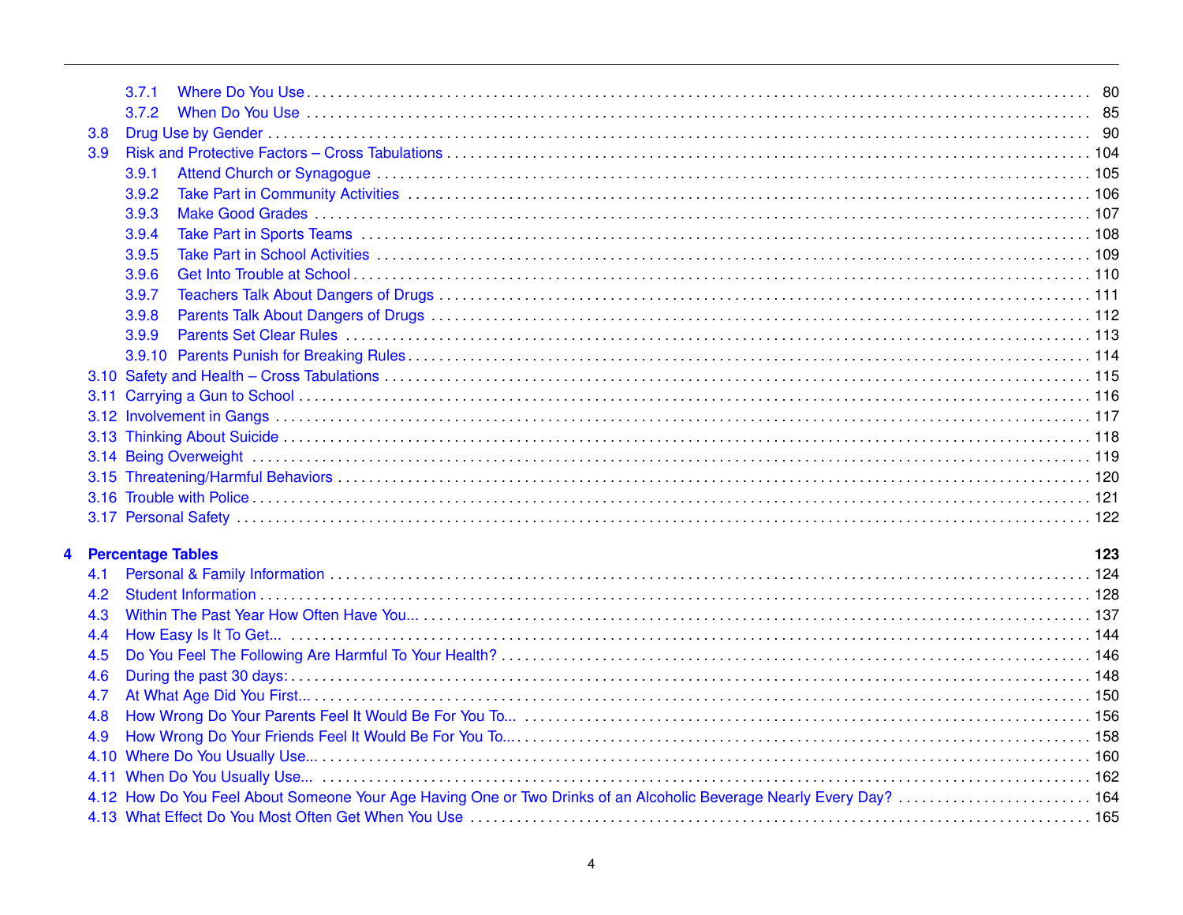- 3.7.1 Where Do You Use . . . . . 80
- 3.7.2 When Do You Use . . . . . 85
- 3.8 Drug Use by Gender . . . . . 90
- 3.9 Risk and Protective Factors – Cross Tabulations . . . . . 104
  - 3.9.1 Attend Church or Synagogue . . . . . 105
  - 3.9.2 Take Part in Community Activities . . . . . 106
  - 3.9.3 Make Good Grades . . . . . 107
  - 3.9.4 Take Part in Sports Teams . . . . . 108
  - 3.9.5 Take Part in School Activities . . . . . 109
  - 3.9.6 Get Into Trouble at School . . . . . 110
  - 3.9.7 Teachers Talk About Dangers of Drugs . . . . . 111
  - 3.9.8 Parents Talk About Dangers of Drugs . . . . . 112
  - 3.9.9 Parents Set Clear Rules . . . . . 113
  - 3.9.10 Parents Punish for Breaking Rules . . . . . 114
- 3.10 Safety and Health – Cross Tabulations . . . . . 115
- 3.11 Carrying a Gun to School . . . . . 116
- 3.12 Involvement in Gangs . . . . . 117
- 3.13 Thinking About Suicide . . . . . 118
- 3.14 Being Overweight . . . . . 119
- 3.15 Threatening/Harmful Behaviors . . . . . 120
- 3.16 Trouble with Police . . . . . 121
- 3.17 Personal Safety . . . . . 122

**4 Percentage Tables** **123**

- 4.1 Personal & Family Information . . . . . 124
- 4.2 Student Information . . . . . 128
- 4.3 Within The Past Year How Often Have You... . . . . . 137
- 4.4 How Easy Is It To Get... . . . . . 144
- 4.5 Do You Feel The Following Are Harmful To Your Health? . . . . . 146
- 4.6 During the past 30 days: . . . . . 148
- 4.7 At What Age Did You First... . . . . . 150
- 4.8 How Wrong Do Your Parents Feel It Would Be For You To... . . . . . 156
- 4.9 How Wrong Do Your Friends Feel It Would Be For You To... . . . . . 158
- 4.10 Where Do You Usually Use... . . . . . 160
- 4.11 When Do You Usually Use... . . . . . 162
- 4.12 How Do You Feel About Someone Your Age Having One or Two Drinks of an Alcoholic Beverage Nearly Every Day? . . . . . 164
- 4.13 What Effect Do You Most Often Get When You Use . . . . . 165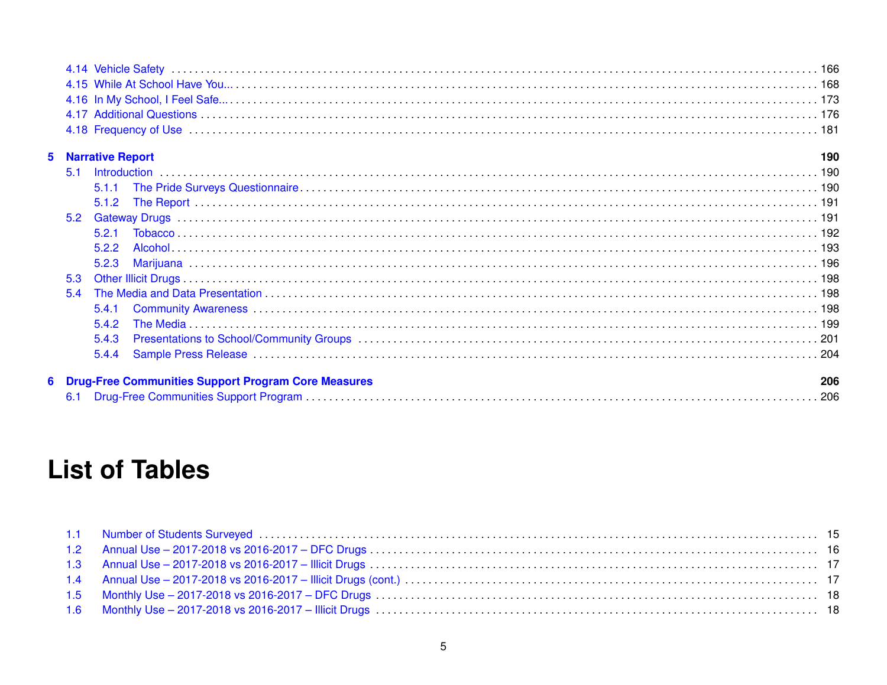4.14 Vehicle Safety . . . . . . . . . . . . . . . . . . . . . . . . . . . . . . . . . . . . . . . . . . . . . . . . . . . 166
4.15 While At School Have You... . . . . . . . . . . . . . . . . . . . . . . . . . . . . . . . . . . . . . . . . . . . . . 168
4.16 In My School, I Feel Safe... . . . . . . . . . . . . . . . . . . . . . . . . . . . . . . . . . . . . . . . . . . . . . 173
4.17 Additional Questions . . . . . . . . . . . . . . . . . . . . . . . . . . . . . . . . . . . . . . . . . . . . . . . . 176
4.18 Frequency of Use . . . . . . . . . . . . . . . . . . . . . . . . . . . . . . . . . . . . . . . . . . . . . . . . . . 181

**5 Narrative Report** **190**

5.1 Introduction . . . . . . . . . . . . . . . . . . . . . . . . . . . . . . . . . . . . . . . . . . . . . . . . . . . . 190
5.1.1 The Pride Surveys Questionnaire . . . . . . . . . . . . . . . . . . . . . . . . . . . . . . . . . . . . . . 190
5.1.2 The Report . . . . . . . . . . . . . . . . . . . . . . . . . . . . . . . . . . . . . . . . . . . . . . . . . . 191
5.2 Gateway Drugs . . . . . . . . . . . . . . . . . . . . . . . . . . . . . . . . . . . . . . . . . . . . . . . . . . . 191
5.2.1 Tobacco . . . . . . . . . . . . . . . . . . . . . . . . . . . . . . . . . . . . . . . . . . . . . . . . . . . . 192
5.2.2 Alcohol . . . . . . . . . . . . . . . . . . . . . . . . . . . . . . . . . . . . . . . . . . . . . . . . . . . . . 193
5.2.3 Marijuana . . . . . . . . . . . . . . . . . . . . . . . . . . . . . . . . . . . . . . . . . . . . . . . . . . . 196
5.3 Other Illicit Drugs . . . . . . . . . . . . . . . . . . . . . . . . . . . . . . . . . . . . . . . . . . . . . . . . . 198
5.4 The Media and Data Presentation . . . . . . . . . . . . . . . . . . . . . . . . . . . . . . . . . . . . . . . . 198
5.4.1 Community Awareness . . . . . . . . . . . . . . . . . . . . . . . . . . . . . . . . . . . . . . . . . . . 198
5.4.2 The Media . . . . . . . . . . . . . . . . . . . . . . . . . . . . . . . . . . . . . . . . . . . . . . . . . . 199
5.4.3 Presentations to School/Community Groups . . . . . . . . . . . . . . . . . . . . . . . . . . . . . . . 201
5.4.4 Sample Press Release . . . . . . . . . . . . . . . . . . . . . . . . . . . . . . . . . . . . . . . . . . . 204

**6 Drug-Free Communities Support Program Core Measures** **206**

6.1 Drug-Free Communities Support Program . . . . . . . . . . . . . . . . . . . . . . . . . . . . . . . . . . . . 206

# List of Tables

1.1 Number of Students Surveyed . . . . . . . . . . . . . . . . . . . . . . . . . . . . . . . . . . . . . . . . . . . 15
1.2 Annual Use – 2017-2018 vs 2016-2017 – DFC Drugs . . . . . . . . . . . . . . . . . . . . . . . . . . . . . . . 16
1.3 Annual Use – 2017-2018 vs 2016-2017 – Illicit Drugs . . . . . . . . . . . . . . . . . . . . . . . . . . . . . . 17
1.4 Annual Use – 2017-2018 vs 2016-2017 – Illicit Drugs (cont.) . . . . . . . . . . . . . . . . . . . . . . . . . . 17
1.5 Monthly Use – 2017-2018 vs 2016-2017 – DFC Drugs . . . . . . . . . . . . . . . . . . . . . . . . . . . . . . . 18
1.6 Monthly Use – 2017-2018 vs 2016-2017 – Illicit Drugs . . . . . . . . . . . . . . . . . . . . . . . . . . . . . 18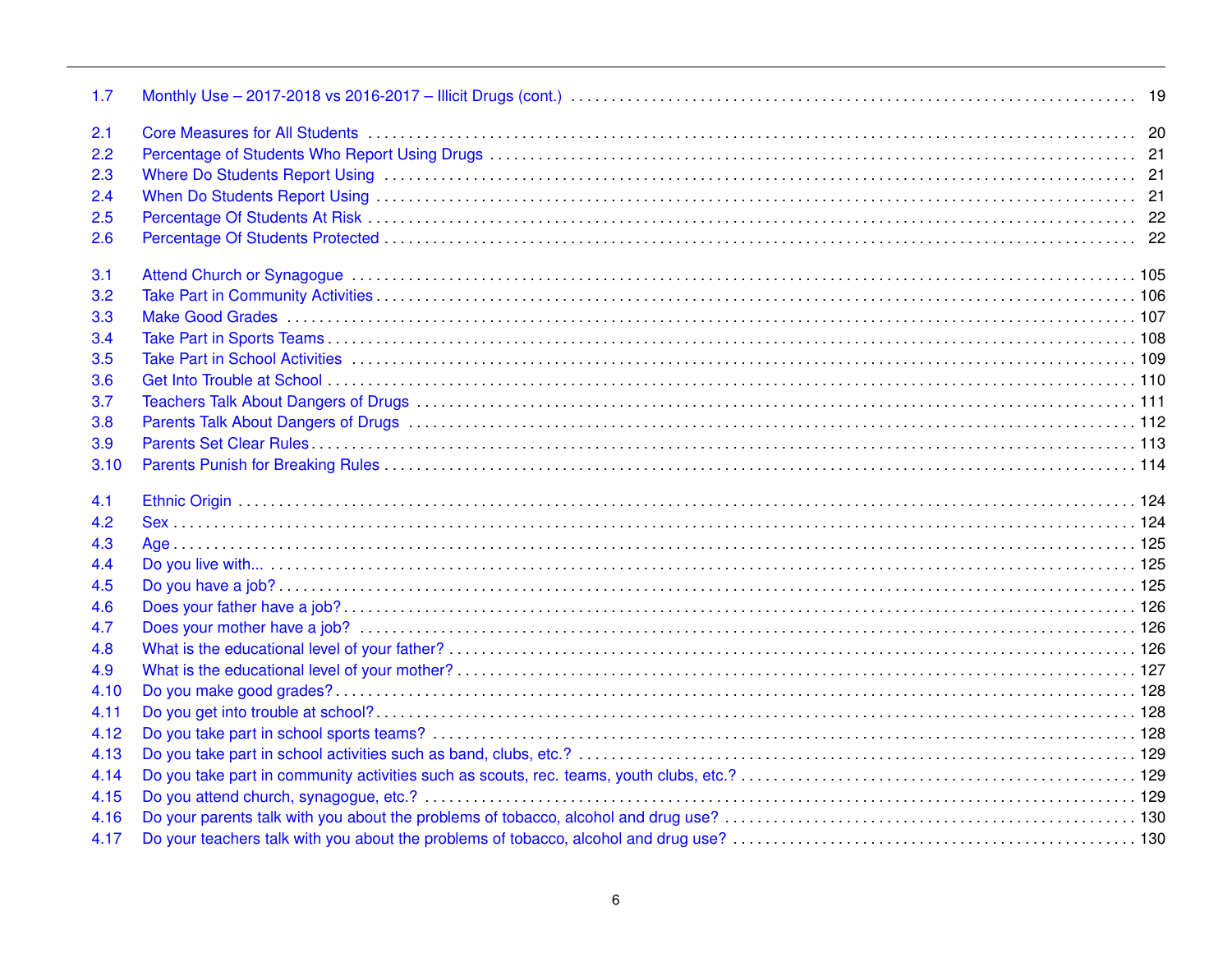| | | |
|---|---|---|
| 1.7 | Monthly Use – 2017-2018 vs 2016-2017 – Illicit Drugs (cont.) | 19 |
| 2.1 | Core Measures for All Students | 20 |
| 2.2 | Percentage of Students Who Report Using Drugs | 21 |
| 2.3 | Where Do Students Report Using | 21 |
| 2.4 | When Do Students Report Using | 21 |
| 2.5 | Percentage Of Students At Risk | 22 |
| 2.6 | Percentage Of Students Protected | 22 |
| 3.1 | Attend Church or Synagogue | 105 |
| 3.2 | Take Part in Community Activities | 106 |
| 3.3 | Make Good Grades | 107 |
| 3.4 | Take Part in Sports Teams | 108 |
| 3.5 | Take Part in School Activities | 109 |
| 3.6 | Get Into Trouble at School | 110 |
| 3.7 | Teachers Talk About Dangers of Drugs | 111 |
| 3.8 | Parents Talk About Dangers of Drugs | 112 |
| 3.9 | Parents Set Clear Rules | 113 |
| 3.10 | Parents Punish for Breaking Rules | 114 |
| 4.1 | Ethnic Origin | 124 |
| 4.2 | Sex | 124 |
| 4.3 | Age | 125 |
| 4.4 | Do you live with... | 125 |
| 4.5 | Do you have a job? | 125 |
| 4.6 | Does your father have a job? | 126 |
| 4.7 | Does your mother have a job? | 126 |
| 4.8 | What is the educational level of your father? | 126 |
| 4.9 | What is the educational level of your mother? | 127 |
| 4.10 | Do you make good grades? | 128 |
| 4.11 | Do you get into trouble at school? | 128 |
| 4.12 | Do you take part in school sports teams? | 128 |
| 4.13 | Do you take part in school activities such as band, clubs, etc.? | 129 |
| 4.14 | Do you take part in community activities such as scouts, rec. teams, youth clubs, etc.? | 129 |
| 4.15 | Do you attend church, synagogue, etc.? | 129 |
| 4.16 | Do your parents talk with you about the problems of tobacco, alcohol and drug use? | 130 |
| 4.17 | Do your teachers talk with you about the problems of tobacco, alcohol and drug use? | 130 |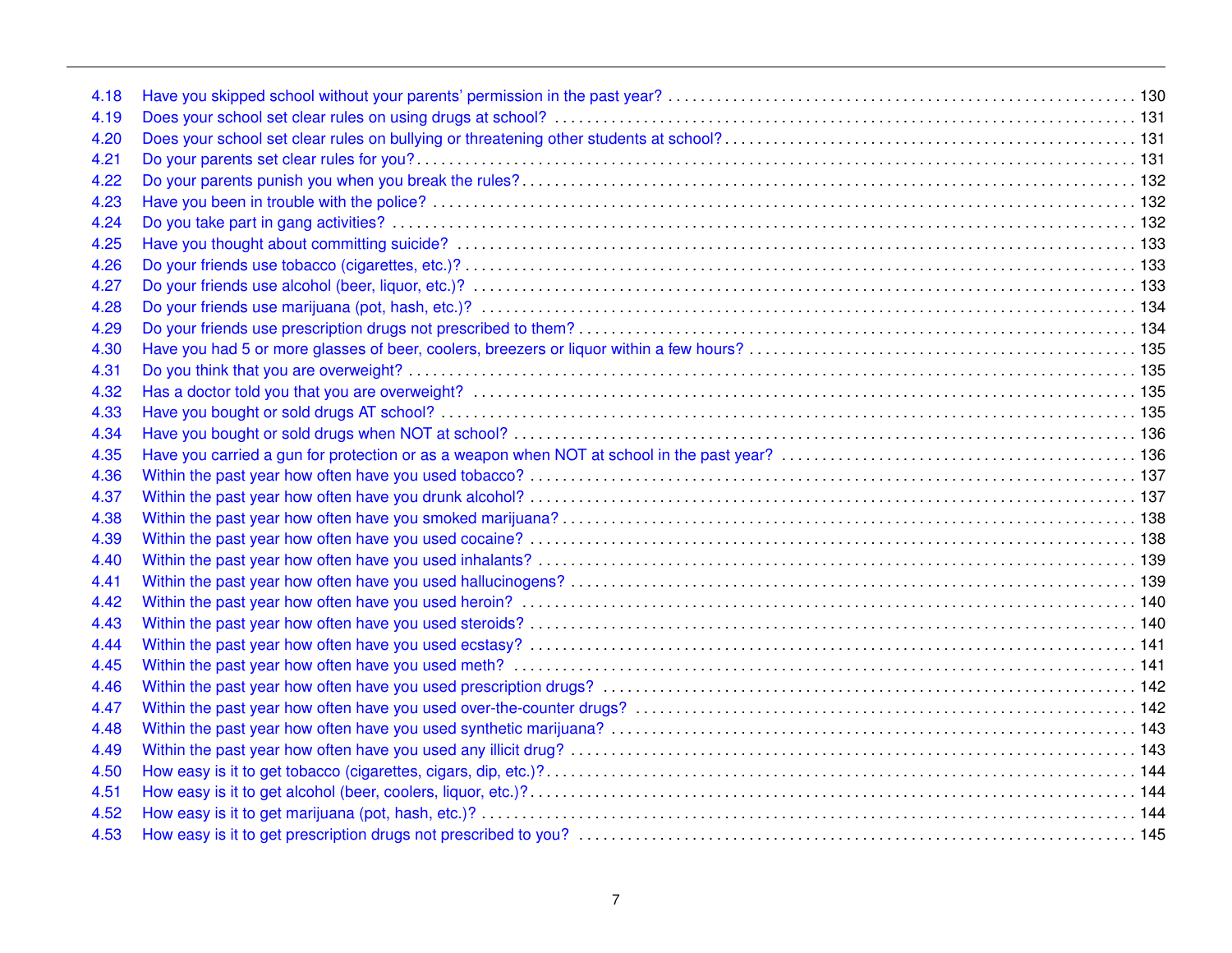4.18 Have you skipped school without your parents' permission in the past year? . . . . . . . . . . 130
4.19 Does your school set clear rules on using drugs at school? . . . . . . . . . . 131
4.20 Does your school set clear rules on bullying or threatening other students at school? . . . . . . . . . . 131
4.21 Do your parents set clear rules for you? . . . . . . . . . . 131
4.22 Do your parents punish you when you break the rules? . . . . . . . . . . 132
4.23 Have you been in trouble with the police? . . . . . . . . . . 132
4.24 Do you take part in gang activities? . . . . . . . . . . 132
4.25 Have you thought about committing suicide? . . . . . . . . . . 133
4.26 Do your friends use tobacco (cigarettes, etc.)? . . . . . . . . . . 133
4.27 Do your friends use alcohol (beer, liquor, etc.)? . . . . . . . . . . 133
4.28 Do your friends use marijuana (pot, hash, etc.)? . . . . . . . . . . 134
4.29 Do your friends use prescription drugs not prescribed to them? . . . . . . . . . . 134
4.30 Have you had 5 or more glasses of beer, coolers, breezers or liquor within a few hours? . . . . . . . . . . 135
4.31 Do you think that you are overweight? . . . . . . . . . . 135
4.32 Has a doctor told you that you are overweight? . . . . . . . . . . 135
4.33 Have you bought or sold drugs AT school? . . . . . . . . . . 135
4.34 Have you bought or sold drugs when NOT at school? . . . . . . . . . . 136
4.35 Have you carried a gun for protection or as a weapon when NOT at school in the past year? . . . . . . . . . . 136
4.36 Within the past year how often have you used tobacco? . . . . . . . . . . 137
4.37 Within the past year how often have you drunk alcohol? . . . . . . . . . . 137
4.38 Within the past year how often have you smoked marijuana? . . . . . . . . . . 138
4.39 Within the past year how often have you used cocaine? . . . . . . . . . . 138
4.40 Within the past year how often have you used inhalants? . . . . . . . . . . 139
4.41 Within the past year how often have you used hallucinogens? . . . . . . . . . . 139
4.42 Within the past year how often have you used heroin? . . . . . . . . . . 140
4.43 Within the past year how often have you used steroids? . . . . . . . . . . 140
4.44 Within the past year how often have you used ecstasy? . . . . . . . . . . 141
4.45 Within the past year how often have you used meth? . . . . . . . . . . 141
4.46 Within the past year how often have you used prescription drugs? . . . . . . . . . . 142
4.47 Within the past year how often have you used over-the-counter drugs? . . . . . . . . . . 142
4.48 Within the past year how often have you used synthetic marijuana? . . . . . . . . . . 143
4.49 Within the past year how often have you used any illicit drug? . . . . . . . . . . 143
4.50 How easy is it to get tobacco (cigarettes, cigars, dip, etc.)? . . . . . . . . . . 144
4.51 How easy is it to get alcohol (beer, coolers, liquor, etc.)? . . . . . . . . . . 144
4.52 How easy is it to get marijuana (pot, hash, etc.)? . . . . . . . . . . 144
4.53 How easy is it to get prescription drugs not prescribed to you? . . . . . . . . . . 145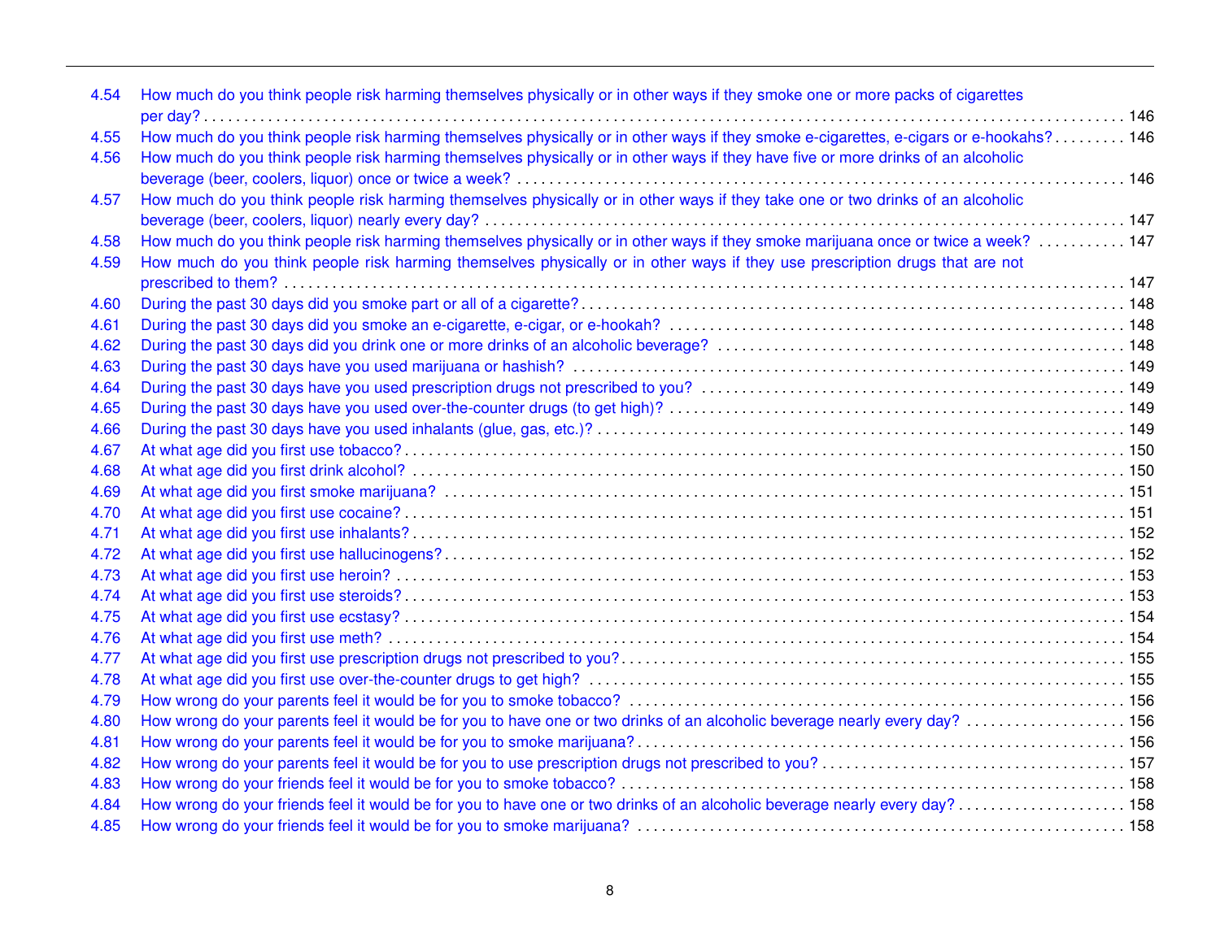4.54 How much do you think people risk harming themselves physically or in other ways if they smoke one or more packs of cigarettes per day? . . . . . . . . . . 146
4.55 How much do you think people risk harming themselves physically or in other ways if they smoke e-cigarettes, e-cigars or e-hookahs? . . . . . . . . . . 146
4.56 How much do you think people risk harming themselves physically or in other ways if they have five or more drinks of an alcoholic beverage (beer, coolers, liquor) once or twice a week? . . . . . . . . . . 146
4.57 How much do you think people risk harming themselves physically or in other ways if they take one or two drinks of an alcoholic beverage (beer, coolers, liquor) nearly every day? . . . . . . . . . . 147
4.58 How much do you think people risk harming themselves physically or in other ways if they smoke marijuana once or twice a week? . . . . . . . . . . 147
4.59 How much do you think people risk harming themselves physically or in other ways if they use prescription drugs that are not prescribed to them? . . . . . . . . . . 147
4.60 During the past 30 days did you smoke part or all of a cigarette? . . . . . . . . . . 148
4.61 During the past 30 days did you smoke an e-cigarette, e-cigar, or e-hookah? . . . . . . . . . . 148
4.62 During the past 30 days did you drink one or more drinks of an alcoholic beverage? . . . . . . . . . . 148
4.63 During the past 30 days have you used marijuana or hashish? . . . . . . . . . . 149
4.64 During the past 30 days have you used prescription drugs not prescribed to you? . . . . . . . . . . 149
4.65 During the past 30 days have you used over-the-counter drugs (to get high)? . . . . . . . . . . 149
4.66 During the past 30 days have you used inhalants (glue, gas, etc.)? . . . . . . . . . . 149
4.67 At what age did you first use tobacco? . . . . . . . . . . 150
4.68 At what age did you first drink alcohol? . . . . . . . . . . 150
4.69 At what age did you first smoke marijuana? . . . . . . . . . . 151
4.70 At what age did you first use cocaine? . . . . . . . . . . 151
4.71 At what age did you first use inhalants? . . . . . . . . . . 152
4.72 At what age did you first use hallucinogens? . . . . . . . . . . 152
4.73 At what age did you first use heroin? . . . . . . . . . . 153
4.74 At what age did you first use steroids? . . . . . . . . . . 153
4.75 At what age did you first use ecstasy? . . . . . . . . . . 154
4.76 At what age did you first use meth? . . . . . . . . . . 154
4.77 At what age did you first use prescription drugs not prescribed to you? . . . . . . . . . . 155
4.78 At what age did you first use over-the-counter drugs to get high? . . . . . . . . . . 155
4.79 How wrong do your parents feel it would be for you to smoke tobacco? . . . . . . . . . . 156
4.80 How wrong do your parents feel it would be for you to have one or two drinks of an alcoholic beverage nearly every day? . . . . . . . . . . 156
4.81 How wrong do your parents feel it would be for you to smoke marijuana? . . . . . . . . . . 156
4.82 How wrong do your parents feel it would be for you to use prescription drugs not prescribed to you? . . . . . . . . . . 157
4.83 How wrong do your friends feel it would be for you to smoke tobacco? . . . . . . . . . . 158
4.84 How wrong do your friends feel it would be for you to have one or two drinks of an alcoholic beverage nearly every day? . . . . . . . . . . 158
4.85 How wrong do your friends feel it would be for you to smoke marijuana? . . . . . . . . . . 158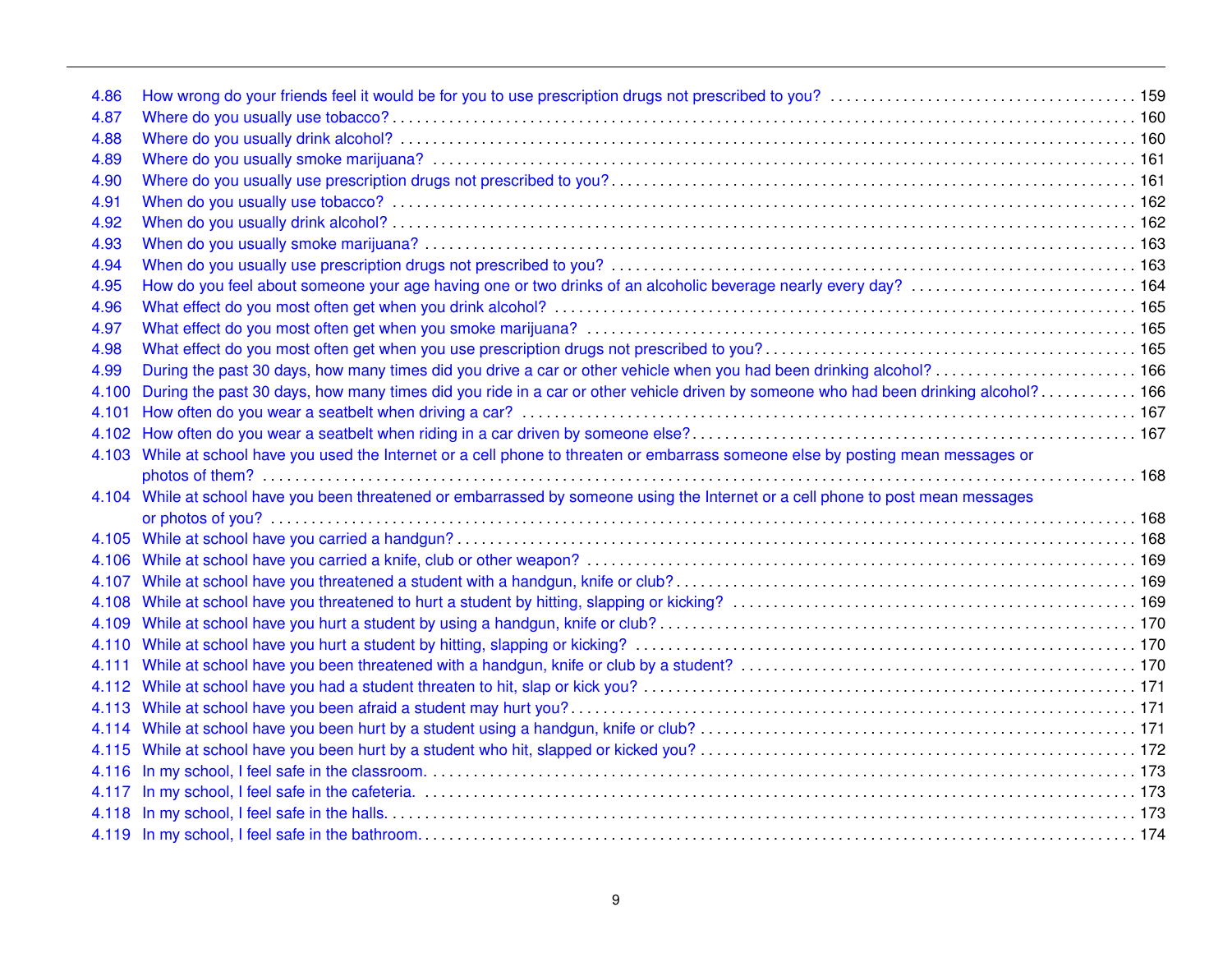4.86 How wrong do your friends feel it would be for you to use prescription drugs not prescribed to you? . . . . . 159
4.87 Where do you usually use tobacco? . . . . . 160
4.88 Where do you usually drink alcohol? . . . . . 160
4.89 Where do you usually smoke marijuana? . . . . . 161
4.90 Where do you usually use prescription drugs not prescribed to you? . . . . . 161
4.91 When do you usually use tobacco? . . . . . 162
4.92 When do you usually drink alcohol? . . . . . 162
4.93 When do you usually smoke marijuana? . . . . . 163
4.94 When do you usually use prescription drugs not prescribed to you? . . . . . 163
4.95 How do you feel about someone your age having one or two drinks of an alcoholic beverage nearly every day? . . . . . 164
4.96 What effect do you most often get when you drink alcohol? . . . . . 165
4.97 What effect do you most often get when you smoke marijuana? . . . . . 165
4.98 What effect do you most often get when you use prescription drugs not prescribed to you? . . . . . 165
4.99 During the past 30 days, how many times did you drive a car or other vehicle when you had been drinking alcohol? . . . . . 166
4.100 During the past 30 days, how many times did you ride in a car or other vehicle driven by someone who had been drinking alcohol? . . . . . 166
4.101 How often do you wear a seatbelt when driving a car? . . . . . 167
4.102 How often do you wear a seatbelt when riding in a car driven by someone else? . . . . . 167
4.103 While at school have you used the Internet or a cell phone to threaten or embarrass someone else by posting mean messages or photos of them? . . . . . 168
4.104 While at school have you been threatened or embarrassed by someone using the Internet or a cell phone to post mean messages or photos of you? . . . . . 168
4.105 While at school have you carried a handgun? . . . . . 168
4.106 While at school have you carried a knife, club or other weapon? . . . . . 169
4.107 While at school have you threatened a student with a handgun, knife or club? . . . . . 169
4.108 While at school have you threatened to hurt a student by hitting, slapping or kicking? . . . . . 169
4.109 While at school have you hurt a student by using a handgun, knife or club? . . . . . 170
4.110 While at school have you hurt a student by hitting, slapping or kicking? . . . . . 170
4.111 While at school have you been threatened with a handgun, knife or club by a student? . . . . . 170
4.112 While at school have you had a student threaten to hit, slap or kick you? . . . . . 171
4.113 While at school have you been afraid a student may hurt you? . . . . . 171
4.114 While at school have you been hurt by a student using a handgun, knife or club? . . . . . 171
4.115 While at school have you been hurt by a student who hit, slapped or kicked you? . . . . . 172
4.116 In my school, I feel safe in the classroom. . . . . . 173
4.117 In my school, I feel safe in the cafeteria. . . . . . 173
4.118 In my school, I feel safe in the halls. . . . . . 173
4.119 In my school, I feel safe in the bathroom. . . . . . 174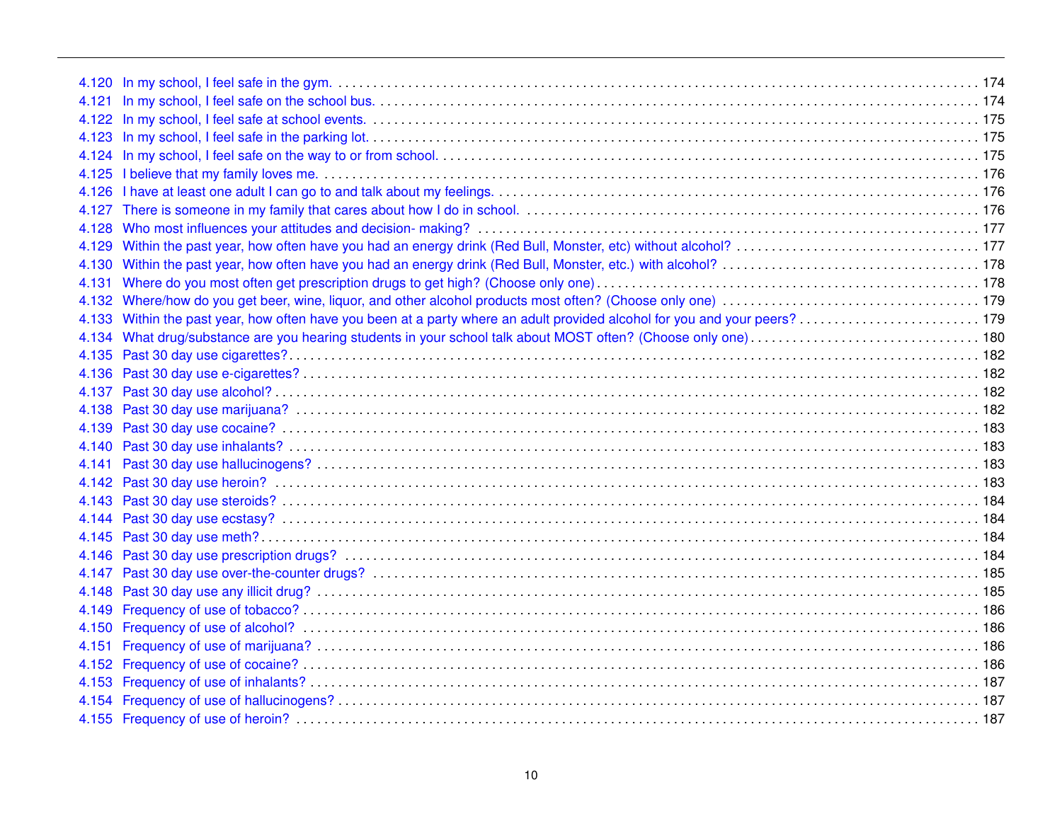4.120 In my school, I feel safe in the gym. . . . . . . . . . 174
4.121 In my school, I feel safe on the school bus. . . . . . . . . . 174
4.122 In my school, I feel safe at school events. . . . . . . . . . 175
4.123 In my school, I feel safe in the parking lot. . . . . . . . . . 175
4.124 In my school, I feel safe on the way to or from school. . . . . . . . . . 175
4.125 I believe that my family loves me. . . . . . . . . . 176
4.126 I have at least one adult I can go to and talk about my feelings. . . . . . . . . . 176
4.127 There is someone in my family that cares about how I do in school. . . . . . . . . . 176
4.128 Who most influences your attitudes and decision- making? . . . . . . . . . . 177
4.129 Within the past year, how often have you had an energy drink (Red Bull, Monster, etc) without alcohol? . . . . . . . . . . 177
4.130 Within the past year, how often have you had an energy drink (Red Bull, Monster, etc.) with alcohol? . . . . . . . . . . 178
4.131 Where do you most often get prescription drugs to get high? (Choose only one) . . . . . . . . . . 178
4.132 Where/how do you get beer, wine, liquor, and other alcohol products most often? (Choose only one) . . . . . . . . . . 179
4.133 Within the past year, how often have you been at a party where an adult provided alcohol for you and your peers? . . . . . . . . . . 179
4.134 What drug/substance are you hearing students in your school talk about MOST often? (Choose only one) . . . . . . . . . . 180
4.135 Past 30 day use cigarettes? . . . . . . . . . . 182
4.136 Past 30 day use e-cigarettes? . . . . . . . . . . 182
4.137 Past 30 day use alcohol? . . . . . . . . . . 182
4.138 Past 30 day use marijuana? . . . . . . . . . . 182
4.139 Past 30 day use cocaine? . . . . . . . . . . 183
4.140 Past 30 day use inhalants? . . . . . . . . . . 183
4.141 Past 30 day use hallucinogens? . . . . . . . . . . 183
4.142 Past 30 day use heroin? . . . . . . . . . . 183
4.143 Past 30 day use steroids? . . . . . . . . . . 184
4.144 Past 30 day use ecstasy? . . . . . . . . . . 184
4.145 Past 30 day use meth? . . . . . . . . . . 184
4.146 Past 30 day use prescription drugs? . . . . . . . . . . 184
4.147 Past 30 day use over-the-counter drugs? . . . . . . . . . . 185
4.148 Past 30 day use any illicit drug? . . . . . . . . . . 185
4.149 Frequency of use of tobacco? . . . . . . . . . . 186
4.150 Frequency of use of alcohol? . . . . . . . . . . 186
4.151 Frequency of use of marijuana? . . . . . . . . . . 186
4.152 Frequency of use of cocaine? . . . . . . . . . . 186
4.153 Frequency of use of inhalants? . . . . . . . . . . 187
4.154 Frequency of use of hallucinogens? . . . . . . . . . . 187
4.155 Frequency of use of heroin? . . . . . . . . . . 187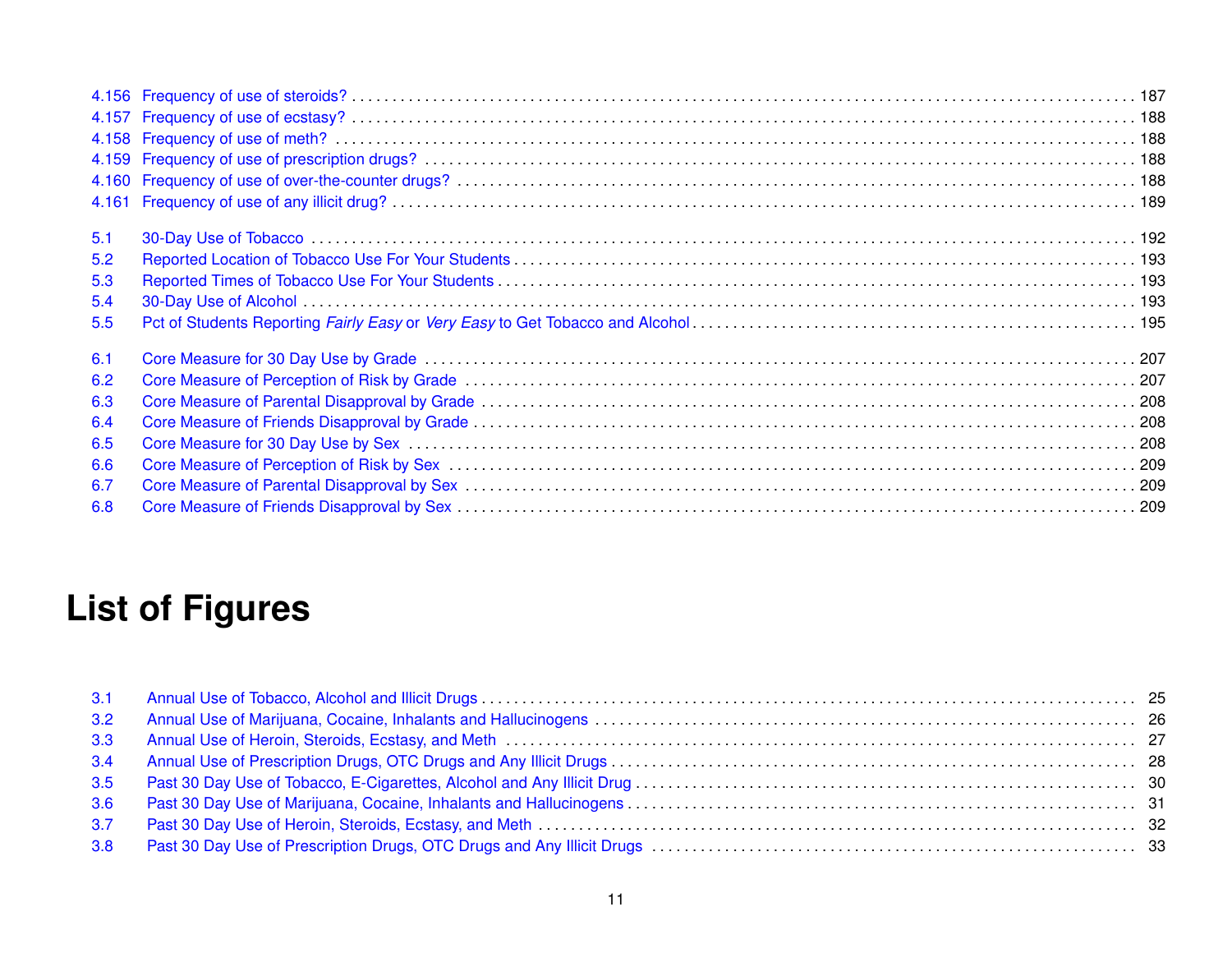4.156 Frequency of use of steroids? . . . 187
4.157 Frequency of use of ecstasy? . . . 188
4.158 Frequency of use of meth? . . . 188
4.159 Frequency of use of prescription drugs? . . . 188
4.160 Frequency of use of over-the-counter drugs? . . . 188
4.161 Frequency of use of any illicit drug? . . . 189

5.1 30-Day Use of Tobacco . . . 192
5.2 Reported Location of Tobacco Use For Your Students . . . 193
5.3 Reported Times of Tobacco Use For Your Students . . . 193
5.4 30-Day Use of Alcohol . . . 193
5.5 Pct of Students Reporting *Fairly Easy* or *Very Easy* to Get Tobacco and Alcohol . . . 195

6.1 Core Measure for 30 Day Use by Grade . . . 207
6.2 Core Measure of Perception of Risk by Grade . . . 207
6.3 Core Measure of Parental Disapproval by Grade . . . 208
6.4 Core Measure of Friends Disapproval by Grade . . . 208
6.5 Core Measure for 30 Day Use by Sex . . . 208
6.6 Core Measure of Perception of Risk by Sex . . . 209
6.7 Core Measure of Parental Disapproval by Sex . . . 209
6.8 Core Measure of Friends Disapproval by Sex . . . 209

# List of Figures

3.1 Annual Use of Tobacco, Alcohol and Illicit Drugs . . . 25
3.2 Annual Use of Marijuana, Cocaine, Inhalants and Hallucinogens . . . 26
3.3 Annual Use of Heroin, Steroids, Ecstasy, and Meth . . . 27
3.4 Annual Use of Prescription Drugs, OTC Drugs and Any Illicit Drugs . . . 28
3.5 Past 30 Day Use of Tobacco, E-Cigarettes, Alcohol and Any Illicit Drug . . . 30
3.6 Past 30 Day Use of Marijuana, Cocaine, Inhalants and Hallucinogens . . . 31
3.7 Past 30 Day Use of Heroin, Steroids, Ecstasy, and Meth . . . 32
3.8 Past 30 Day Use of Prescription Drugs, OTC Drugs and Any Illicit Drugs . . . 33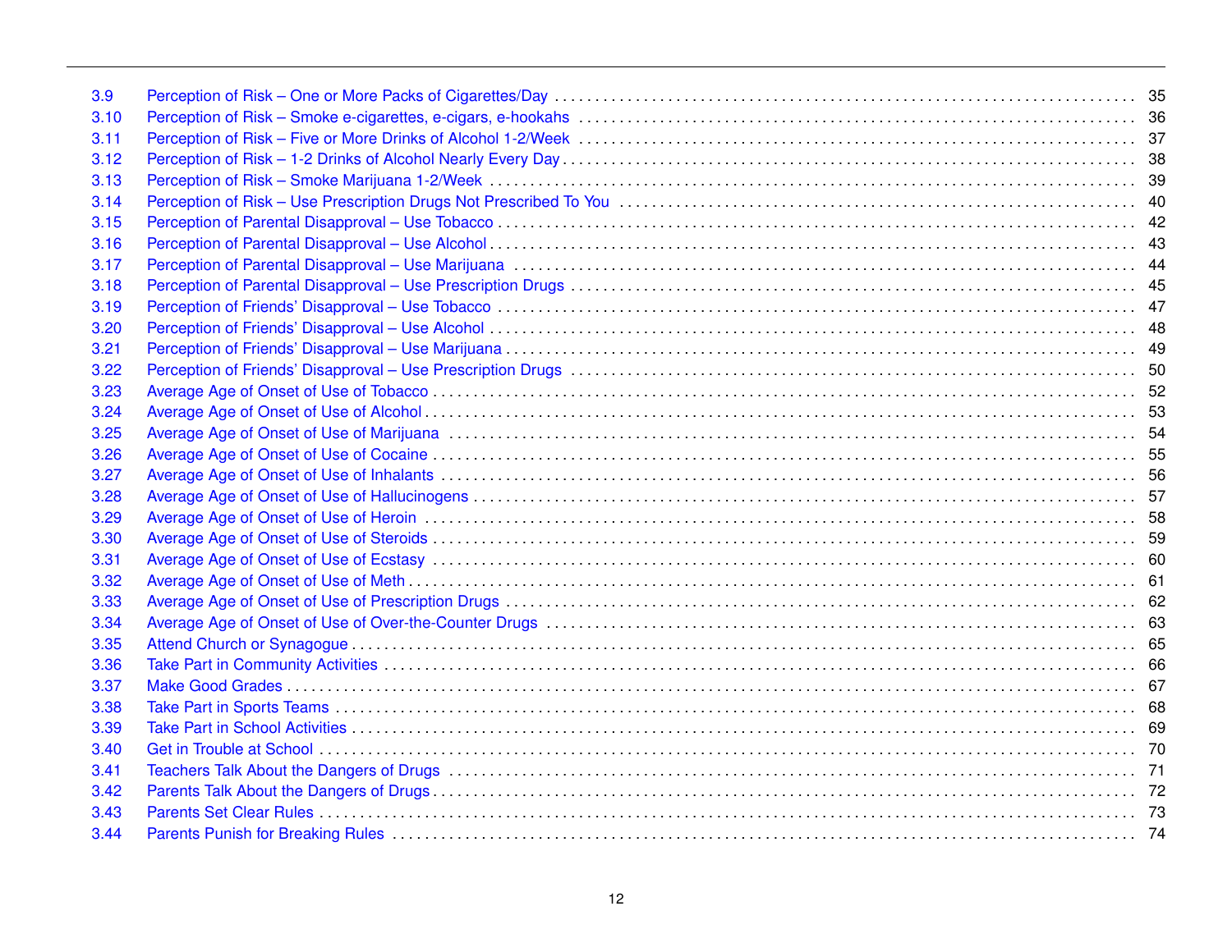| | | |
|---|---|---|
| 3.9 | Perception of Risk – One or More Packs of Cigarettes/Day | 35 |
| 3.10 | Perception of Risk – Smoke e-cigarettes, e-cigars, e-hookahs | 36 |
| 3.11 | Perception of Risk – Five or More Drinks of Alcohol 1-2/Week | 37 |
| 3.12 | Perception of Risk – 1-2 Drinks of Alcohol Nearly Every Day | 38 |
| 3.13 | Perception of Risk – Smoke Marijuana 1-2/Week | 39 |
| 3.14 | Perception of Risk – Use Prescription Drugs Not Prescribed To You | 40 |
| 3.15 | Perception of Parental Disapproval – Use Tobacco | 42 |
| 3.16 | Perception of Parental Disapproval – Use Alcohol | 43 |
| 3.17 | Perception of Parental Disapproval – Use Marijuana | 44 |
| 3.18 | Perception of Parental Disapproval – Use Prescription Drugs | 45 |
| 3.19 | Perception of Friends' Disapproval – Use Tobacco | 47 |
| 3.20 | Perception of Friends' Disapproval – Use Alcohol | 48 |
| 3.21 | Perception of Friends' Disapproval – Use Marijuana | 49 |
| 3.22 | Perception of Friends' Disapproval – Use Prescription Drugs | 50 |
| 3.23 | Average Age of Onset of Use of Tobacco | 52 |
| 3.24 | Average Age of Onset of Use of Alcohol | 53 |
| 3.25 | Average Age of Onset of Use of Marijuana | 54 |
| 3.26 | Average Age of Onset of Use of Cocaine | 55 |
| 3.27 | Average Age of Onset of Use of Inhalants | 56 |
| 3.28 | Average Age of Onset of Use of Hallucinogens | 57 |
| 3.29 | Average Age of Onset of Use of Heroin | 58 |
| 3.30 | Average Age of Onset of Use of Steroids | 59 |
| 3.31 | Average Age of Onset of Use of Ecstasy | 60 |
| 3.32 | Average Age of Onset of Use of Meth | 61 |
| 3.33 | Average Age of Onset of Use of Prescription Drugs | 62 |
| 3.34 | Average Age of Onset of Use of Over-the-Counter Drugs | 63 |
| 3.35 | Attend Church or Synagogue | 65 |
| 3.36 | Take Part in Community Activities | 66 |
| 3.37 | Make Good Grades | 67 |
| 3.38 | Take Part in Sports Teams | 68 |
| 3.39 | Take Part in School Activities | 69 |
| 3.40 | Get in Trouble at School | 70 |
| 3.41 | Teachers Talk About the Dangers of Drugs | 71 |
| 3.42 | Parents Talk About the Dangers of Drugs | 72 |
| 3.43 | Parents Set Clear Rules | 73 |
| 3.44 | Parents Punish for Breaking Rules | 74 |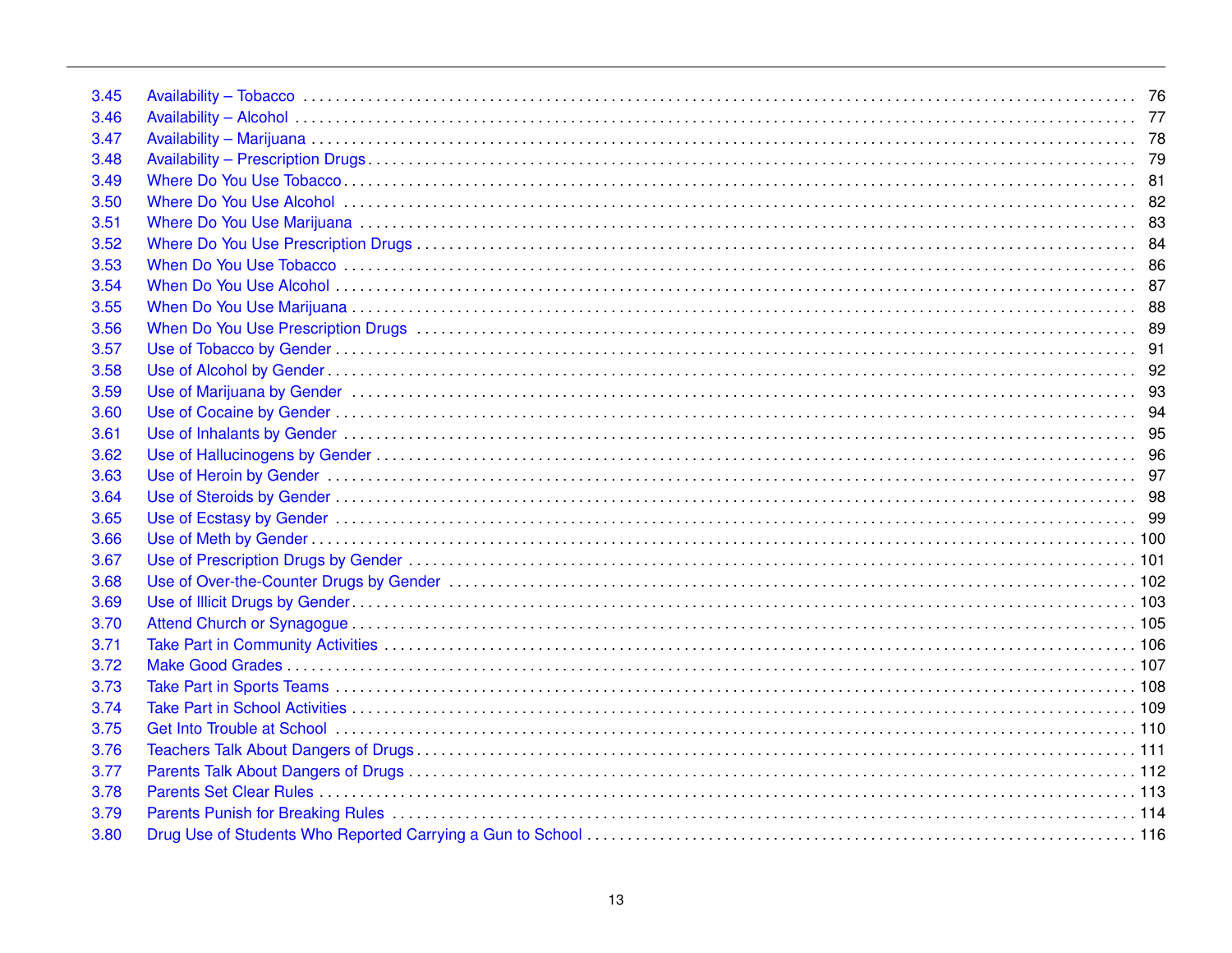3.45 Availability – Tobacco . . . . . 76
3.46 Availability – Alcohol . . . . . 77
3.47 Availability – Marijuana . . . . . 78
3.48 Availability – Prescription Drugs . . . . . 79
3.49 Where Do You Use Tobacco . . . . . 81
3.50 Where Do You Use Alcohol . . . . . 82
3.51 Where Do You Use Marijuana . . . . . 83
3.52 Where Do You Use Prescription Drugs . . . . . 84
3.53 When Do You Use Tobacco . . . . . 86
3.54 When Do You Use Alcohol . . . . . 87
3.55 When Do You Use Marijuana . . . . . 88
3.56 When Do You Use Prescription Drugs . . . . . 89
3.57 Use of Tobacco by Gender . . . . . 91
3.58 Use of Alcohol by Gender . . . . . 92
3.59 Use of Marijuana by Gender . . . . . 93
3.60 Use of Cocaine by Gender . . . . . 94
3.61 Use of Inhalants by Gender . . . . . 95
3.62 Use of Hallucinogens by Gender . . . . . 96
3.63 Use of Heroin by Gender . . . . . 97
3.64 Use of Steroids by Gender . . . . . 98
3.65 Use of Ecstasy by Gender . . . . . 99
3.66 Use of Meth by Gender . . . . . 100
3.67 Use of Prescription Drugs by Gender . . . . . 101
3.68 Use of Over-the-Counter Drugs by Gender . . . . . 102
3.69 Use of Illicit Drugs by Gender . . . . . 103
3.70 Attend Church or Synagogue . . . . . 105
3.71 Take Part in Community Activities . . . . . 106
3.72 Make Good Grades . . . . . 107
3.73 Take Part in Sports Teams . . . . . 108
3.74 Take Part in School Activities . . . . . 109
3.75 Get Into Trouble at School . . . . . 110
3.76 Teachers Talk About Dangers of Drugs . . . . . 111
3.77 Parents Talk About Dangers of Drugs . . . . . 112
3.78 Parents Set Clear Rules . . . . . 113
3.79 Parents Punish for Breaking Rules . . . . . 114
3.80 Drug Use of Students Who Reported Carrying a Gun to School . . . . . 116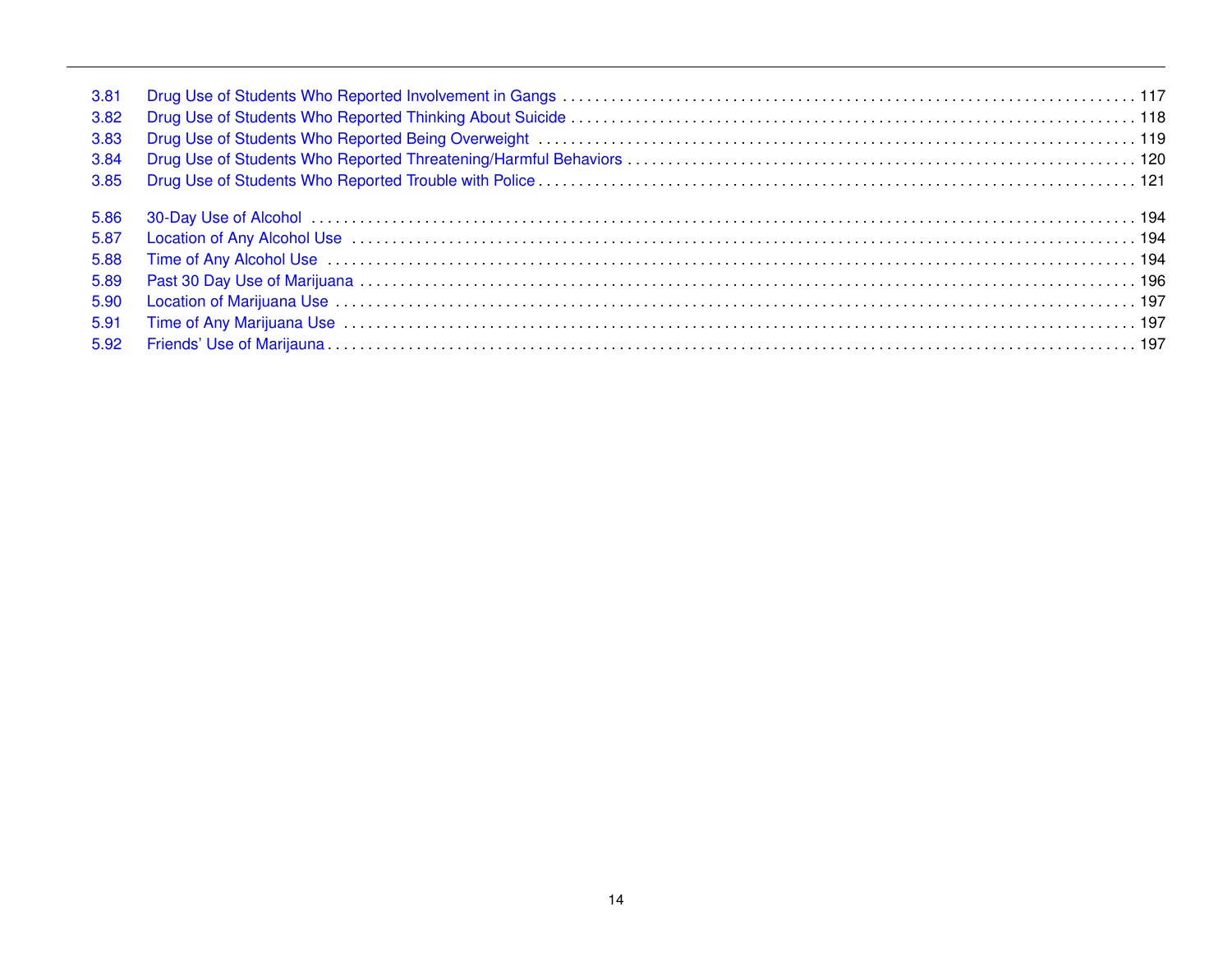3.81 Drug Use of Students Who Reported Involvement in Gangs ..... 117
3.82 Drug Use of Students Who Reported Thinking About Suicide ..... 118
3.83 Drug Use of Students Who Reported Being Overweight ..... 119
3.84 Drug Use of Students Who Reported Threatening/Harmful Behaviors ..... 120
3.85 Drug Use of Students Who Reported Trouble with Police ..... 121

5.86 30-Day Use of Alcohol ..... 194
5.87 Location of Any Alcohol Use ..... 194
5.88 Time of Any Alcohol Use ..... 194
5.89 Past 30 Day Use of Marijuana ..... 196
5.90 Location of Marijuana Use ..... 197
5.91 Time of Any Marijuana Use ..... 197
5.92 Friends' Use of Marijauna ..... 197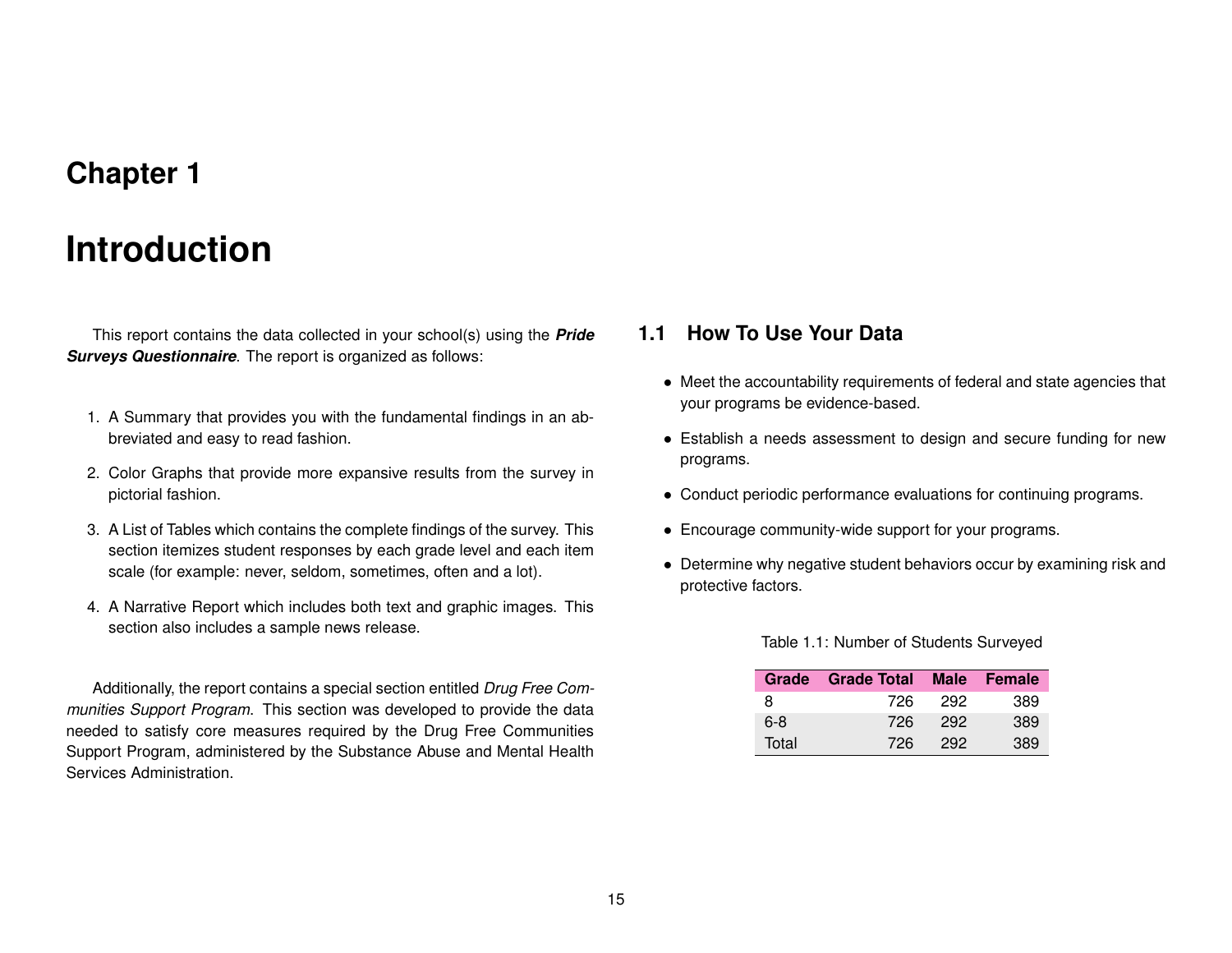# Chapter 1

# Introduction

This report contains the data collected in your school(s) using the ***Pride Surveys Questionnaire***. The report is organized as follows:

1. A Summary that provides you with the fundamental findings in an abbreviated and easy to read fashion.
2. Color Graphs that provide more expansive results from the survey in pictorial fashion.
3. A List of Tables which contains the complete findings of the survey. This section itemizes student responses by each grade level and each item scale (for example: never, seldom, sometimes, often and a lot).
4. A Narrative Report which includes both text and graphic images. This section also includes a sample news release.

Additionally, the report contains a special section entitled *Drug Free Communities Support Program*. This section was developed to provide the data needed to satisfy core measures required by the Drug Free Communities Support Program, administered by the Substance Abuse and Mental Health Services Administration.

## 1.1 How To Use Your Data

- Meet the accountability requirements of federal and state agencies that your programs be evidence-based.
- Establish a needs assessment to design and secure funding for new programs.
- Conduct periodic performance evaluations for continuing programs.
- Encourage community-wide support for your programs.
- Determine why negative student behaviors occur by examining risk and protective factors.

Table 1.1: Number of Students Surveyed

| Grade | Grade Total | Male | Female |
|---|---|---|---|
| 8 | 726 | 292 | 389 |
| 6-8 | 726 | 292 | 389 |
| Total | 726 | 292 | 389 |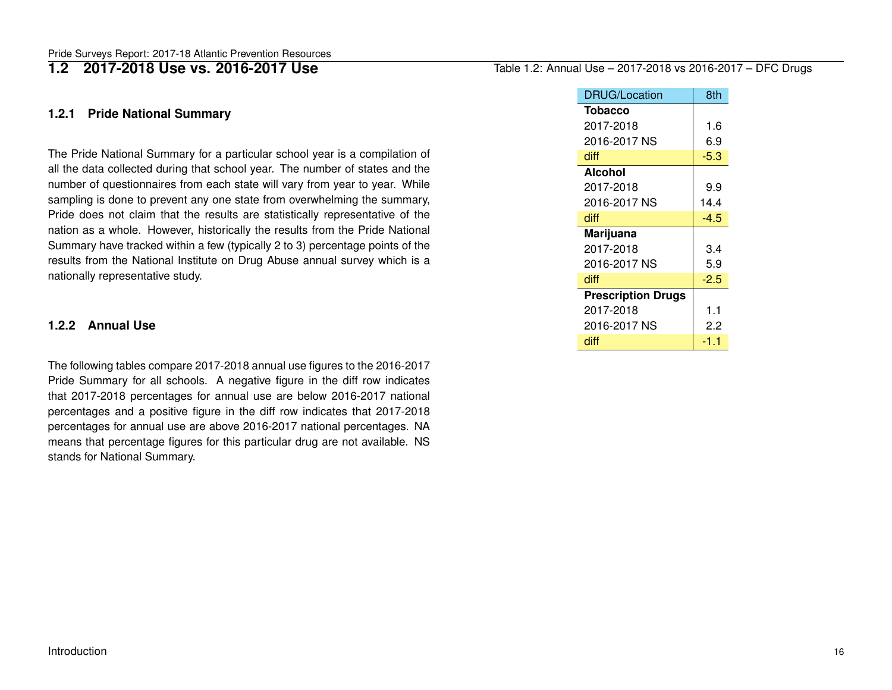## 1.2 2017-2018 Use vs. 2016-2017 Use

### 1.2.1 Pride National Summary

The Pride National Summary for a particular school year is a compilation of all the data collected during that school year. The number of states and the number of questionnaires from each state will vary from year to year. While sampling is done to prevent any one state from overwhelming the summary, Pride does not claim that the results are statistically representative of the nation as a whole. However, historically the results from the Pride National Summary have tracked within a few (typically 2 to 3) percentage points of the results from the National Institute on Drug Abuse annual survey which is a nationally representative study.

### 1.2.2 Annual Use

The following tables compare 2017-2018 annual use figures to the 2016-2017 Pride Summary for all schools. A negative figure in the diff row indicates that 2017-2018 percentages for annual use are below 2016-2017 national percentages and a positive figure in the diff row indicates that 2017-2018 percentages for annual use are above 2016-2017 national percentages. NA means that percentage figures for this particular drug are not available. NS stands for National Summary.

Table 1.2: Annual Use – 2017-2018 vs 2016-2017 – DFC Drugs

| DRUG/Location | 8th |
|---|---|
| **Tobacco** | |
| 2017-2018 | 1.6 |
| 2016-2017 NS | 6.9 |
| diff | -5.3 |
| **Alcohol** | |
| 2017-2018 | 9.9 |
| 2016-2017 NS | 14.4 |
| diff | -4.5 |
| **Marijuana** | |
| 2017-2018 | 3.4 |
| 2016-2017 NS | 5.9 |
| diff | -2.5 |
| **Prescription Drugs** | |
| 2017-2018 | 1.1 |
| 2016-2017 NS | 2.2 |
| diff | -1.1 |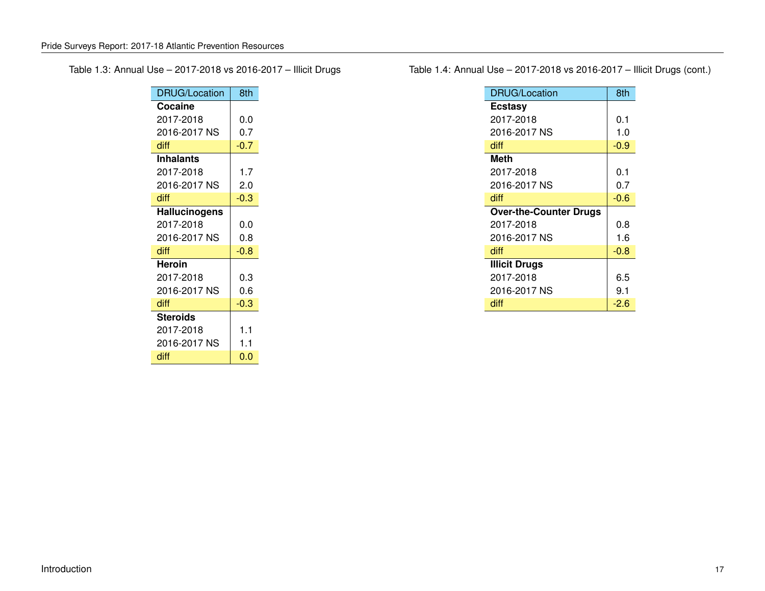Table 1.3: Annual Use – 2017-2018 vs 2016-2017 – Illicit Drugs

| DRUG/Location | 8th |
|---|---|
| **Cocaine** | |
| 2017-2018 | 0.0 |
| 2016-2017 NS | 0.7 |
| diff | -0.7 |
| **Inhalants** | |
| 2017-2018 | 1.7 |
| 2016-2017 NS | 2.0 |
| diff | -0.3 |
| **Hallucinogens** | |
| 2017-2018 | 0.0 |
| 2016-2017 NS | 0.8 |
| diff | -0.8 |
| **Heroin** | |
| 2017-2018 | 0.3 |
| 2016-2017 NS | 0.6 |
| diff | -0.3 |
| **Steroids** | |
| 2017-2018 | 1.1 |
| 2016-2017 NS | 1.1 |
| diff | 0.0 |

Table 1.4: Annual Use – 2017-2018 vs 2016-2017 – Illicit Drugs (cont.)

| DRUG/Location | 8th |
|---|---|
| **Ecstasy** | |
| 2017-2018 | 0.1 |
| 2016-2017 NS | 1.0 |
| diff | -0.9 |
| **Meth** | |
| 2017-2018 | 0.1 |
| 2016-2017 NS | 0.7 |
| diff | -0.6 |
| **Over-the-Counter Drugs** | |
| 2017-2018 | 0.8 |
| 2016-2017 NS | 1.6 |
| diff | -0.8 |
| **Illicit Drugs** | |
| 2017-2018 | 6.5 |
| 2016-2017 NS | 9.1 |
| diff | -2.6 |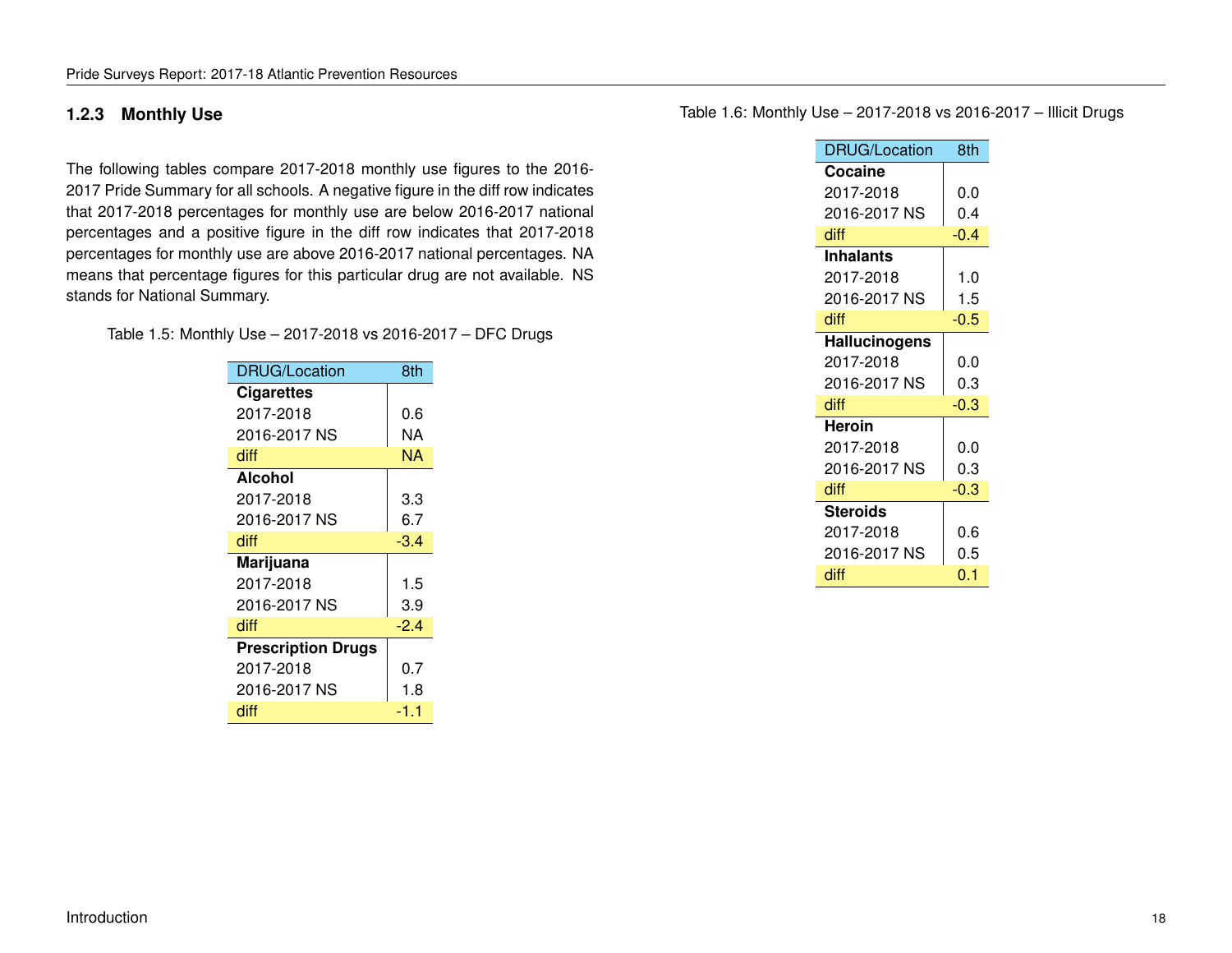### 1.2.3 Monthly Use

The following tables compare 2017-2018 monthly use figures to the 2016-2017 Pride Summary for all schools. A negative figure in the diff row indicates that 2017-2018 percentages for monthly use are below 2016-2017 national percentages and a positive figure in the diff row indicates that 2017-2018 percentages for monthly use are above 2016-2017 national percentages. NA means that percentage figures for this particular drug are not available. NS stands for National Summary.

Table 1.5: Monthly Use – 2017-2018 vs 2016-2017 – DFC Drugs

| DRUG/Location | 8th |
|---|---|
| **Cigarettes** | |
| 2017-2018 | 0.6 |
| 2016-2017 NS | NA |
| diff | NA |
| **Alcohol** | |
| 2017-2018 | 3.3 |
| 2016-2017 NS | 6.7 |
| diff | -3.4 |
| **Marijuana** | |
| 2017-2018 | 1.5 |
| 2016-2017 NS | 3.9 |
| diff | -2.4 |
| **Prescription Drugs** | |
| 2017-2018 | 0.7 |
| 2016-2017 NS | 1.8 |
| diff | -1.1 |

Table 1.6: Monthly Use – 2017-2018 vs 2016-2017 – Illicit Drugs

| DRUG/Location | 8th |
|---|---|
| **Cocaine** | |
| 2017-2018 | 0.0 |
| 2016-2017 NS | 0.4 |
| diff | -0.4 |
| **Inhalants** | |
| 2017-2018 | 1.0 |
| 2016-2017 NS | 1.5 |
| diff | -0.5 |
| **Hallucinogens** | |
| 2017-2018 | 0.0 |
| 2016-2017 NS | 0.3 |
| diff | -0.3 |
| **Heroin** | |
| 2017-2018 | 0.0 |
| 2016-2017 NS | 0.3 |
| diff | -0.3 |
| **Steroids** | |
| 2017-2018 | 0.6 |
| 2016-2017 NS | 0.5 |
| diff | 0.1 |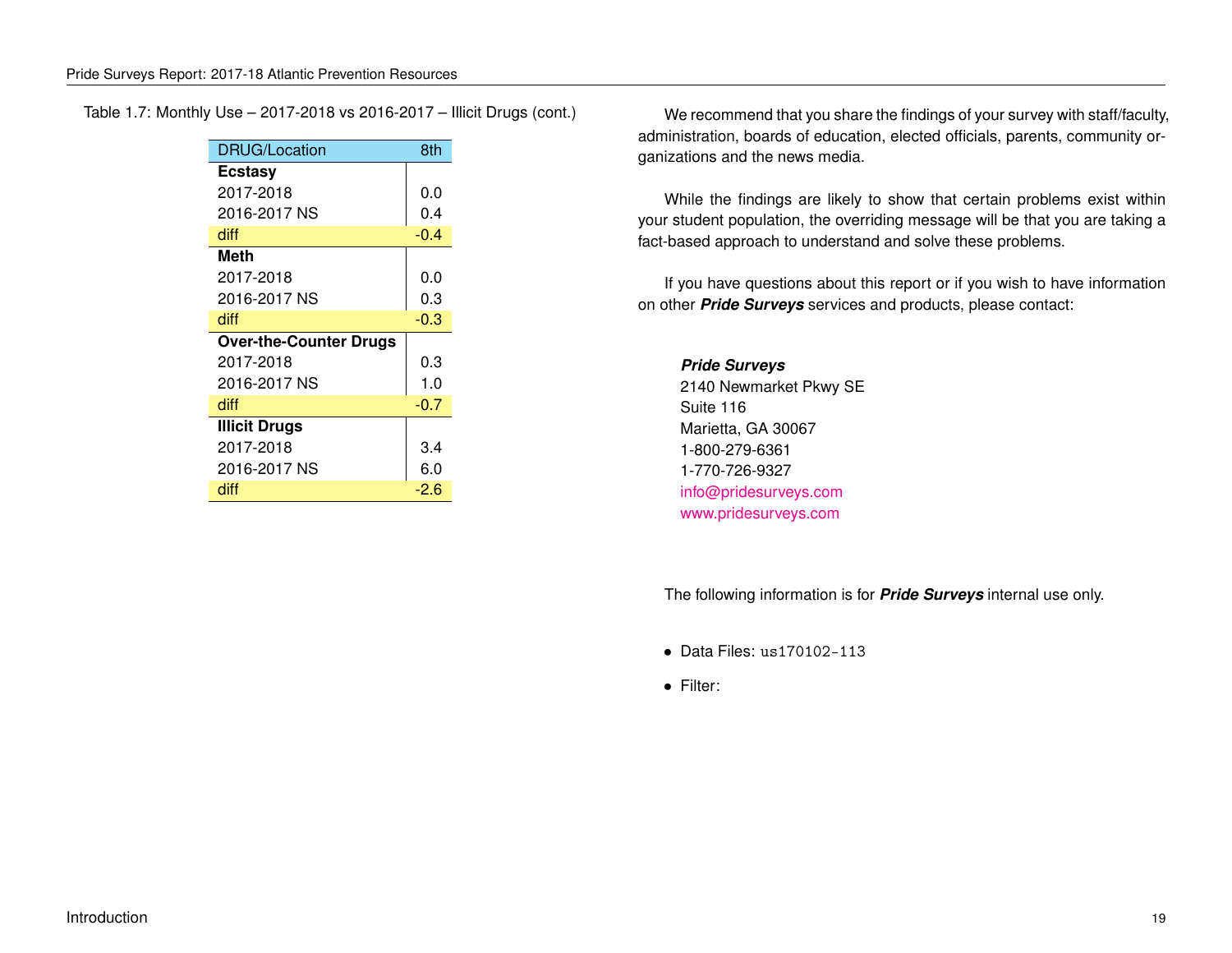Table 1.7: Monthly Use – 2017-2018 vs 2016-2017 – Illicit Drugs (cont.)

| DRUG/Location | 8th |
|---|---|
| **Ecstasy** | |
| 2017-2018 | 0.0 |
| 2016-2017 NS | 0.4 |
| diff | -0.4 |
| **Meth** | |
| 2017-2018 | 0.0 |
| 2016-2017 NS | 0.3 |
| diff | -0.3 |
| **Over-the-Counter Drugs** | |
| 2017-2018 | 0.3 |
| 2016-2017 NS | 1.0 |
| diff | -0.7 |
| **Illicit Drugs** | |
| 2017-2018 | 3.4 |
| 2016-2017 NS | 6.0 |
| diff | -2.6 |

We recommend that you share the findings of your survey with staff/faculty, administration, boards of education, elected officials, parents, community organizations and the news media.

While the findings are likely to show that certain problems exist within your student population, the overriding message will be that you are taking a fact-based approach to understand and solve these problems.

If you have questions about this report or if you wish to have information on other ***Pride Surveys*** services and products, please contact:

***Pride Surveys***
2140 Newmarket Pkwy SE
Suite 116
Marietta, GA 30067
1-800-279-6361
1-770-726-9327
info@pridesurveys.com
www.pridesurveys.com

The following information is for ***Pride Surveys*** internal use only.

- Data Files: `us170102-113`
- Filter: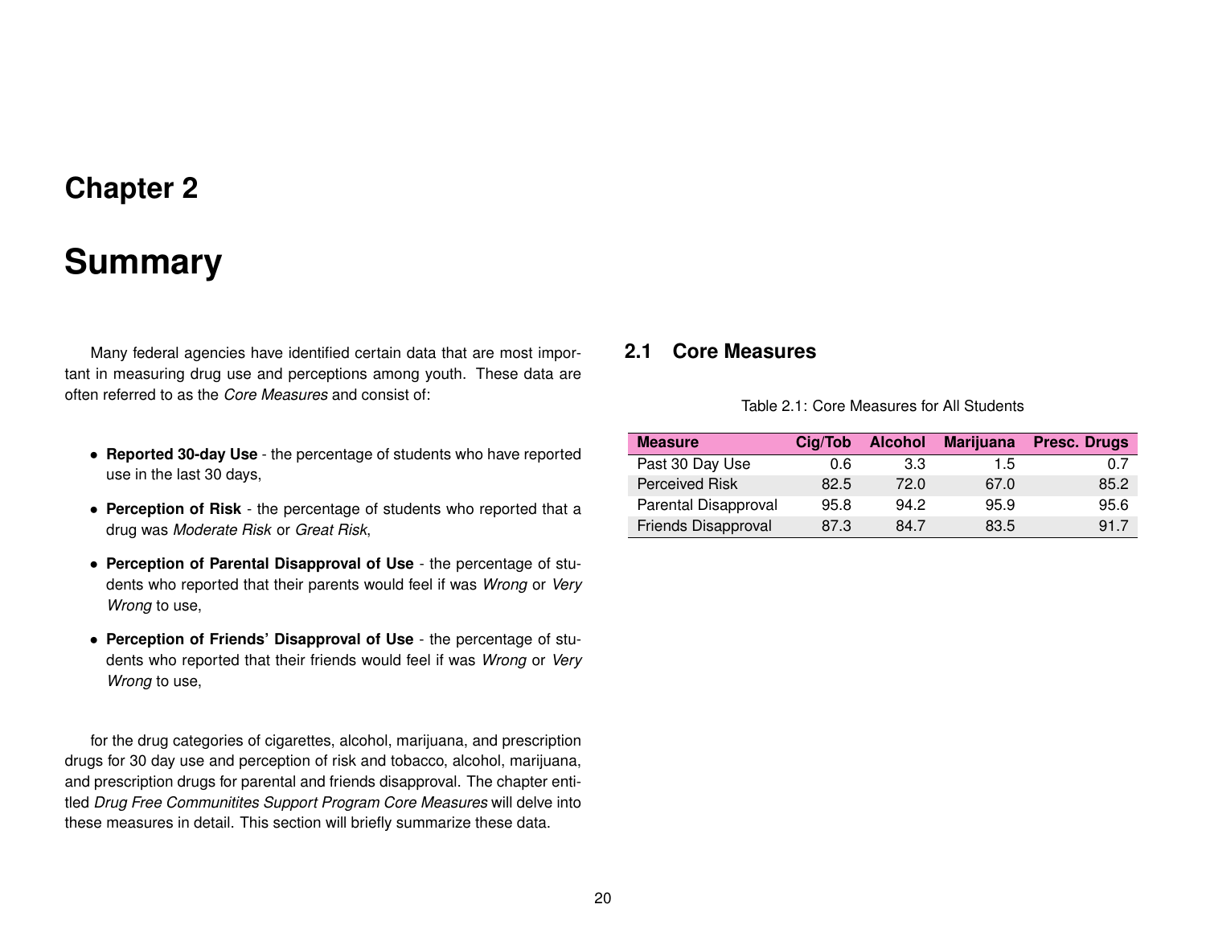# Chapter 2

# Summary

Many federal agencies have identified certain data that are most important in measuring drug use and perceptions among youth. These data are often referred to as the *Core Measures* and consist of:

- **Reported 30-day Use** - the percentage of students who have reported use in the last 30 days,
- **Perception of Risk** - the percentage of students who reported that a drug was *Moderate Risk* or *Great Risk*,
- **Perception of Parental Disapproval of Use** - the percentage of students who reported that their parents would feel if was *Wrong* or *Very Wrong* to use,
- **Perception of Friends' Disapproval of Use** - the percentage of students who reported that their friends would feel if was *Wrong* or *Very Wrong* to use,

for the drug categories of cigarettes, alcohol, marijuana, and prescription drugs for 30 day use and perception of risk and tobacco, alcohol, marijuana, and prescription drugs for parental and friends disapproval. The chapter entitled *Drug Free Communitites Support Program Core Measures* will delve into these measures in detail. This section will briefly summarize these data.

## 2.1 Core Measures

Table 2.1: Core Measures for All Students

| Measure | Cig/Tob | Alcohol | Marijuana | Presc. Drugs |
|---|---|---|---|---|
| Past 30 Day Use | 0.6 | 3.3 | 1.5 | 0.7 |
| Perceived Risk | 82.5 | 72.0 | 67.0 | 85.2 |
| Parental Disapproval | 95.8 | 94.2 | 95.9 | 95.6 |
| Friends Disapproval | 87.3 | 84.7 | 83.5 | 91.7 |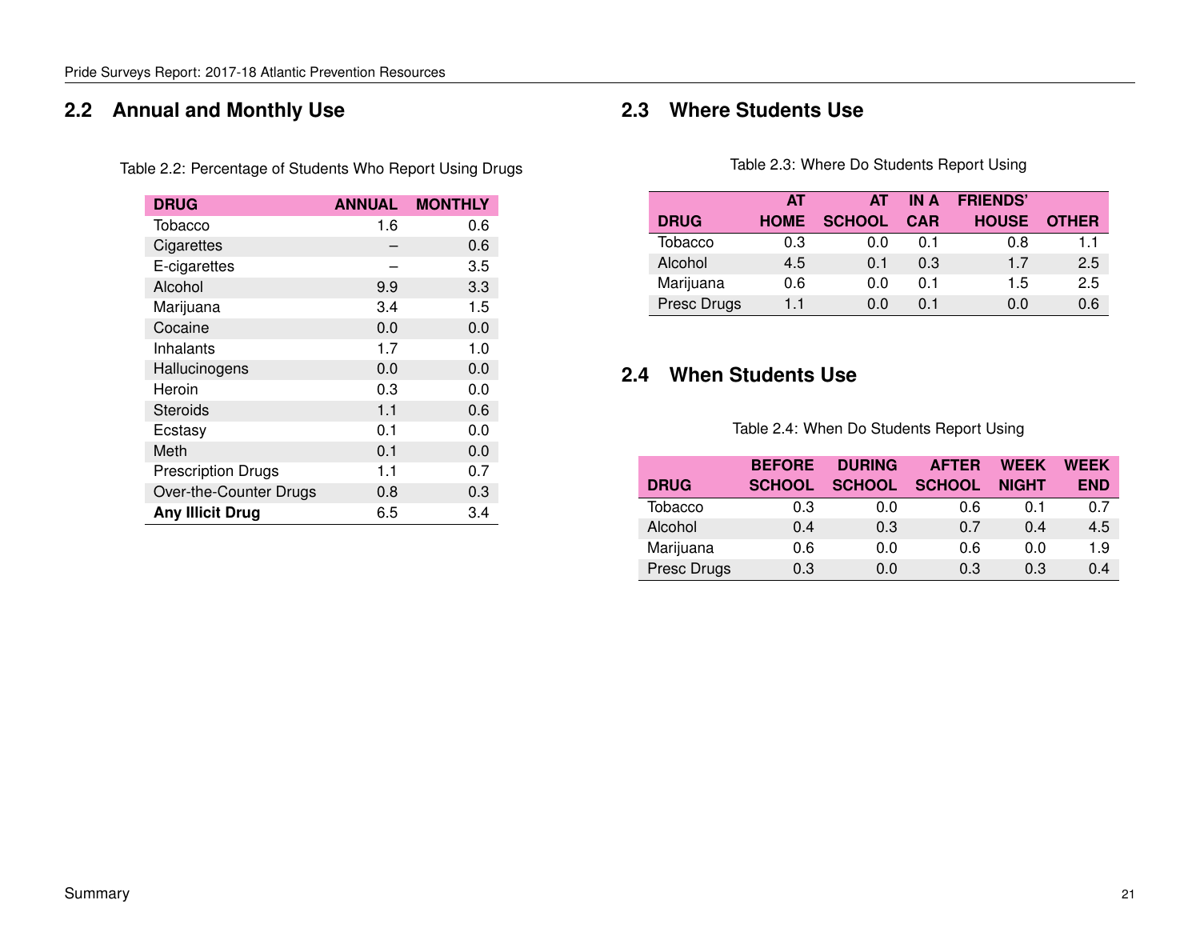## 2.2 Annual and Monthly Use

Table 2.2: Percentage of Students Who Report Using Drugs

| DRUG | ANNUAL | MONTHLY |
|---|---|---|
| Tobacco | 1.6 | 0.6 |
| Cigarettes | – | 0.6 |
| E-cigarettes | – | 3.5 |
| Alcohol | 9.9 | 3.3 |
| Marijuana | 3.4 | 1.5 |
| Cocaine | 0.0 | 0.0 |
| Inhalants | 1.7 | 1.0 |
| Hallucinogens | 0.0 | 0.0 |
| Heroin | 0.3 | 0.0 |
| Steroids | 1.1 | 0.6 |
| Ecstasy | 0.1 | 0.0 |
| Meth | 0.1 | 0.0 |
| Prescription Drugs | 1.1 | 0.7 |
| Over-the-Counter Drugs | 0.8 | 0.3 |
| **Any Illicit Drug** | 6.5 | 3.4 |

## 2.3 Where Students Use

Table 2.3: Where Do Students Report Using

| DRUG | AT HOME | AT SCHOOL | IN A CAR | FRIENDS' HOUSE | OTHER |
|---|---|---|---|---|---|
| Tobacco | 0.3 | 0.0 | 0.1 | 0.8 | 1.1 |
| Alcohol | 4.5 | 0.1 | 0.3 | 1.7 | 2.5 |
| Marijuana | 0.6 | 0.0 | 0.1 | 1.5 | 2.5 |
| Presc Drugs | 1.1 | 0.0 | 0.1 | 0.0 | 0.6 |

## 2.4 When Students Use

Table 2.4: When Do Students Report Using

| DRUG | BEFORE SCHOOL | DURING SCHOOL | AFTER SCHOOL | WEEK NIGHT | WEEK END |
|---|---|---|---|---|---|
| Tobacco | 0.3 | 0.0 | 0.6 | 0.1 | 0.7 |
| Alcohol | 0.4 | 0.3 | 0.7 | 0.4 | 4.5 |
| Marijuana | 0.6 | 0.0 | 0.6 | 0.0 | 1.9 |
| Presc Drugs | 0.3 | 0.0 | 0.3 | 0.3 | 0.4 |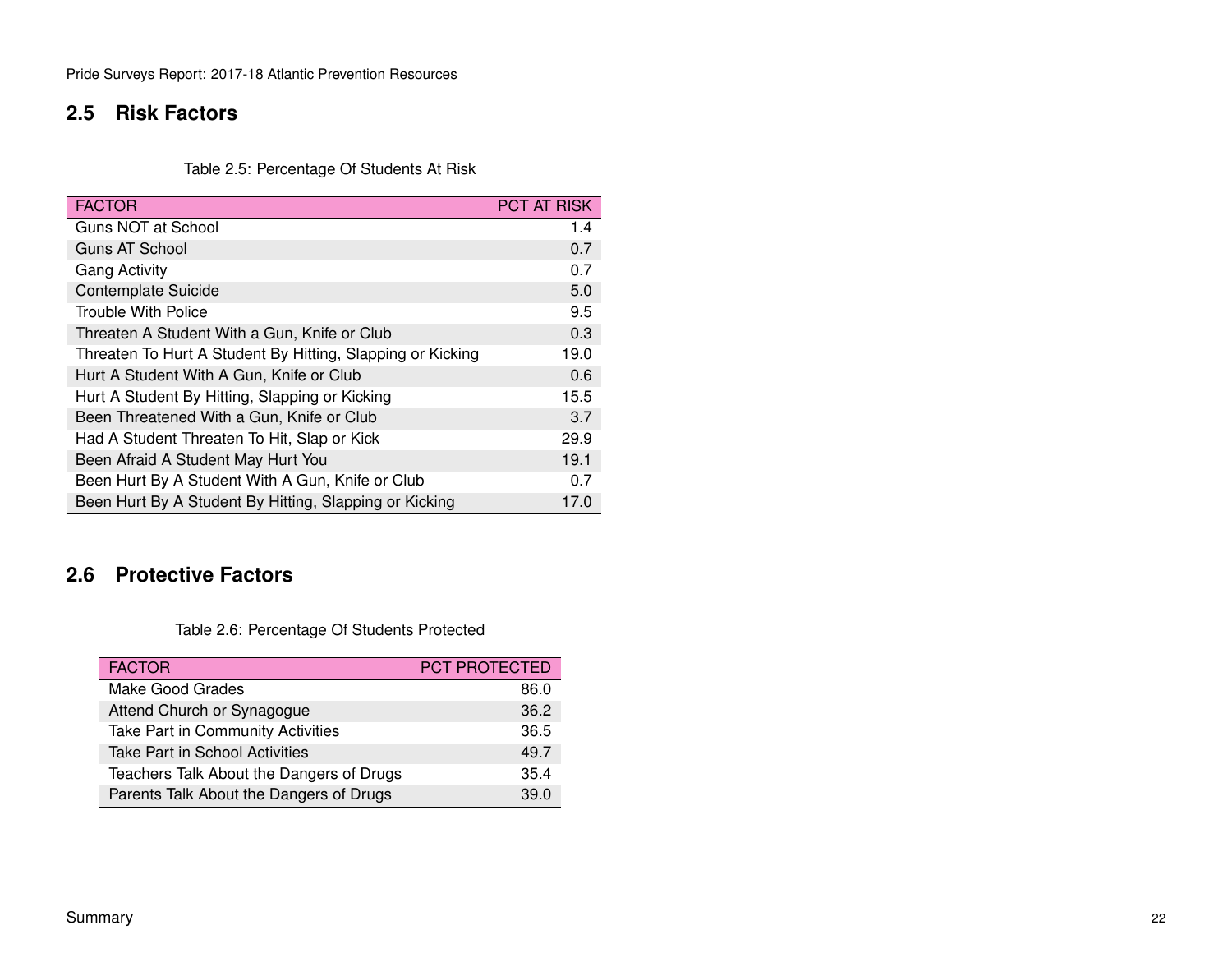## 2.5 Risk Factors

Table 2.5: Percentage Of Students At Risk

| FACTOR | PCT AT RISK |
| --- | --- |
| Guns NOT at School | 1.4 |
| Guns AT School | 0.7 |
| Gang Activity | 0.7 |
| Contemplate Suicide | 5.0 |
| Trouble With Police | 9.5 |
| Threaten A Student With a Gun, Knife or Club | 0.3 |
| Threaten To Hurt A Student By Hitting, Slapping or Kicking | 19.0 |
| Hurt A Student With A Gun, Knife or Club | 0.6 |
| Hurt A Student By Hitting, Slapping or Kicking | 15.5 |
| Been Threatened With a Gun, Knife or Club | 3.7 |
| Had A Student Threaten To Hit, Slap or Kick | 29.9 |
| Been Afraid A Student May Hurt You | 19.1 |
| Been Hurt By A Student With A Gun, Knife or Club | 0.7 |
| Been Hurt By A Student By Hitting, Slapping or Kicking | 17.0 |

## 2.6 Protective Factors

Table 2.6: Percentage Of Students Protected

| FACTOR | PCT PROTECTED |
| --- | --- |
| Make Good Grades | 86.0 |
| Attend Church or Synagogue | 36.2 |
| Take Part in Community Activities | 36.5 |
| Take Part in School Activities | 49.7 |
| Teachers Talk About the Dangers of Drugs | 35.4 |
| Parents Talk About the Dangers of Drugs | 39.0 |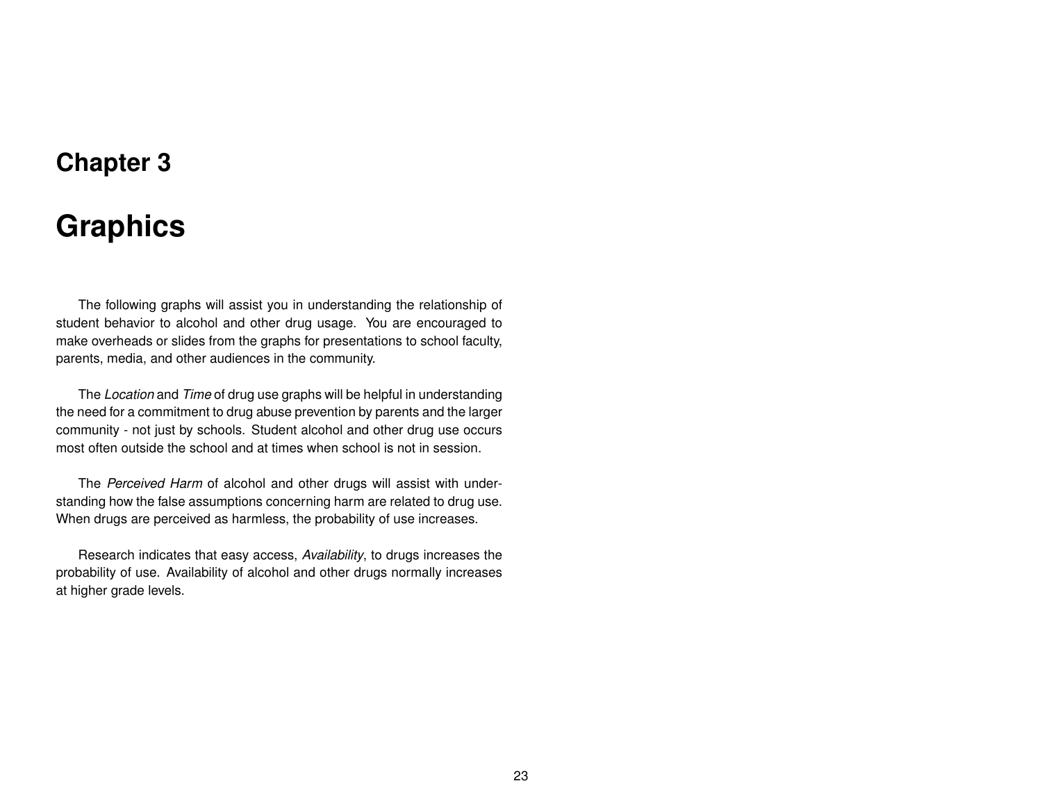# Chapter 3

# Graphics

The following graphs will assist you in understanding the relationship of student behavior to alcohol and other drug usage. You are encouraged to make overheads or slides from the graphs for presentations to school faculty, parents, media, and other audiences in the community.

The *Location* and *Time* of drug use graphs will be helpful in understanding the need for a commitment to drug abuse prevention by parents and the larger community - not just by schools. Student alcohol and other drug use occurs most often outside the school and at times when school is not in session.

The *Perceived Harm* of alcohol and other drugs will assist with understanding how the false assumptions concerning harm are related to drug use. When drugs are perceived as harmless, the probability of use increases.

Research indicates that easy access, *Availability*, to drugs increases the probability of use. Availability of alcohol and other drugs normally increases at higher grade levels.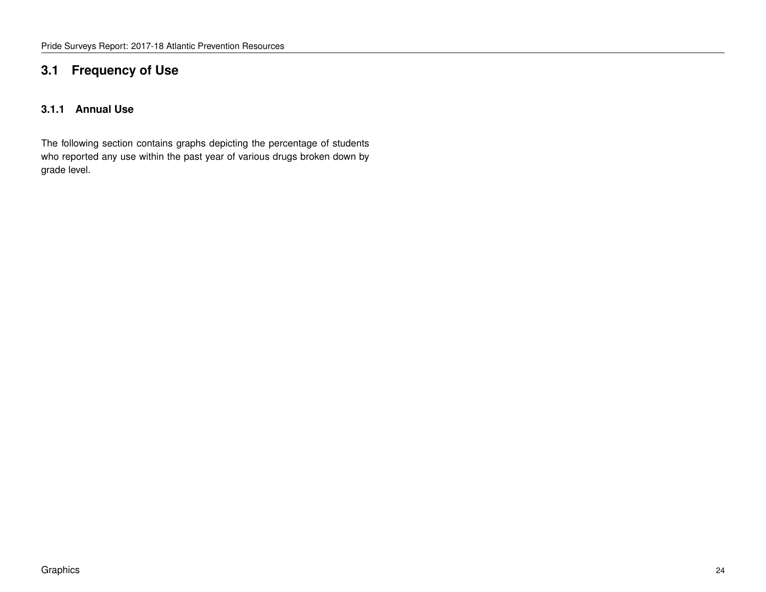## 3.1 Frequency of Use

### 3.1.1 Annual Use

The following section contains graphs depicting the percentage of students who reported any use within the past year of various drugs broken down by grade level.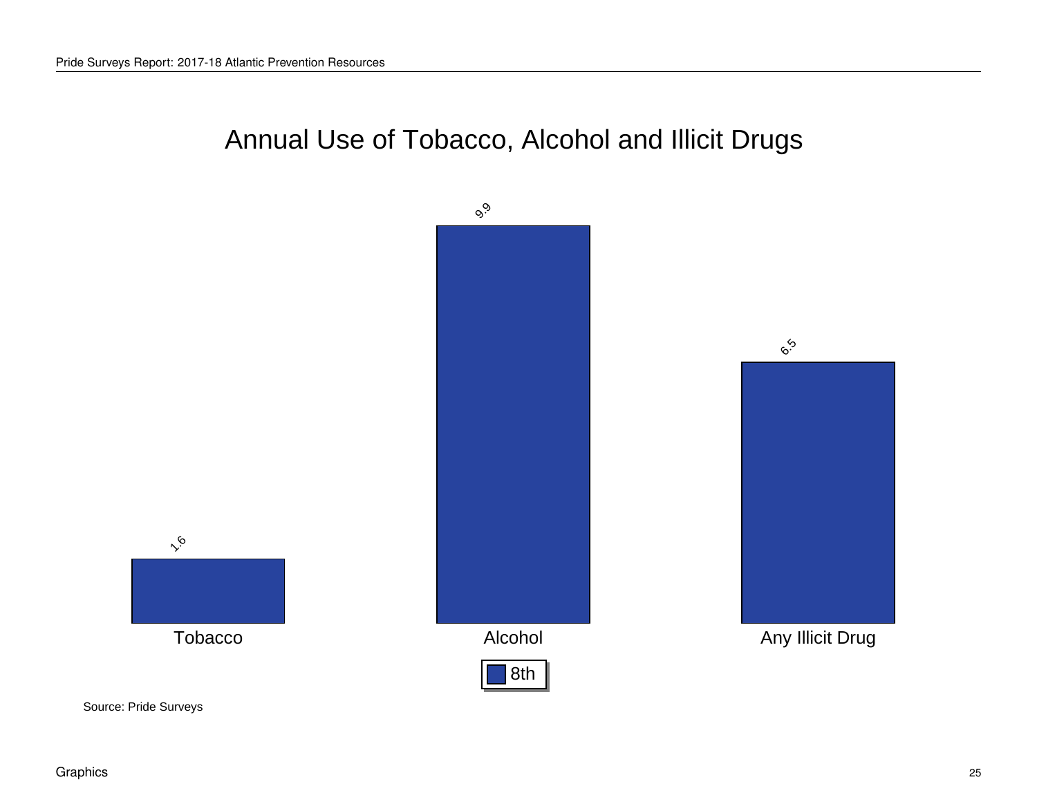# Annual Use of Tobacco, Alcohol and Illicit Drugs

| | 8th |
|---|---|
| Tobacco | 1.6 |
| Alcohol | 9.9 |
| Any Illicit Drug | 6.5 |

Source: Pride Surveys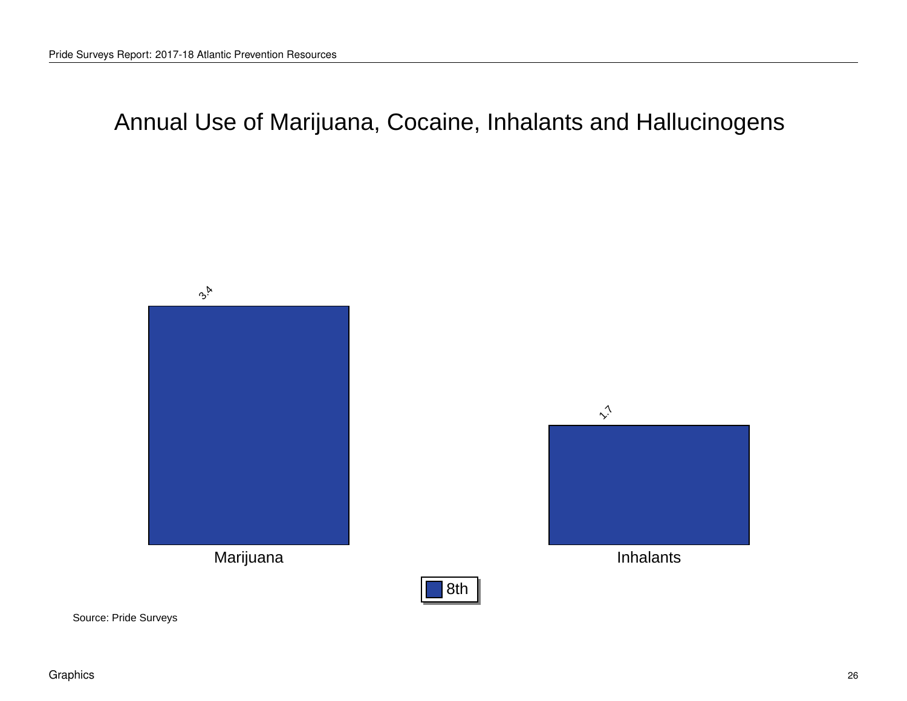# Annual Use of Marijuana, Cocaine, Inhalants and Hallucinogens

| | 8th |
|---|---|
| Marijuana | 3.4 |
| Inhalants | 1.7 |

Source: Pride Surveys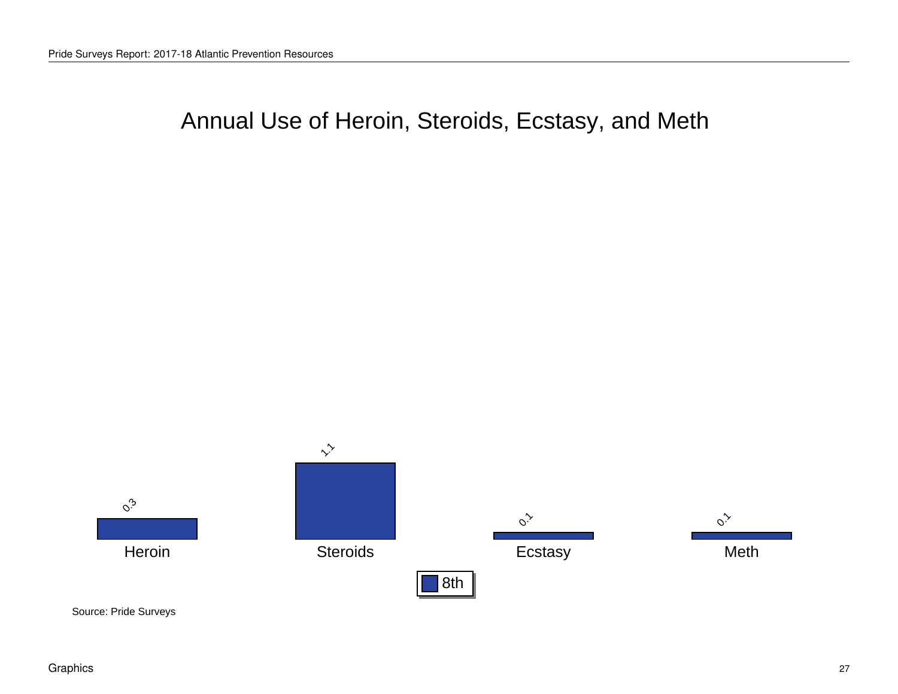# Annual Use of Heroin, Steroids, Ecstasy, and Meth

| | Heroin | Steroids | Ecstasy | Meth |
|---|---|---|---|---|
| 8th | 0.3 | 1.1 | 0.1 | 0.1 |

Source: Pride Surveys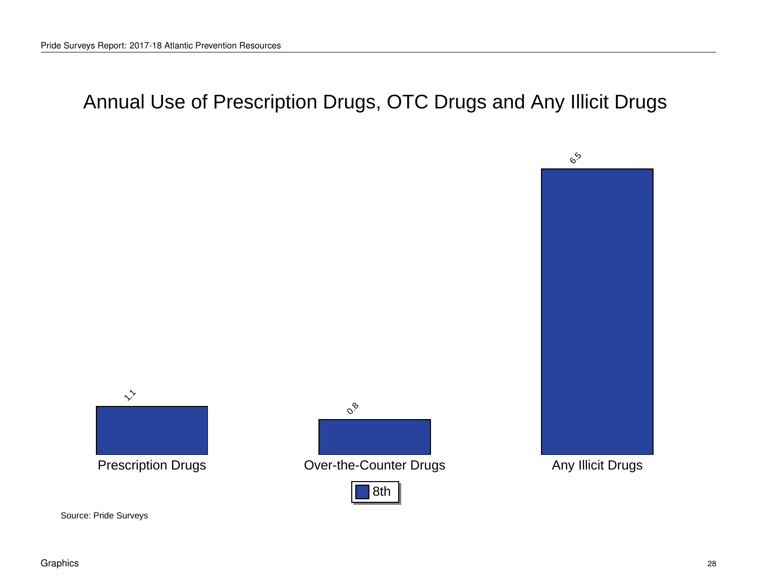# Annual Use of Prescription Drugs, OTC Drugs and Any Illicit Drugs

| | 8th |
|---|---|
| Prescription Drugs | 1.1 |
| Over-the-Counter Drugs | 0.8 |
| Any Illicit Drugs | 6.5 |

Source: Pride Surveys

Graphics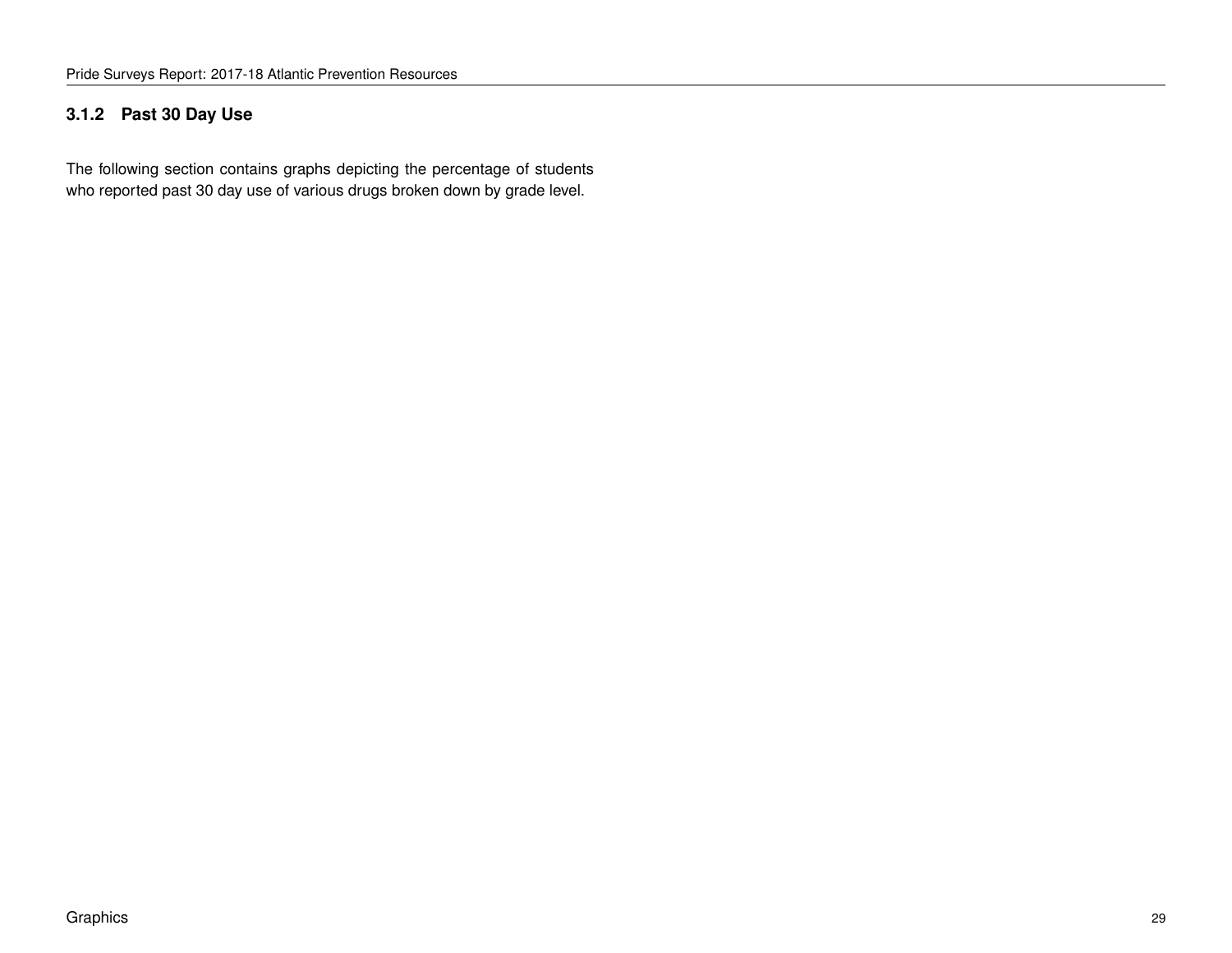### 3.1.2 Past 30 Day Use

The following section contains graphs depicting the percentage of students who reported past 30 day use of various drugs broken down by grade level.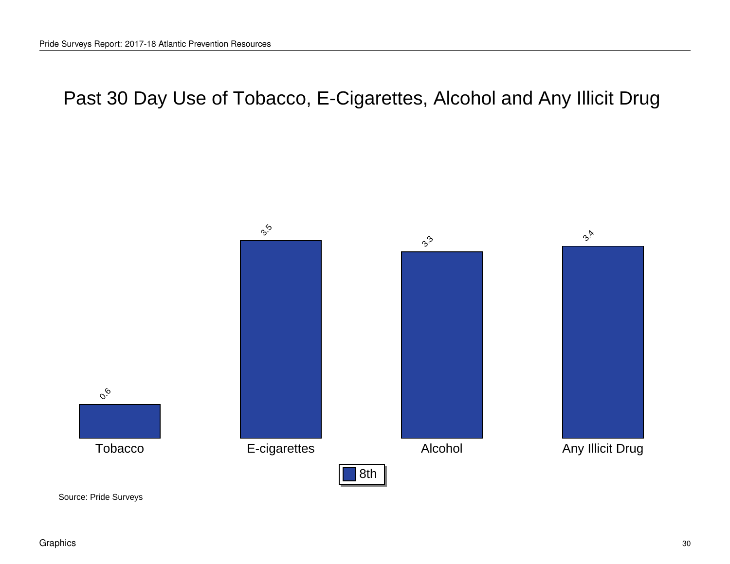# Past 30 Day Use of Tobacco, E-Cigarettes, Alcohol and Any Illicit Drug

| | Tobacco | E-cigarettes | Alcohol | Any Illicit Drug |
|---|---|---|---|---|
| 8th | 0.6 | 3.5 | 3.3 | 3.4 |

Source: Pride Surveys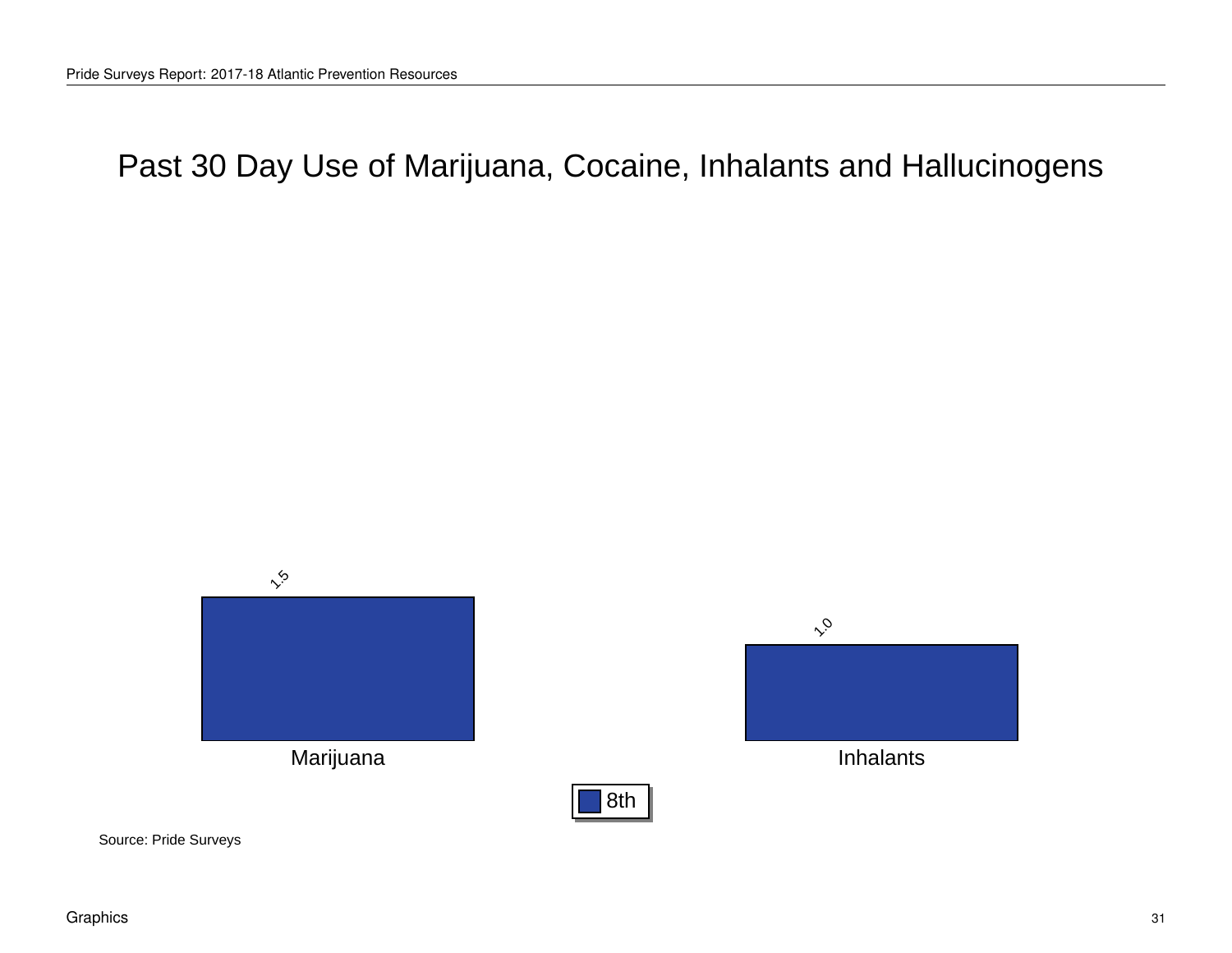# Past 30 Day Use of Marijuana, Cocaine, Inhalants and Hallucinogens

| | 8th |
|---|---|
| Marijuana | 1.5 |
| Inhalants | 1.0 |

Source: Pride Surveys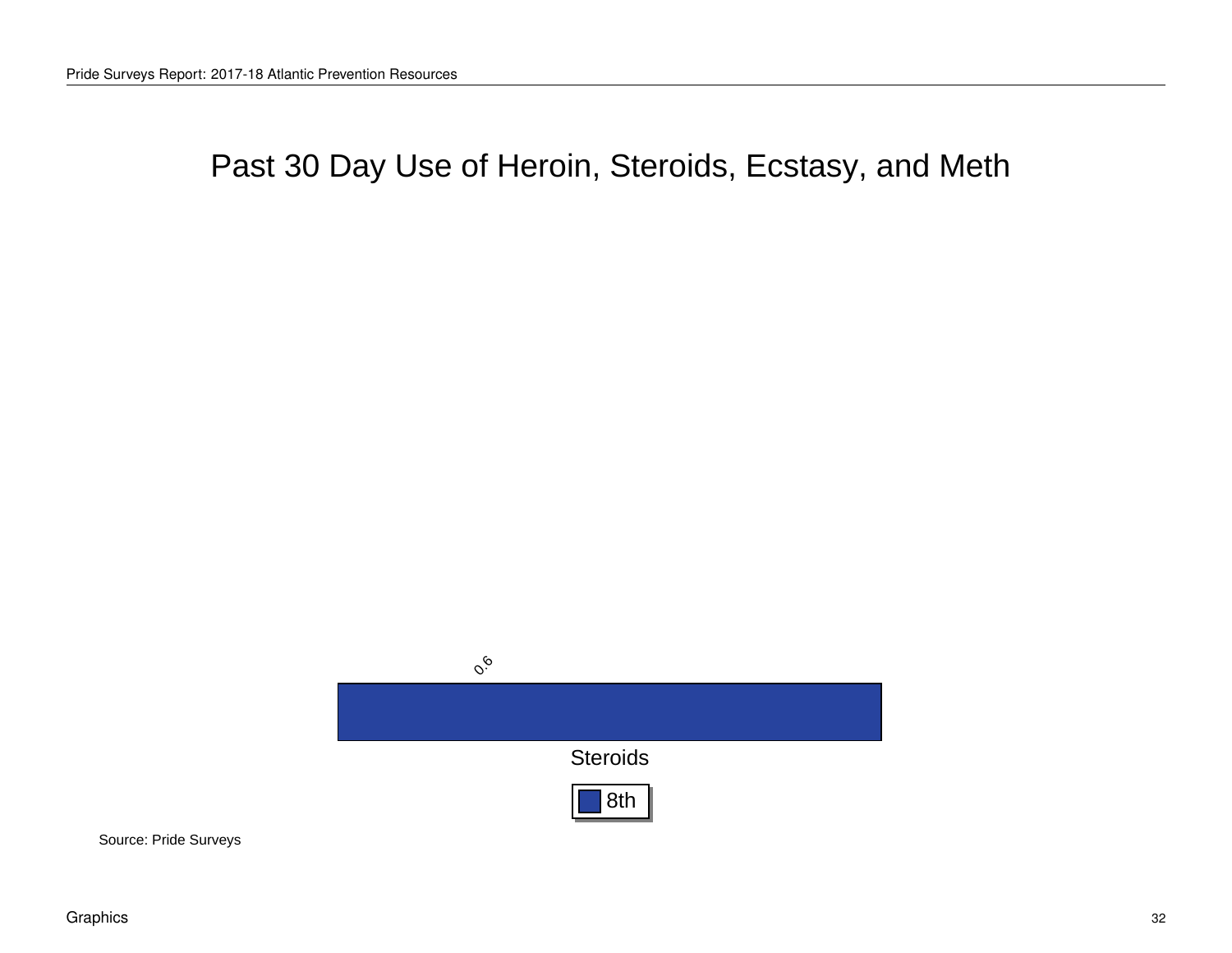# Past 30 Day Use of Heroin, Steroids, Ecstasy, and Meth

| | 8th |
|---|---|
| Steroids | 0.6 |

Source: Pride Surveys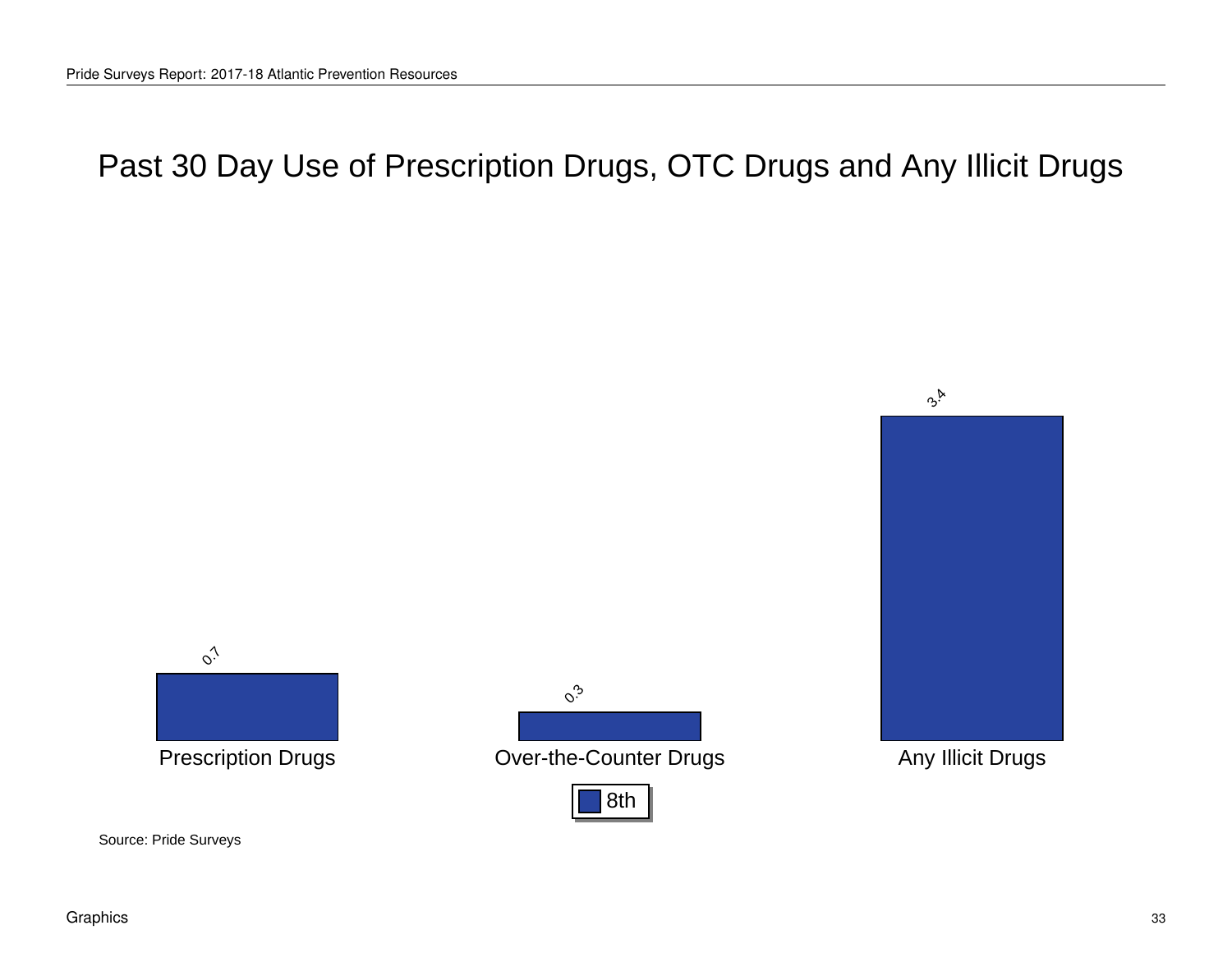# Past 30 Day Use of Prescription Drugs, OTC Drugs and Any Illicit Drugs

| | 8th |
|---|---|
| Prescription Drugs | 0.7 |
| Over-the-Counter Drugs | 0.3 |
| Any Illicit Drugs | 3.4 |

Source: Pride Surveys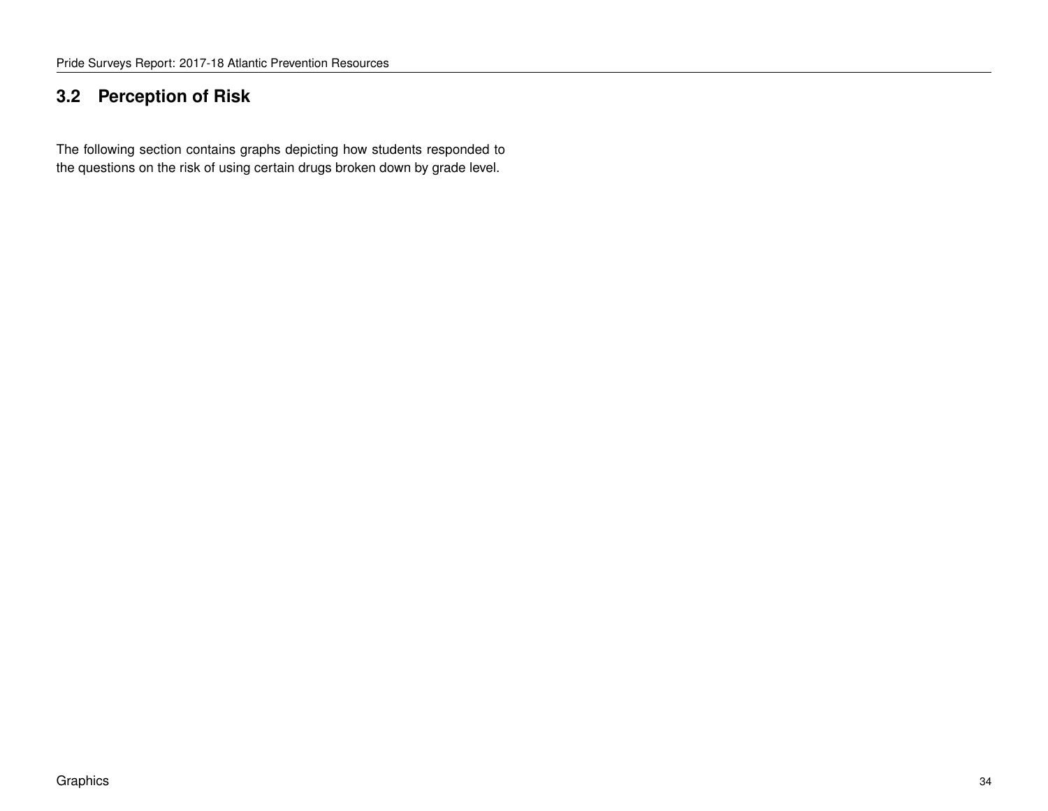## 3.2 Perception of Risk

The following section contains graphs depicting how students responded to the questions on the risk of using certain drugs broken down by grade level.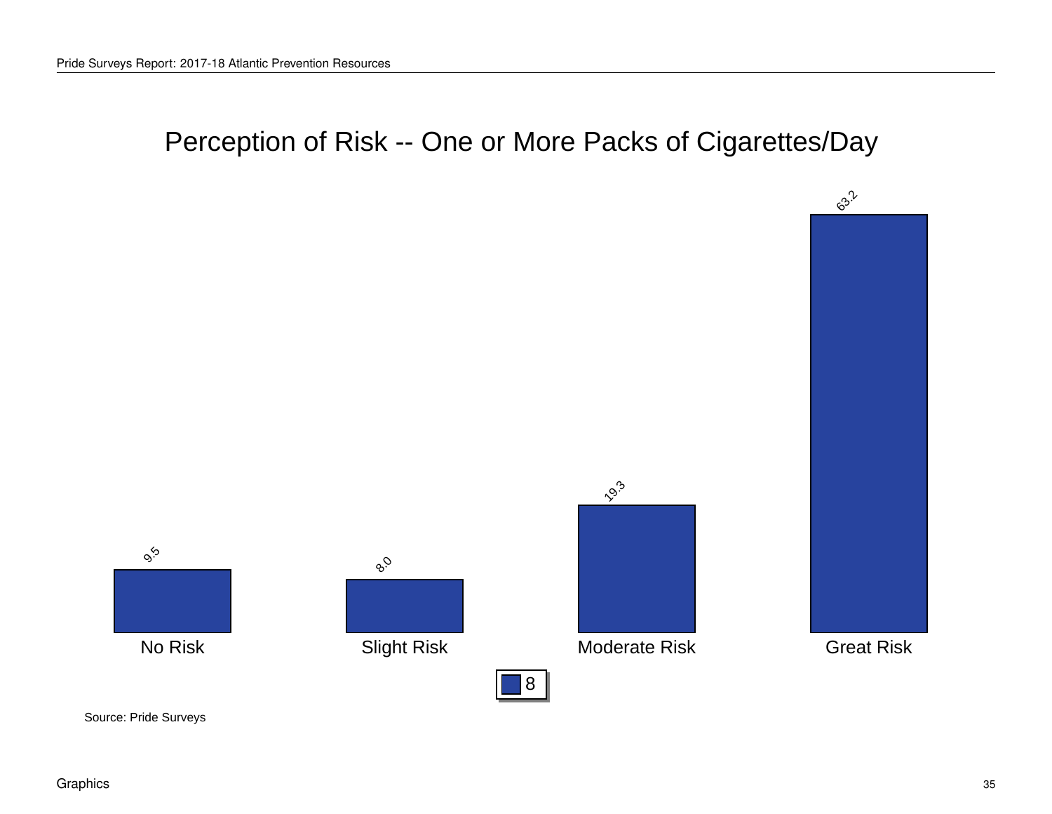# Perception of Risk -- One or More Packs of Cigarettes/Day

| | No Risk | Slight Risk | Moderate Risk | Great Risk |
|---|---|---|---|---|
| 8 | 9.5 | 8.0 | 19.3 | 63.2 |

Source: Pride Surveys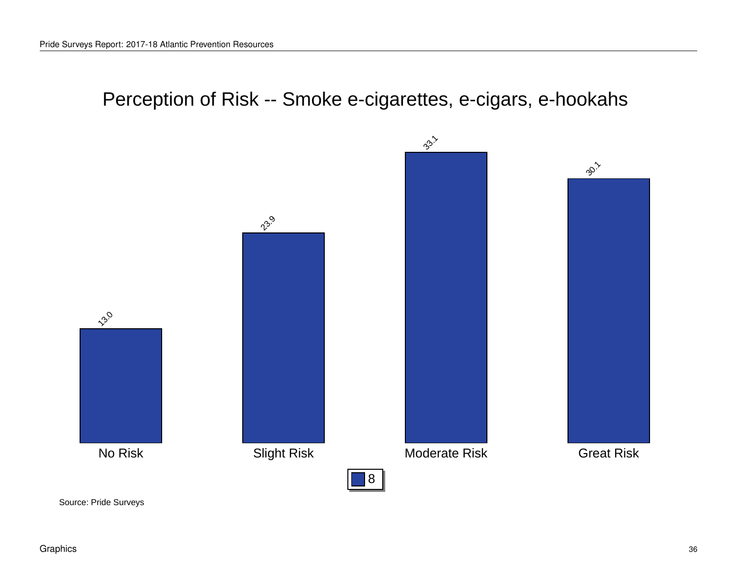# Perception of Risk -- Smoke e-cigarettes, e-cigars, e-hookahs

| | No Risk | Slight Risk | Moderate Risk | Great Risk |
|---|---|---|---|---|
| 8 | 13.0 | 23.9 | 33.1 | 30.1 |

Source: Pride Surveys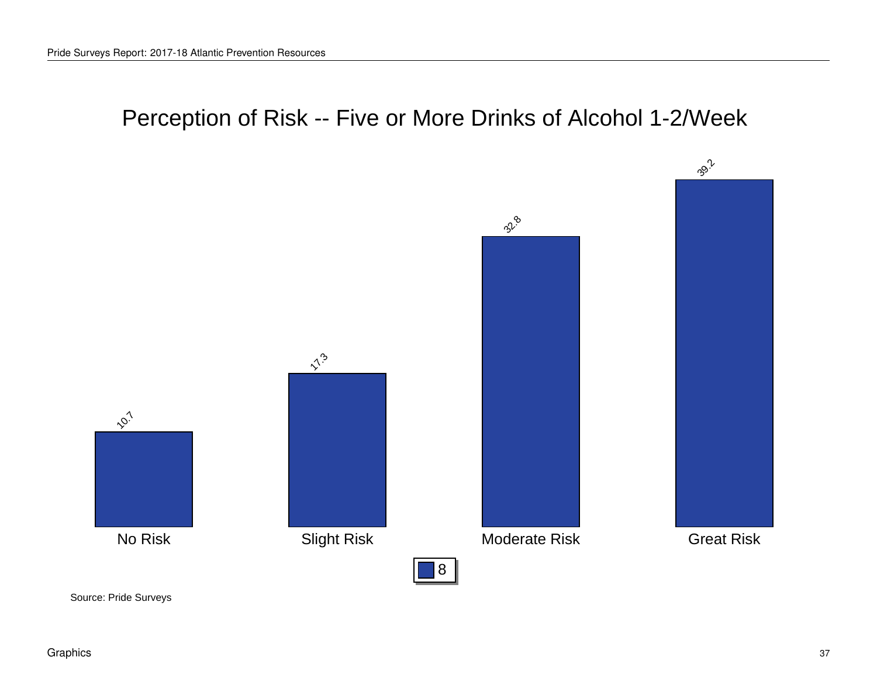# Perception of Risk -- Five or More Drinks of Alcohol 1-2/Week

| | No Risk | Slight Risk | Moderate Risk | Great Risk |
|---|---|---|---|---|
| 8 | 10.7 | 17.3 | 32.8 | 39.2 |

Source: Pride Surveys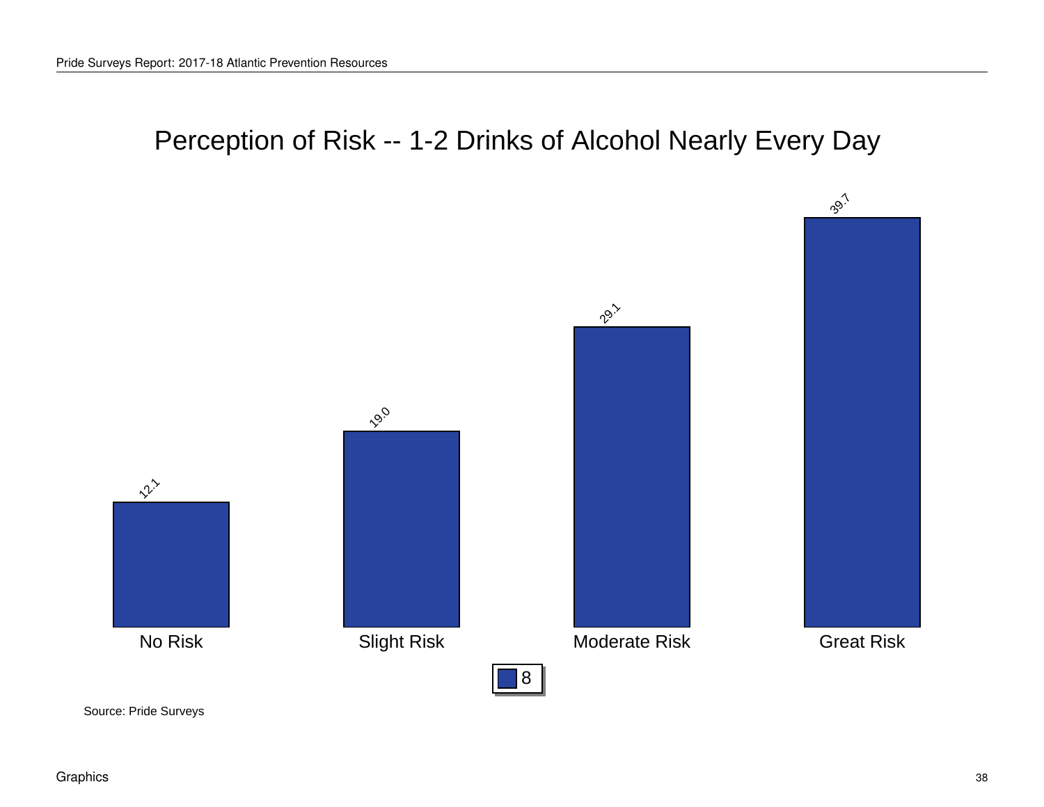# Perception of Risk -- 1-2 Drinks of Alcohol Nearly Every Day

| | No Risk | Slight Risk | Moderate Risk | Great Risk |
|---|---|---|---|---|
| 8 | 12.1 | 19.0 | 29.1 | 39.7 |

Source: Pride Surveys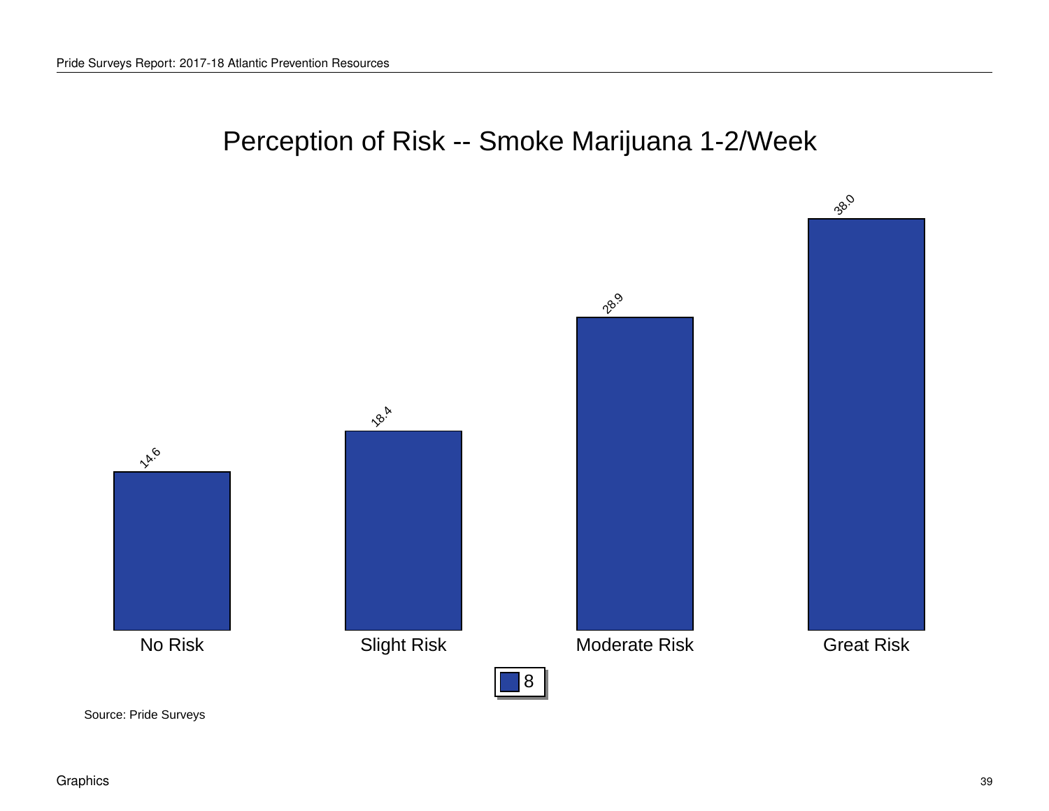# Perception of Risk -- Smoke Marijuana 1-2/Week

| | No Risk | Slight Risk | Moderate Risk | Great Risk |
|---|---|---|---|---|
| 8 | 14.6 | 18.4 | 28.9 | 38.0 |

Source: Pride Surveys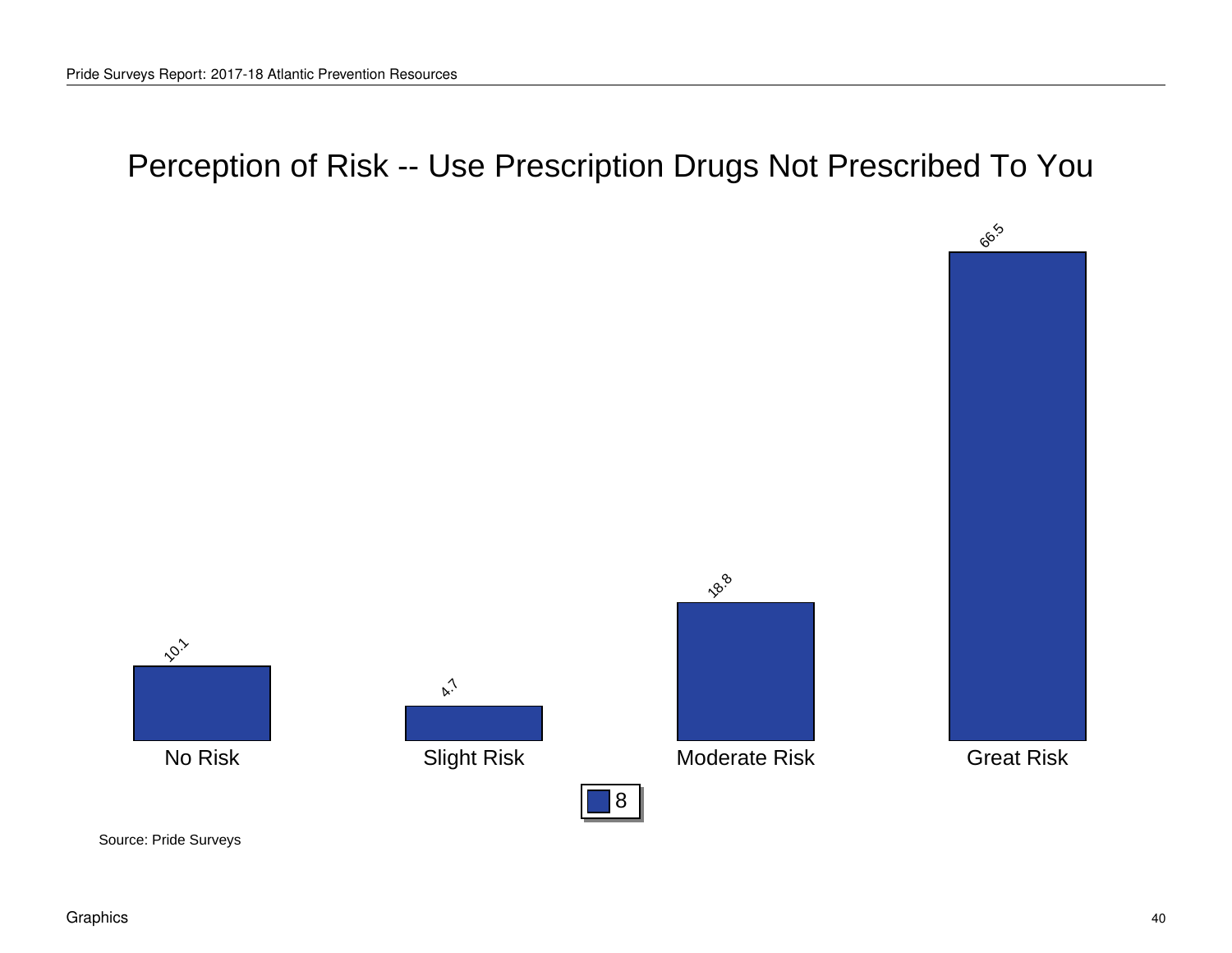# Perception of Risk -- Use Prescription Drugs Not Prescribed To You

| | No Risk | Slight Risk | Moderate Risk | Great Risk |
|---|---|---|---|---|
| 8 | 10.1 | 4.7 | 18.8 | 66.5 |

Source: Pride Surveys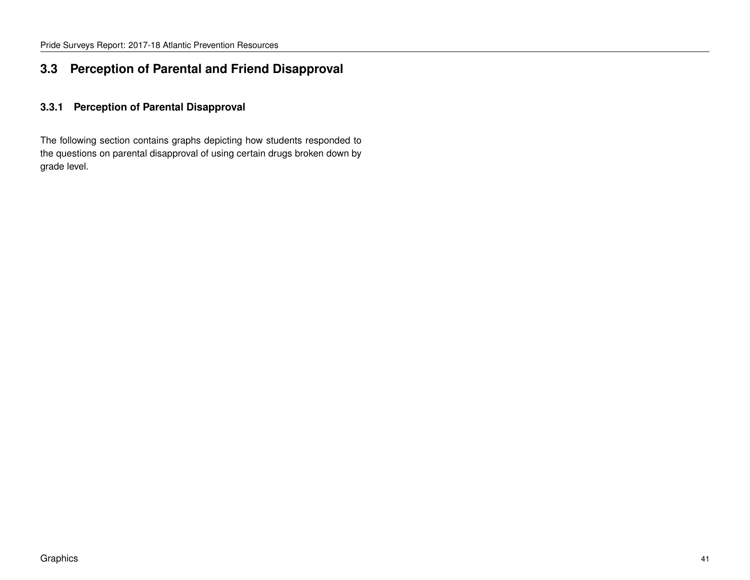## 3.3 Perception of Parental and Friend Disapproval

### 3.3.1 Perception of Parental Disapproval

The following section contains graphs depicting how students responded to the questions on parental disapproval of using certain drugs broken down by grade level.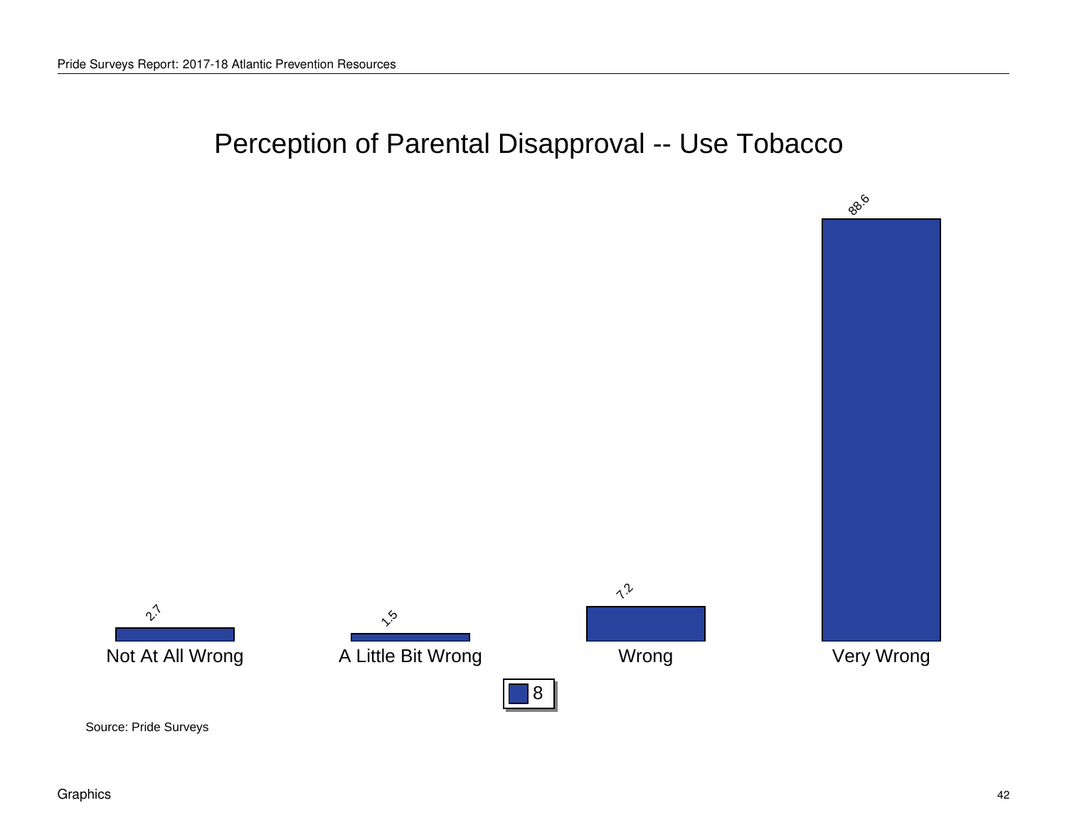# Perception of Parental Disapproval -- Use Tobacco

| | Not At All Wrong | A Little Bit Wrong | Wrong | Very Wrong |
|---|---|---|---|---|
| 8 | 2.7 | 1.5 | 7.2 | 88.6 |

Source: Pride Surveys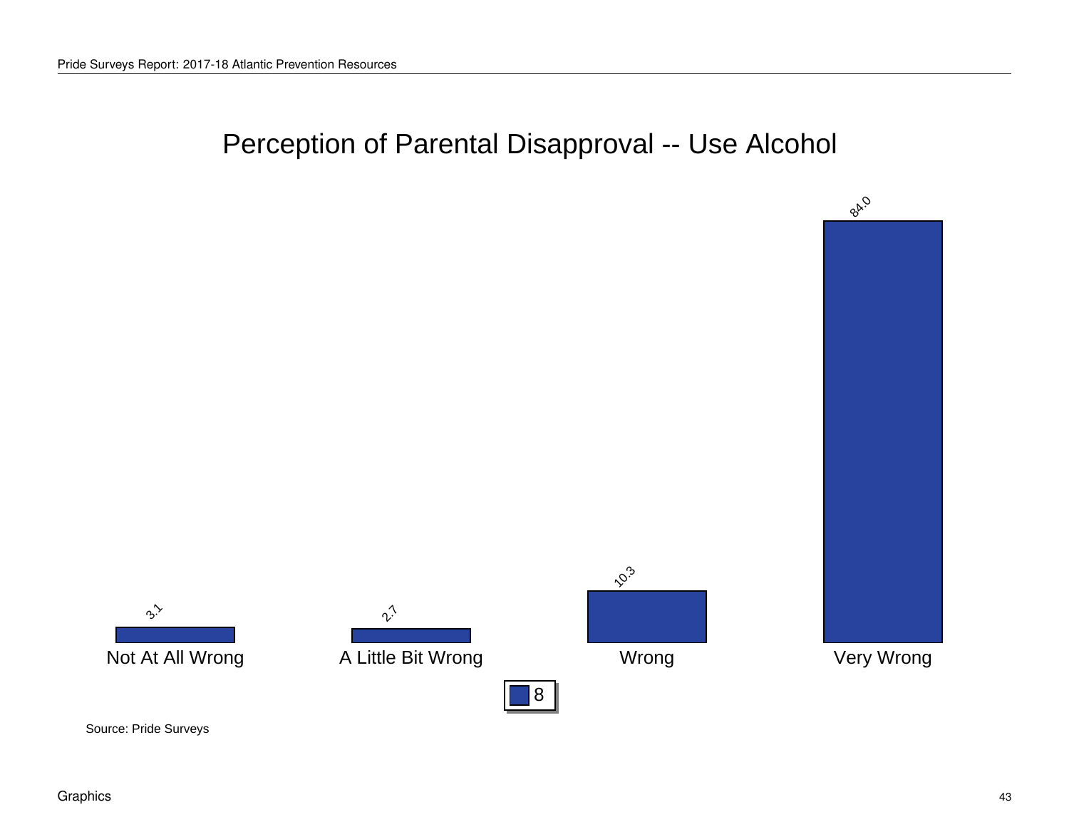# Perception of Parental Disapproval -- Use Alcohol

| | Not At All Wrong | A Little Bit Wrong | Wrong | Very Wrong |
|---|---|---|---|---|
| 8 | 3.1 | 2.7 | 10.3 | 84.0 |

Source: Pride Surveys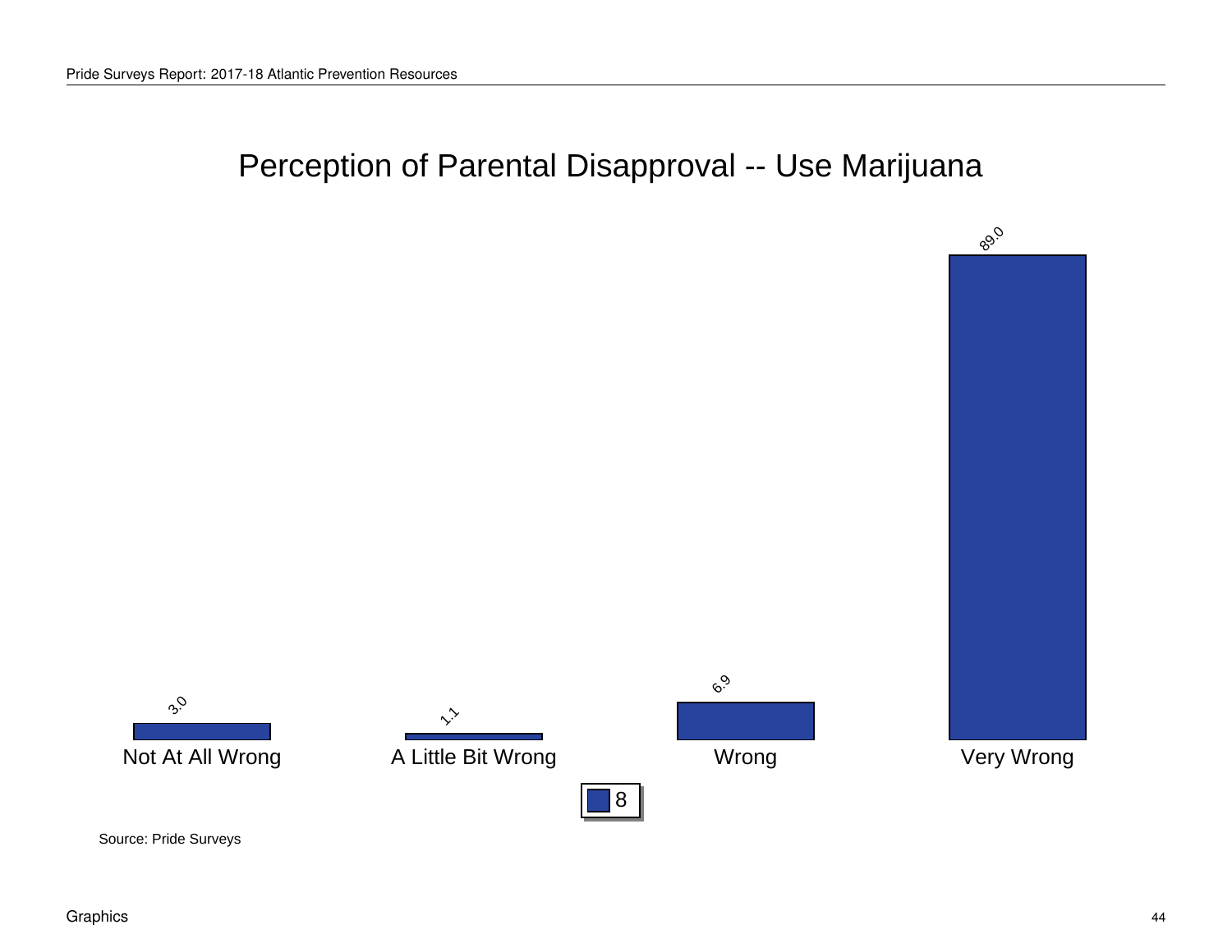# Perception of Parental Disapproval -- Use Marijuana

| | Not At All Wrong | A Little Bit Wrong | Wrong | Very Wrong |
|---|---|---|---|---|
| 8 | 3.0 | 1.1 | 6.9 | 89.0 |

Source: Pride Surveys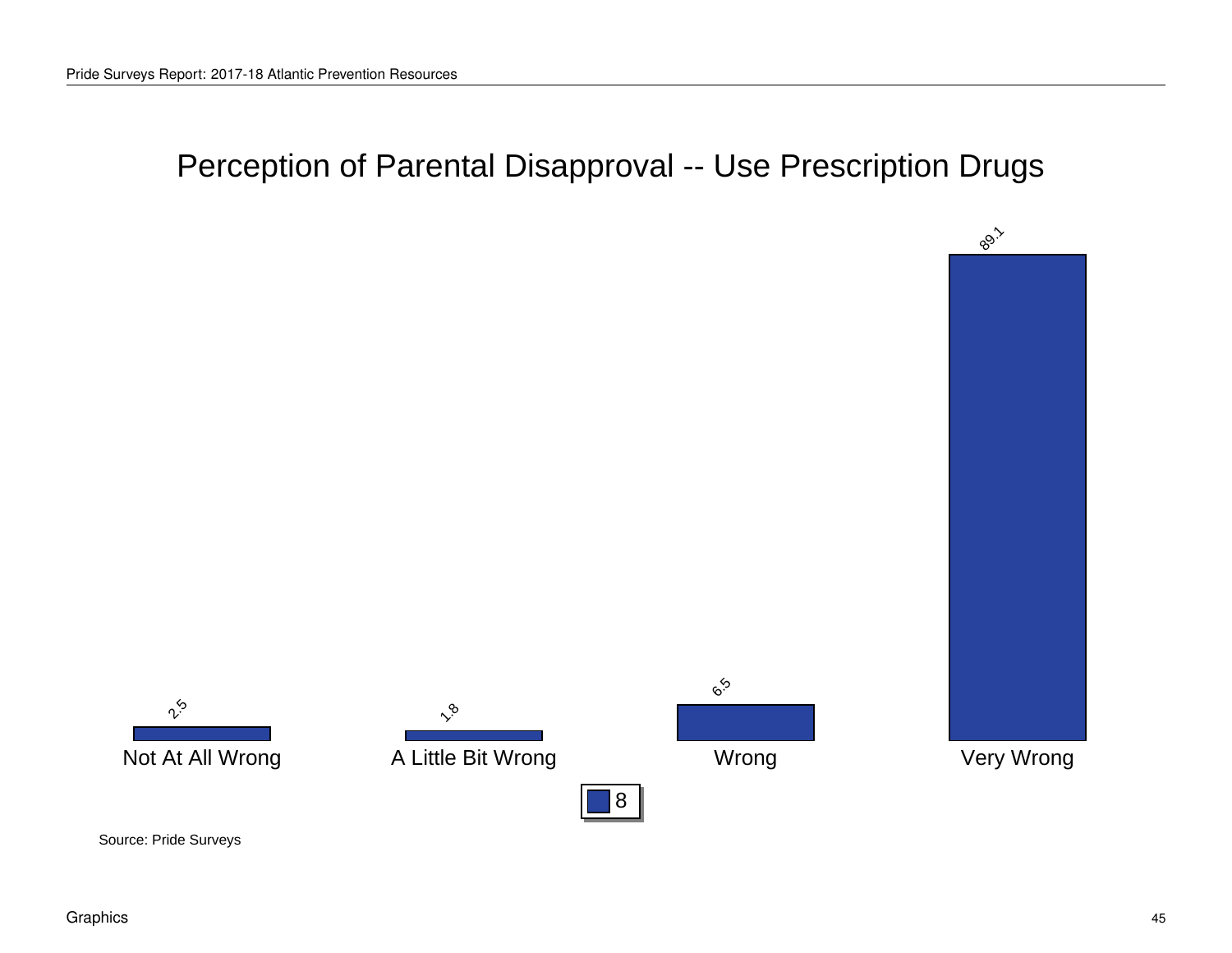# Perception of Parental Disapproval -- Use Prescription Drugs

| | Not At All Wrong | A Little Bit Wrong | Wrong | Very Wrong |
|---|---|---|---|---|
| 8 | 2.5 | 1.8 | 6.5 | 89.1 |

Source: Pride Surveys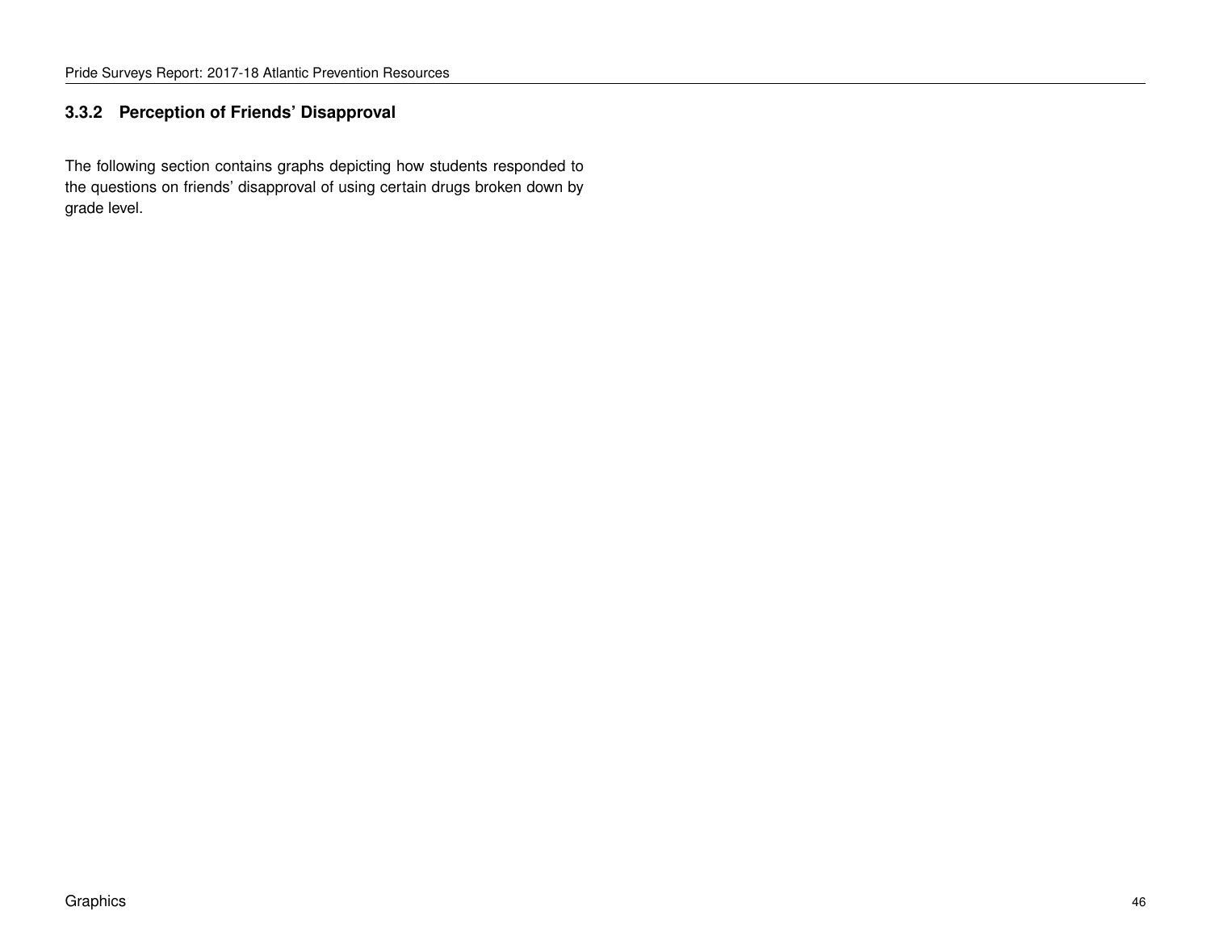### 3.3.2 Perception of Friends' Disapproval

The following section contains graphs depicting how students responded to the questions on friends' disapproval of using certain drugs broken down by grade level.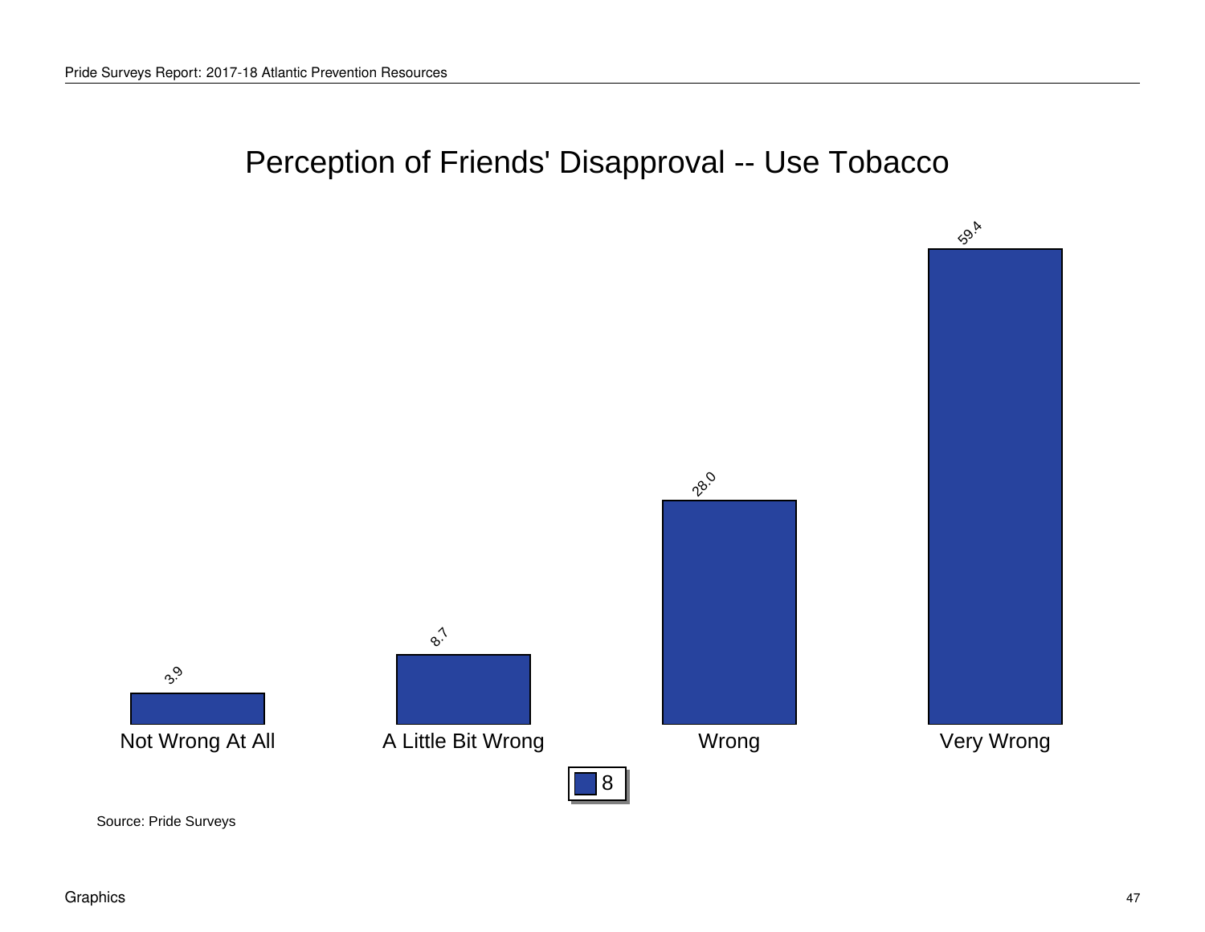# Perception of Friends' Disapproval -- Use Tobacco

| | Not Wrong At All | A Little Bit Wrong | Wrong | Very Wrong |
|---|---|---|---|---|
| 8 | 3.9 | 8.7 | 28.0 | 59.4 |

Source: Pride Surveys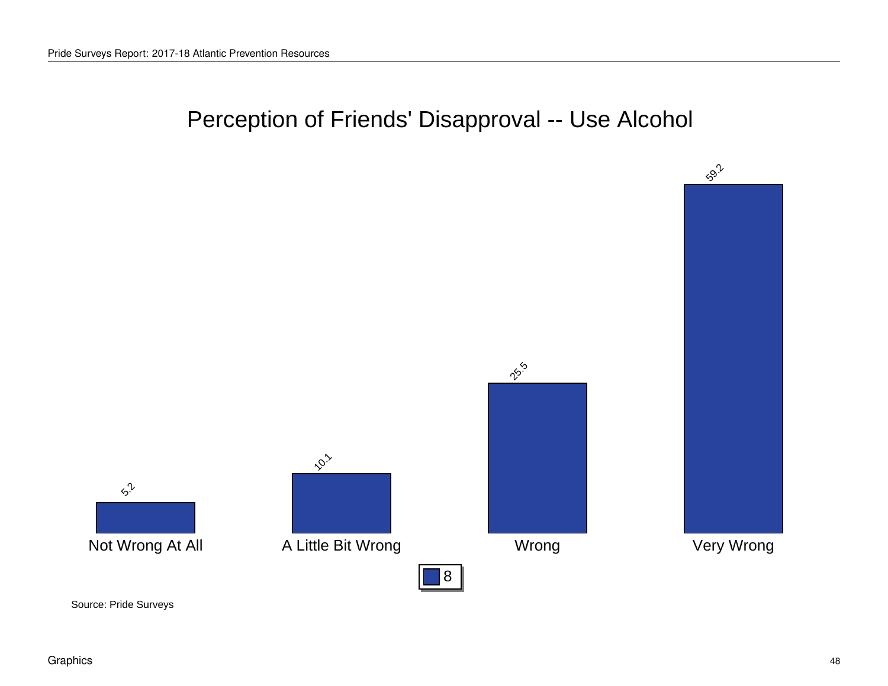# Perception of Friends' Disapproval -- Use Alcohol

| | Not Wrong At All | A Little Bit Wrong | Wrong | Very Wrong |
|---|---|---|---|---|
| 8 | 5.2 | 10.1 | 25.5 | 59.2 |

Source: Pride Surveys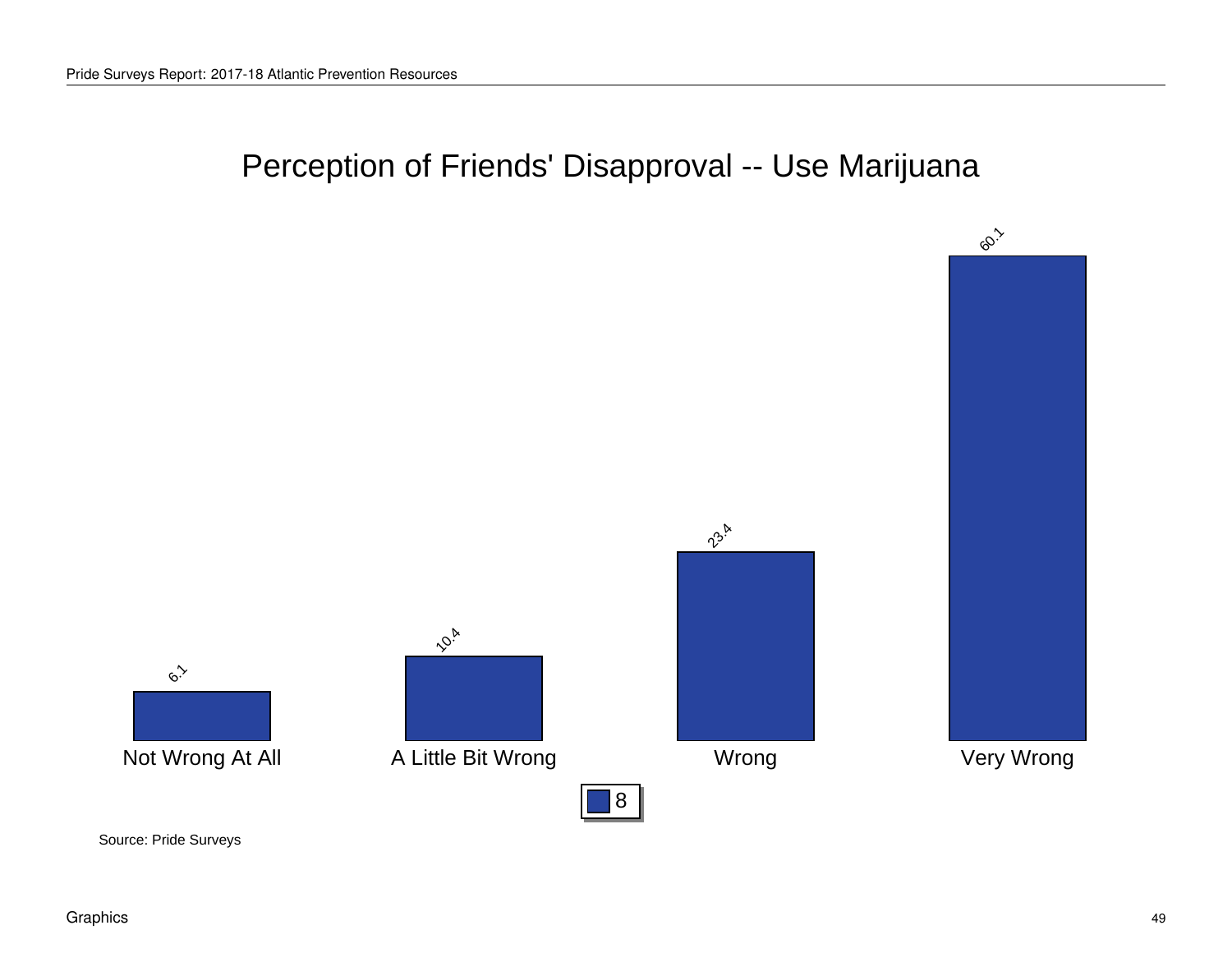# Perception of Friends' Disapproval -- Use Marijuana

| | Not Wrong At All | A Little Bit Wrong | Wrong | Very Wrong |
|---|---|---|---|---|
| 8 | 6.1 | 10.4 | 23.4 | 60.1 |

Source: Pride Surveys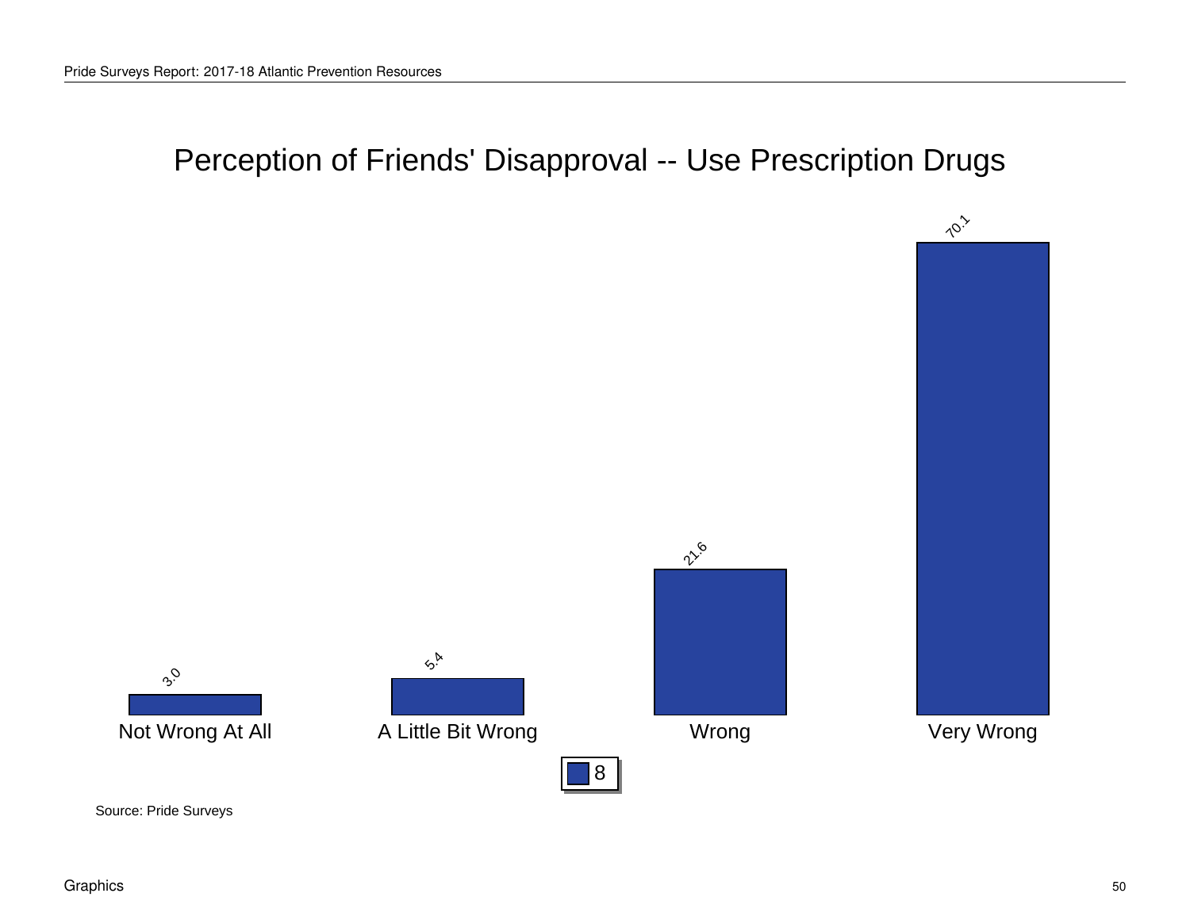# Perception of Friends' Disapproval -- Use Prescription Drugs

| | 8 |
|---|---|
| Not Wrong At All | 3.0 |
| A Little Bit Wrong | 5.4 |
| Wrong | 21.6 |
| Very Wrong | 70.1 |

Source: Pride Surveys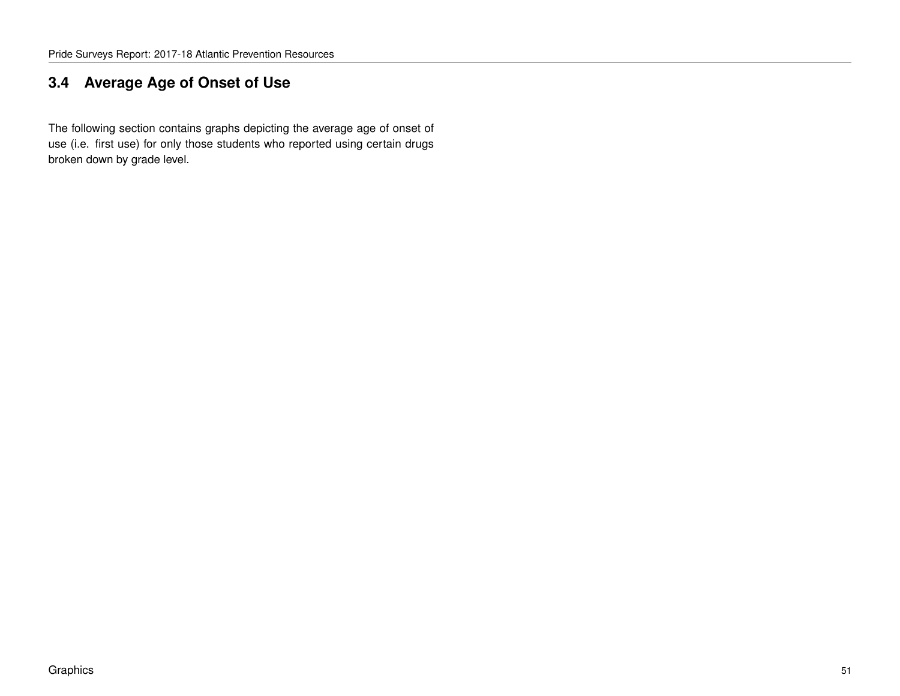## 3.4 Average Age of Onset of Use

The following section contains graphs depicting the average age of onset of use (i.e. first use) for only those students who reported using certain drugs broken down by grade level.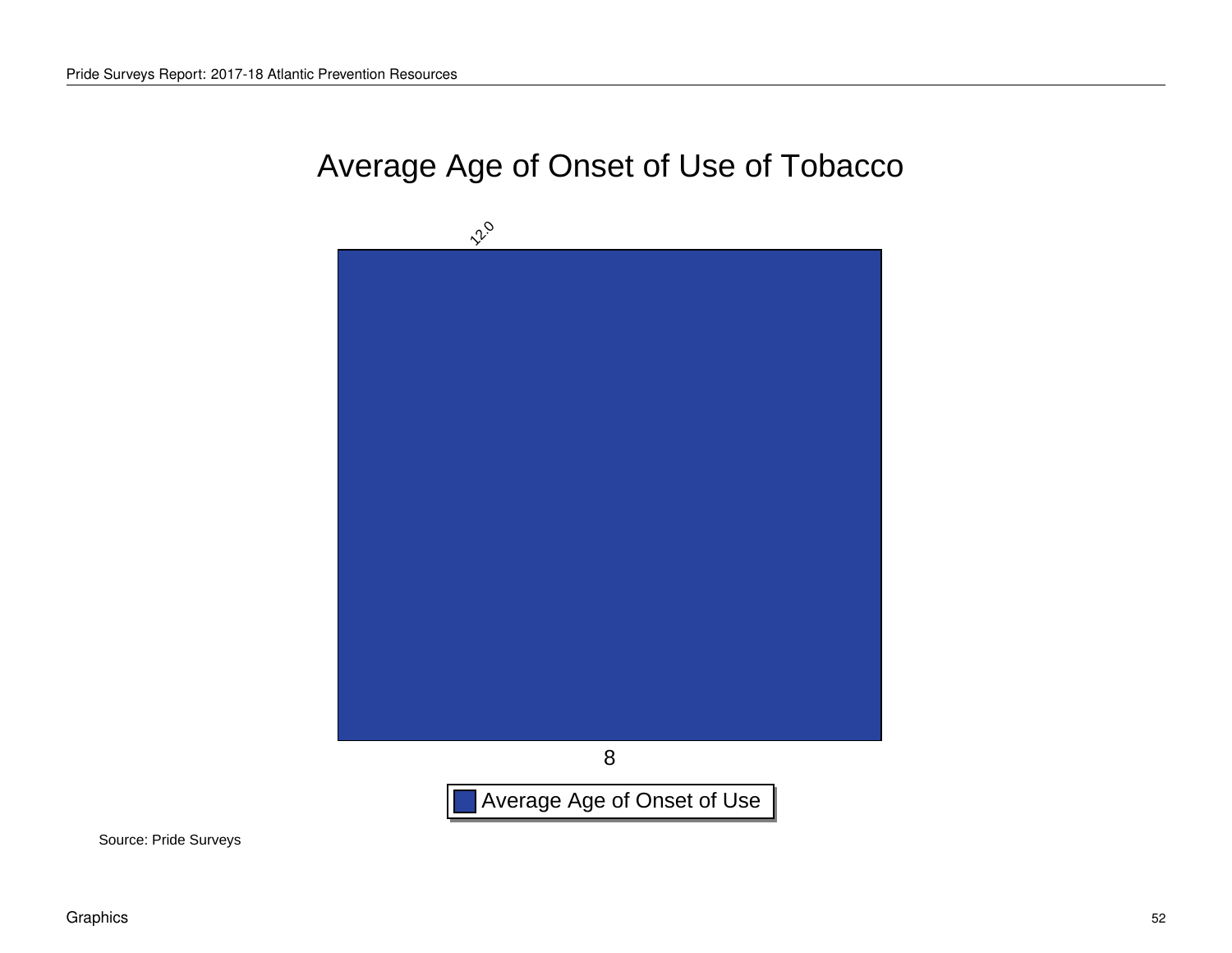# Average Age of Onset of Use of Tobacco

| Grade | Average Age of Onset of Use |
|---|---|
| 8 | 12.0 |

Source: Pride Surveys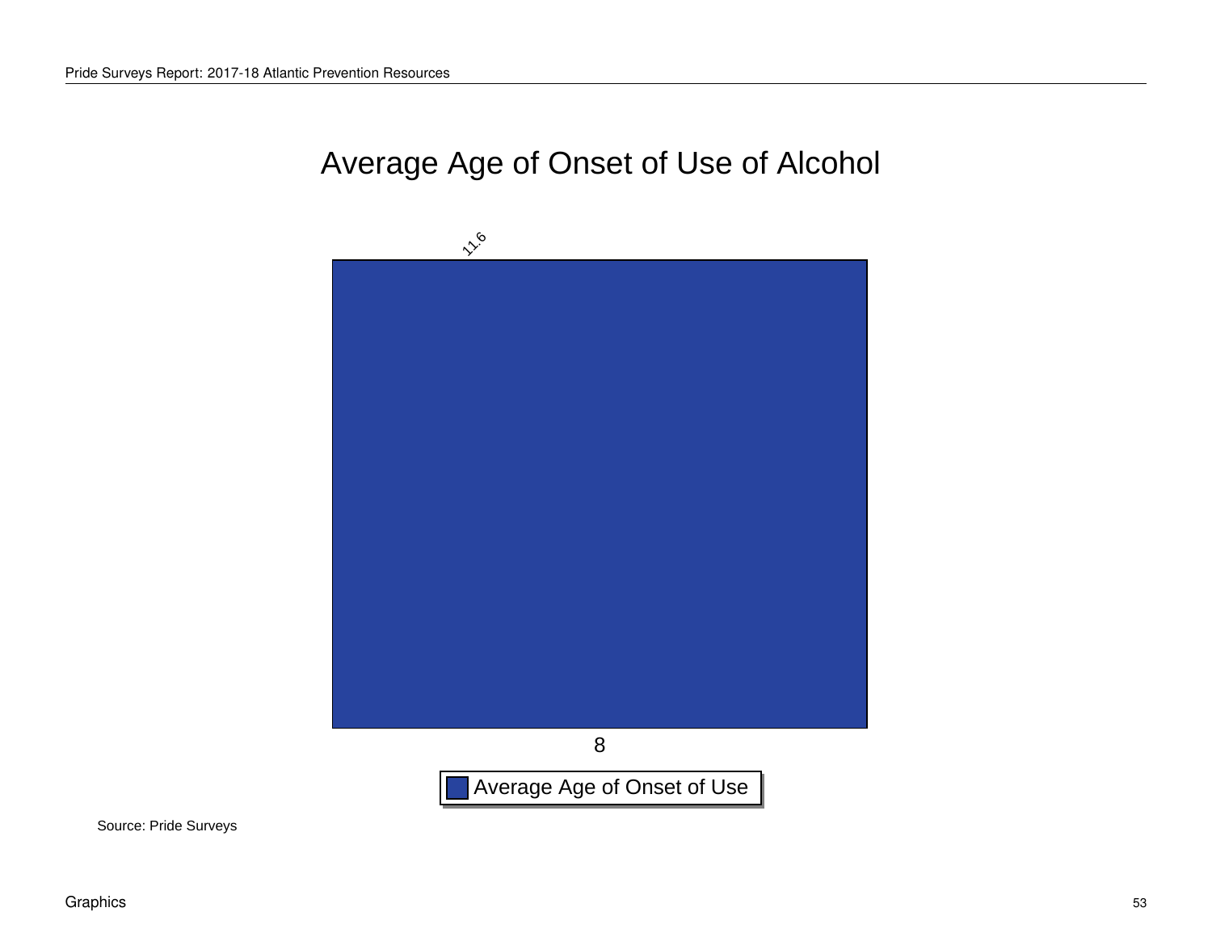# Average Age of Onset of Use of Alcohol

| Grade | Average Age of Onset of Use |
|---|---|
| 8 | 11.6 |

Source: Pride Surveys

Graphics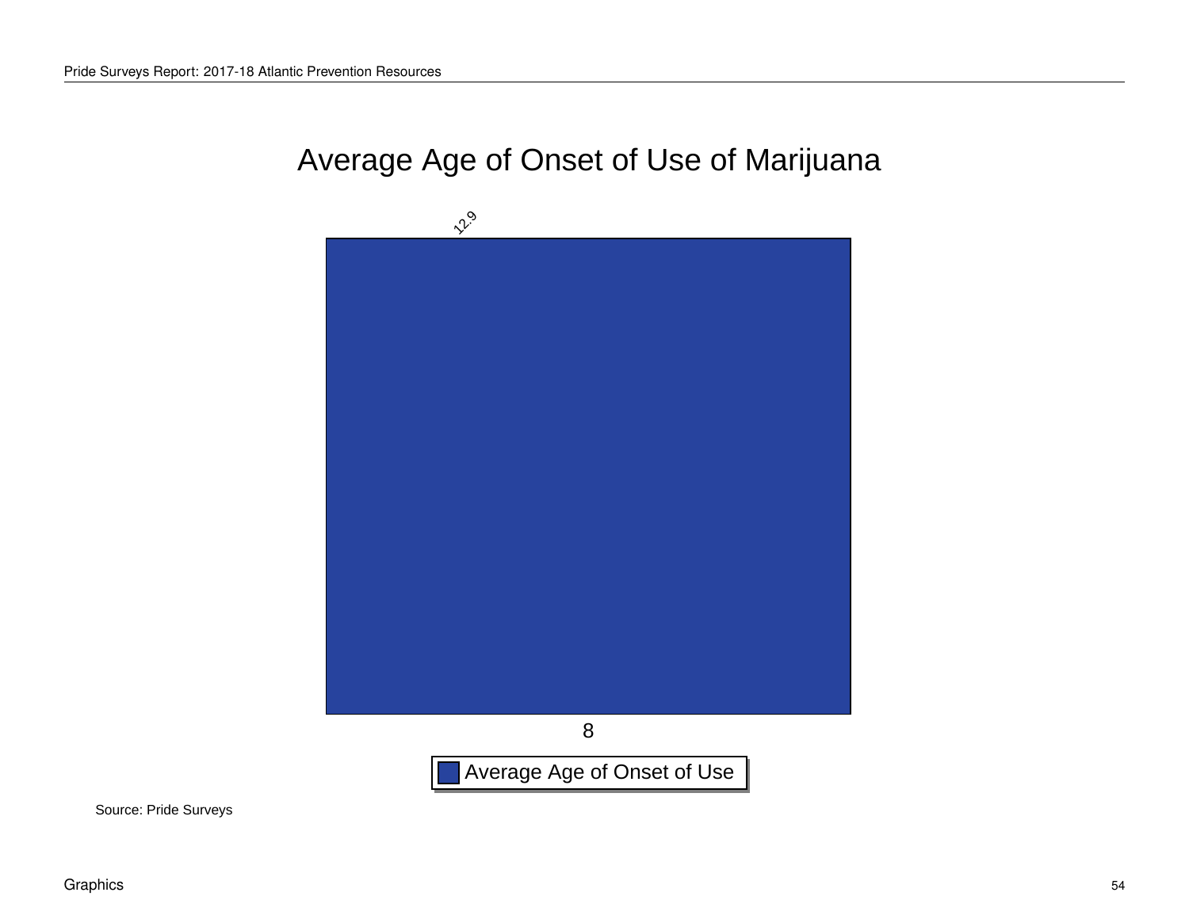# Average Age of Onset of Use of Marijuana

| | Average Age of Onset of Use |
|---|---|
| 8 | 12.9 |

Source: Pride Surveys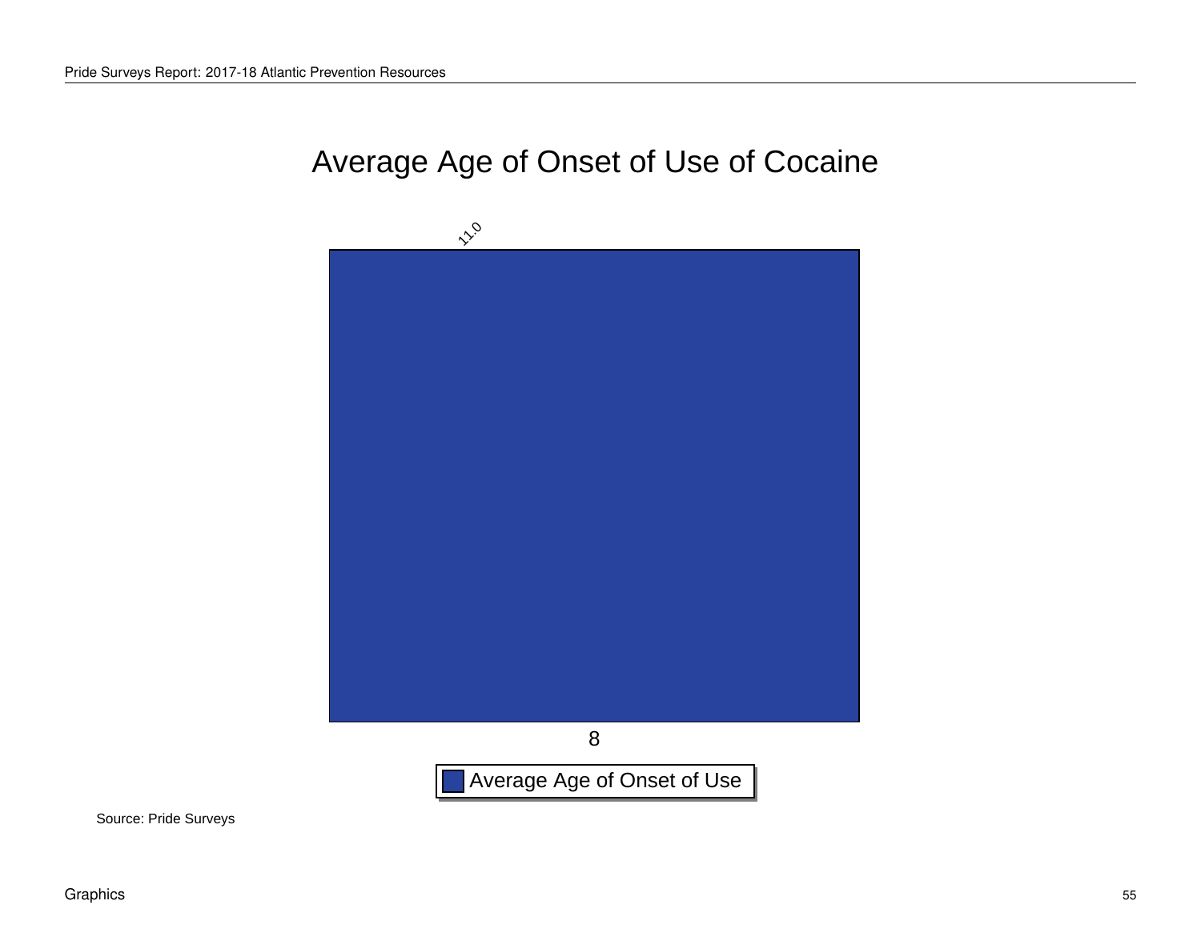# Average Age of Onset of Use of Cocaine

| | Average Age of Onset of Use |
|---|---|
| 8 | 11.0 |

Source: Pride Surveys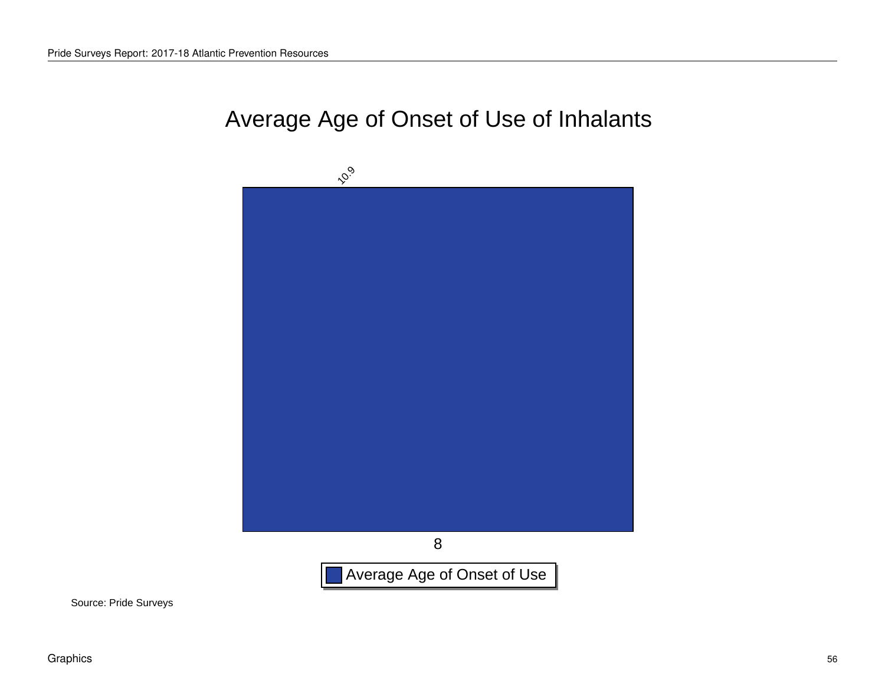# Average Age of Onset of Use of Inhalants

| Grade | Average Age of Onset of Use |
|---|---|
| 8 | 10.9 |

Source: Pride Surveys

Graphics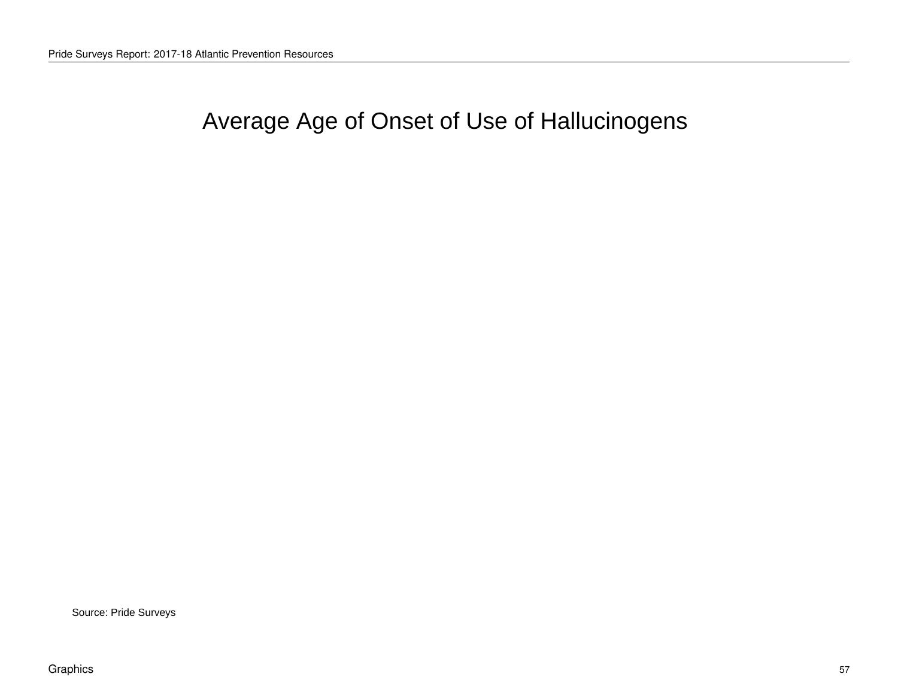# Average Age of Onset of Use of Hallucinogens

Source: Pride Surveys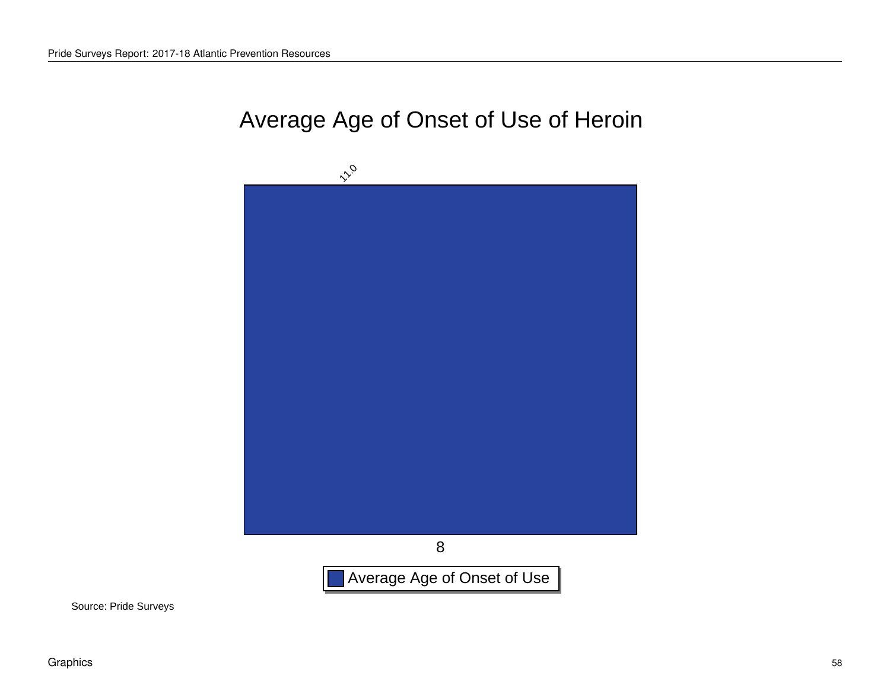# Average Age of Onset of Use of Heroin

| Grade | Average Age of Onset of Use |
|---|---|
| 8 | 11.0 |

Source: Pride Surveys

Graphics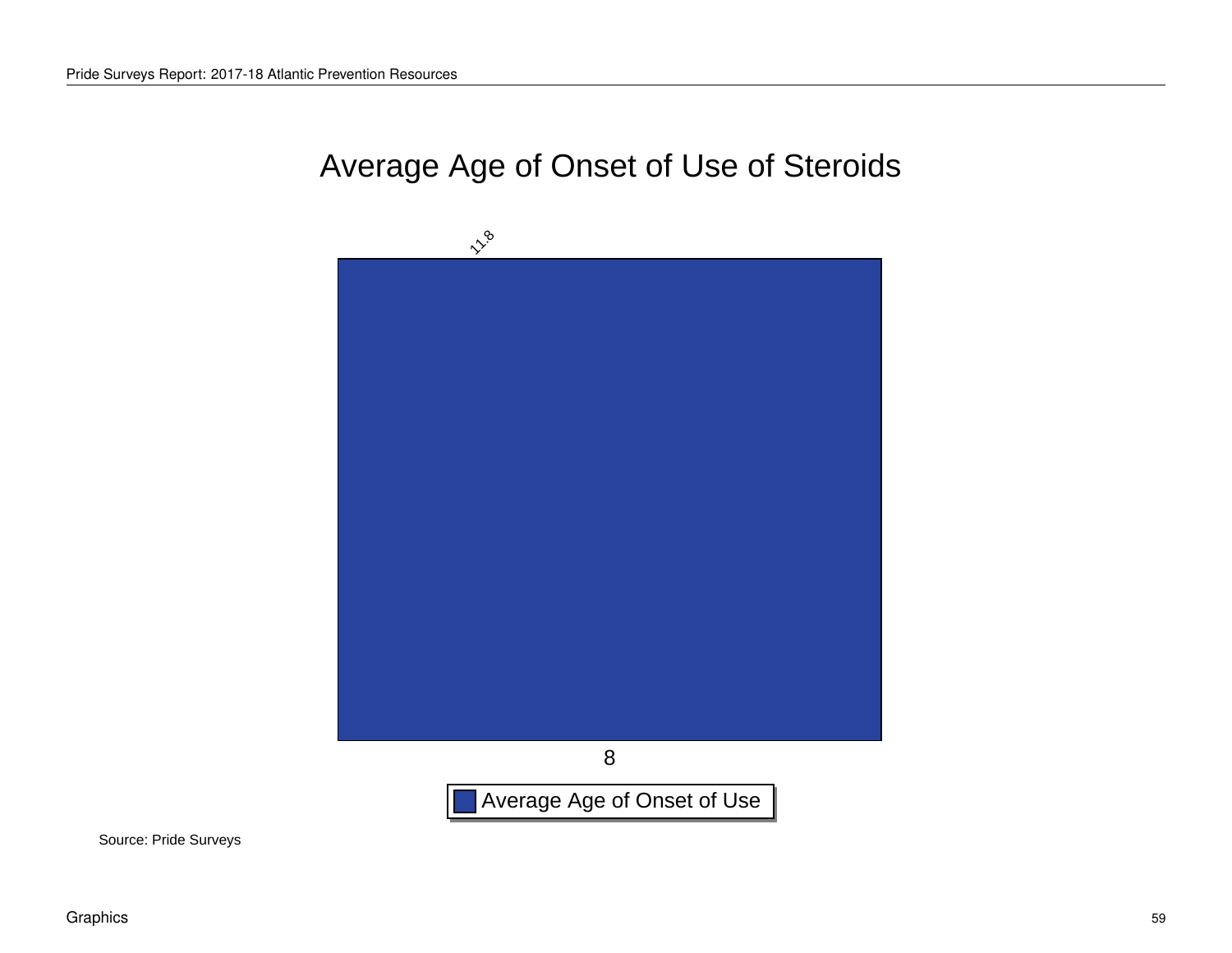# Average Age of Onset of Use of Steroids

| Grade | Average Age of Onset of Use |
|---|---|
| 8 | 11.8 |

Source: Pride Surveys

Graphics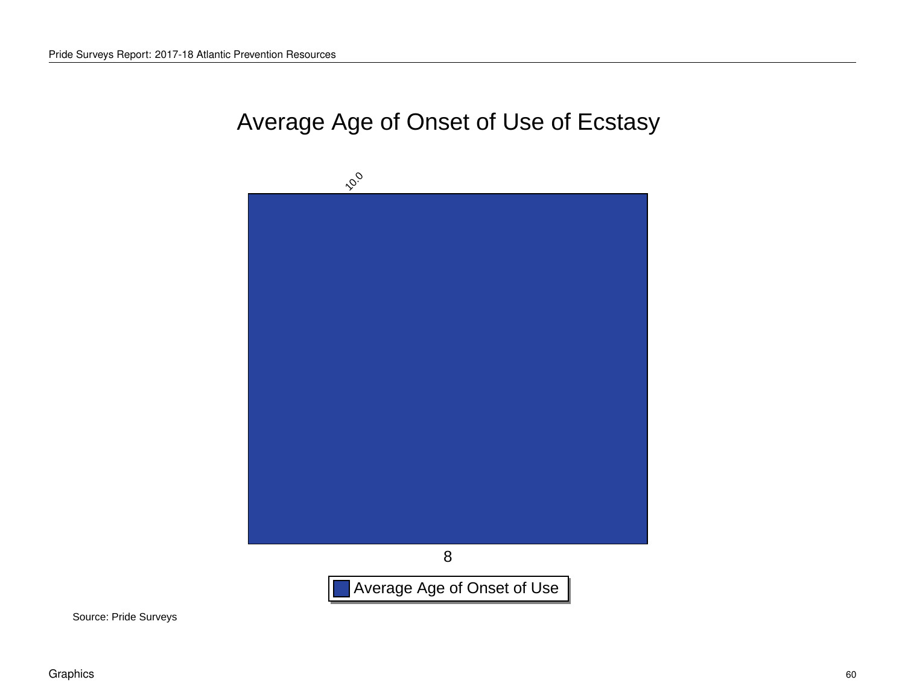# Average Age of Onset of Use of Ecstasy

| | 8 |
|---|---|
| Average Age of Onset of Use | 10.0 |

Source: Pride Surveys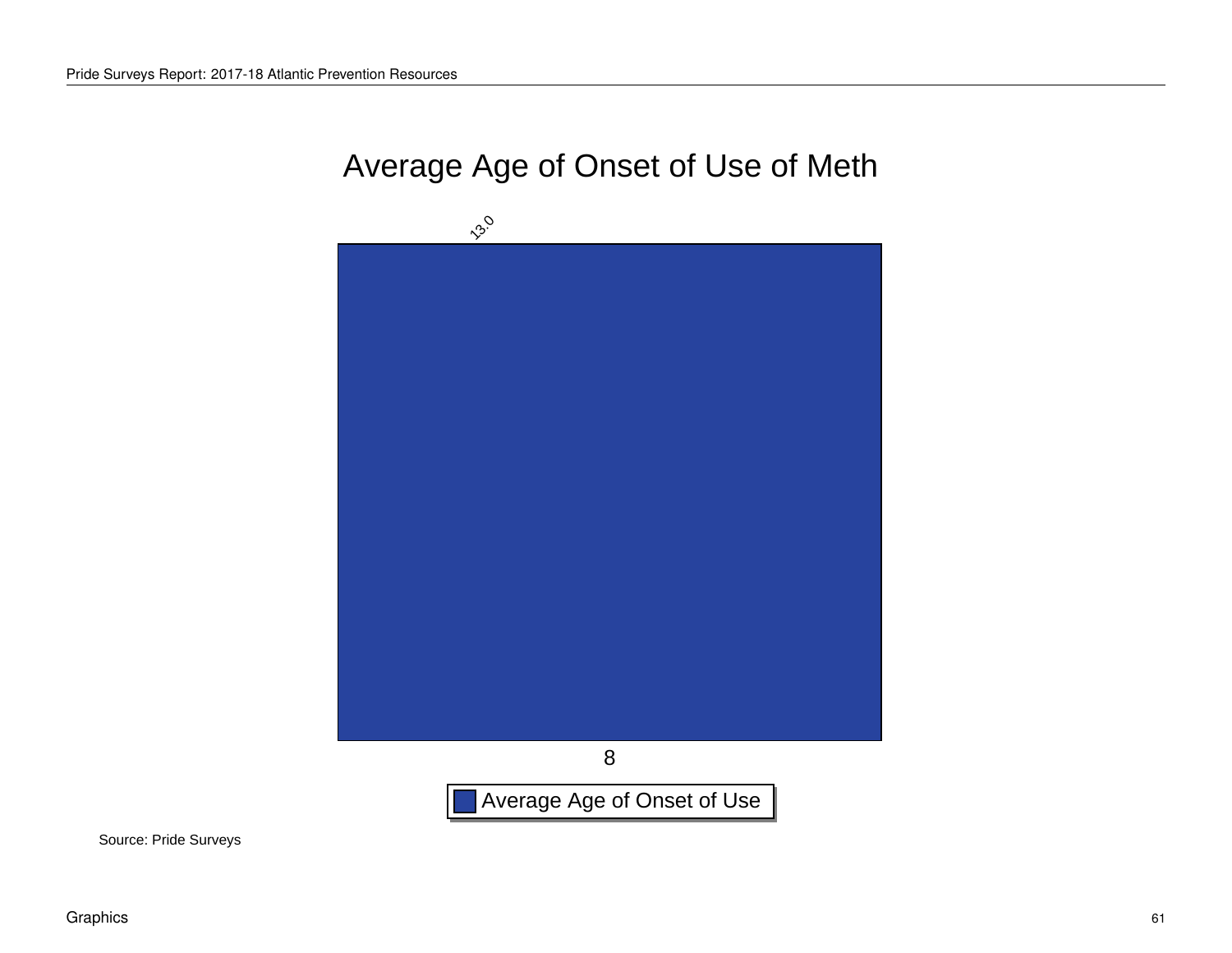# Average Age of Onset of Use of Meth

| | 8 |
|---|---|
| Average Age of Onset of Use | 13.0 |

Source: Pride Surveys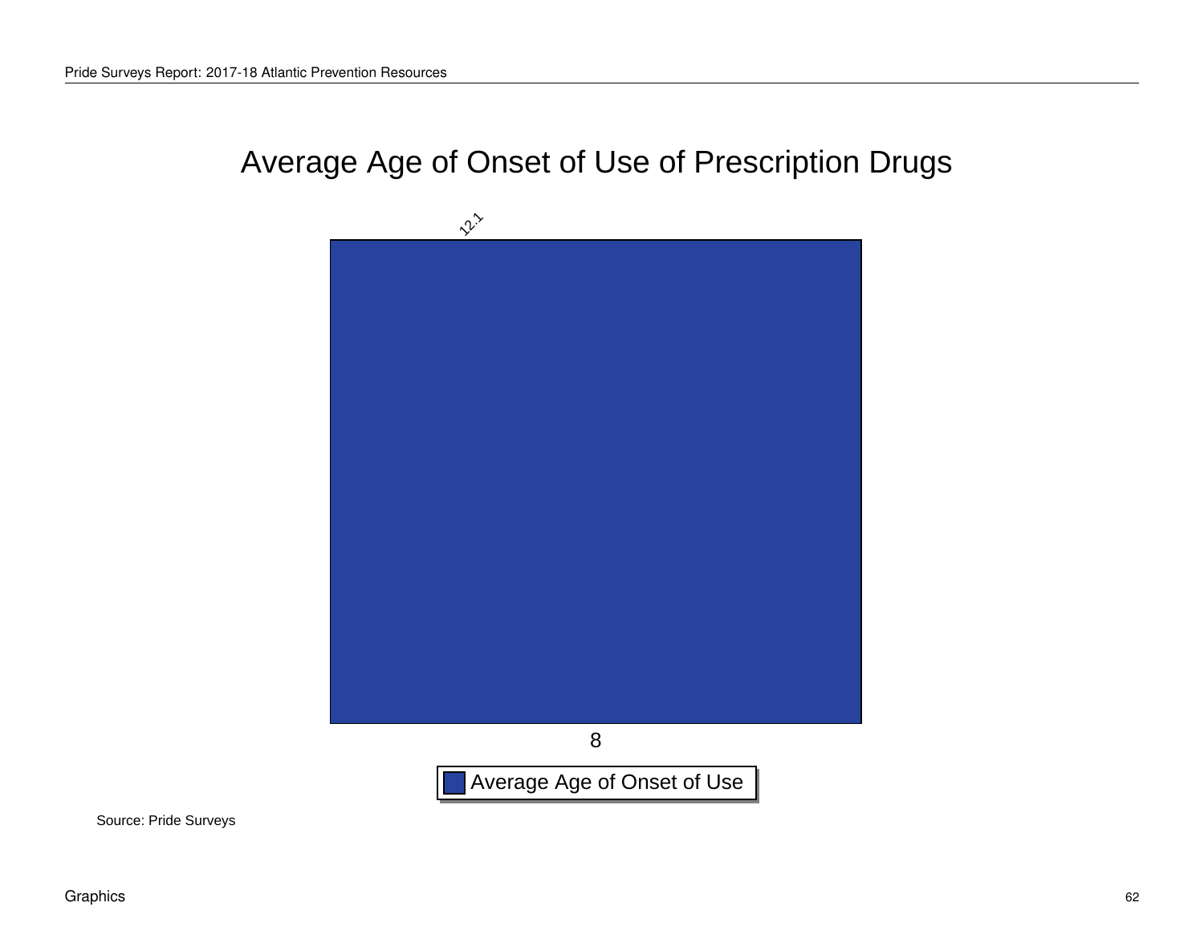# Average Age of Onset of Use of Prescription Drugs

| | Average Age of Onset of Use |
|---|---|
| 8 | 12.1 |

Source: Pride Surveys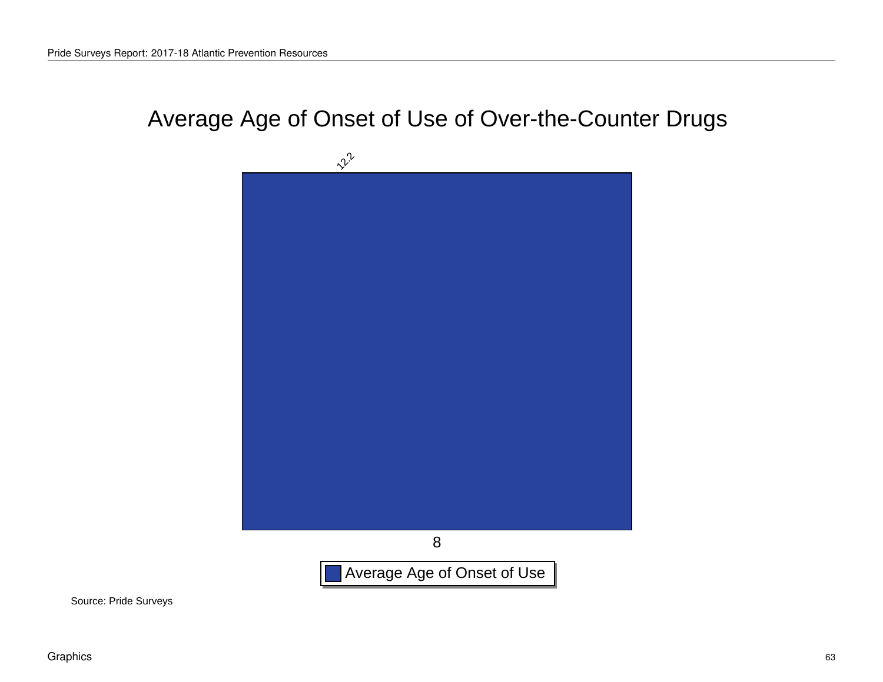# Average Age of Onset of Use of Over-the-Counter Drugs

| | Average Age of Onset of Use |
|---|---|
| 8 | 12.2 |

Source: Pride Surveys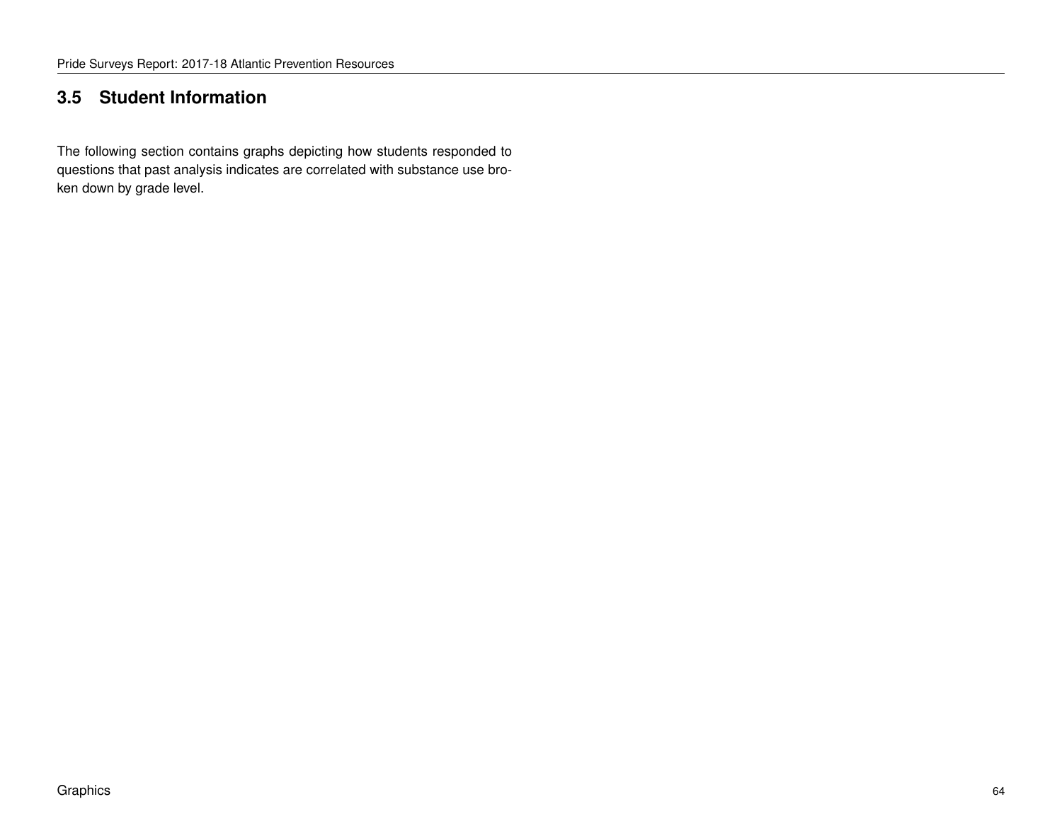## 3.5 Student Information

The following section contains graphs depicting how students responded to questions that past analysis indicates are correlated with substance use broken down by grade level.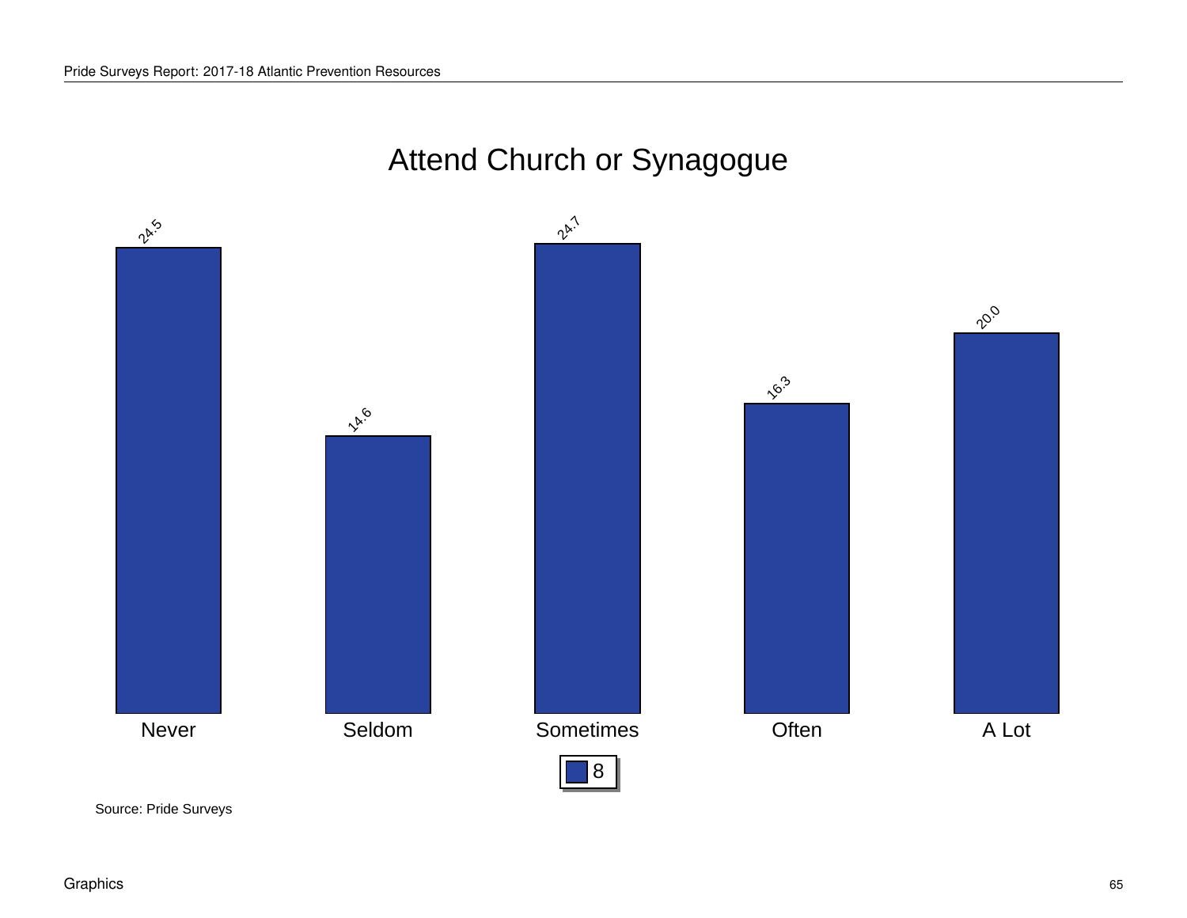# Attend Church or Synagogue

| | Never | Seldom | Sometimes | Often | A Lot |
|---|---|---|---|---|---|
| 8 | 24.5 | 14.6 | 24.7 | 16.3 | 20.0 |

Source: Pride Surveys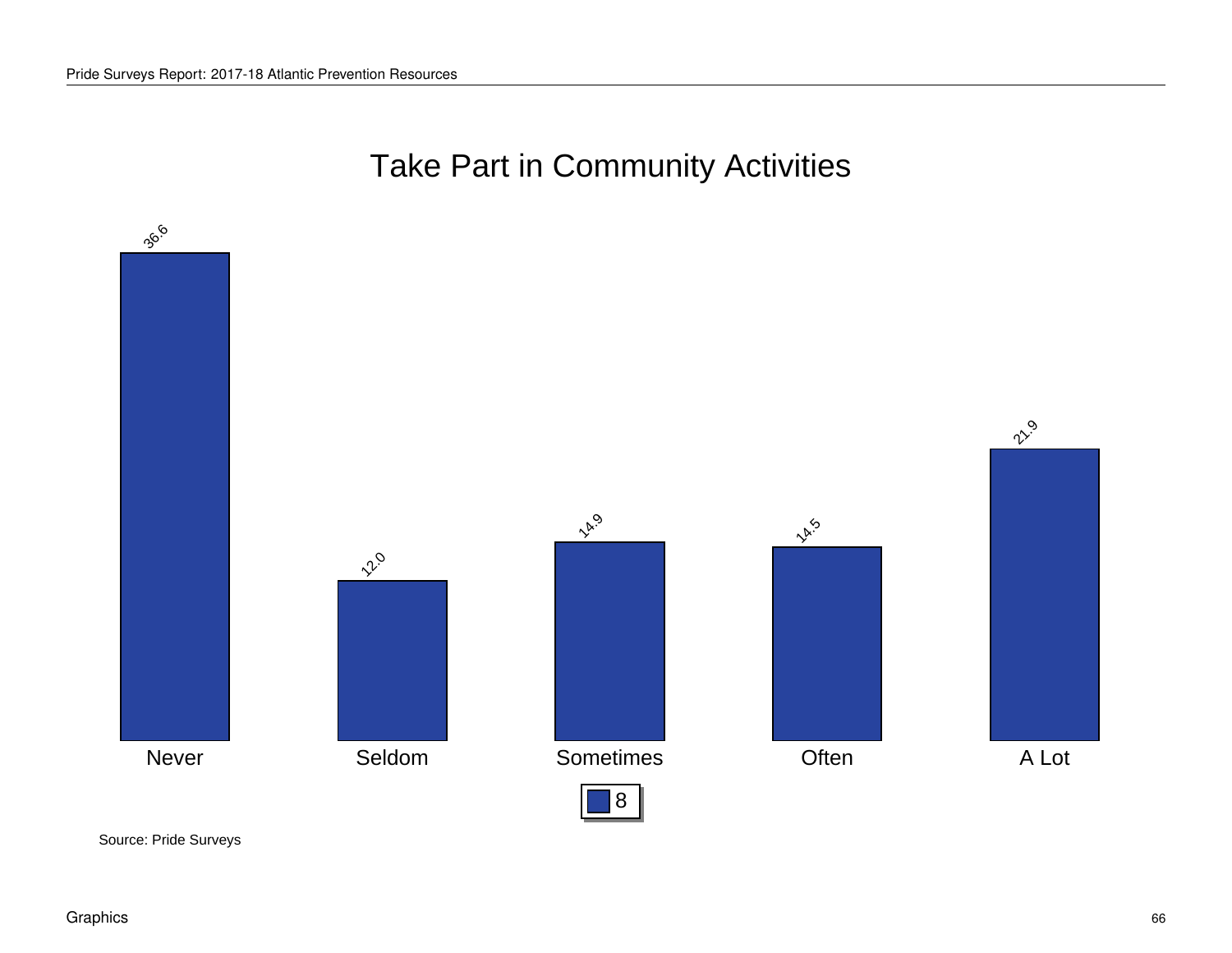# Take Part in Community Activities

| | Never | Seldom | Sometimes | Often | A Lot |
|---|---|---|---|---|---|
| 8 | 36.6 | 12.0 | 14.9 | 14.5 | 21.9 |

Source: Pride Surveys

Graphics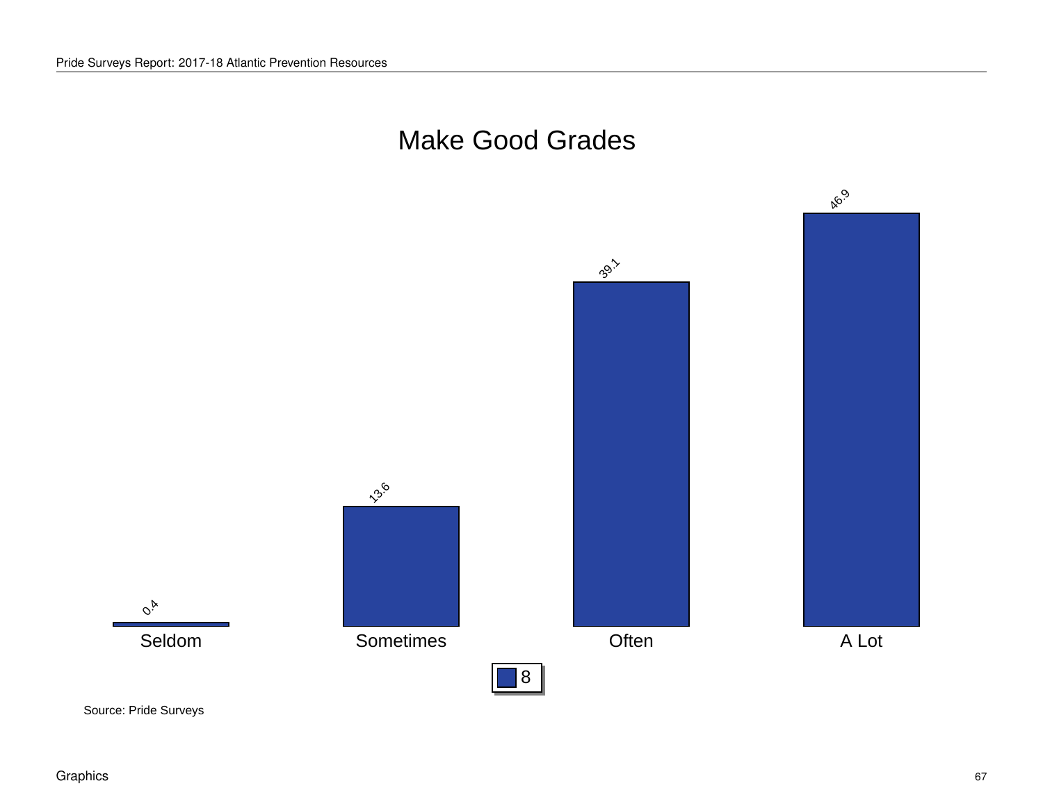# Make Good Grades

| | Seldom | Sometimes | Often | A Lot |
|---|---|---|---|---|
| 8 | 0.4 | 13.6 | 39.1 | 46.9 |

Source: Pride Surveys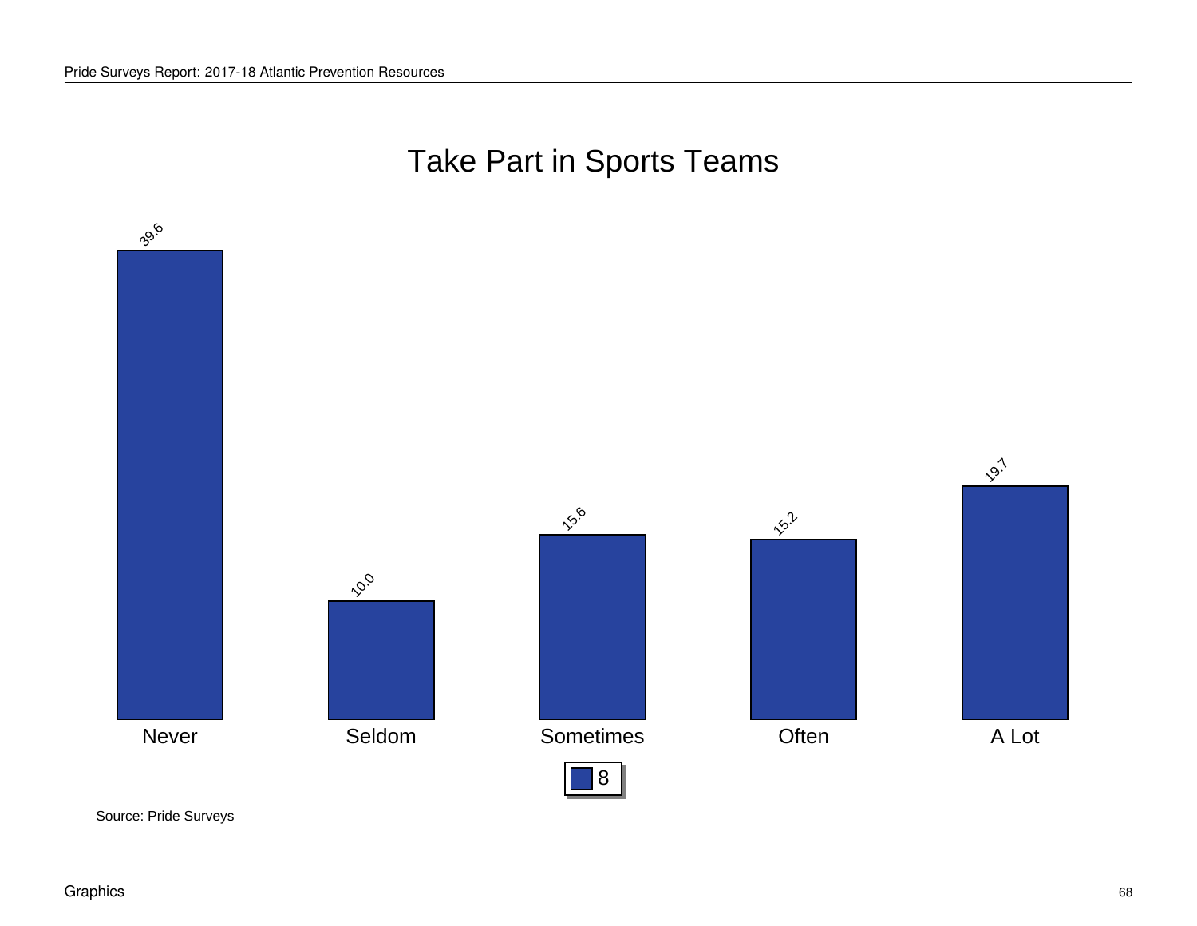# Take Part in Sports Teams

| | Never | Seldom | Sometimes | Often | A Lot |
|---|---|---|---|---|---|
| 8 | 39.6 | 10.0 | 15.6 | 15.2 | 19.7 |

Source: Pride Surveys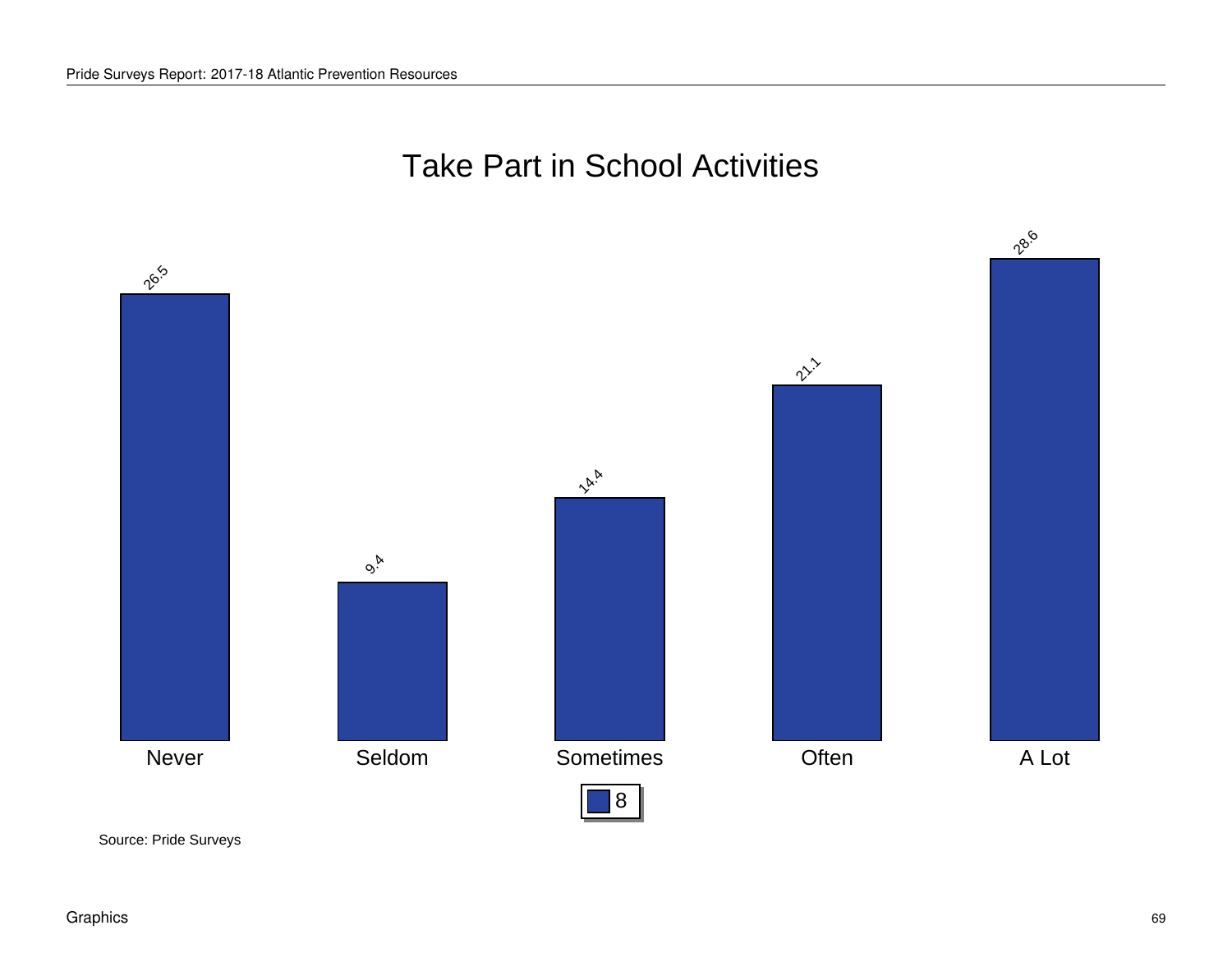# Take Part in School Activities

| | Never | Seldom | Sometimes | Often | A Lot |
|---|---|---|---|---|---|
| 8 | 26.5 | 9.4 | 14.4 | 21.1 | 28.6 |

Source: Pride Surveys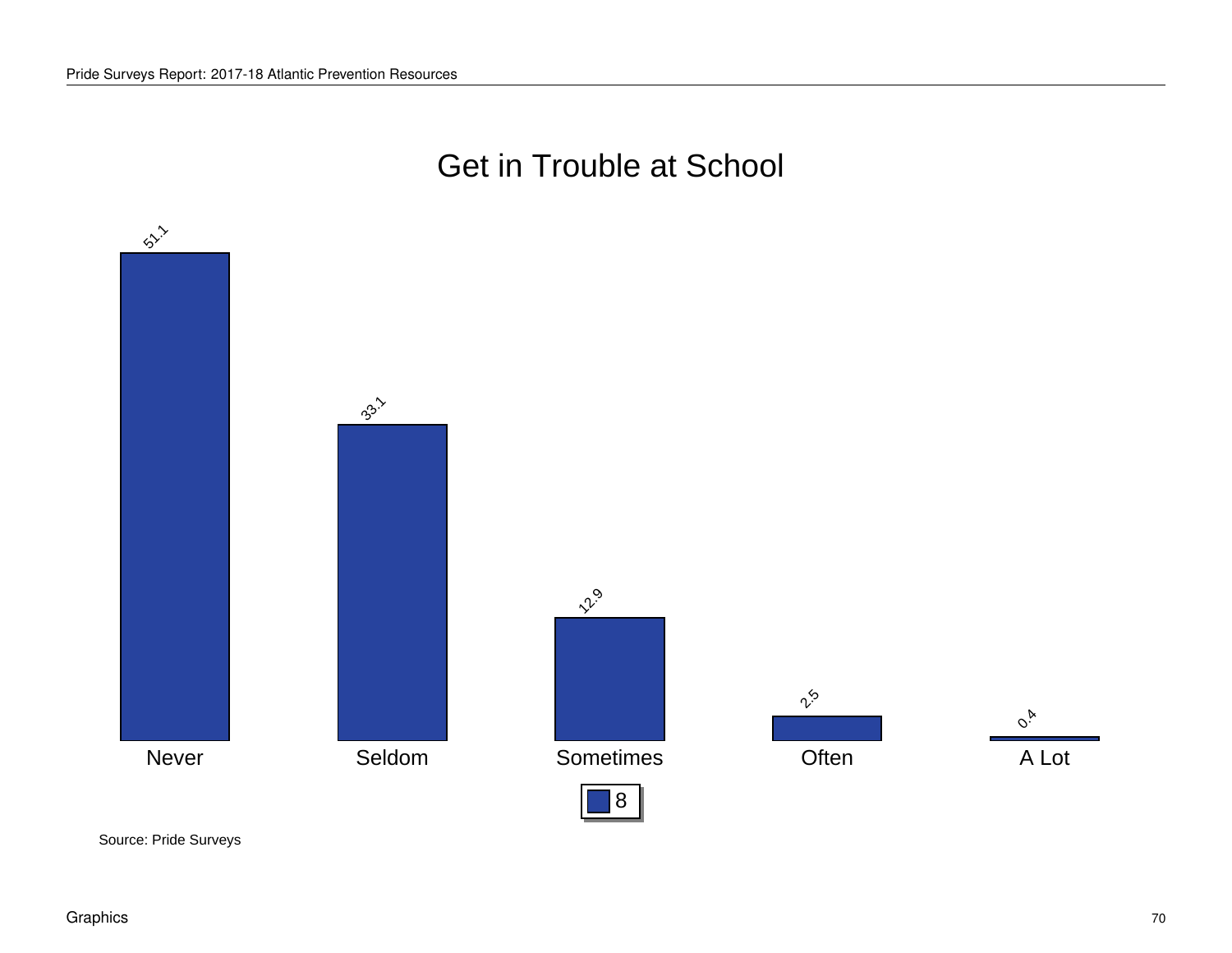# Get in Trouble at School

| | Never | Seldom | Sometimes | Often | A Lot |
|---|---|---|---|---|---|
| 8 | 51.1 | 33.1 | 12.9 | 2.5 | 0.4 |

Source: Pride Surveys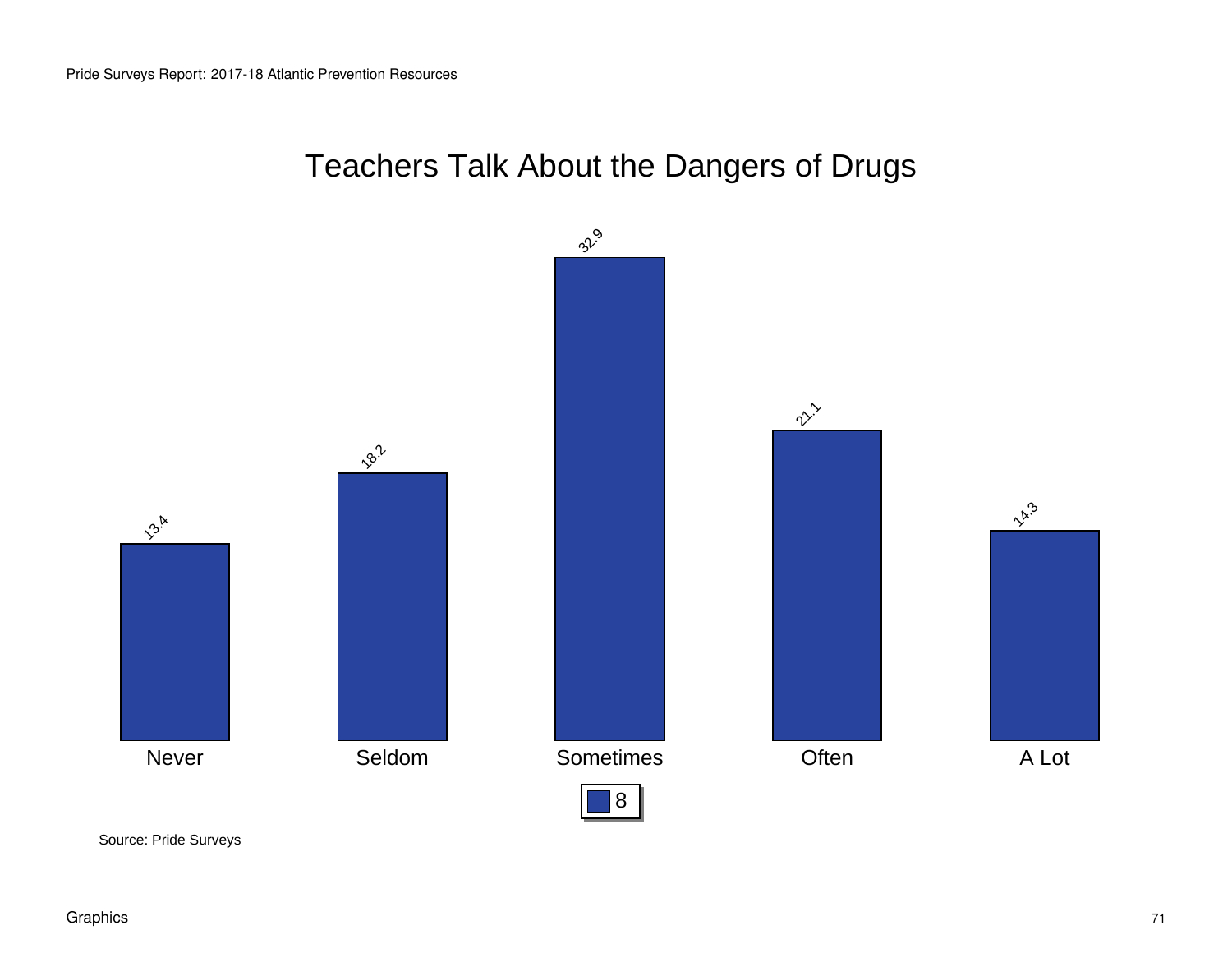# Teachers Talk About the Dangers of Drugs

| | Never | Seldom | Sometimes | Often | A Lot |
|---|---|---|---|---|---|
| 8 | 13.4 | 18.2 | 32.9 | 21.1 | 14.3 |

Source: Pride Surveys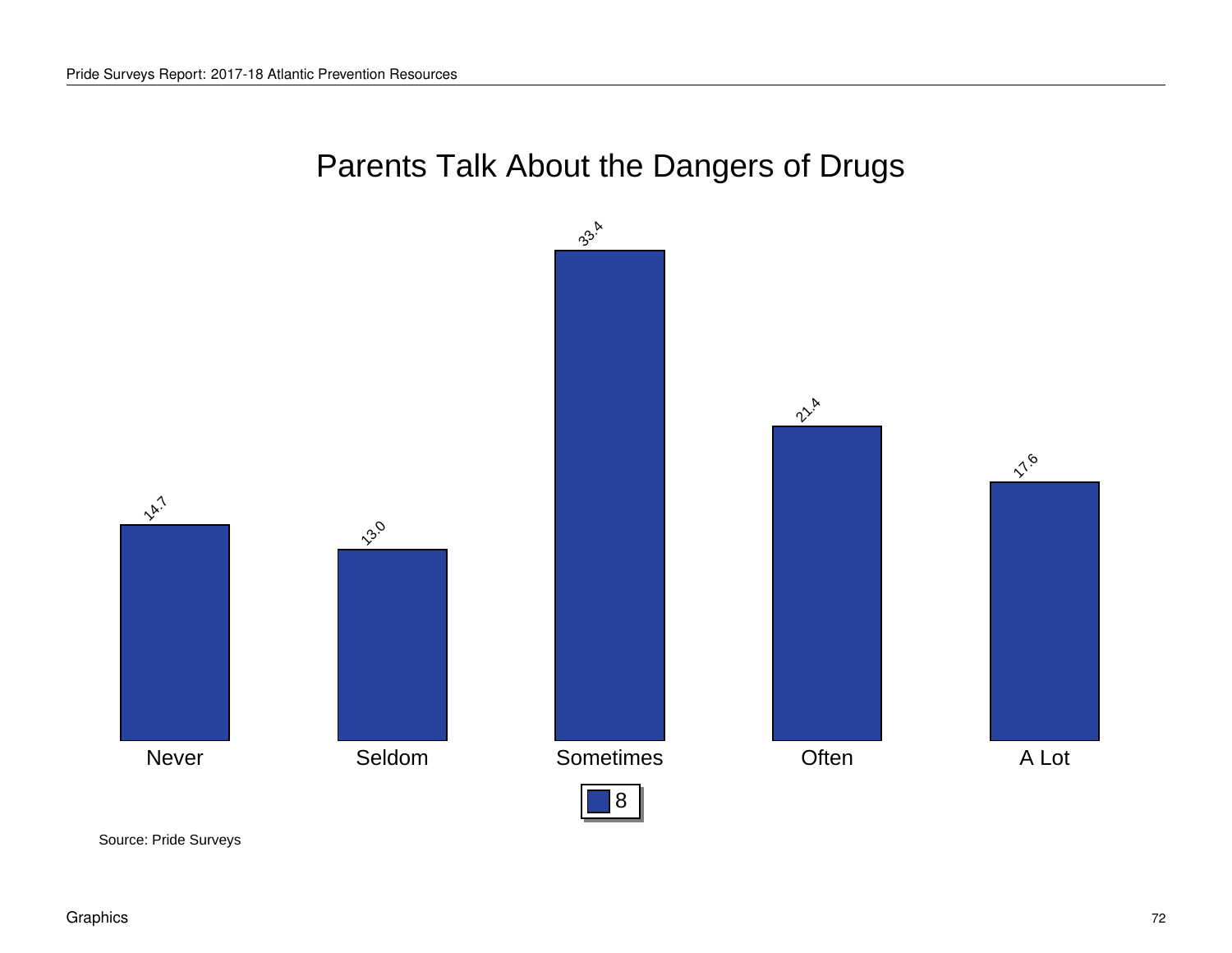# Parents Talk About the Dangers of Drugs

| | Never | Seldom | Sometimes | Often | A Lot |
|---|---|---|---|---|---|
| 8 | 14.7 | 13.0 | 33.4 | 21.4 | 17.6 |

Source: Pride Surveys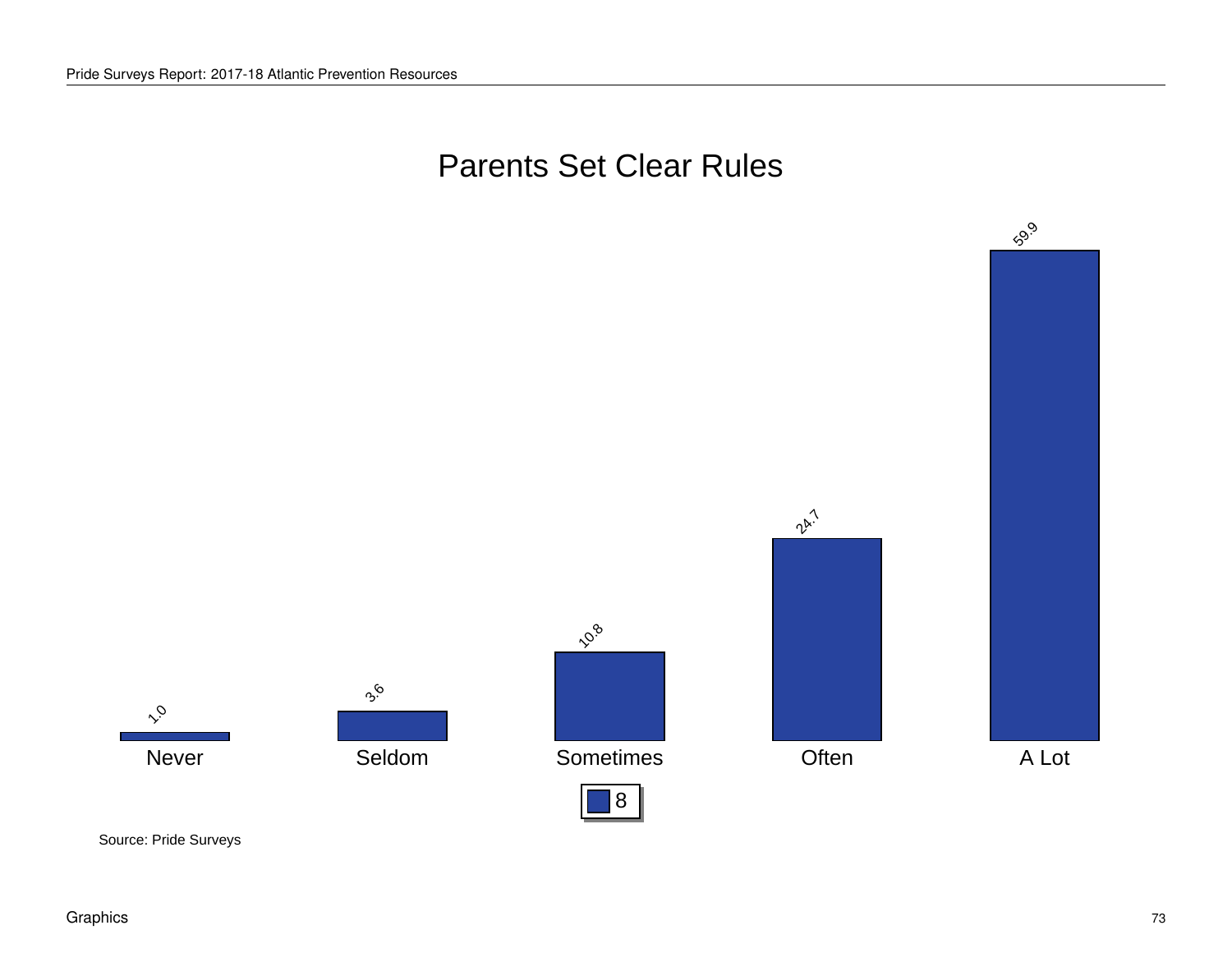# Parents Set Clear Rules

| | Never | Seldom | Sometimes | Often | A Lot |
|---|---|---|---|---|---|
| 8 | 1.0 | 3.6 | 10.8 | 24.7 | 59.9 |

Source: Pride Surveys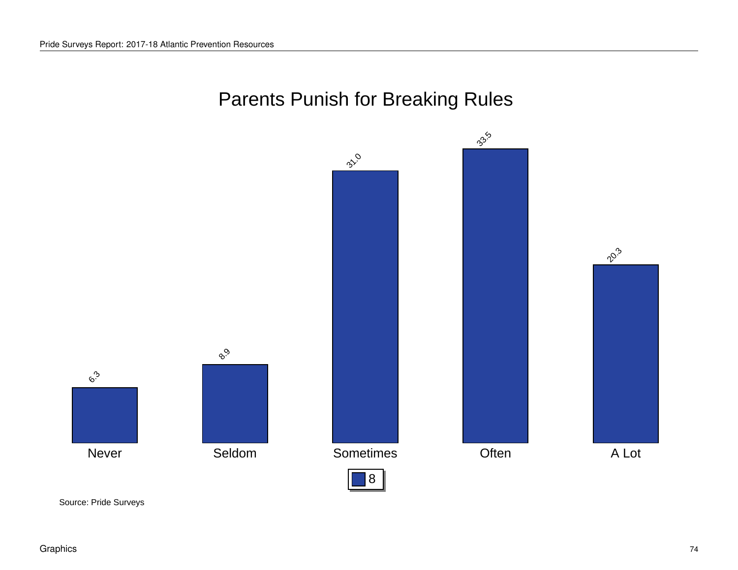# Parents Punish for Breaking Rules

| | Never | Seldom | Sometimes | Often | A Lot |
|---|---|---|---|---|---|
| 8 | 6.3 | 8.9 | 31.0 | 33.5 | 20.3 |

Source: Pride Surveys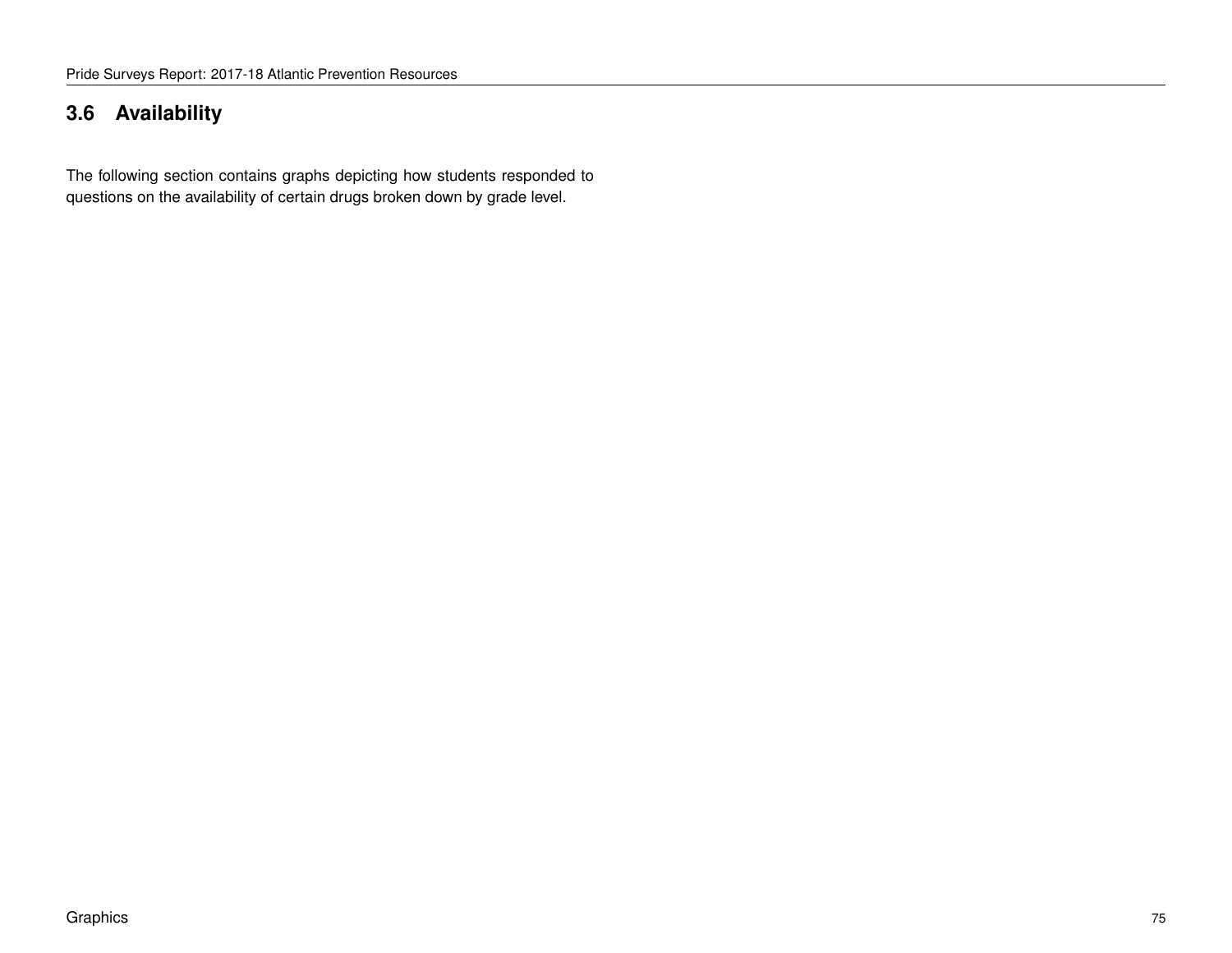## 3.6 Availability

The following section contains graphs depicting how students responded to questions on the availability of certain drugs broken down by grade level.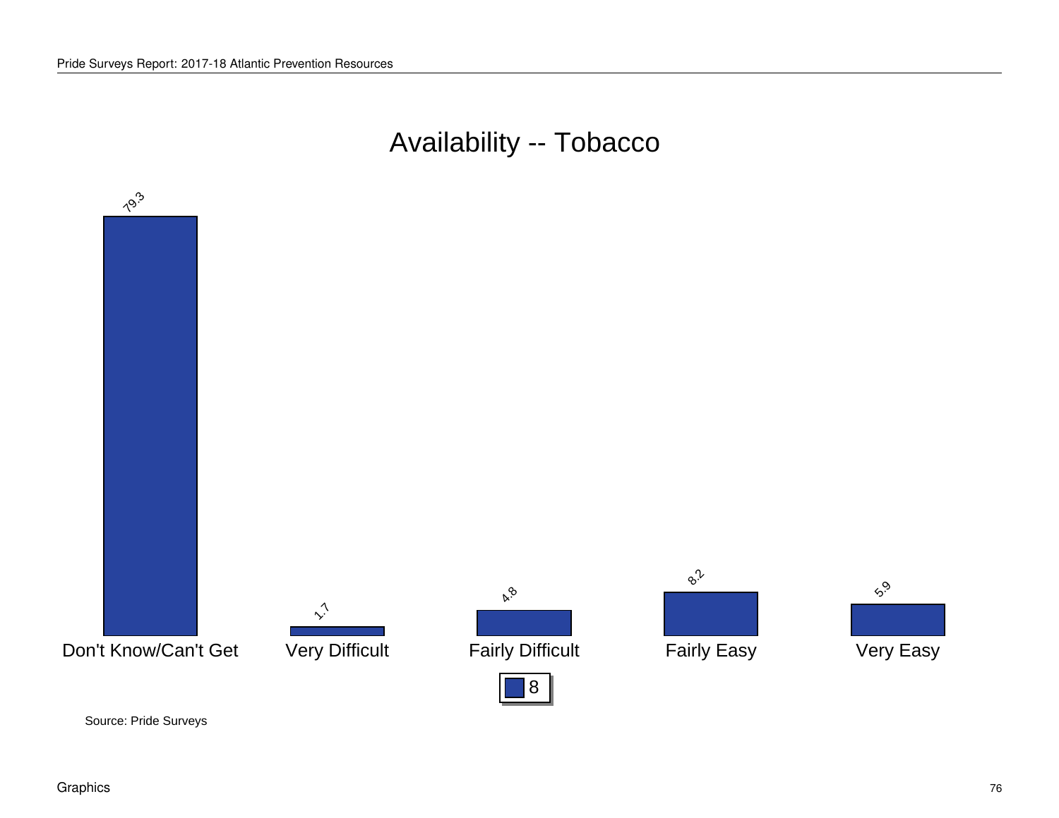# Availability -- Tobacco

| | Don't Know/Can't Get | Very Difficult | Fairly Difficult | Fairly Easy | Very Easy |
|---|---|---|---|---|---|
| 8 | 79.3 | 1.7 | 4.8 | 8.2 | 5.9 |

Source: Pride Surveys

Graphics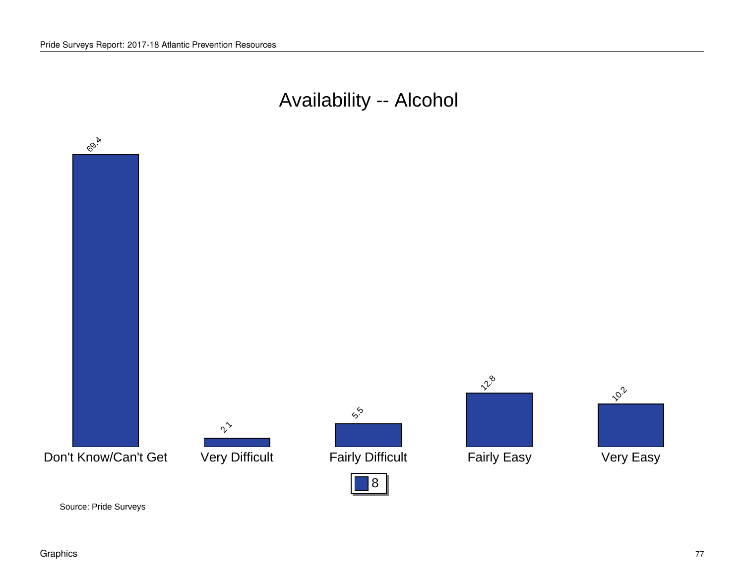# Availability -- Alcohol

| | Don't Know/Can't Get | Very Difficult | Fairly Difficult | Fairly Easy | Very Easy |
|---|---|---|---|---|---|
| 8 | 69.4 | 2.1 | 5.5 | 12.8 | 10.2 |

Source: Pride Surveys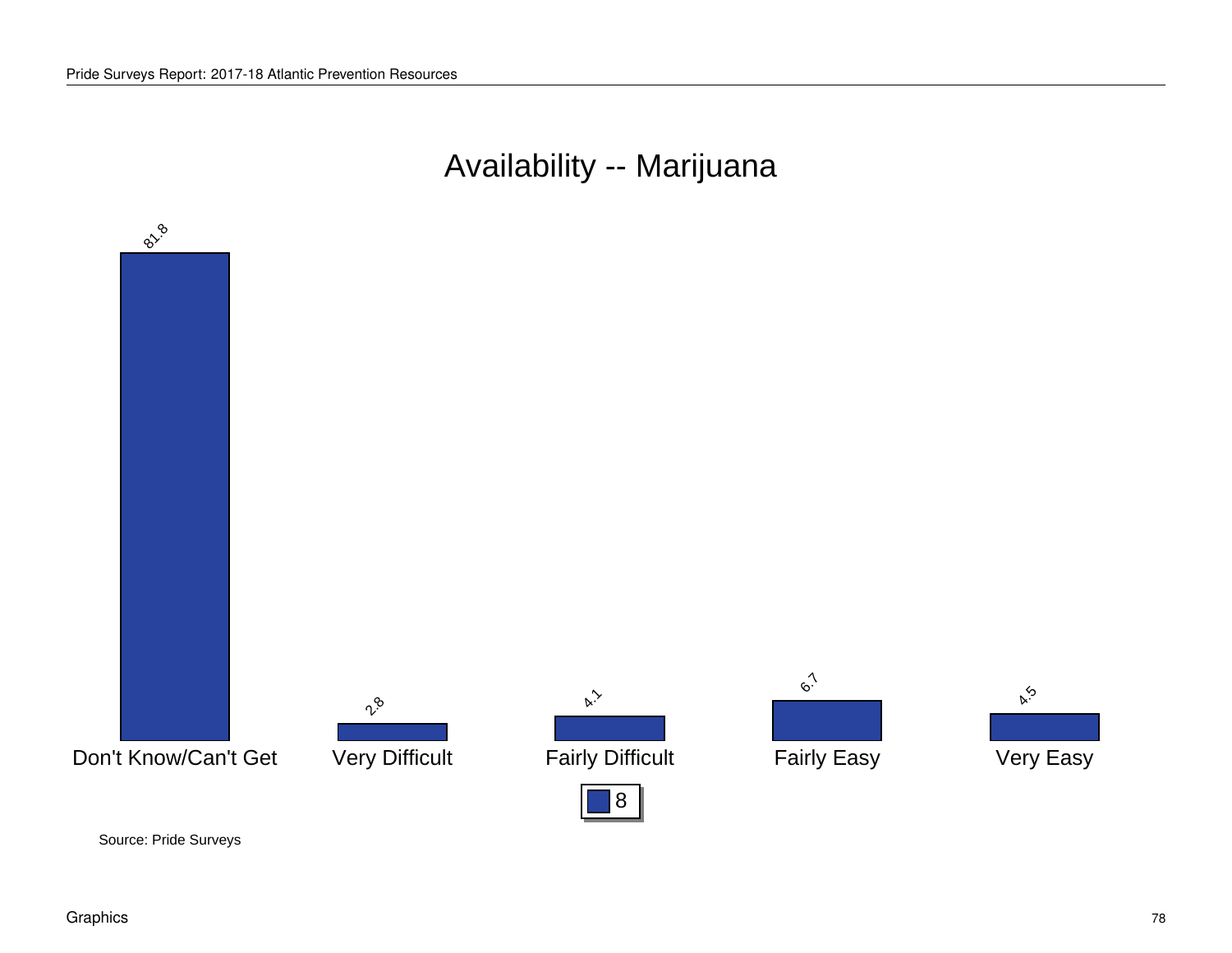# Availability -- Marijuana

| | Don't Know/Can't Get | Very Difficult | Fairly Difficult | Fairly Easy | Very Easy |
|---|---|---|---|---|---|
| 8 | 81.8 | 2.8 | 4.1 | 6.7 | 4.5 |

Source: Pride Surveys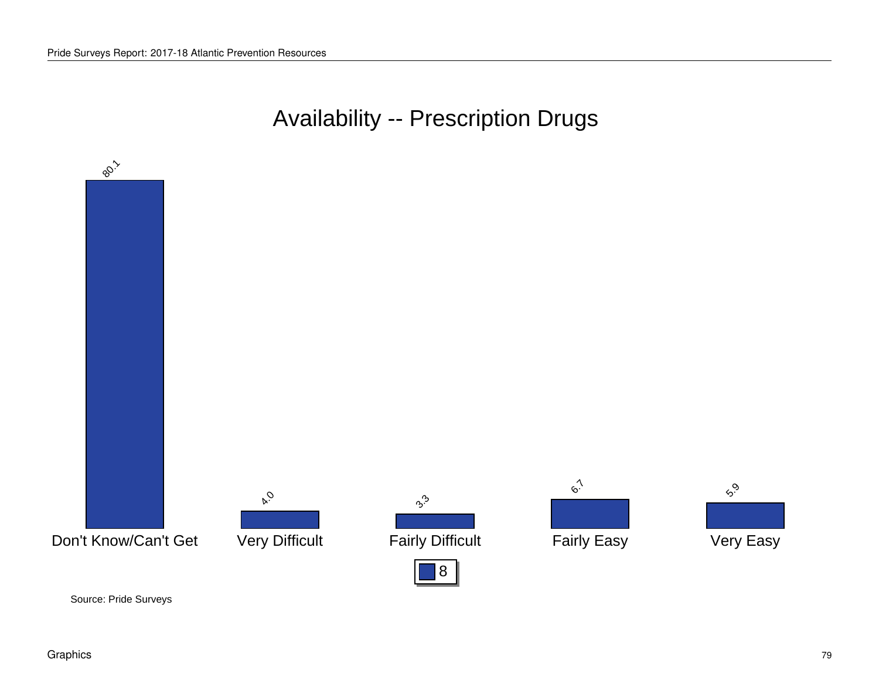# Availability -- Prescription Drugs

| | Don't Know/Can't Get | Very Difficult | Fairly Difficult | Fairly Easy | Very Easy |
|---|---|---|---|---|---|
| 8 | 80.1 | 4.0 | 3.3 | 6.7 | 5.9 |

Source: Pride Surveys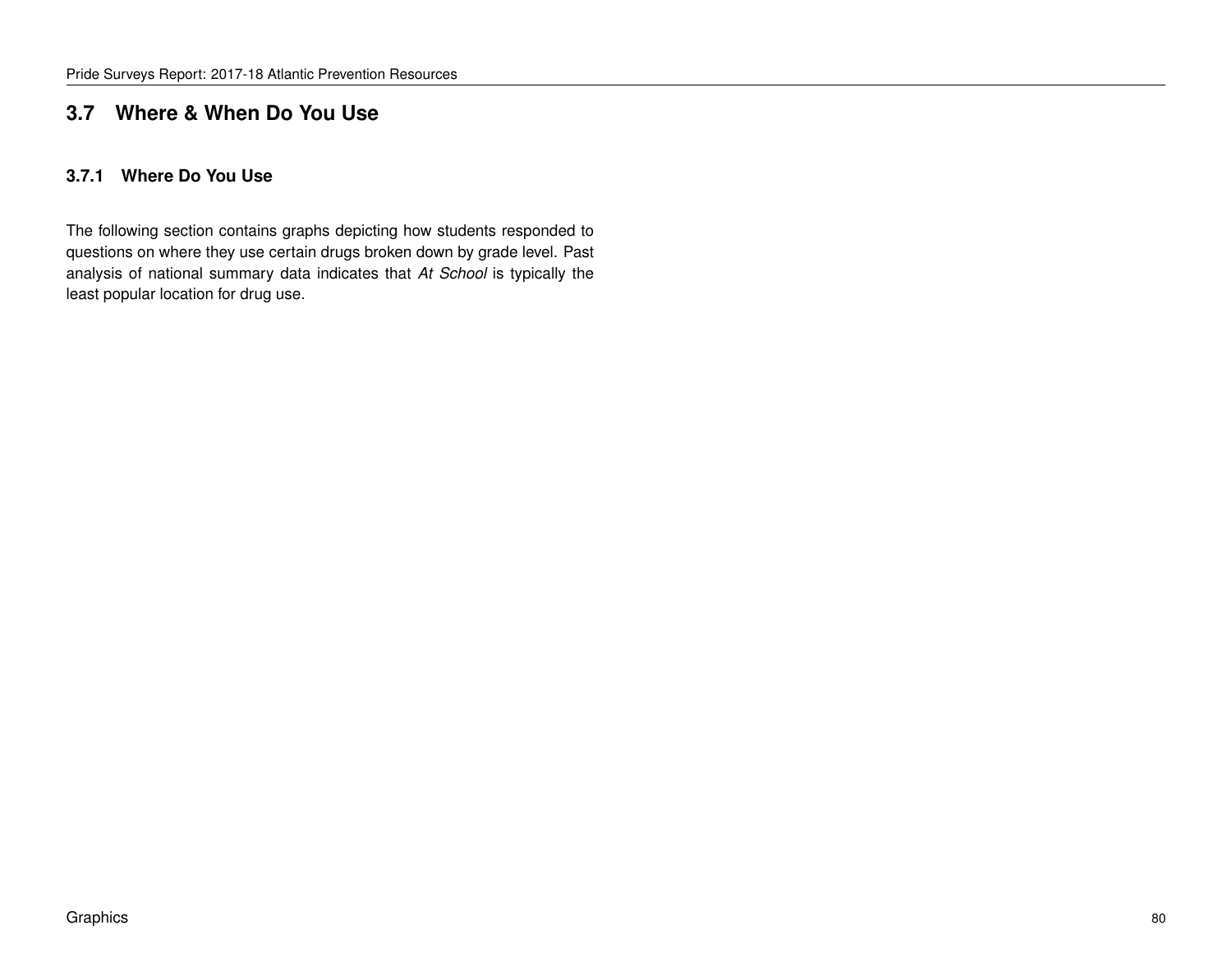## 3.7 Where & When Do You Use

### 3.7.1 Where Do You Use

The following section contains graphs depicting how students responded to questions on where they use certain drugs broken down by grade level. Past analysis of national summary data indicates that *At School* is typically the least popular location for drug use.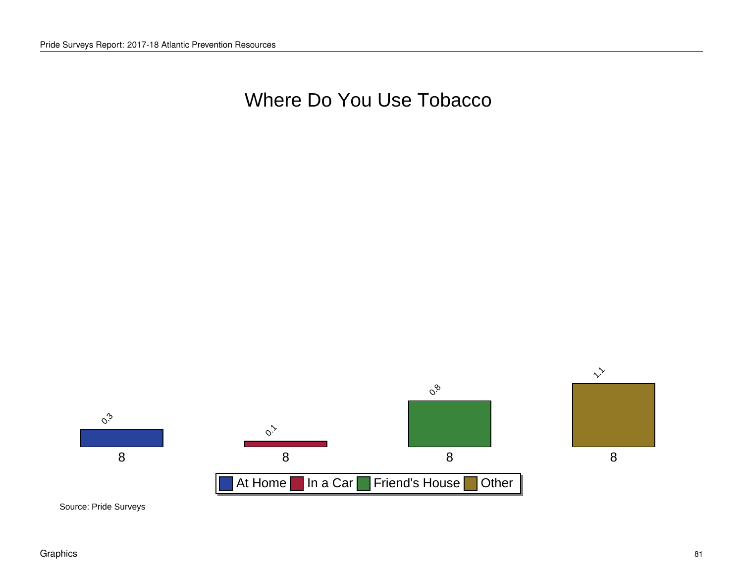# Where Do You Use Tobacco

| Grade | At Home | In a Car | Friend's House | Other |
| --- | --- | --- | --- | --- |
| 8 | 0.3 | 0.1 | 0.8 | 1.1 |

Source: Pride Surveys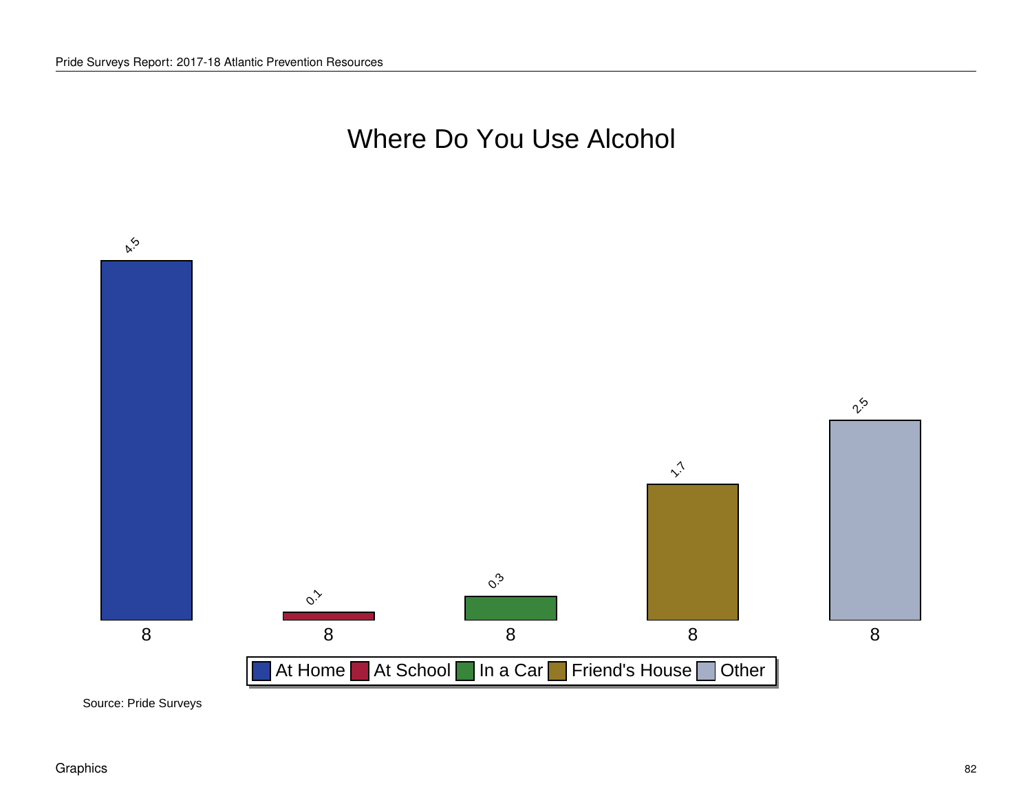# Where Do You Use Alcohol

| Grade | At Home | At School | In a Car | Friend's House | Other |
|---|---|---|---|---|---|
| 8 | 4.5 | 0.1 | 0.3 | 1.7 | 2.5 |

Source: Pride Surveys

Graphics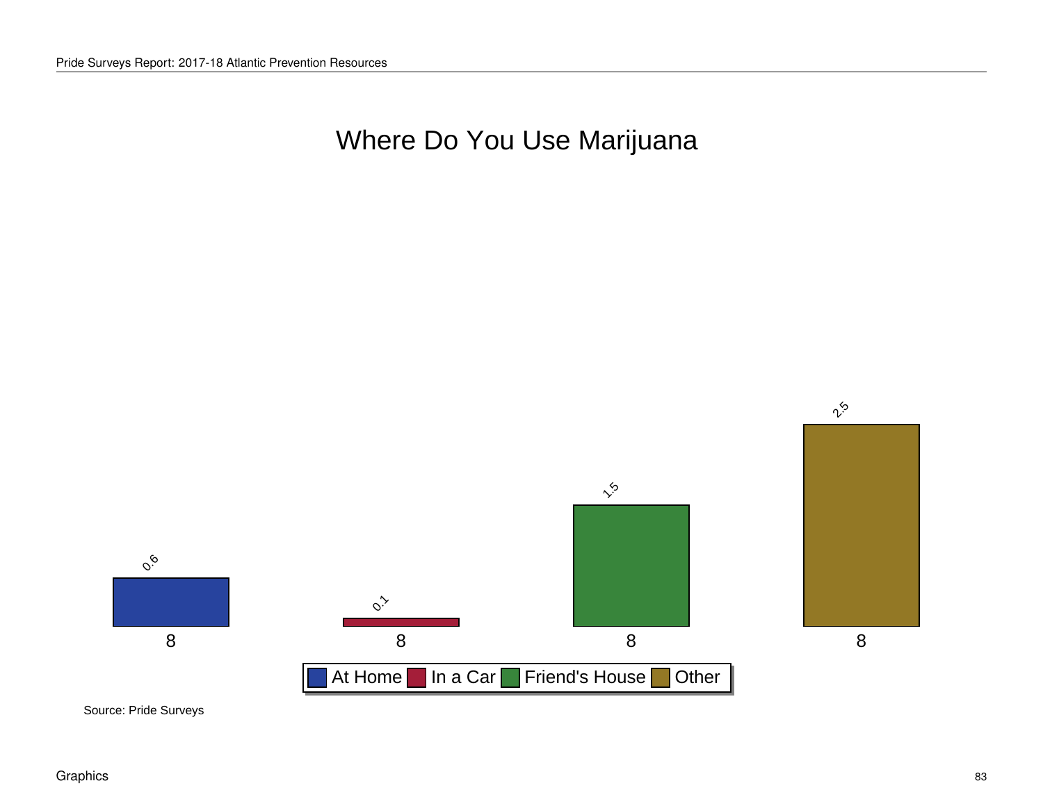# Where Do You Use Marijuana

| Grade | At Home | In a Car | Friend's House | Other |
|---|---|---|---|---|
| 8 | 0.6 | 0.1 | 1.5 | 2.5 |

Source: Pride Surveys

Graphics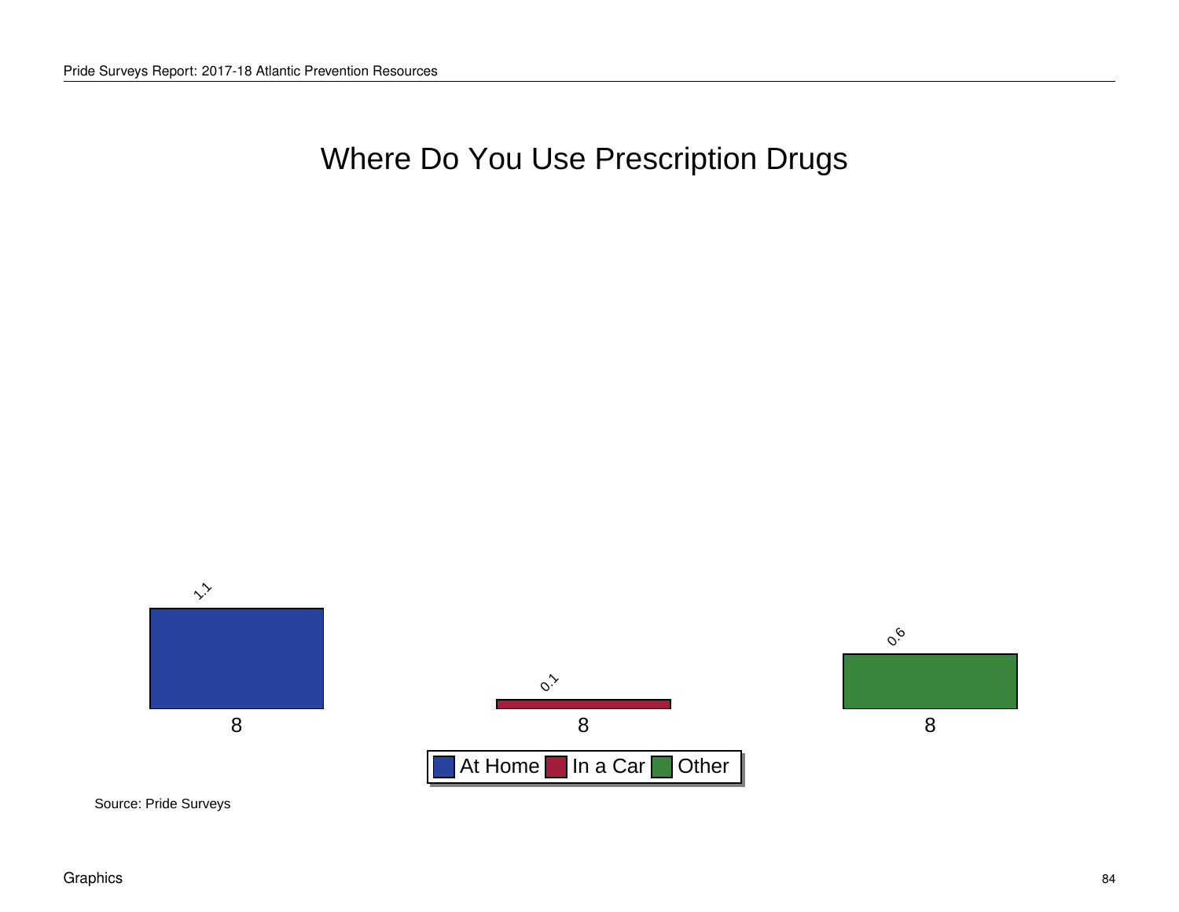# Where Do You Use Prescription Drugs

| Grade | At Home | In a Car | Other |
|---|---|---|---|
| 8 | 1.1 | 0.1 | 0.6 |

Source: Pride Surveys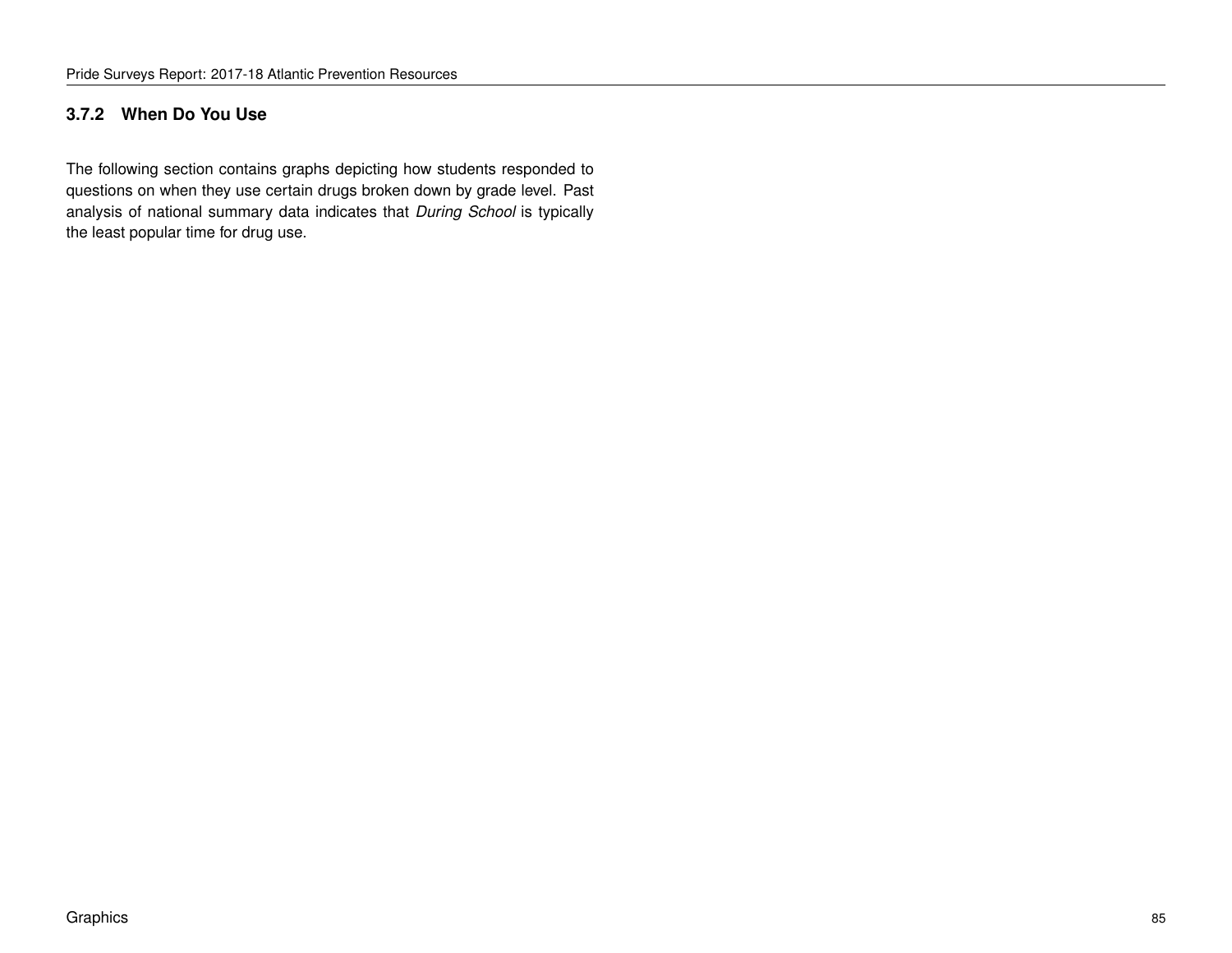### 3.7.2 When Do You Use

The following section contains graphs depicting how students responded to questions on when they use certain drugs broken down by grade level. Past analysis of national summary data indicates that *During School* is typically the least popular time for drug use.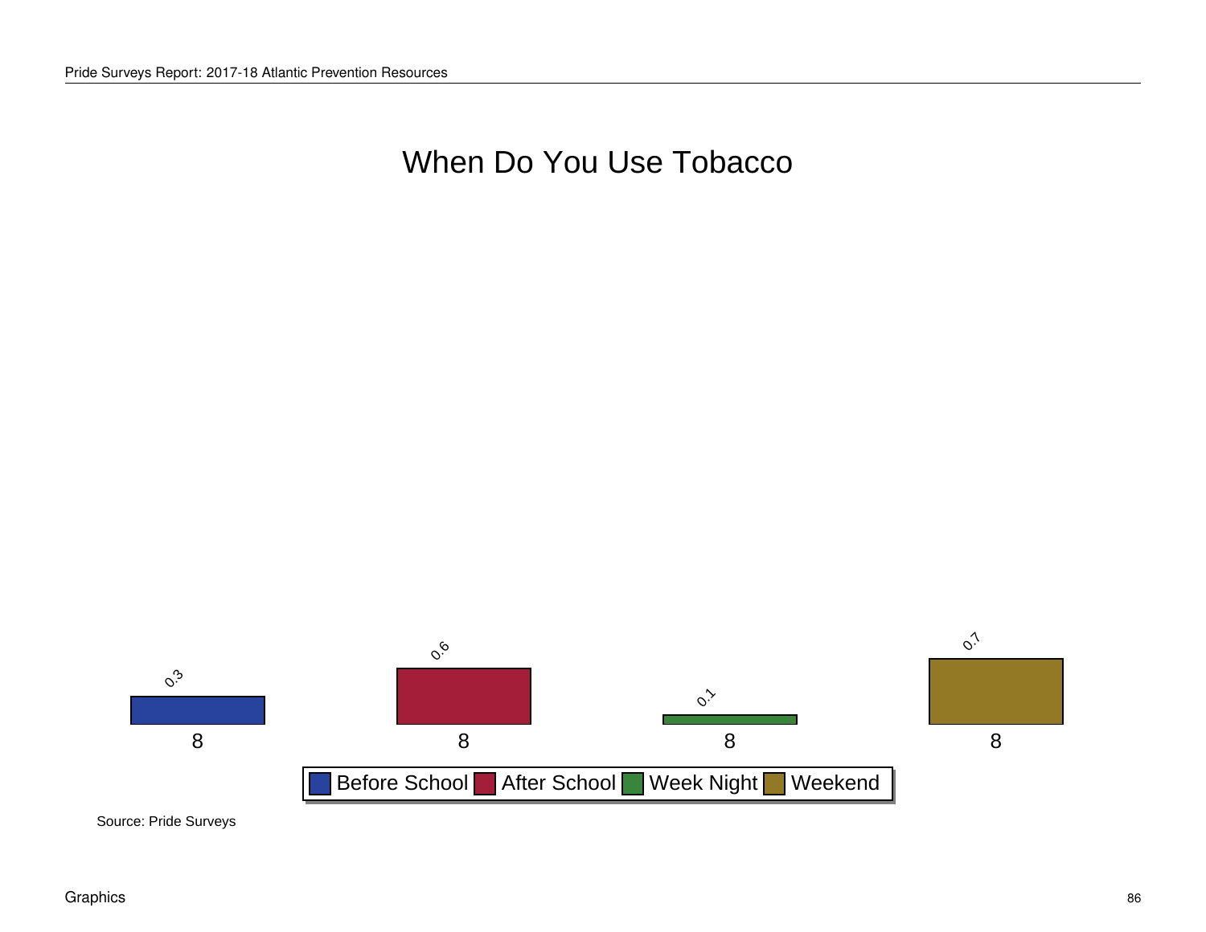# When Do You Use Tobacco

| Grade | Before School | After School | Week Night | Weekend |
|---|---|---|---|---|
| 8 | 0.3 | 0.6 | 0.1 | 0.7 |

Source: Pride Surveys

Graphics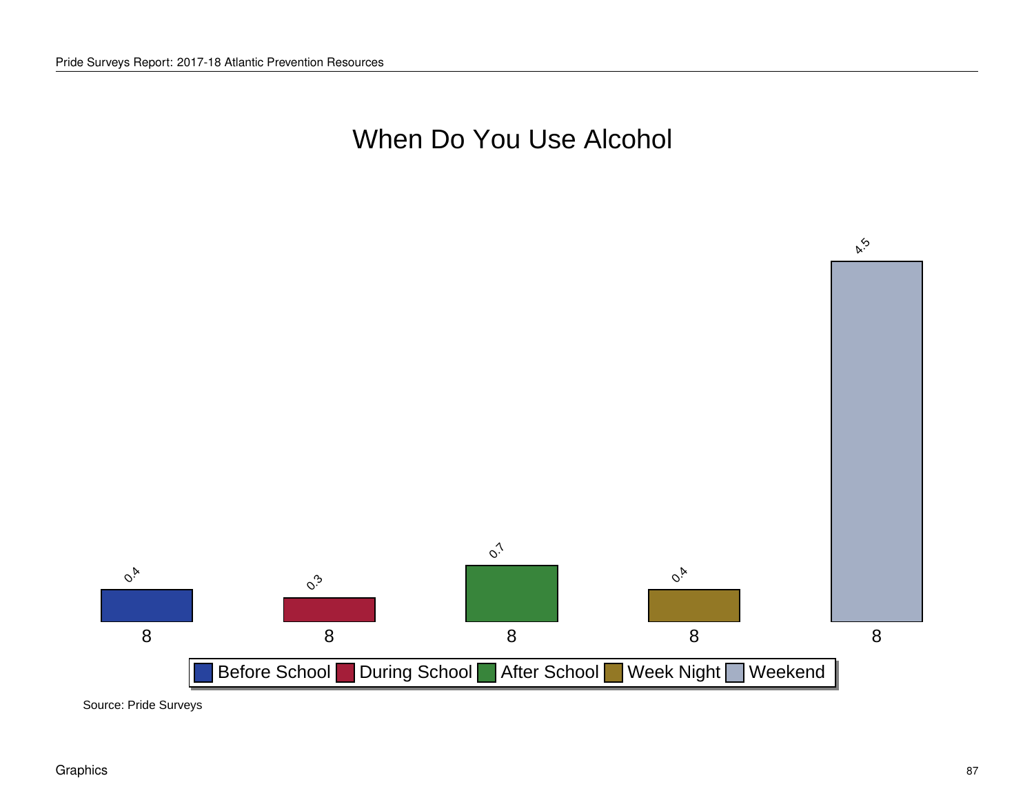# When Do You Use Alcohol

| | Before School | During School | After School | Week Night | Weekend |
|---|---|---|---|---|---|
| 8 | 0.4 | 0.3 | 0.7 | 0.4 | 4.5 |

Source: Pride Surveys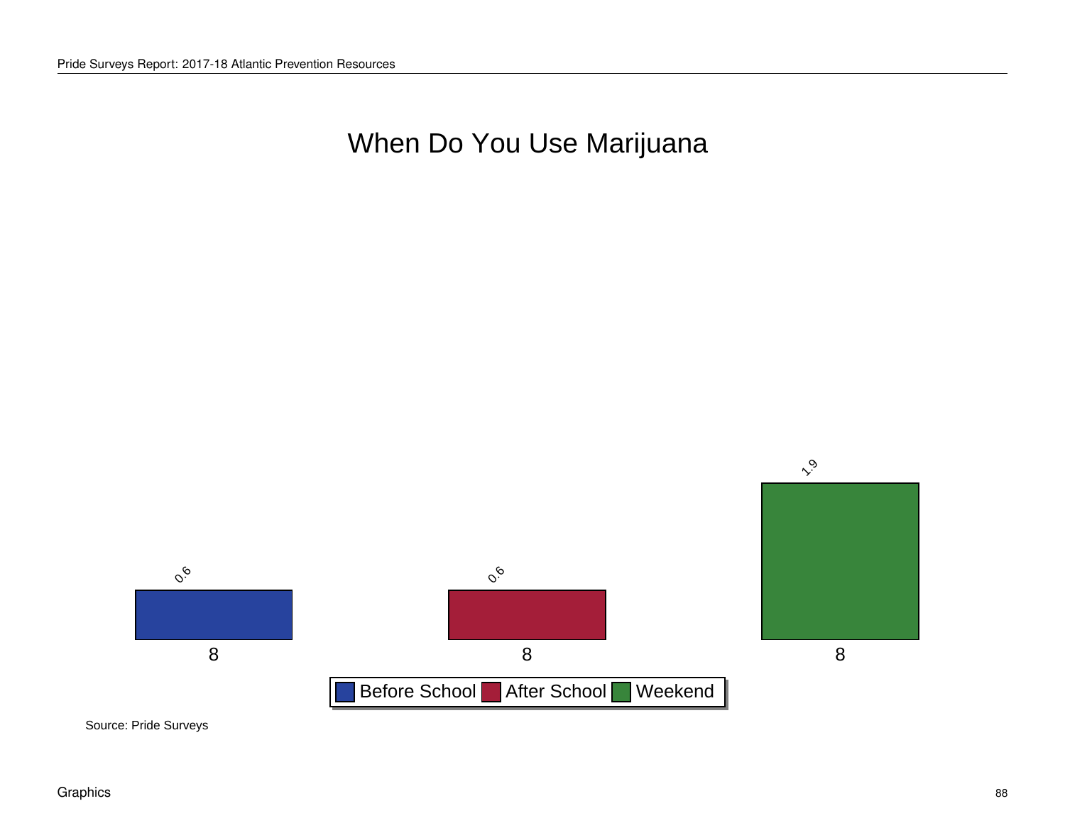# When Do You Use Marijuana

| Grade | Before School | After School | Weekend |
|---|---|---|---|
| 8 | 0.6 | 0.6 | 1.9 |

Source: Pride Surveys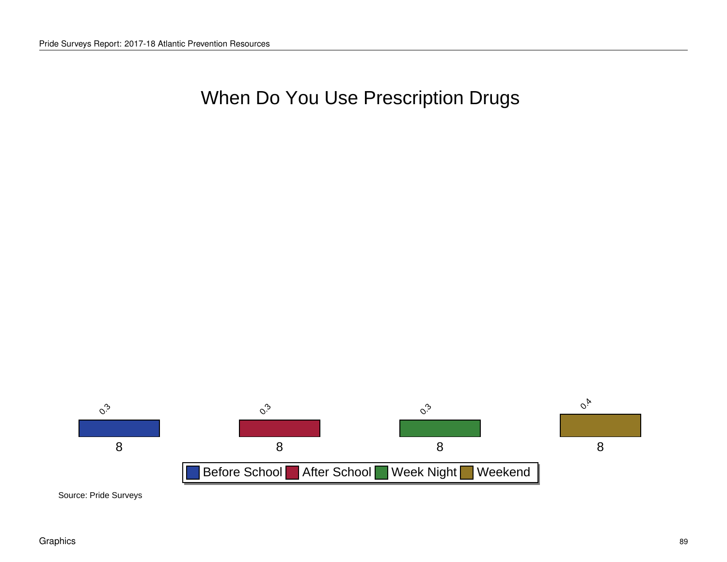# When Do You Use Prescription Drugs

| Grade | Before School | After School | Week Night | Weekend |
|---|---|---|---|---|
| 8 | 0.3 | 0.3 | 0.3 | 0.4 |

Source: Pride Surveys

Graphics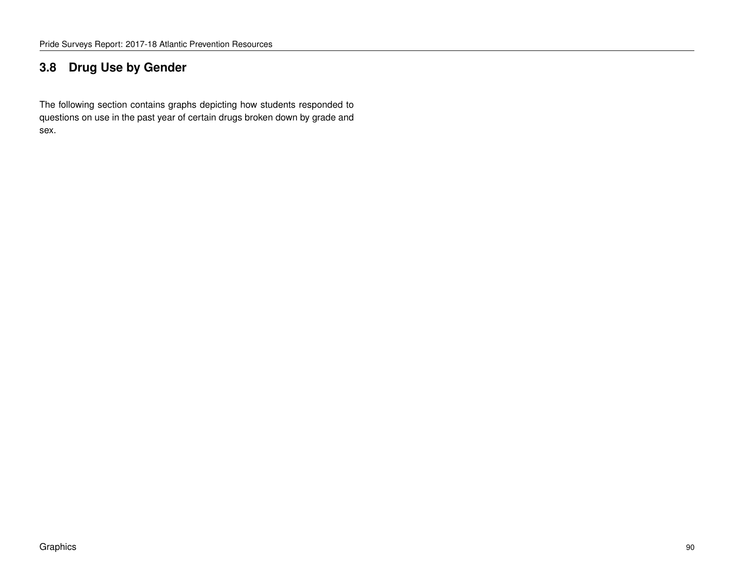## 3.8 Drug Use by Gender

The following section contains graphs depicting how students responded to questions on use in the past year of certain drugs broken down by grade and sex.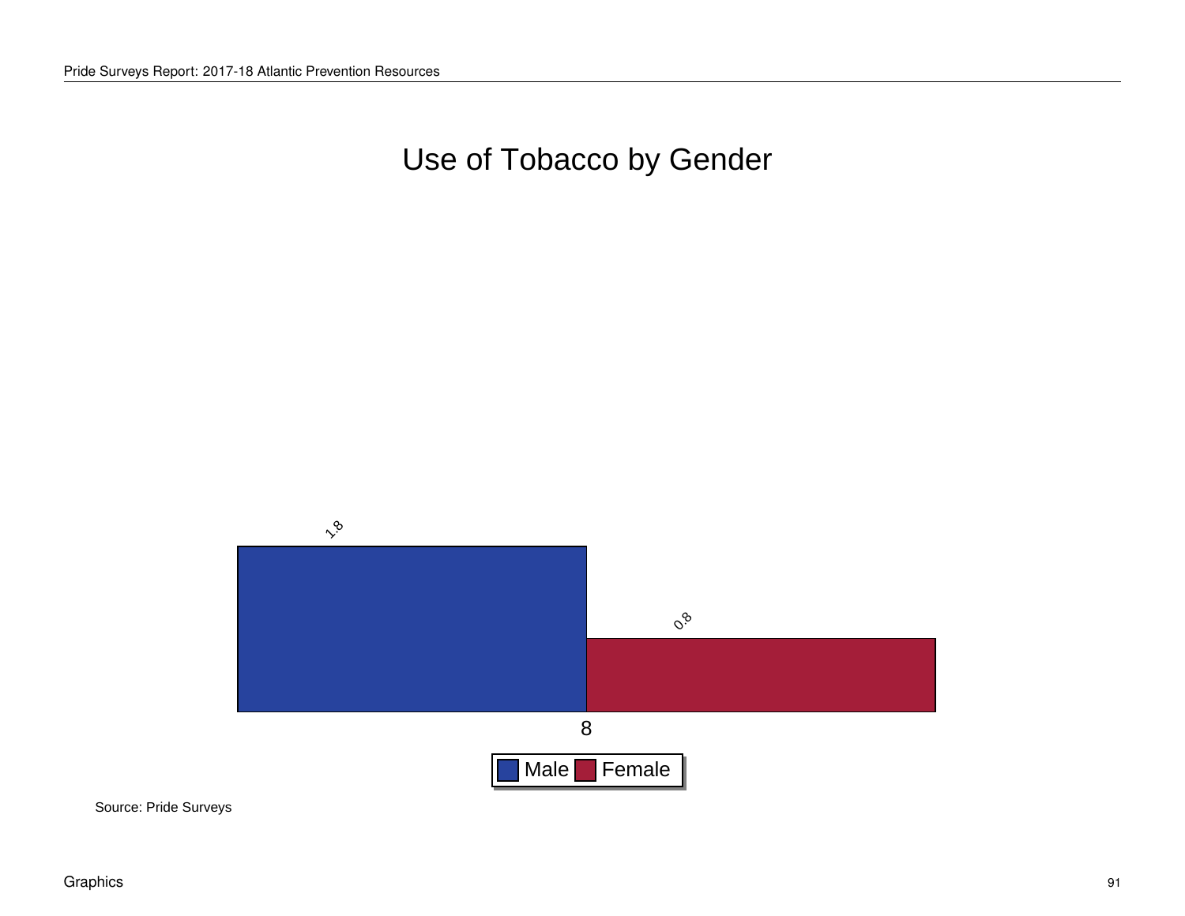# Use of Tobacco by Gender

| Grade | Male | Female |
|---|---|---|
| 8 | 1.8 | 0.8 |

Source: Pride Surveys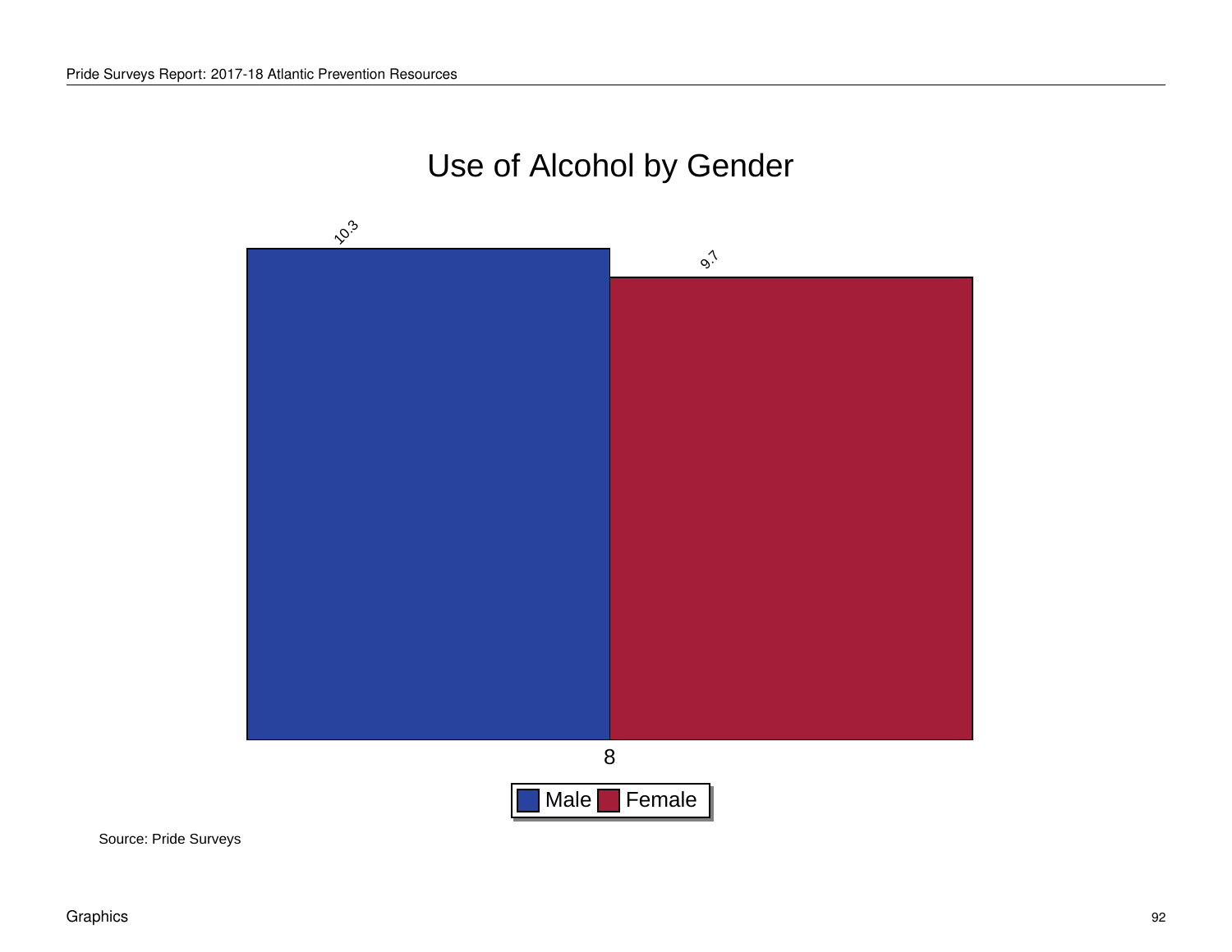# Use of Alcohol by Gender

| Grade | Male | Female |
|---|---|---|
| 8 | 10.3 | 9.7 |

Source: Pride Surveys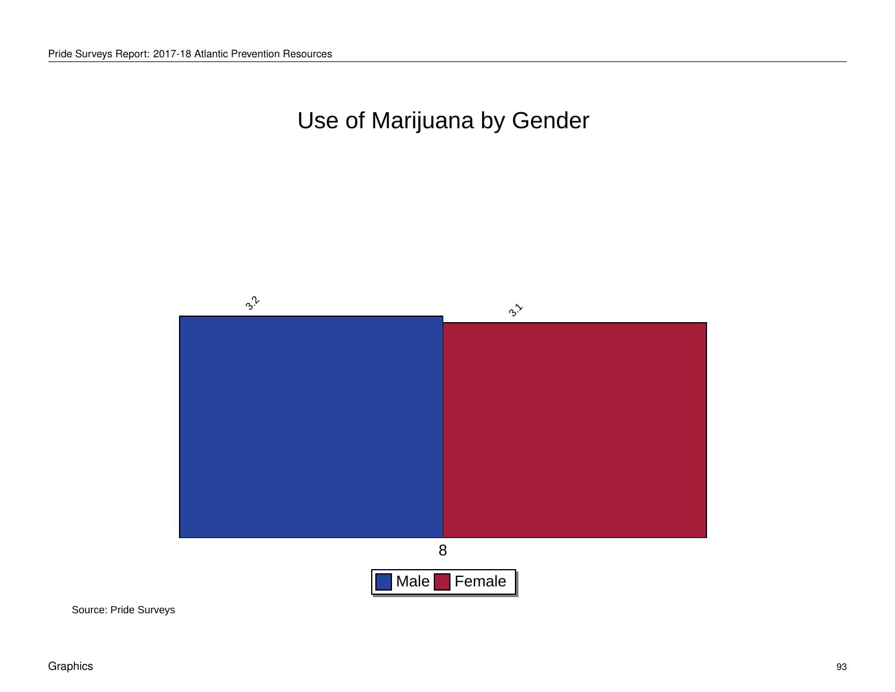# Use of Marijuana by Gender

| Grade | Male | Female |
|---|---|---|
| 8 | 3.2 | 3.1 |

Source: Pride Surveys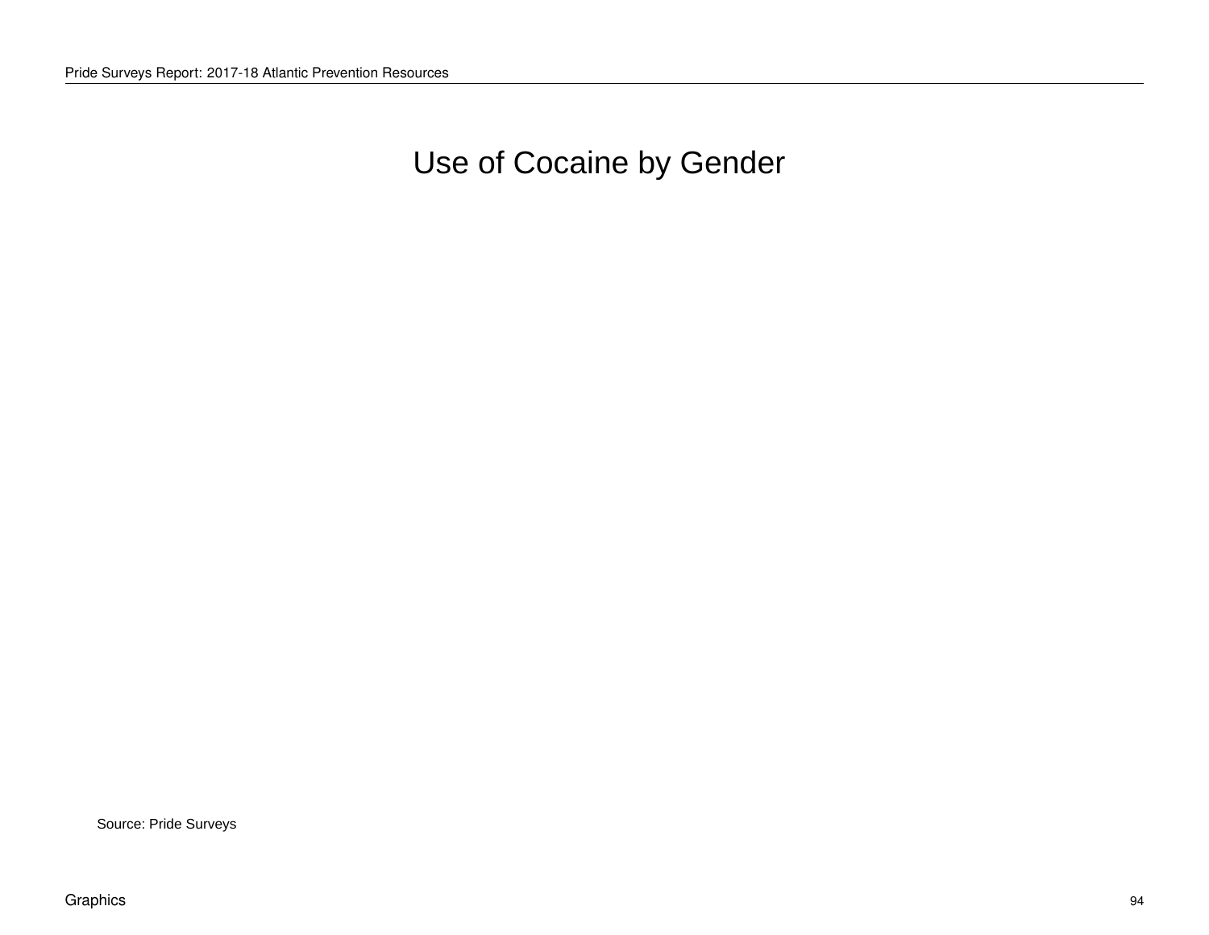# Use of Cocaine by Gender

Source: Pride Surveys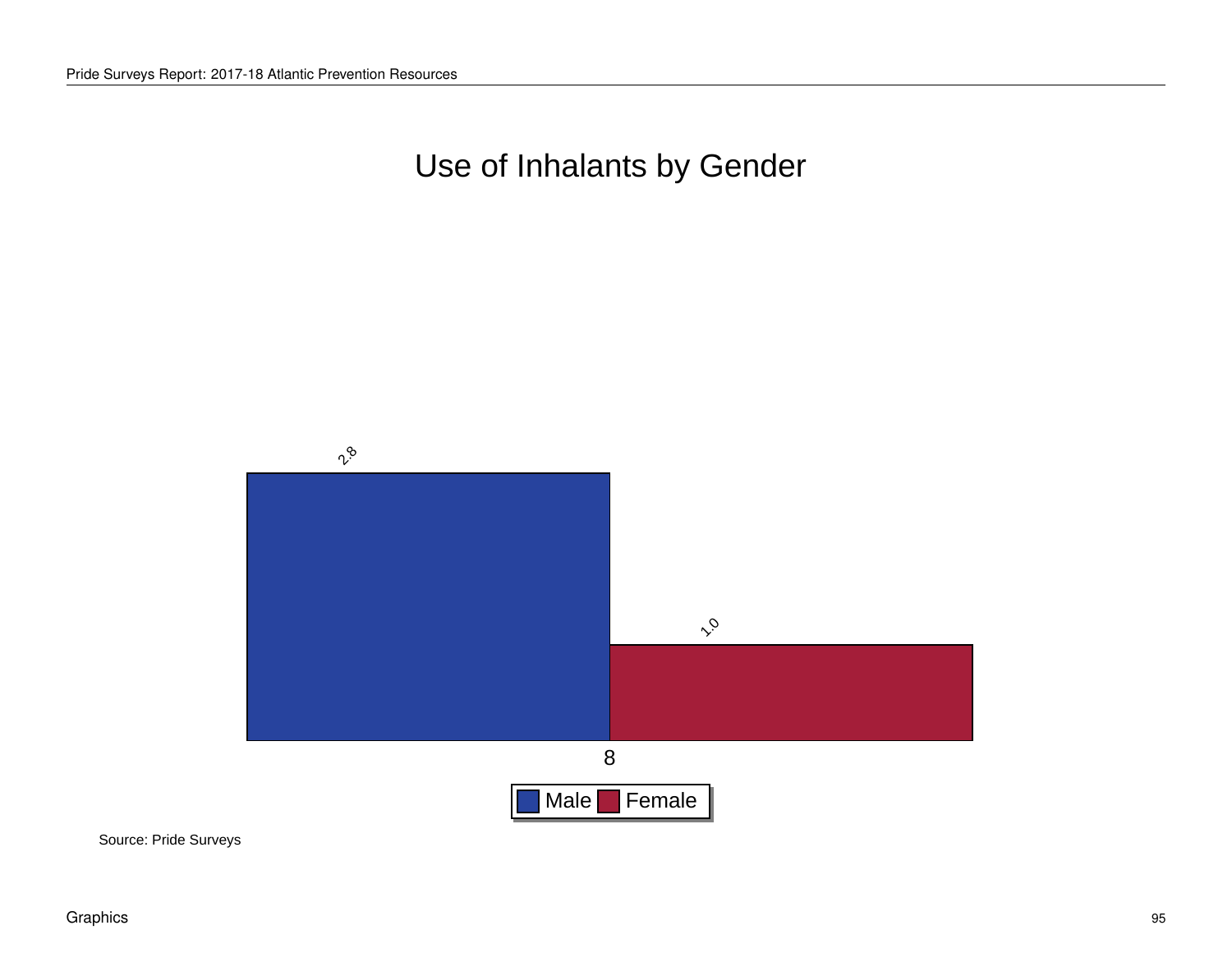# Use of Inhalants by Gender

| Grade | Male | Female |
|---|---|---|
| 8 | 2.8 | 1.0 |

Source: Pride Surveys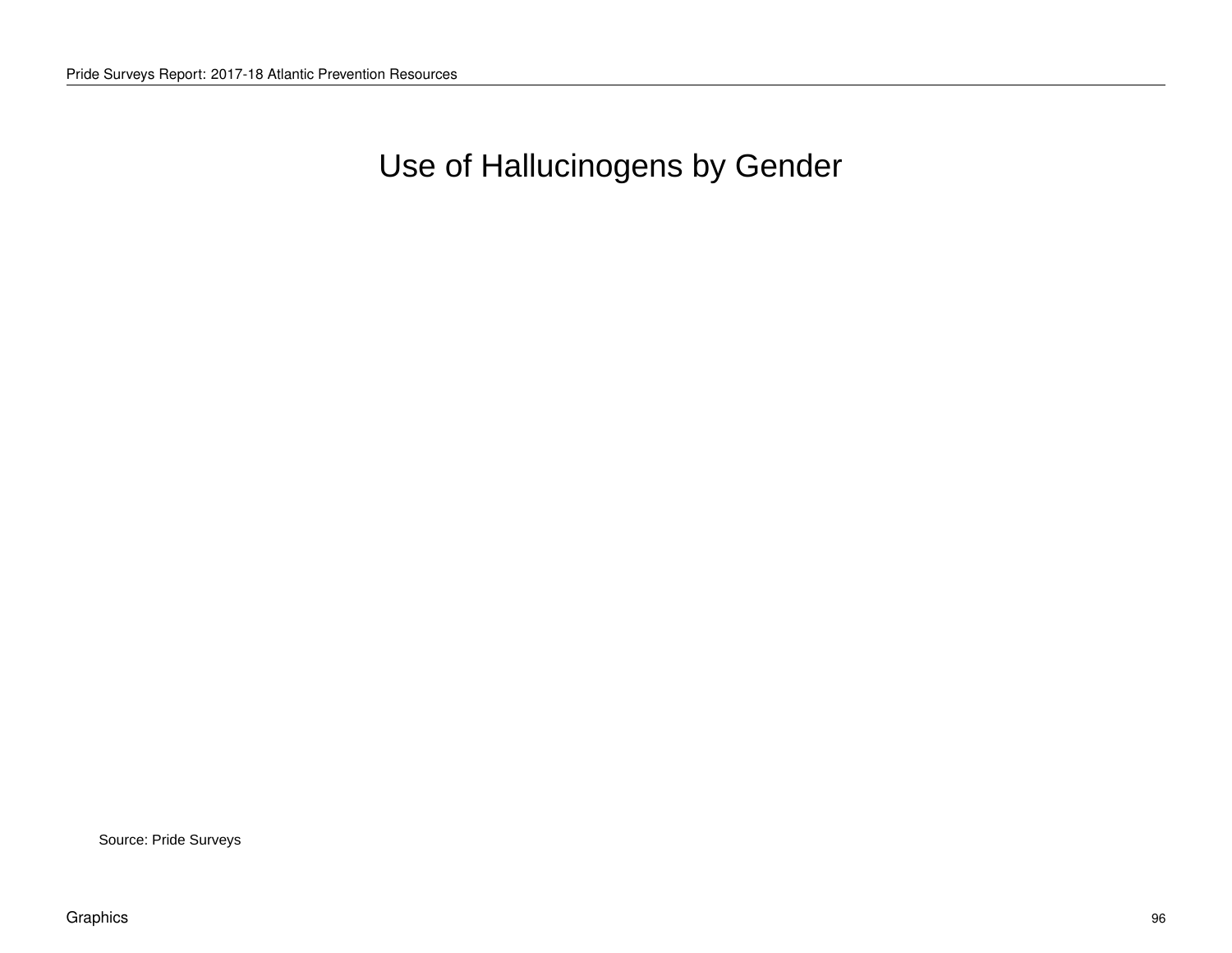# Use of Hallucinogens by Gender

Source: Pride Surveys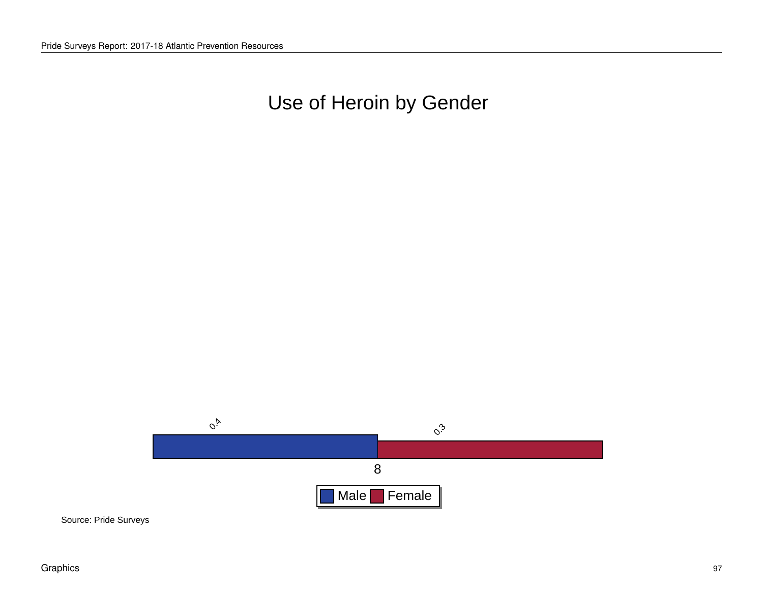# Use of Heroin by Gender

| Grade | Male | Female |
|---|---|---|
| 8 | 0.4 | 0.3 |

Source: Pride Surveys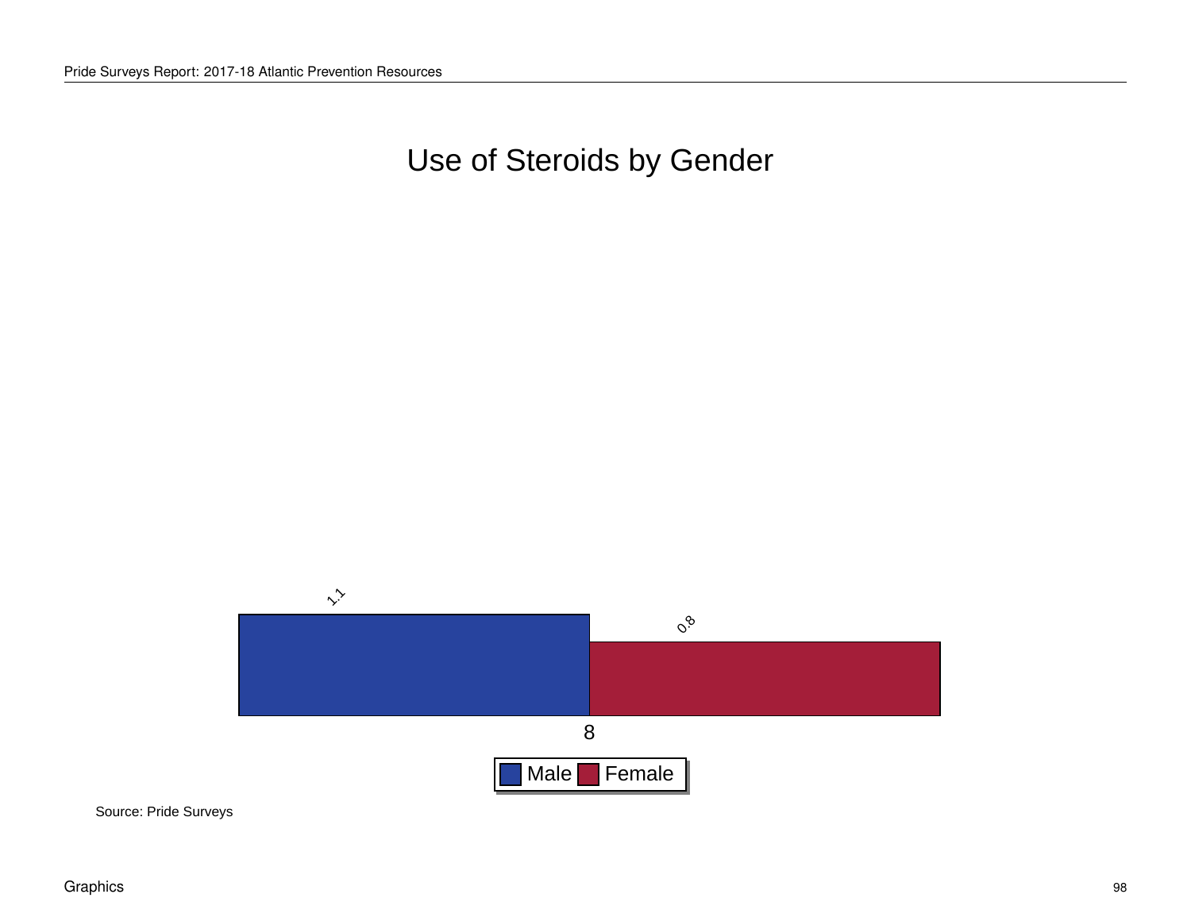# Use of Steroids by Gender

| Grade | Male | Female |
|---|---|---|
| 8 | 1.1 | 0.8 |

Source: Pride Surveys

Graphics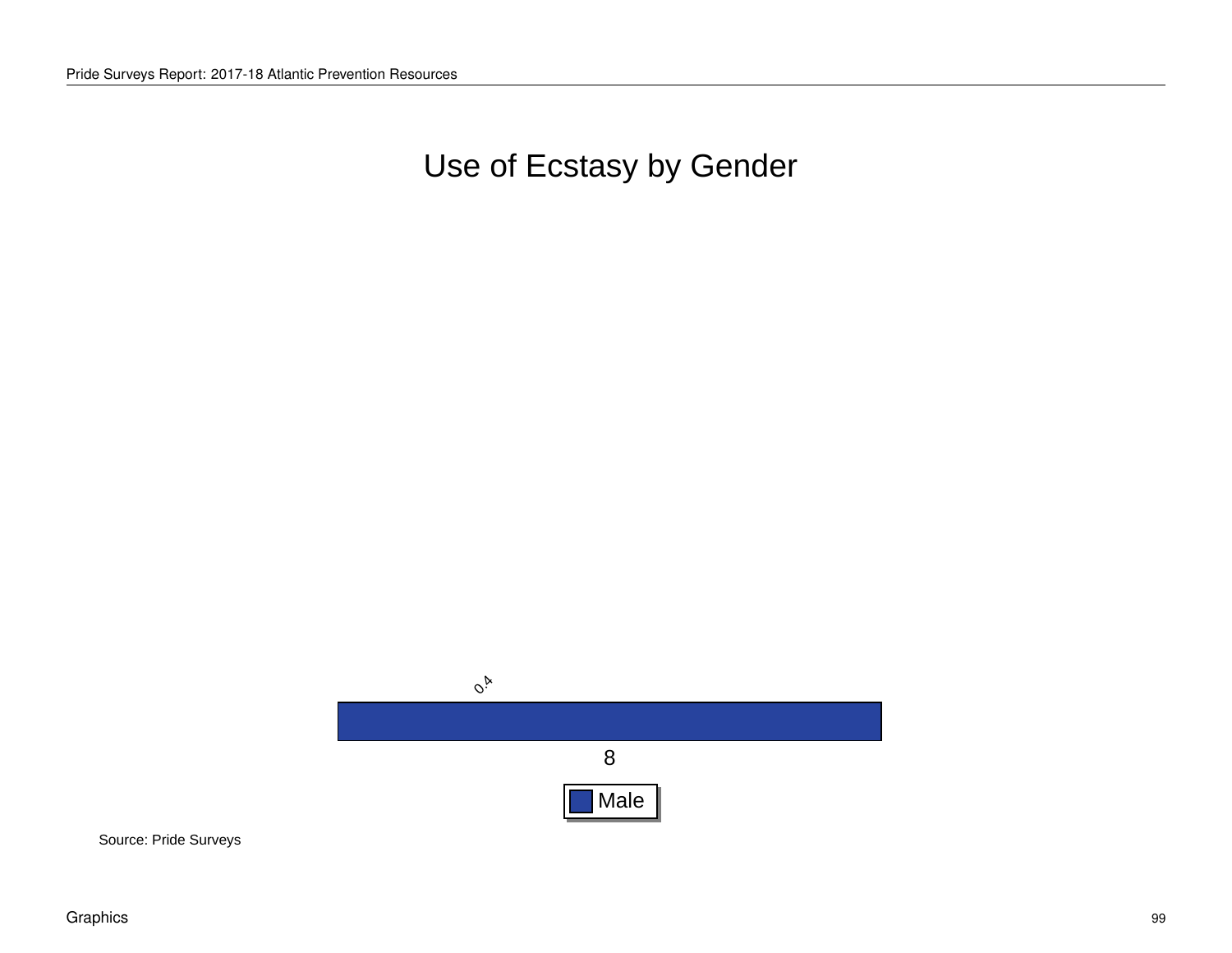# Use of Ecstasy by Gender

| Grade | Male |
| --- | --- |
| 8 | 0.4 |

Source: Pride Surveys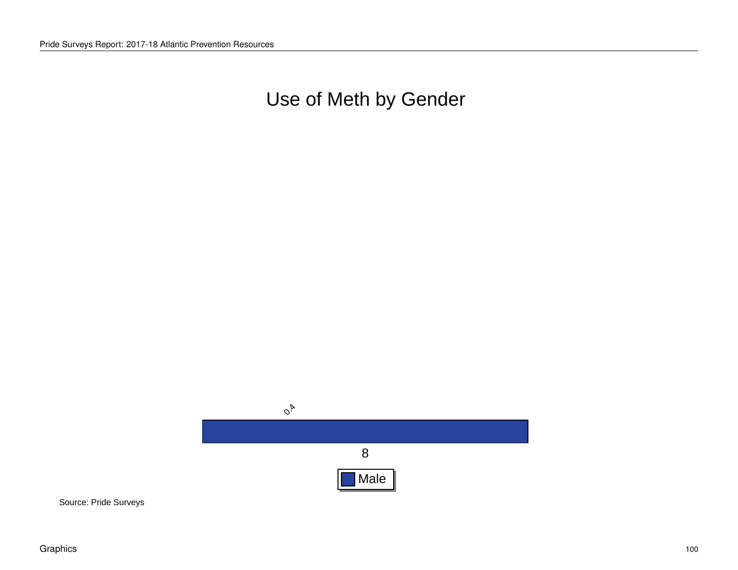# Use of Meth by Gender

| Grade | Male |
|---|---|
| 8 | 0.4 |

Source: Pride Surveys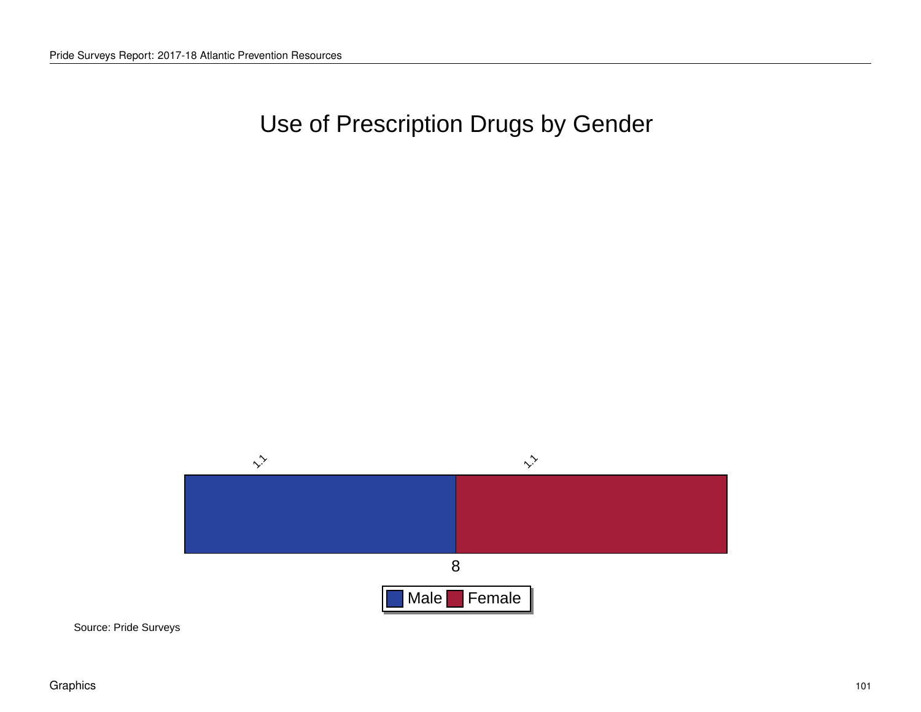# Use of Prescription Drugs by Gender

| Grade | Male | Female |
|---|---|---|
| 8 | 1.1 | 1.1 |

Source: Pride Surveys

Graphics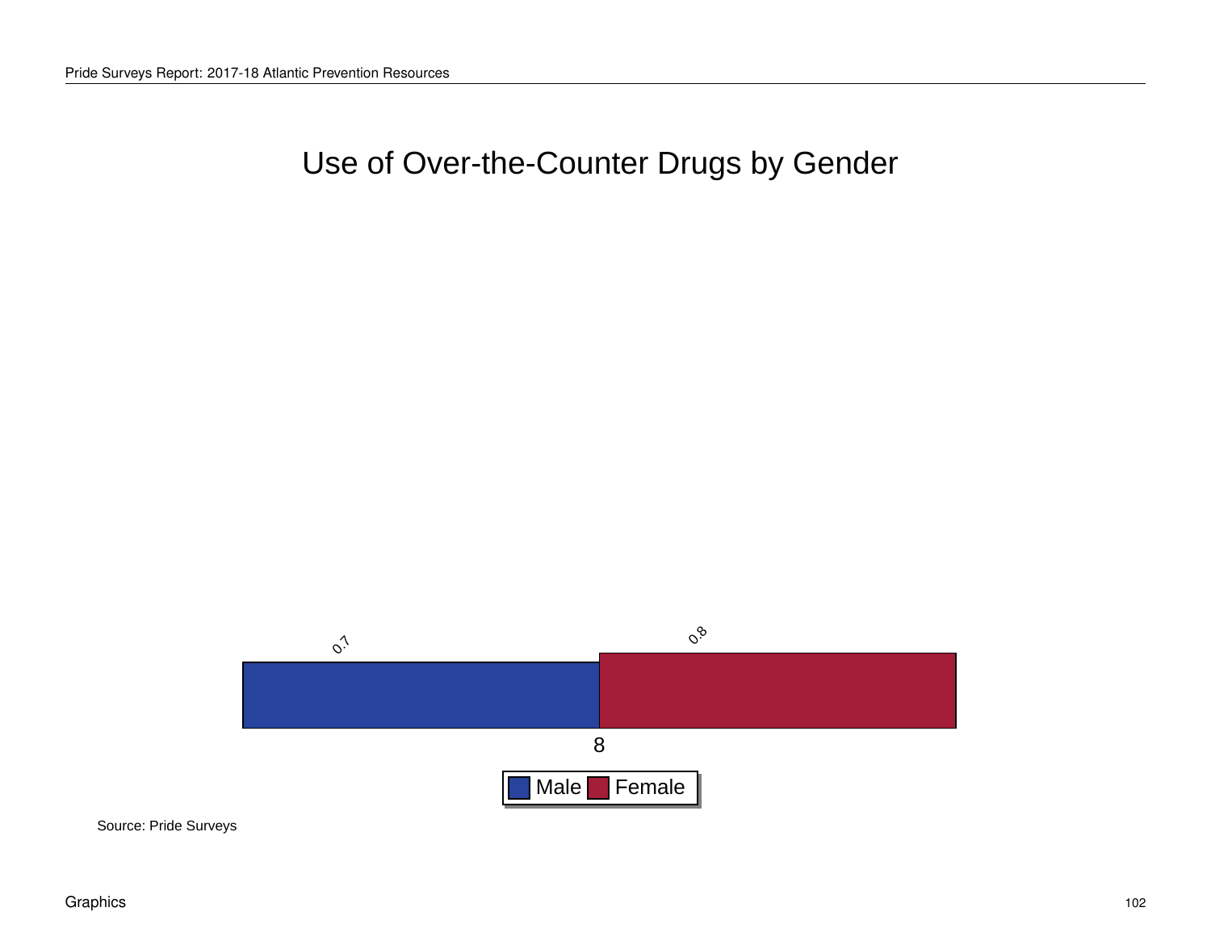# Use of Over-the-Counter Drugs by Gender

| | Male | Female |
|---|---|---|
| 8 | 0.7 | 0.8 |

Source: Pride Surveys

Graphics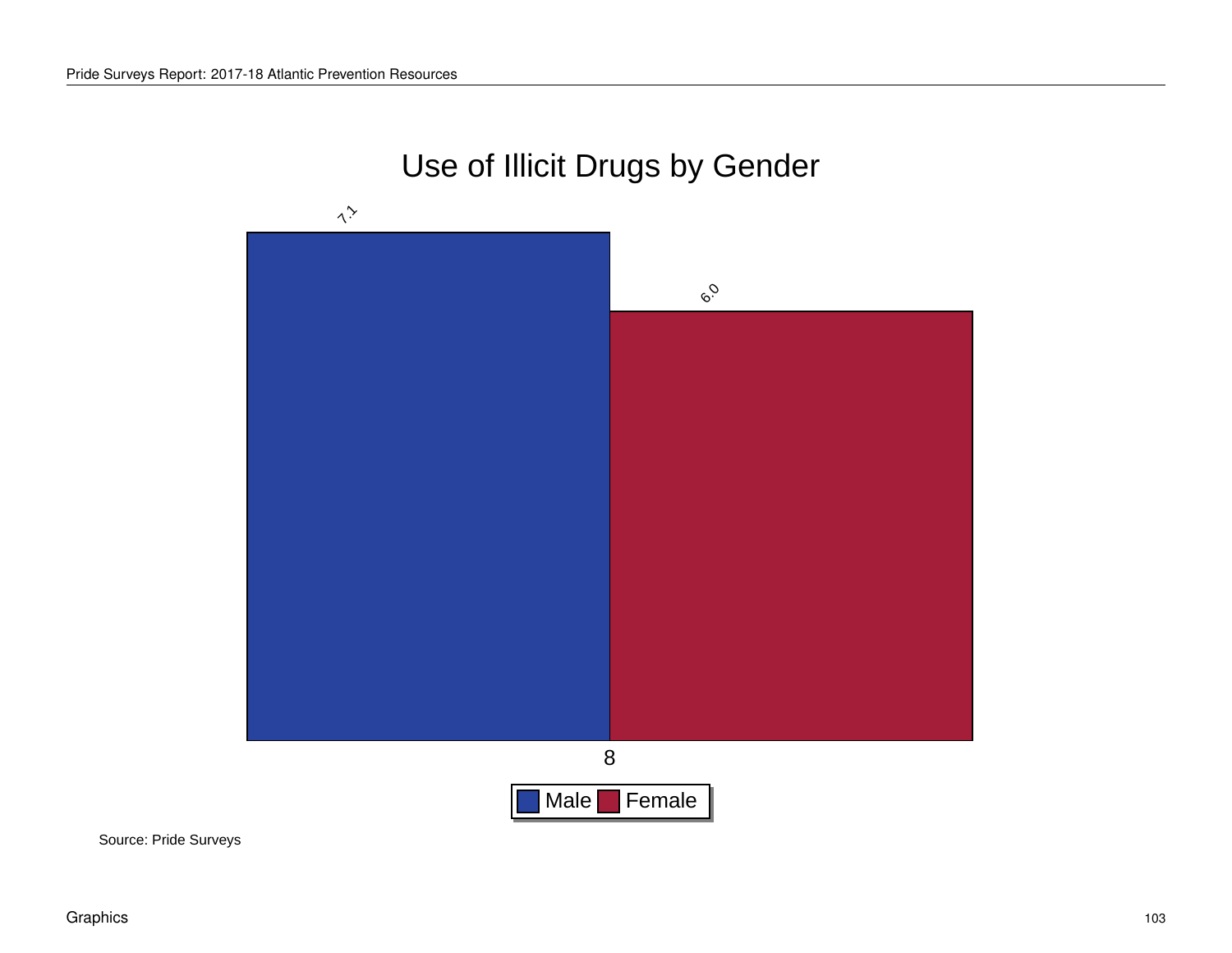# Use of Illicit Drugs by Gender

| Grade | Male | Female |
|---|---|---|
| 8 | 7.1 | 6.0 |

Source: Pride Surveys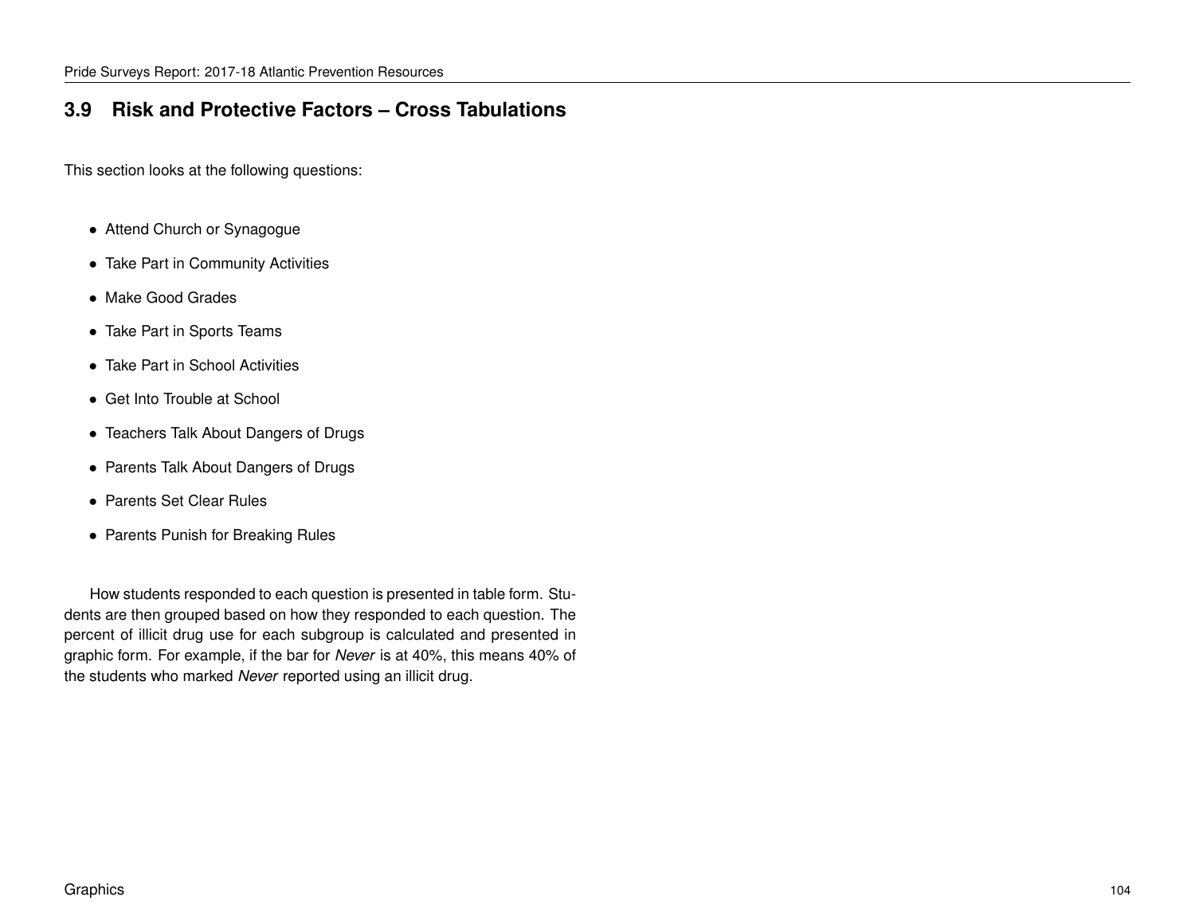## 3.9 Risk and Protective Factors – Cross Tabulations

This section looks at the following questions:

- Attend Church or Synagogue
- Take Part in Community Activities
- Make Good Grades
- Take Part in Sports Teams
- Take Part in School Activities
- Get Into Trouble at School
- Teachers Talk About Dangers of Drugs
- Parents Talk About Dangers of Drugs
- Parents Set Clear Rules
- Parents Punish for Breaking Rules

How students responded to each question is presented in table form. Students are then grouped based on how they responded to each question. The percent of illicit drug use for each subgroup is calculated and presented in graphic form. For example, if the bar for *Never* is at 40%, this means 40% of the students who marked *Never* reported using an illicit drug.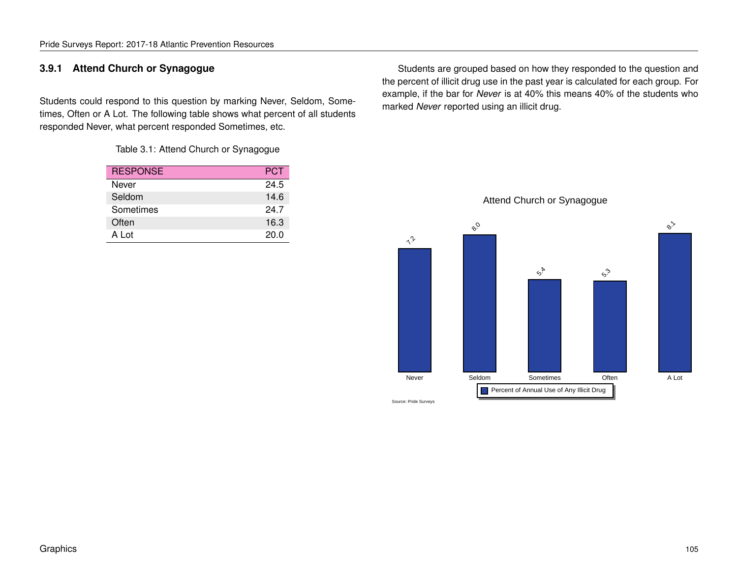### 3.9.1 Attend Church or Synagogue

Students could respond to this question by marking Never, Seldom, Sometimes, Often or A Lot. The following table shows what percent of all students responded Never, what percent responded Sometimes, etc.

Table 3.1: Attend Church or Synagogue

| RESPONSE | PCT |
|---|---|
| Never | 24.5 |
| Seldom | 14.6 |
| Sometimes | 24.7 |
| Often | 16.3 |
| A Lot | 20.0 |

Students are grouped based on how they responded to the question and the percent of illicit drug use in the past year is calculated for each group. For example, if the bar for *Never* is at 40% this means 40% of the students who marked *Never* reported using an illicit drug.

Attend Church or Synagogue

| | Never | Seldom | Sometimes | Often | A Lot |
|---|---|---|---|---|---|
| Percent of Annual Use of Any Illicit Drug | 7.2 | 8.0 | 5.4 | 5.3 | 8.1 |

Source: Pride Surveys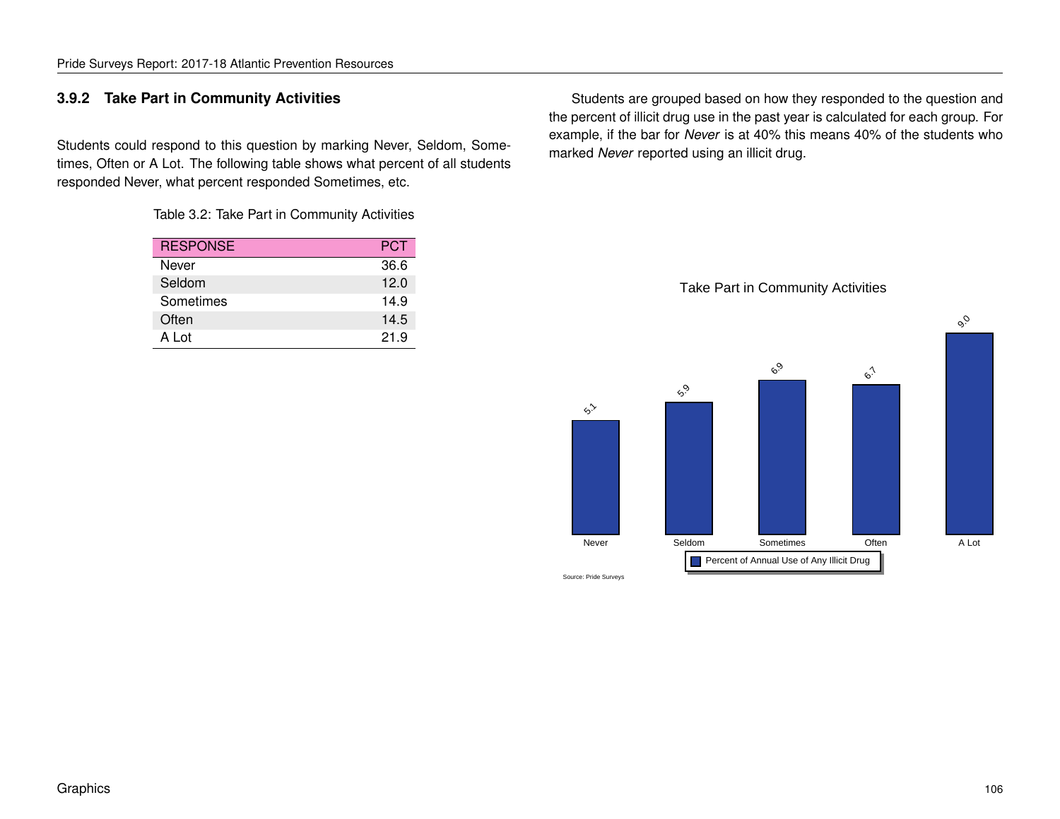### 3.9.2 Take Part in Community Activities

Students could respond to this question by marking Never, Seldom, Sometimes, Often or A Lot. The following table shows what percent of all students responded Never, what percent responded Sometimes, etc.

Table 3.2: Take Part in Community Activities

| RESPONSE | PCT |
|---|---|
| Never | 36.6 |
| Seldom | 12.0 |
| Sometimes | 14.9 |
| Often | 14.5 |
| A Lot | 21.9 |

Students are grouped based on how they responded to the question and the percent of illicit drug use in the past year is calculated for each group. For example, if the bar for *Never* is at 40% this means 40% of the students who marked *Never* reported using an illicit drug.

Take Part in Community Activities

| | Never | Seldom | Sometimes | Often | A Lot |
|---|---|---|---|---|---|
| Percent of Annual Use of Any Illicit Drug | 5.1 | 5.9 | 6.9 | 6.7 | 9.0 |

Source: Pride Surveys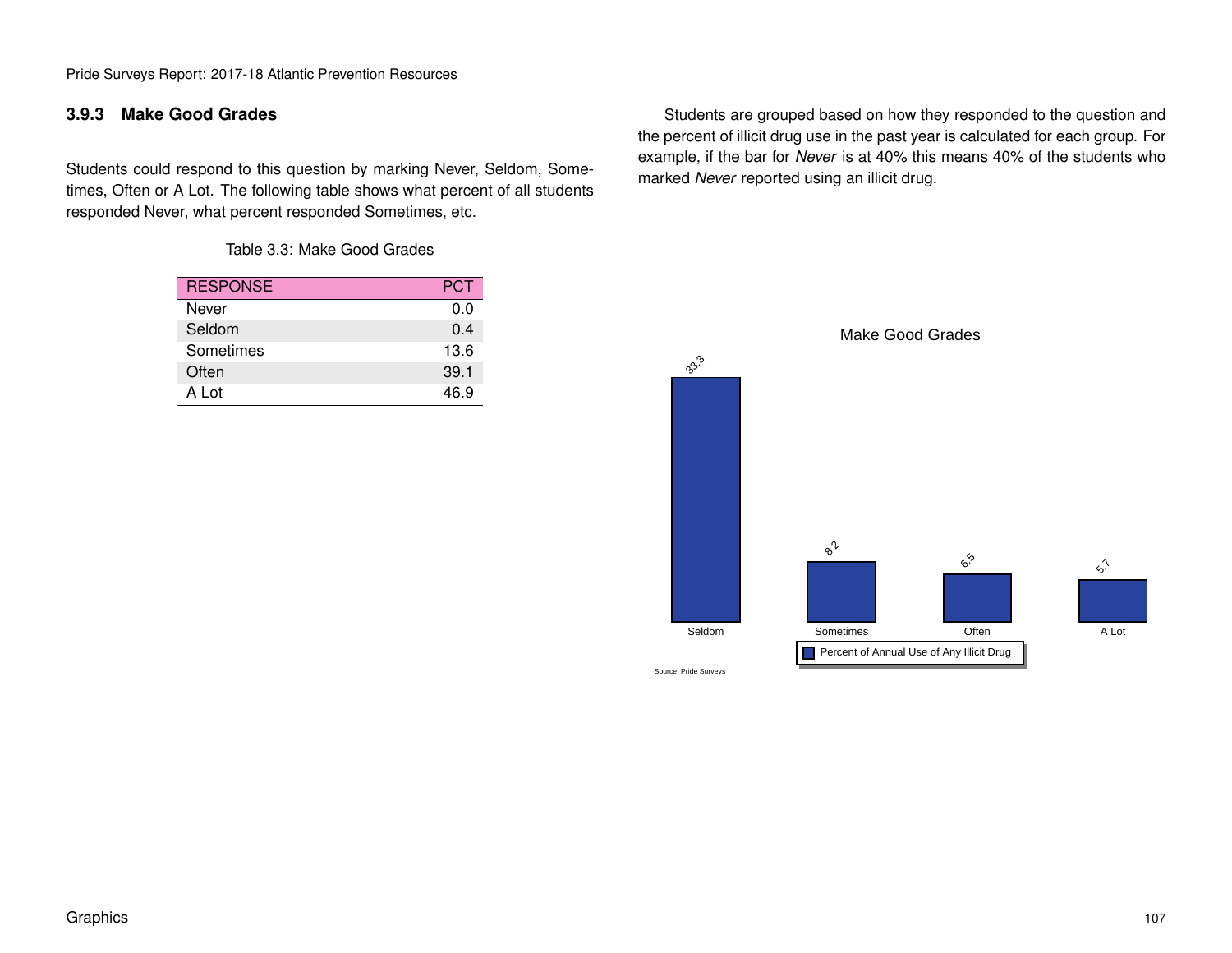### 3.9.3 Make Good Grades

Students could respond to this question by marking Never, Seldom, Sometimes, Often or A Lot. The following table shows what percent of all students responded Never, what percent responded Sometimes, etc.

Table 3.3: Make Good Grades

| RESPONSE | PCT |
|---|---|
| Never | 0.0 |
| Seldom | 0.4 |
| Sometimes | 13.6 |
| Often | 39.1 |
| A Lot | 46.9 |

Students are grouped based on how they responded to the question and the percent of illicit drug use in the past year is calculated for each group. For example, if the bar for *Never* is at 40% this means 40% of the students who marked *Never* reported using an illicit drug.

Make Good Grades

| | Seldom | Sometimes | Often | A Lot |
|---|---|---|---|---|
| Percent of Annual Use of Any Illicit Drug | 33.3 | 8.2 | 6.5 | 5.7 |

Source: Pride Surveys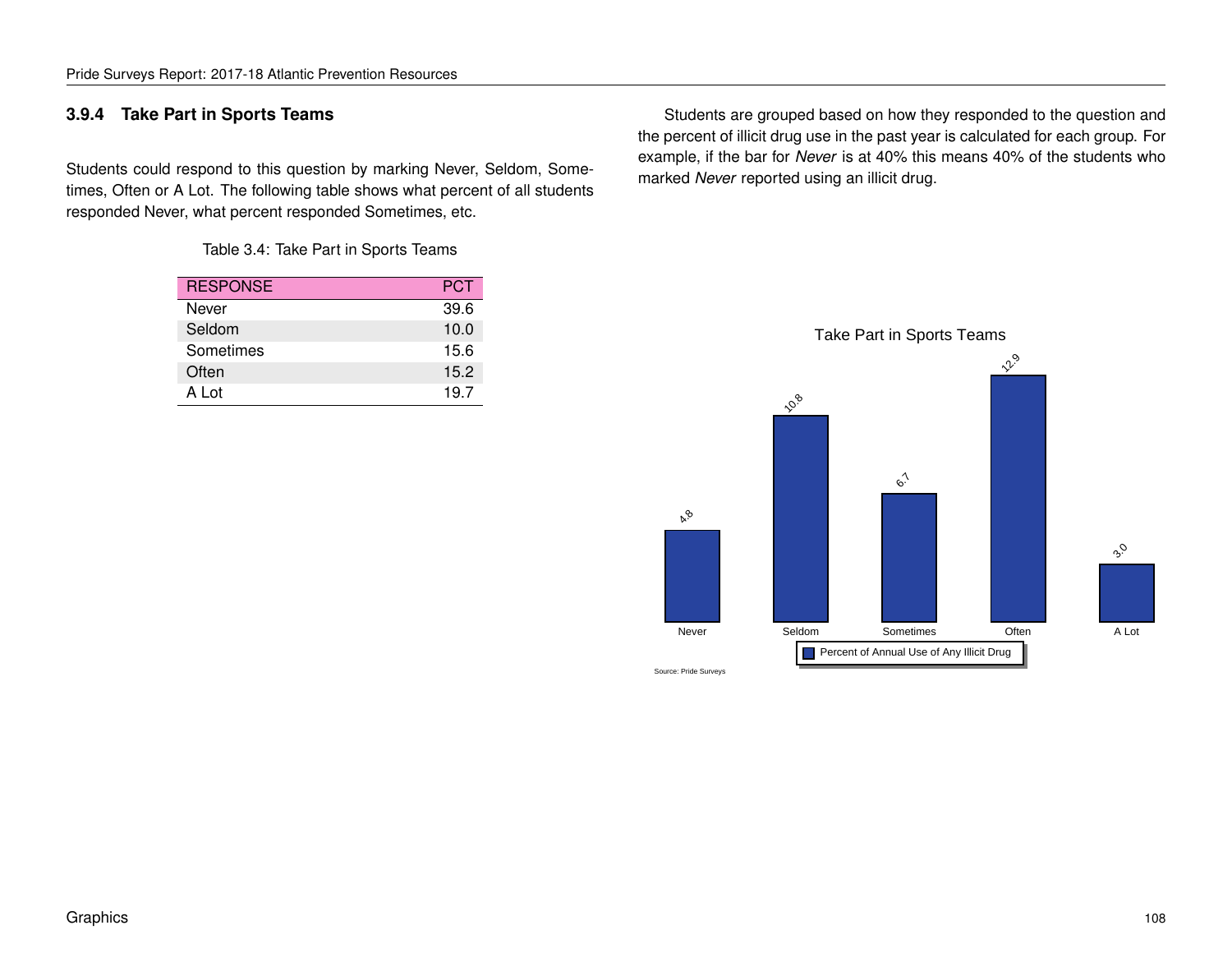### 3.9.4 Take Part in Sports Teams

Students could respond to this question by marking Never, Seldom, Sometimes, Often or A Lot. The following table shows what percent of all students responded Never, what percent responded Sometimes, etc.

Table 3.4: Take Part in Sports Teams

| RESPONSE | PCT |
|---|---|
| Never | 39.6 |
| Seldom | 10.0 |
| Sometimes | 15.6 |
| Often | 15.2 |
| A Lot | 19.7 |

Students are grouped based on how they responded to the question and the percent of illicit drug use in the past year is calculated for each group. For example, if the bar for *Never* is at 40% this means 40% of the students who marked *Never* reported using an illicit drug.

Take Part in Sports Teams

| | Never | Seldom | Sometimes | Often | A Lot |
|---|---|---|---|---|---|
| Percent of Annual Use of Any Illicit Drug | 4.8 | 10.8 | 6.7 | 12.9 | 3.0 |

Source: Pride Surveys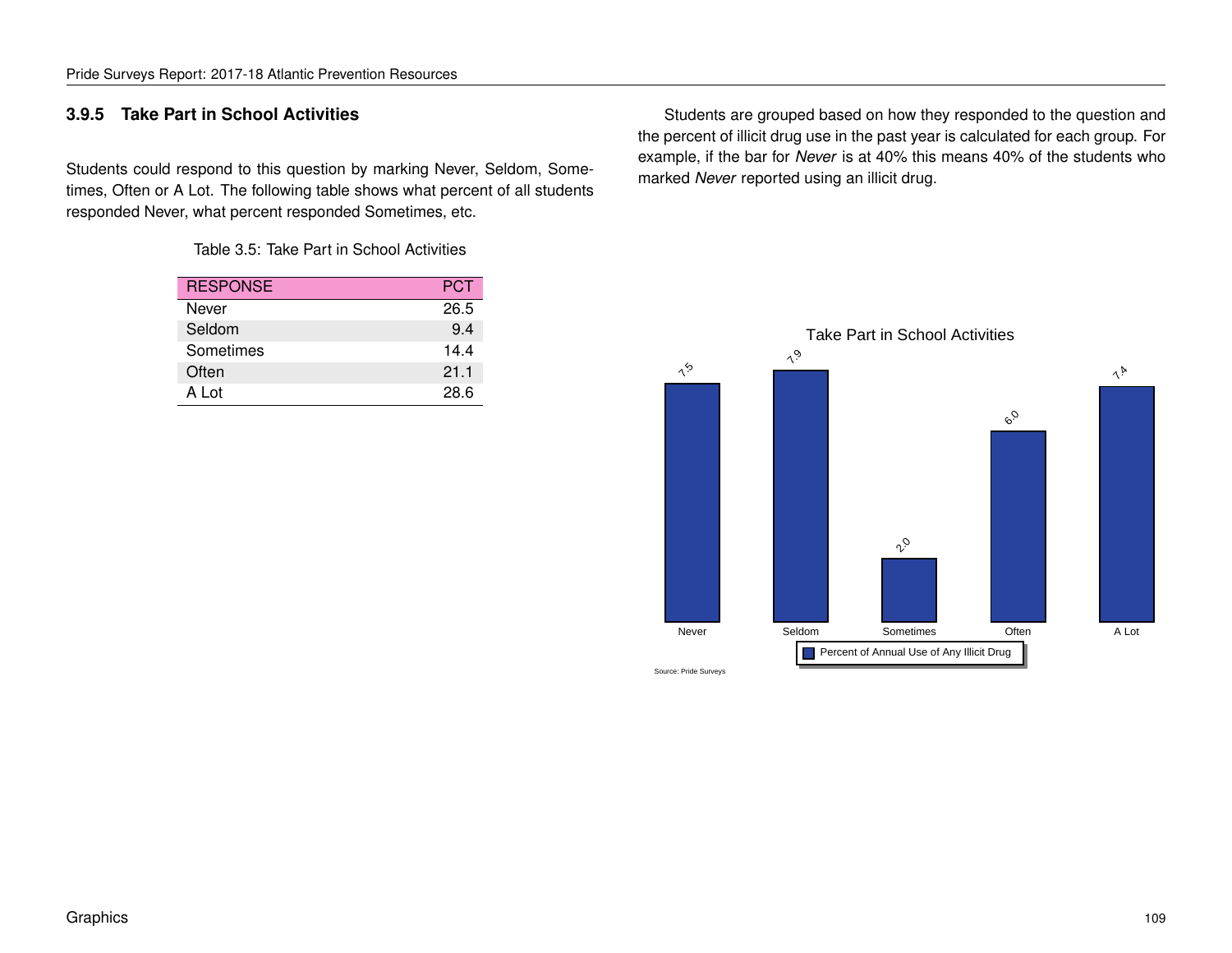### 3.9.5 Take Part in School Activities

Students could respond to this question by marking Never, Seldom, Sometimes, Often or A Lot. The following table shows what percent of all students responded Never, what percent responded Sometimes, etc.

Table 3.5: Take Part in School Activities

| RESPONSE | PCT |
|---|---|
| Never | 26.5 |
| Seldom | 9.4 |
| Sometimes | 14.4 |
| Often | 21.1 |
| A Lot | 28.6 |

Students are grouped based on how they responded to the question and the percent of illicit drug use in the past year is calculated for each group. For example, if the bar for *Never* is at 40% this means 40% of the students who marked *Never* reported using an illicit drug.

Take Part in School Activities

| Response | Percent of Annual Use of Any Illicit Drug |
|---|---|
| Never | 7.5 |
| Seldom | 7.9 |
| Sometimes | 2.0 |
| Often | 6.0 |
| A Lot | 7.4 |

Source: Pride Surveys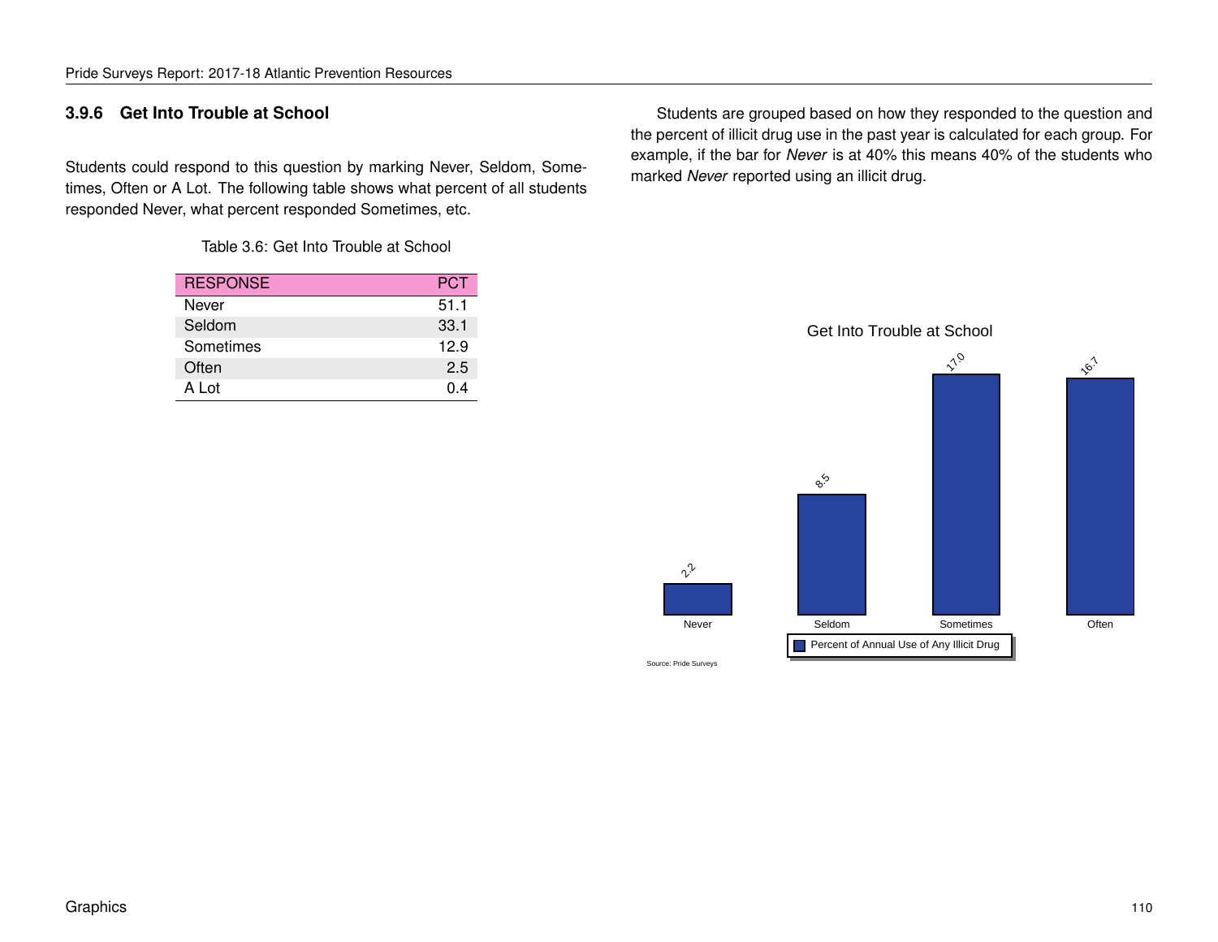### 3.9.6 Get Into Trouble at School

Students could respond to this question by marking Never, Seldom, Sometimes, Often or A Lot. The following table shows what percent of all students responded Never, what percent responded Sometimes, etc.

Table 3.6: Get Into Trouble at School

| RESPONSE | PCT |
|---|---|
| Never | 51.1 |
| Seldom | 33.1 |
| Sometimes | 12.9 |
| Often | 2.5 |
| A Lot | 0.4 |

Students are grouped based on how they responded to the question and the percent of illicit drug use in the past year is calculated for each group. For example, if the bar for *Never* is at 40% this means 40% of the students who marked *Never* reported using an illicit drug.

Get Into Trouble at School

| | Never | Seldom | Sometimes | Often |
|---|---|---|---|---|
| Percent of Annual Use of Any Illicit Drug | 2.2 | 8.5 | 17.0 | 16.7 |

Source: Pride Surveys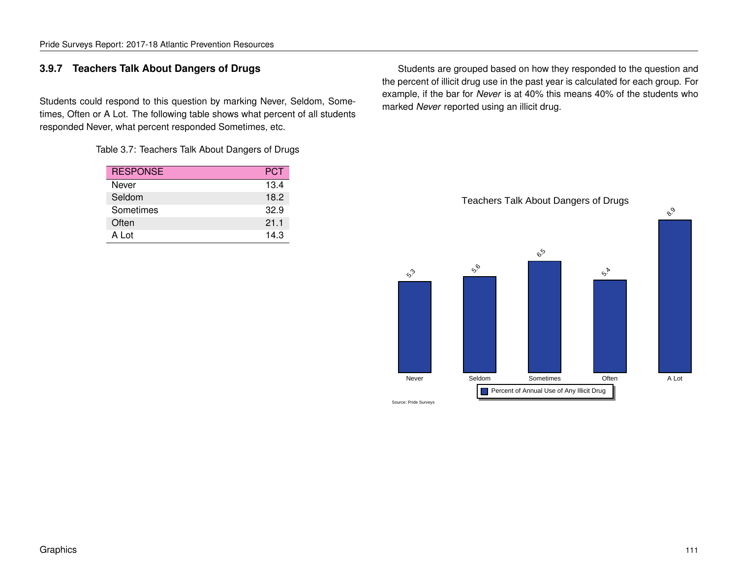### 3.9.7 Teachers Talk About Dangers of Drugs

Students could respond to this question by marking Never, Seldom, Sometimes, Often or A Lot. The following table shows what percent of all students responded Never, what percent responded Sometimes, etc.

Table 3.7: Teachers Talk About Dangers of Drugs

| RESPONSE | PCT |
|---|---|
| Never | 13.4 |
| Seldom | 18.2 |
| Sometimes | 32.9 |
| Often | 21.1 |
| A Lot | 14.3 |

Students are grouped based on how they responded to the question and the percent of illicit drug use in the past year is calculated for each group. For example, if the bar for *Never* is at 40% this means 40% of the students who marked *Never* reported using an illicit drug.

Teachers Talk About Dangers of Drugs

| | Never | Seldom | Sometimes | Often | A Lot |
|---|---|---|---|---|---|
| Percent of Annual Use of Any Illicit Drug | 5.3 | 5.6 | 6.5 | 5.4 | 8.9 |

Source: Pride Surveys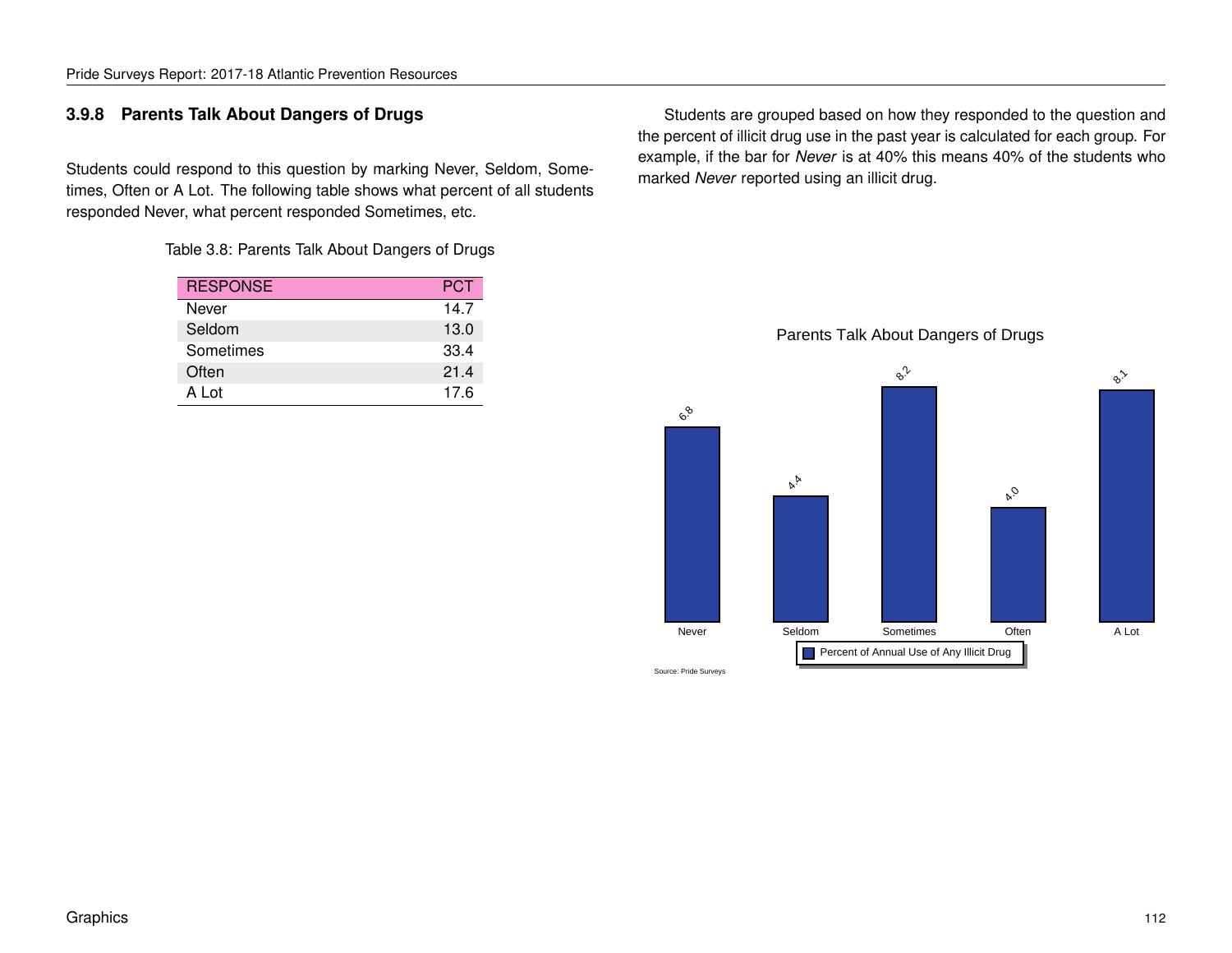### 3.9.8 Parents Talk About Dangers of Drugs

Students could respond to this question by marking Never, Seldom, Sometimes, Often or A Lot. The following table shows what percent of all students responded Never, what percent responded Sometimes, etc.

Table 3.8: Parents Talk About Dangers of Drugs

| RESPONSE | PCT |
|---|---|
| Never | 14.7 |
| Seldom | 13.0 |
| Sometimes | 33.4 |
| Often | 21.4 |
| A Lot | 17.6 |

Students are grouped based on how they responded to the question and the percent of illicit drug use in the past year is calculated for each group. For example, if the bar for *Never* is at 40% this means 40% of the students who marked *Never* reported using an illicit drug.

Parents Talk About Dangers of Drugs

| | Never | Seldom | Sometimes | Often | A Lot |
|---|---|---|---|---|---|
| Percent of Annual Use of Any Illicit Drug | 6.8 | 4.4 | 8.2 | 4.0 | 8.1 |

Source: Pride Surveys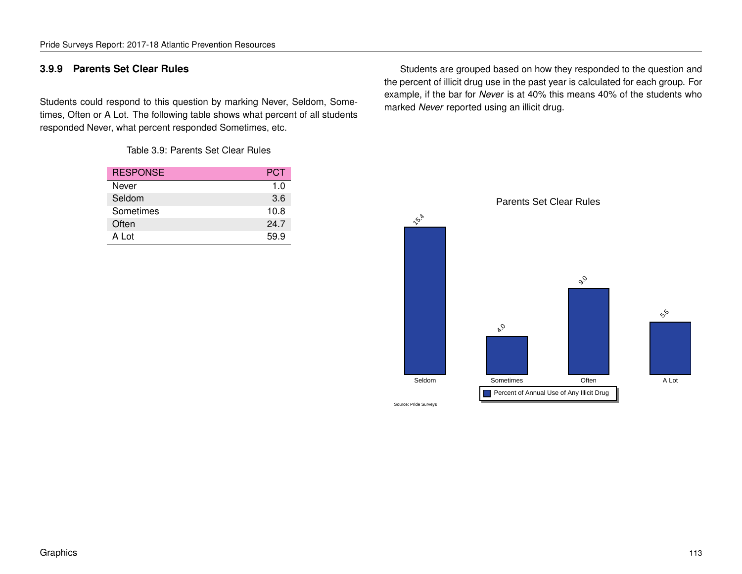### 3.9.9 Parents Set Clear Rules

Students could respond to this question by marking Never, Seldom, Sometimes, Often or A Lot. The following table shows what percent of all students responded Never, what percent responded Sometimes, etc.

Table 3.9: Parents Set Clear Rules

| RESPONSE | PCT |
|---|---|
| Never | 1.0 |
| Seldom | 3.6 |
| Sometimes | 10.8 |
| Often | 24.7 |
| A Lot | 59.9 |

Students are grouped based on how they responded to the question and the percent of illicit drug use in the past year is calculated for each group. For example, if the bar for *Never* is at 40% this means 40% of the students who marked *Never* reported using an illicit drug.

Parents Set Clear Rules

| | Seldom | Sometimes | Often | A Lot |
|---|---|---|---|---|
| Percent of Annual Use of Any Illicit Drug | 15.4 | 4.0 | 9.0 | 5.5 |

Source: Pride Surveys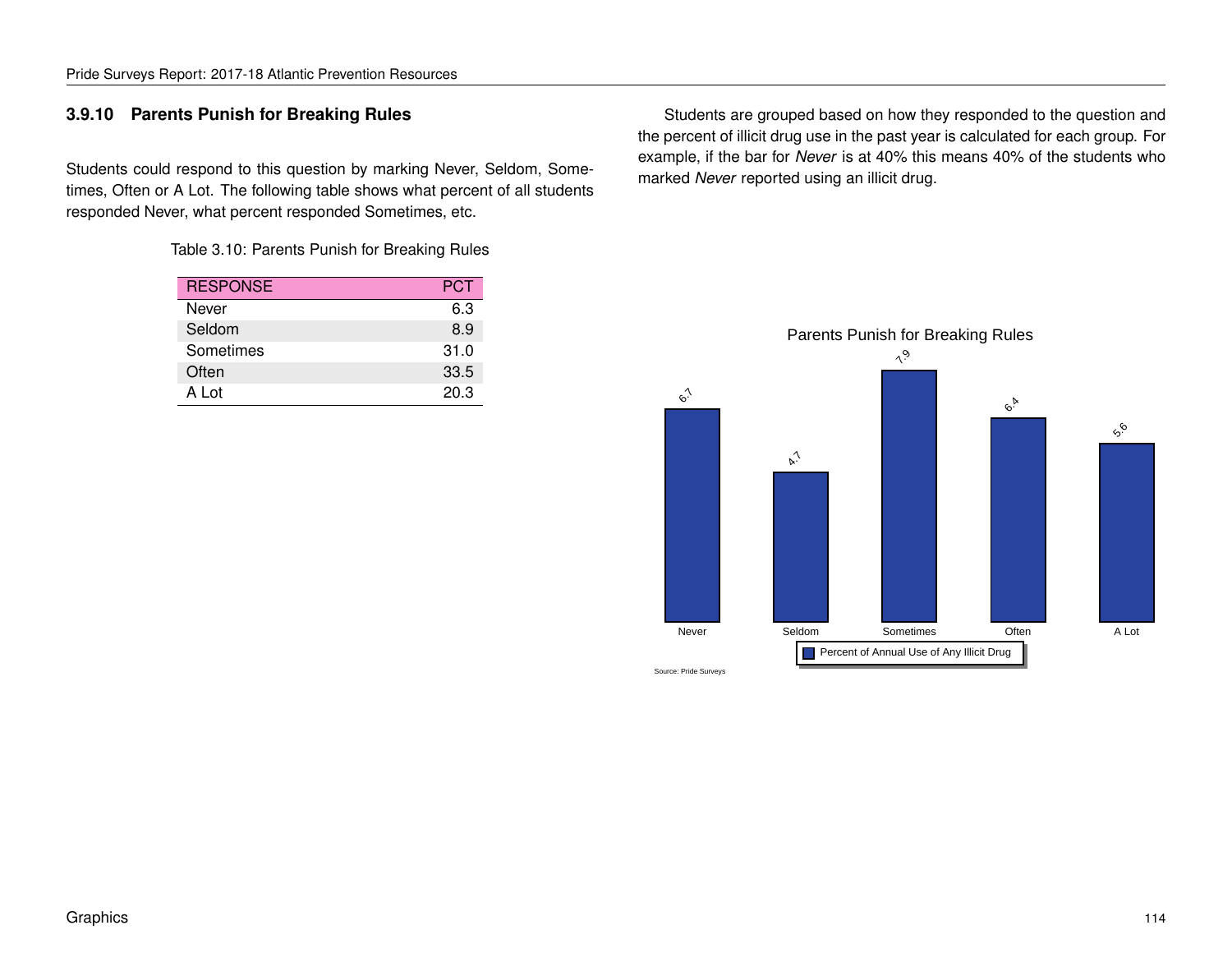### 3.9.10 Parents Punish for Breaking Rules

Students could respond to this question by marking Never, Seldom, Sometimes, Often or A Lot. The following table shows what percent of all students responded Never, what percent responded Sometimes, etc.

Table 3.10: Parents Punish for Breaking Rules

| RESPONSE | PCT |
|---|---|
| Never | 6.3 |
| Seldom | 8.9 |
| Sometimes | 31.0 |
| Often | 33.5 |
| A Lot | 20.3 |

Students are grouped based on how they responded to the question and the percent of illicit drug use in the past year is calculated for each group. For example, if the bar for *Never* is at 40% this means 40% of the students who marked *Never* reported using an illicit drug.

Parents Punish for Breaking Rules

| | Never | Seldom | Sometimes | Often | A Lot |
|---|---|---|---|---|---|
| Percent of Annual Use of Any Illicit Drug | 6.7 | 4.7 | 7.9 | 6.4 | 5.6 |

Source: Pride Surveys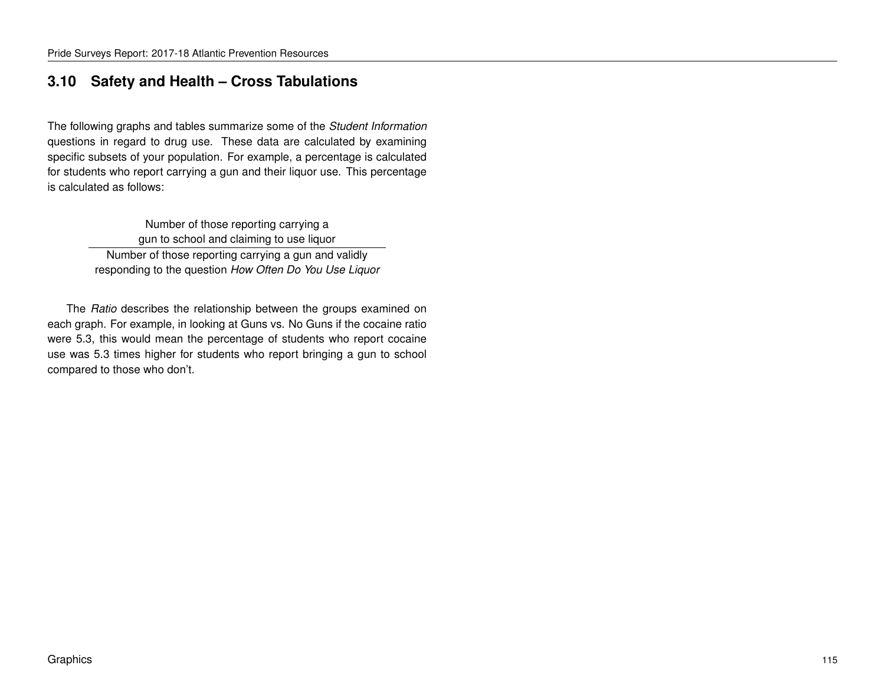## 3.10 Safety and Health – Cross Tabulations

The following graphs and tables summarize some of the *Student Information* questions in regard to drug use. These data are calculated by examining specific subsets of your population. For example, a percentage is calculated for students who report carrying a gun and their liquor use. This percentage is calculated as follows:

$$\frac{\text{Number of those reporting carrying a gun to school and claiming to use liquor}}{\text{Number of those reporting carrying a gun and validly responding to the question } \textit{How Often Do You Use Liquor}}$$

The *Ratio* describes the relationship between the groups examined on each graph. For example, in looking at Guns vs. No Guns if the cocaine ratio were 5.3, this would mean the percentage of students who report cocaine use was 5.3 times higher for students who report bringing a gun to school compared to those who don't.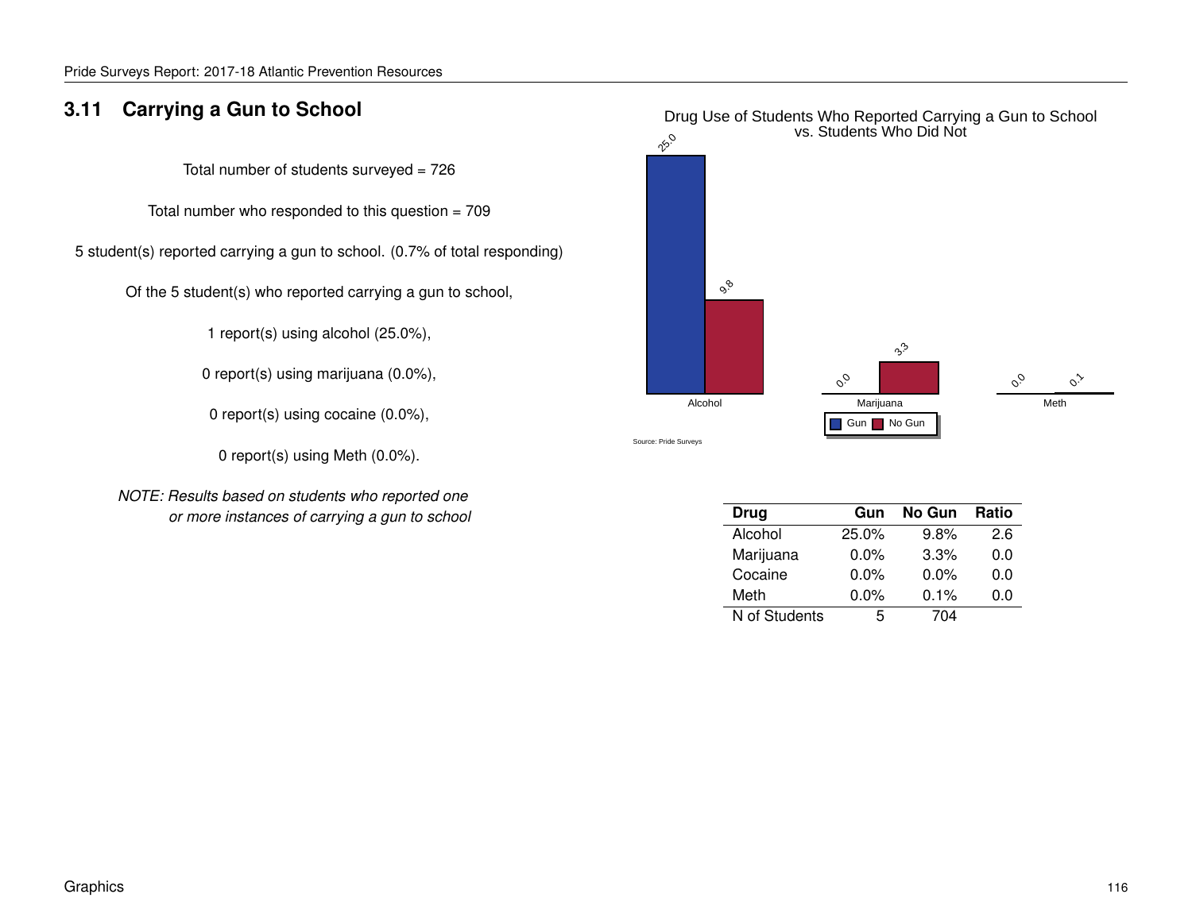## 3.11 Carrying a Gun to School

Total number of students surveyed = 726

Total number who responded to this question = 709

5 student(s) reported carrying a gun to school. (0.7% of total responding)

Of the 5 student(s) who reported carrying a gun to school,

1 report(s) using alcohol (25.0%),

0 report(s) using marijuana (0.0%),

0 report(s) using cocaine (0.0%),

0 report(s) using Meth (0.0%).

*NOTE: Results based on students who reported one or more instances of carrying a gun to school*

Drug Use of Students Who Reported Carrying a Gun to School vs. Students Who Did Not

| | Gun | No Gun |
|---|---|---|
| Alcohol | 25.0 | 9.8 |
| Marijuana | 0.0 | 3.3 |
| Meth | 0.0 | 0.1 |

Source: Pride Surveys

| Drug | Gun | No Gun | Ratio |
|---|---|---|---|
| Alcohol | 25.0% | 9.8% | 2.6 |
| Marijuana | 0.0% | 3.3% | 0.0 |
| Cocaine | 0.0% | 0.0% | 0.0 |
| Meth | 0.0% | 0.1% | 0.0 |
| N of Students | 5 | 704 | |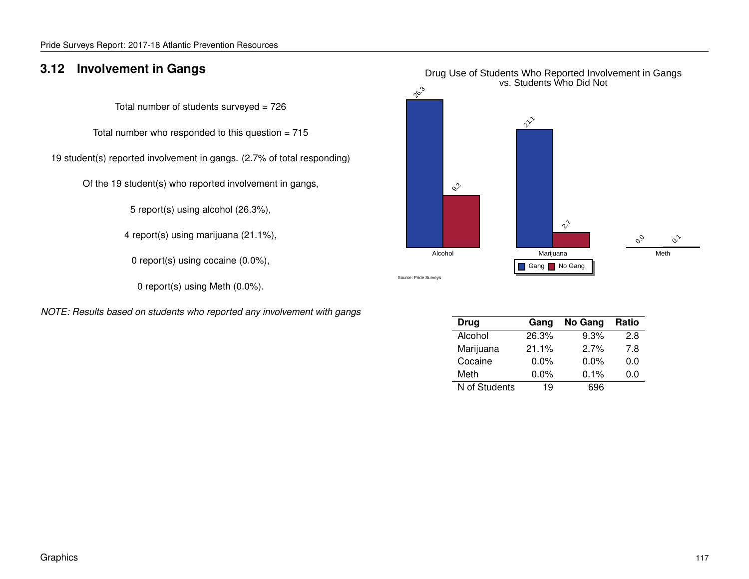## 3.12 Involvement in Gangs

Total number of students surveyed = 726

Total number who responded to this question = 715

19 student(s) reported involvement in gangs. (2.7% of total responding)

Of the 19 student(s) who reported involvement in gangs,

5 report(s) using alcohol (26.3%),

4 report(s) using marijuana (21.1%),

0 report(s) using cocaine (0.0%),

0 report(s) using Meth (0.0%).

*NOTE: Results based on students who reported any involvement with gangs*

Drug Use of Students Who Reported Involvement in Gangs vs. Students Who Did Not

| | Gang | No Gang |
|---|---|---|
| Alcohol | 26.3 | 9.3 |
| Marijuana | 21.1 | 2.7 |
| Meth | 0.0 | 0.1 |

Source: Pride Surveys

| Drug | Gang | No Gang | Ratio |
|---|---|---|---|
| Alcohol | 26.3% | 9.3% | 2.8 |
| Marijuana | 21.1% | 2.7% | 7.8 |
| Cocaine | 0.0% | 0.0% | 0.0 |
| Meth | 0.0% | 0.1% | 0.0 |
| N of Students | 19 | 696 | |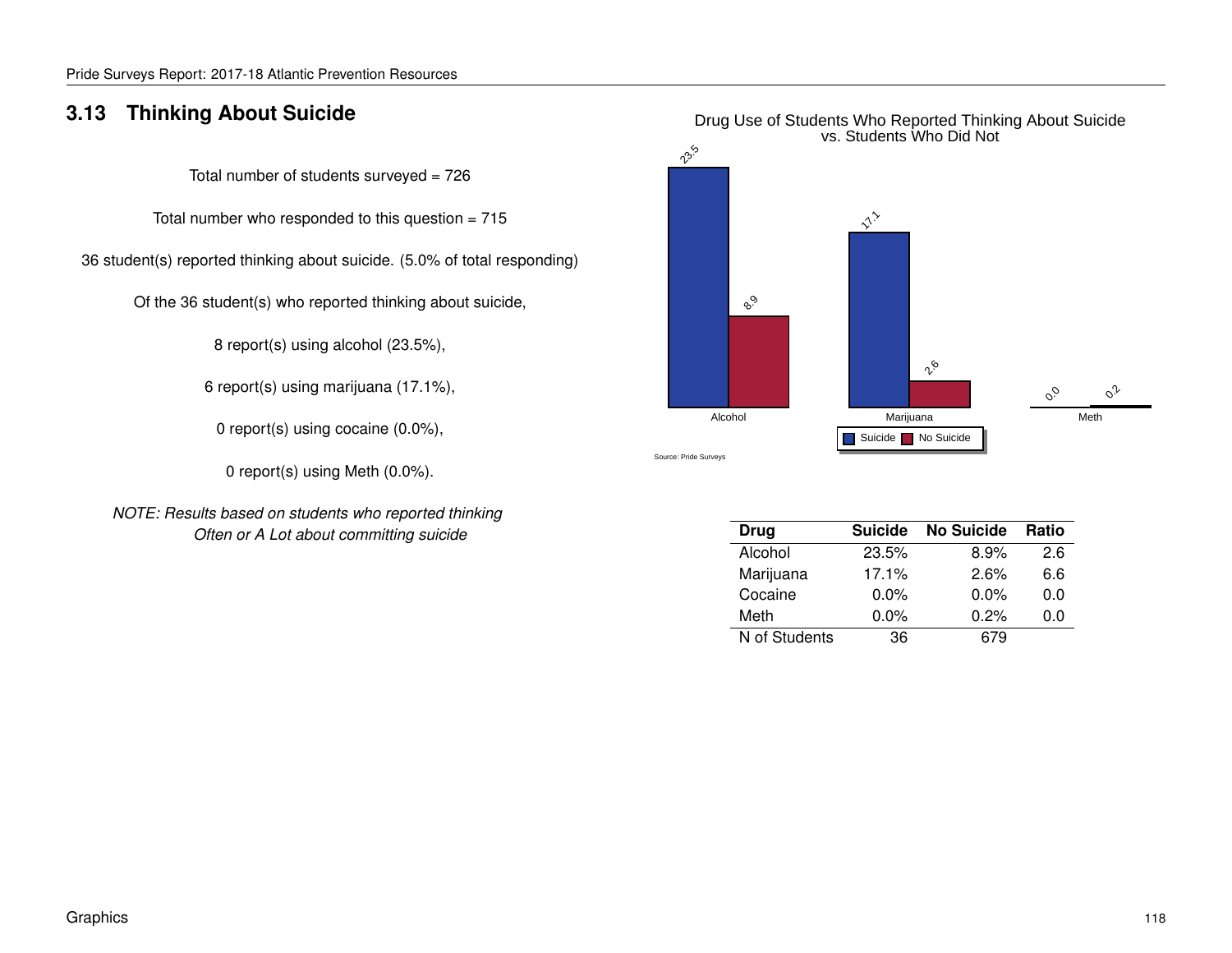## 3.13 Thinking About Suicide

Total number of students surveyed = 726

Total number who responded to this question = 715

36 student(s) reported thinking about suicide. (5.0% of total responding)

Of the 36 student(s) who reported thinking about suicide,

8 report(s) using alcohol (23.5%),

6 report(s) using marijuana (17.1%),

0 report(s) using cocaine (0.0%),

0 report(s) using Meth (0.0%).

*NOTE: Results based on students who reported thinking Often or A Lot about committing suicide*

Drug Use of Students Who Reported Thinking About Suicide vs. Students Who Did Not

| Drug | Suicide | No Suicide |
|---|---|---|
| Alcohol | 23.5 | 8.9 |
| Marijuana | 17.1 | 2.6 |
| Meth | 0.0 | 0.2 |

Source: Pride Surveys

| Drug | Suicide | No Suicide | Ratio |
|---|---|---|---|
| Alcohol | 23.5% | 8.9% | 2.6 |
| Marijuana | 17.1% | 2.6% | 6.6 |
| Cocaine | 0.0% | 0.0% | 0.0 |
| Meth | 0.0% | 0.2% | 0.0 |
| N of Students | 36 | 679 | |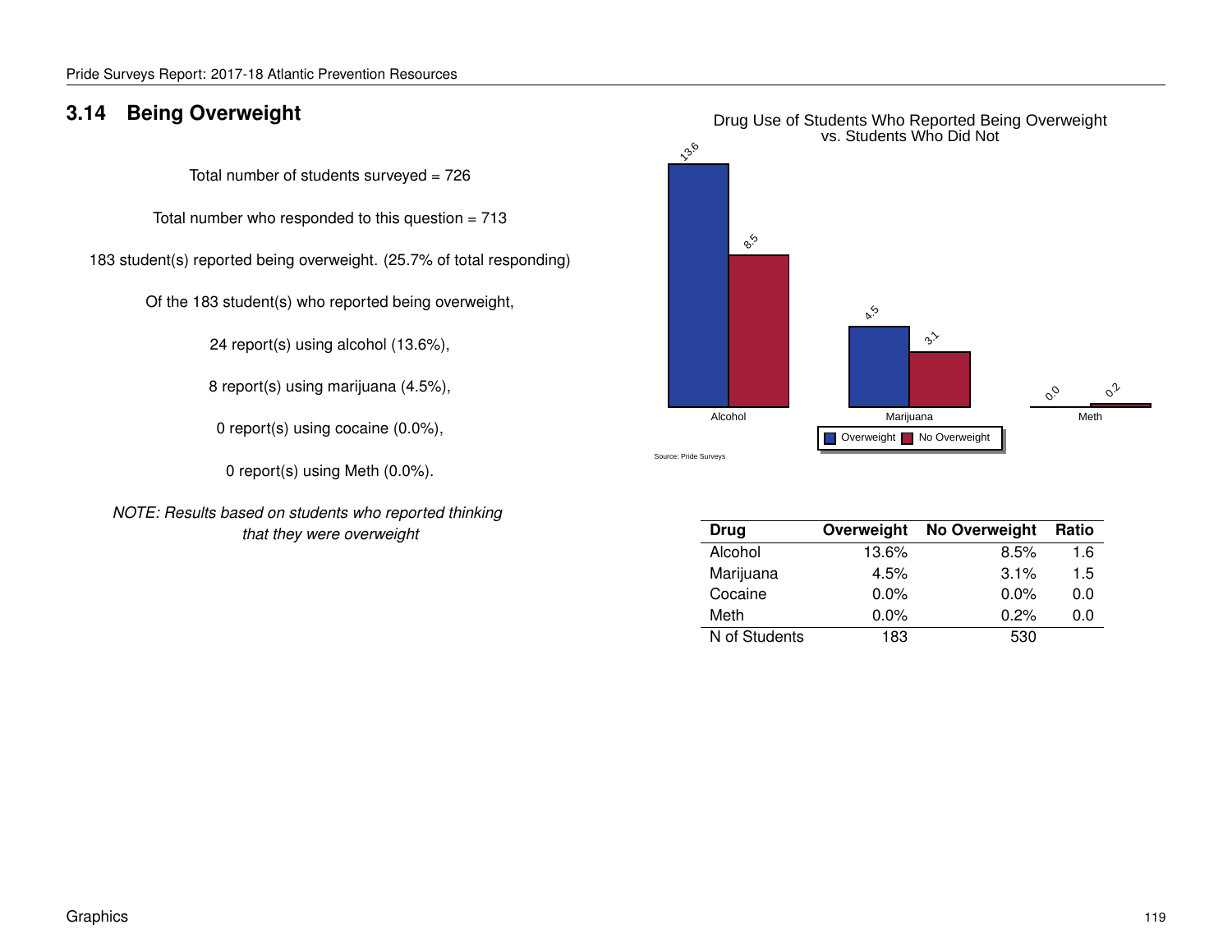## 3.14 Being Overweight

Total number of students surveyed = 726

Total number who responded to this question = 713

183 student(s) reported being overweight. (25.7% of total responding)

Of the 183 student(s) who reported being overweight,

24 report(s) using alcohol (13.6%),

8 report(s) using marijuana (4.5%),

0 report(s) using cocaine (0.0%),

0 report(s) using Meth (0.0%).

*NOTE: Results based on students who reported thinking that they were overweight*

Drug Use of Students Who Reported Being Overweight vs. Students Who Did Not

| | Alcohol | Marijuana | Meth |
|---|---|---|---|
| Overweight | 13.6 | 4.5 | 0.0 |
| No Overweight | 8.5 | 3.1 | 0.2 |

Source: Pride Surveys

| Drug | Overweight | No Overweight | Ratio |
|---|---|---|---|
| Alcohol | 13.6% | 8.5% | 1.6 |
| Marijuana | 4.5% | 3.1% | 1.5 |
| Cocaine | 0.0% | 0.0% | 0.0 |
| Meth | 0.0% | 0.2% | 0.0 |
| N of Students | 183 | 530 | |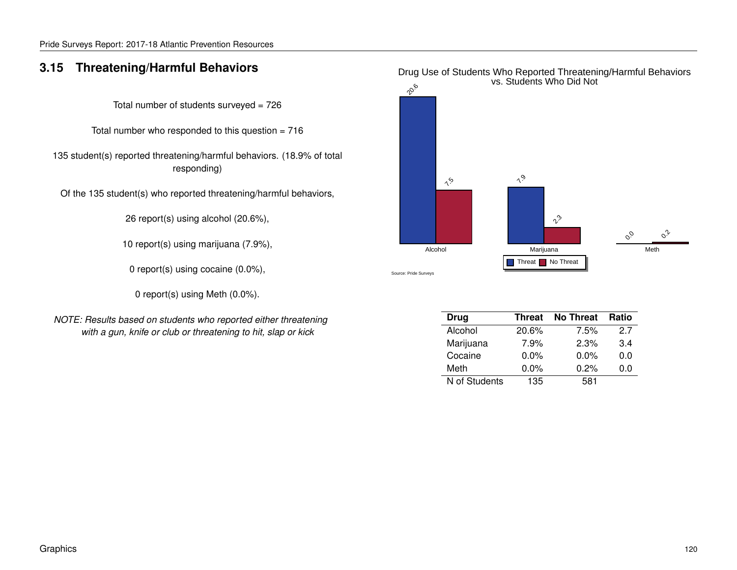## 3.15 Threatening/Harmful Behaviors

Total number of students surveyed = 726

Total number who responded to this question = 716

135 student(s) reported threatening/harmful behaviors. (18.9% of total responding)

Of the 135 student(s) who reported threatening/harmful behaviors,

26 report(s) using alcohol (20.6%),

10 report(s) using marijuana (7.9%),

0 report(s) using cocaine (0.0%),

0 report(s) using Meth (0.0%).

*NOTE: Results based on students who reported either threatening with a gun, knife or club or threatening to hit, slap or kick*

Drug Use of Students Who Reported Threatening/Harmful Behaviors vs. Students Who Did Not

| | Threat | No Threat |
|---|---|---|
| Alcohol | 20.6 | 7.5 |
| Marijuana | 7.9 | 2.3 |
| Meth | 0.0 | 0.2 |

Source: Pride Surveys

| Drug | Threat | No Threat | Ratio |
|---|---|---|---|
| Alcohol | 20.6% | 7.5% | 2.7 |
| Marijuana | 7.9% | 2.3% | 3.4 |
| Cocaine | 0.0% | 0.0% | 0.0 |
| Meth | 0.0% | 0.2% | 0.0 |
| N of Students | 135 | 581 | |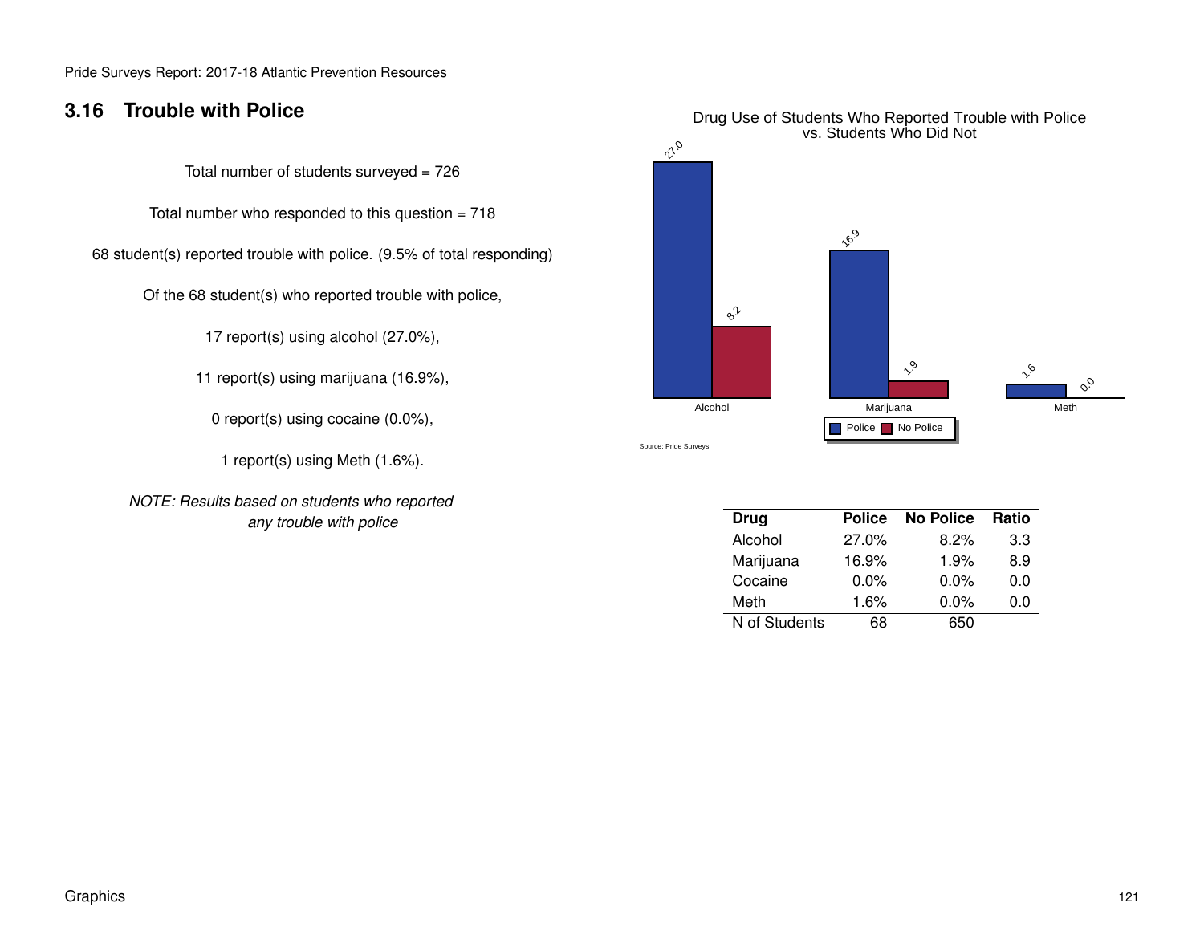## 3.16 Trouble with Police

Total number of students surveyed = 726

Total number who responded to this question = 718

68 student(s) reported trouble with police. (9.5% of total responding)

Of the 68 student(s) who reported trouble with police,

17 report(s) using alcohol (27.0%),

11 report(s) using marijuana (16.9%),

0 report(s) using cocaine (0.0%),

1 report(s) using Meth (1.6%).

*NOTE: Results based on students who reported any trouble with police*

Drug Use of Students Who Reported Trouble with Police vs. Students Who Did Not

| | Alcohol | Marijuana | Meth |
|---|---|---|---|
| Police | 27.0 | 16.9 | 1.6 |
| No Police | 8.2 | 1.9 | 0.0 |

Source: Pride Surveys

| Drug | Police | No Police | Ratio |
|---|---|---|---|
| Alcohol | 27.0% | 8.2% | 3.3 |
| Marijuana | 16.9% | 1.9% | 8.9 |
| Cocaine | 0.0% | 0.0% | 0.0 |
| Meth | 1.6% | 0.0% | 0.0 |
| N of Students | 68 | 650 | |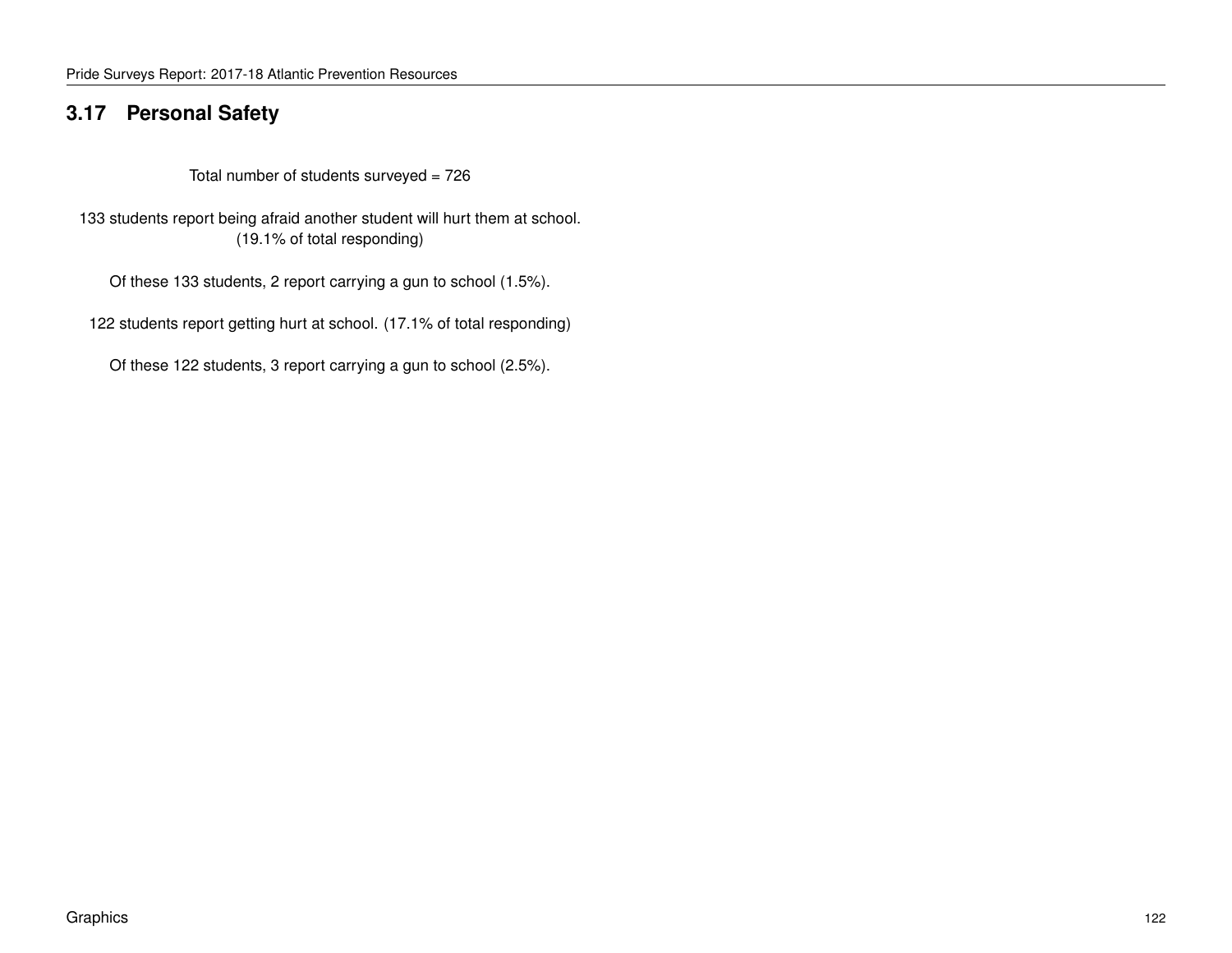## 3.17 Personal Safety

Total number of students surveyed = 726

133 students report being afraid another student will hurt them at school.
(19.1% of total responding)

Of these 133 students, 2 report carrying a gun to school (1.5%).

122 students report getting hurt at school. (17.1% of total responding)

Of these 122 students, 3 report carrying a gun to school (2.5%).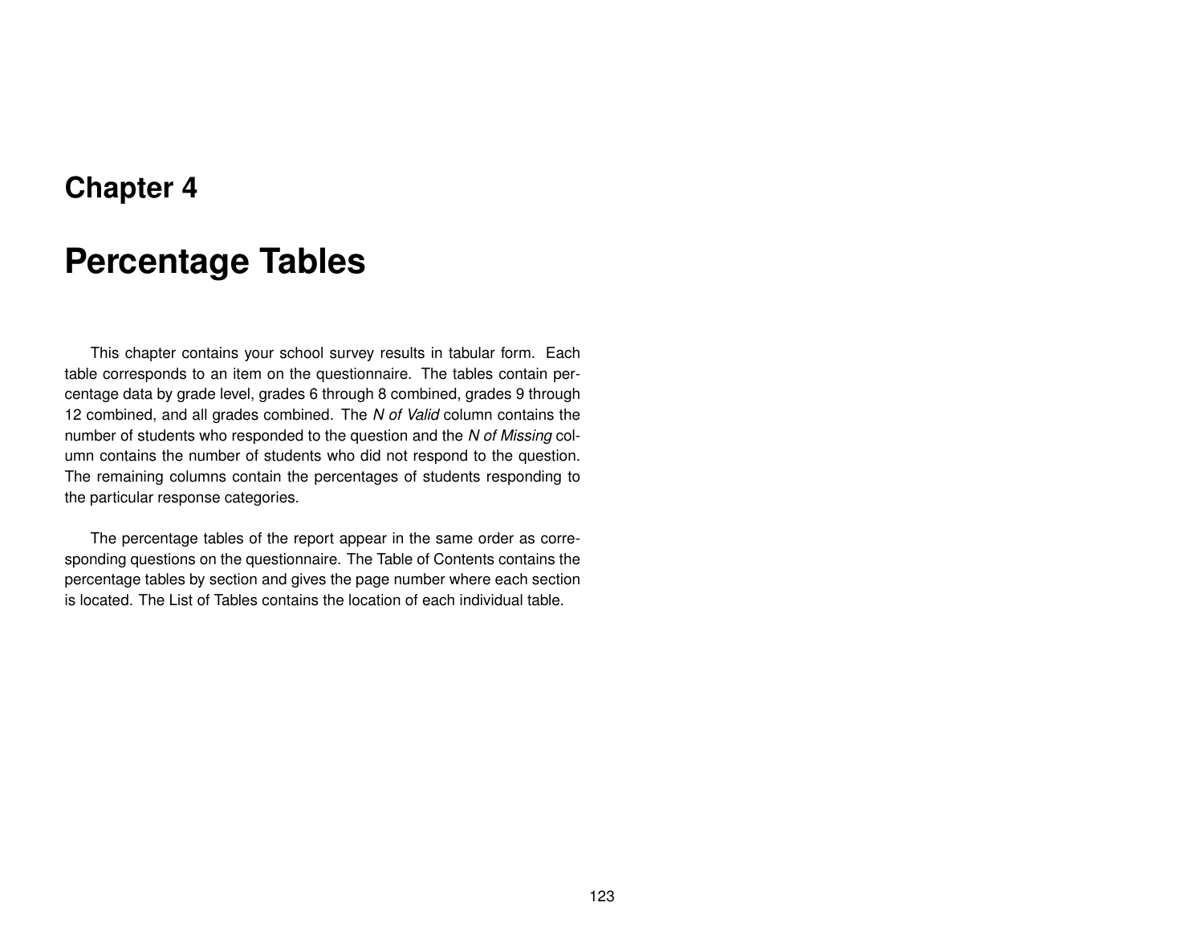# Chapter 4

# Percentage Tables

This chapter contains your school survey results in tabular form. Each table corresponds to an item on the questionnaire. The tables contain percentage data by grade level, grades 6 through 8 combined, grades 9 through 12 combined, and all grades combined. The *N of Valid* column contains the number of students who responded to the question and the *N of Missing* column contains the number of students who did not respond to the question. The remaining columns contain the percentages of students responding to the particular response categories.

The percentage tables of the report appear in the same order as corresponding questions on the questionnaire. The Table of Contents contains the percentage tables by section and gives the page number where each section is located. The List of Tables contains the location of each individual table.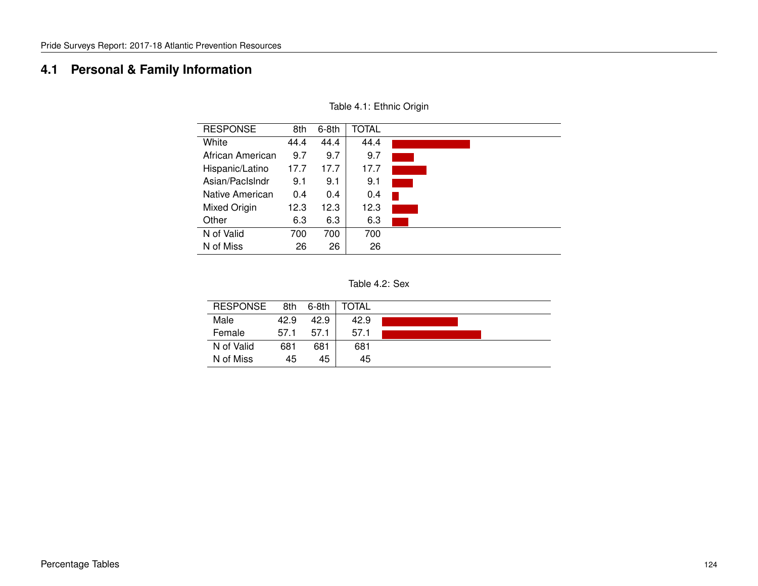## 4.1 Personal & Family Information

Table 4.1: Ethnic Origin

| RESPONSE | 8th | 6-8th | TOTAL |
|---|---|---|---|
| White | 44.4 | 44.4 | 44.4 |
| African American | 9.7 | 9.7 | 9.7 |
| Hispanic/Latino | 17.7 | 17.7 | 17.7 |
| Asian/PacIslndr | 9.1 | 9.1 | 9.1 |
| Native American | 0.4 | 0.4 | 0.4 |
| Mixed Origin | 12.3 | 12.3 | 12.3 |
| Other | 6.3 | 6.3 | 6.3 |
| N of Valid | 700 | 700 | 700 |
| N of Miss | 26 | 26 | 26 |

Table 4.2: Sex

| RESPONSE | 8th | 6-8th | TOTAL |
|---|---|---|---|
| Male | 42.9 | 42.9 | 42.9 |
| Female | 57.1 | 57.1 | 57.1 |
| N of Valid | 681 | 681 | 681 |
| N of Miss | 45 | 45 | 45 |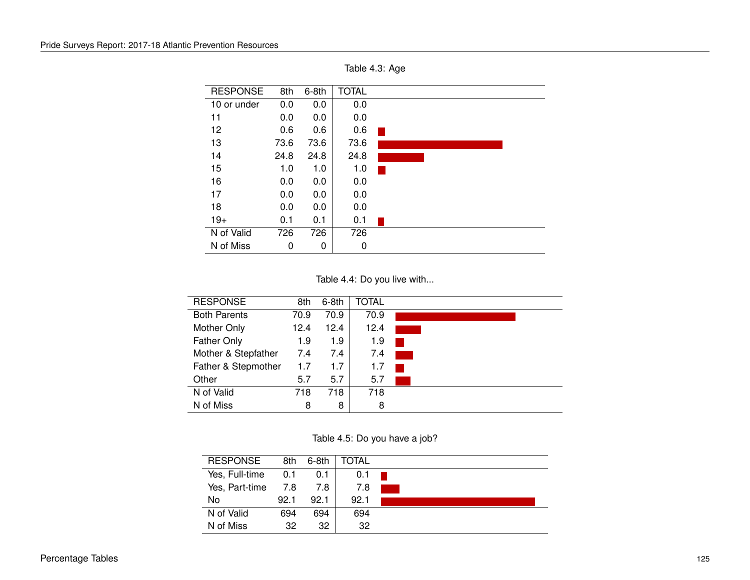Table 4.3: Age

| RESPONSE | 8th | 6-8th | TOTAL |
|---|---|---|---|
| 10 or under | 0.0 | 0.0 | 0.0 |
| 11 | 0.0 | 0.0 | 0.0 |
| 12 | 0.6 | 0.6 | 0.6 |
| 13 | 73.6 | 73.6 | 73.6 |
| 14 | 24.8 | 24.8 | 24.8 |
| 15 | 1.0 | 1.0 | 1.0 |
| 16 | 0.0 | 0.0 | 0.0 |
| 17 | 0.0 | 0.0 | 0.0 |
| 18 | 0.0 | 0.0 | 0.0 |
| 19+ | 0.1 | 0.1 | 0.1 |
| N of Valid | 726 | 726 | 726 |
| N of Miss | 0 | 0 | 0 |

Table 4.4: Do you live with...

| RESPONSE | 8th | 6-8th | TOTAL |
|---|---|---|---|
| Both Parents | 70.9 | 70.9 | 70.9 |
| Mother Only | 12.4 | 12.4 | 12.4 |
| Father Only | 1.9 | 1.9 | 1.9 |
| Mother & Stepfather | 7.4 | 7.4 | 7.4 |
| Father & Stepmother | 1.7 | 1.7 | 1.7 |
| Other | 5.7 | 5.7 | 5.7 |
| N of Valid | 718 | 718 | 718 |
| N of Miss | 8 | 8 | 8 |

Table 4.5: Do you have a job?

| RESPONSE | 8th | 6-8th | TOTAL |
|---|---|---|---|
| Yes, Full-time | 0.1 | 0.1 | 0.1 |
| Yes, Part-time | 7.8 | 7.8 | 7.8 |
| No | 92.1 | 92.1 | 92.1 |
| N of Valid | 694 | 694 | 694 |
| N of Miss | 32 | 32 | 32 |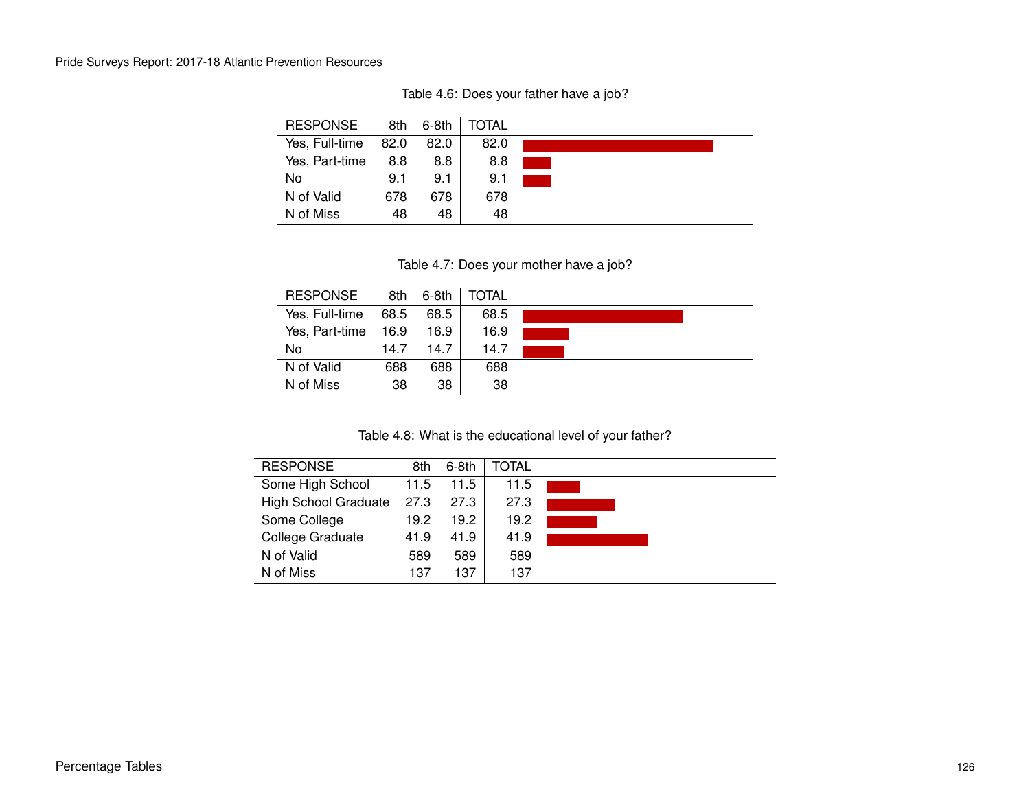Table 4.6: Does your father have a job?

| RESPONSE | 8th | 6-8th | TOTAL |
|---|---|---|---|
| Yes, Full-time | 82.0 | 82.0 | 82.0 |
| Yes, Part-time | 8.8 | 8.8 | 8.8 |
| No | 9.1 | 9.1 | 9.1 |
| N of Valid | 678 | 678 | 678 |
| N of Miss | 48 | 48 | 48 |

Table 4.7: Does your mother have a job?

| RESPONSE | 8th | 6-8th | TOTAL |
|---|---|---|---|
| Yes, Full-time | 68.5 | 68.5 | 68.5 |
| Yes, Part-time | 16.9 | 16.9 | 16.9 |
| No | 14.7 | 14.7 | 14.7 |
| N of Valid | 688 | 688 | 688 |
| N of Miss | 38 | 38 | 38 |

Table 4.8: What is the educational level of your father?

| RESPONSE | 8th | 6-8th | TOTAL |
|---|---|---|---|
| Some High School | 11.5 | 11.5 | 11.5 |
| High School Graduate | 27.3 | 27.3 | 27.3 |
| Some College | 19.2 | 19.2 | 19.2 |
| College Graduate | 41.9 | 41.9 | 41.9 |
| N of Valid | 589 | 589 | 589 |
| N of Miss | 137 | 137 | 137 |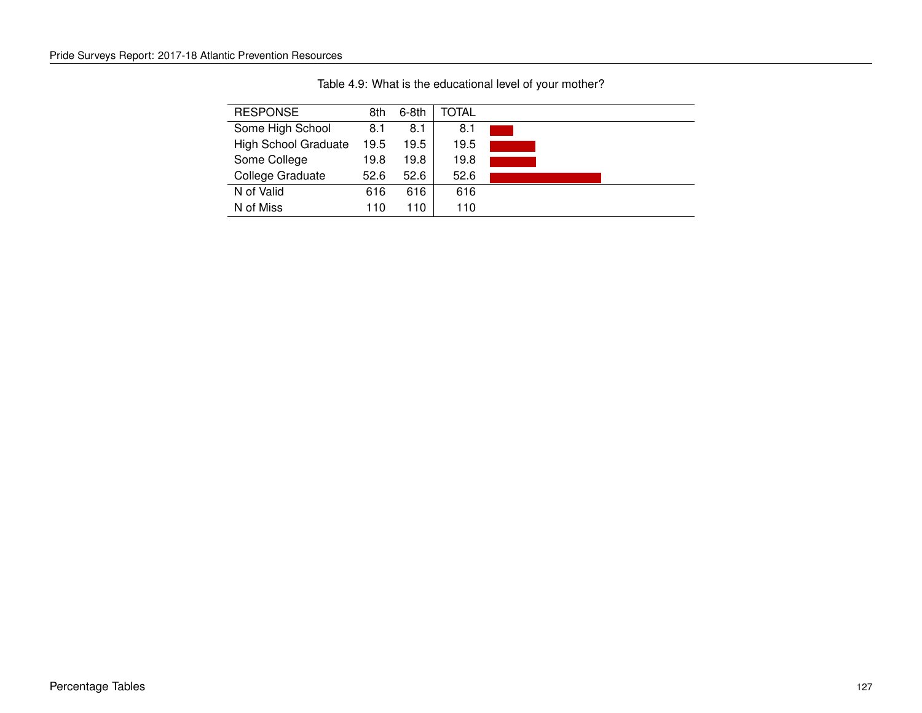Table 4.9: What is the educational level of your mother?

| RESPONSE | 8th | 6-8th | TOTAL |
|---|---|---|---|
| Some High School | 8.1 | 8.1 | 8.1 |
| High School Graduate | 19.5 | 19.5 | 19.5 |
| Some College | 19.8 | 19.8 | 19.8 |
| College Graduate | 52.6 | 52.6 | 52.6 |
| N of Valid | 616 | 616 | 616 |
| N of Miss | 110 | 110 | 110 |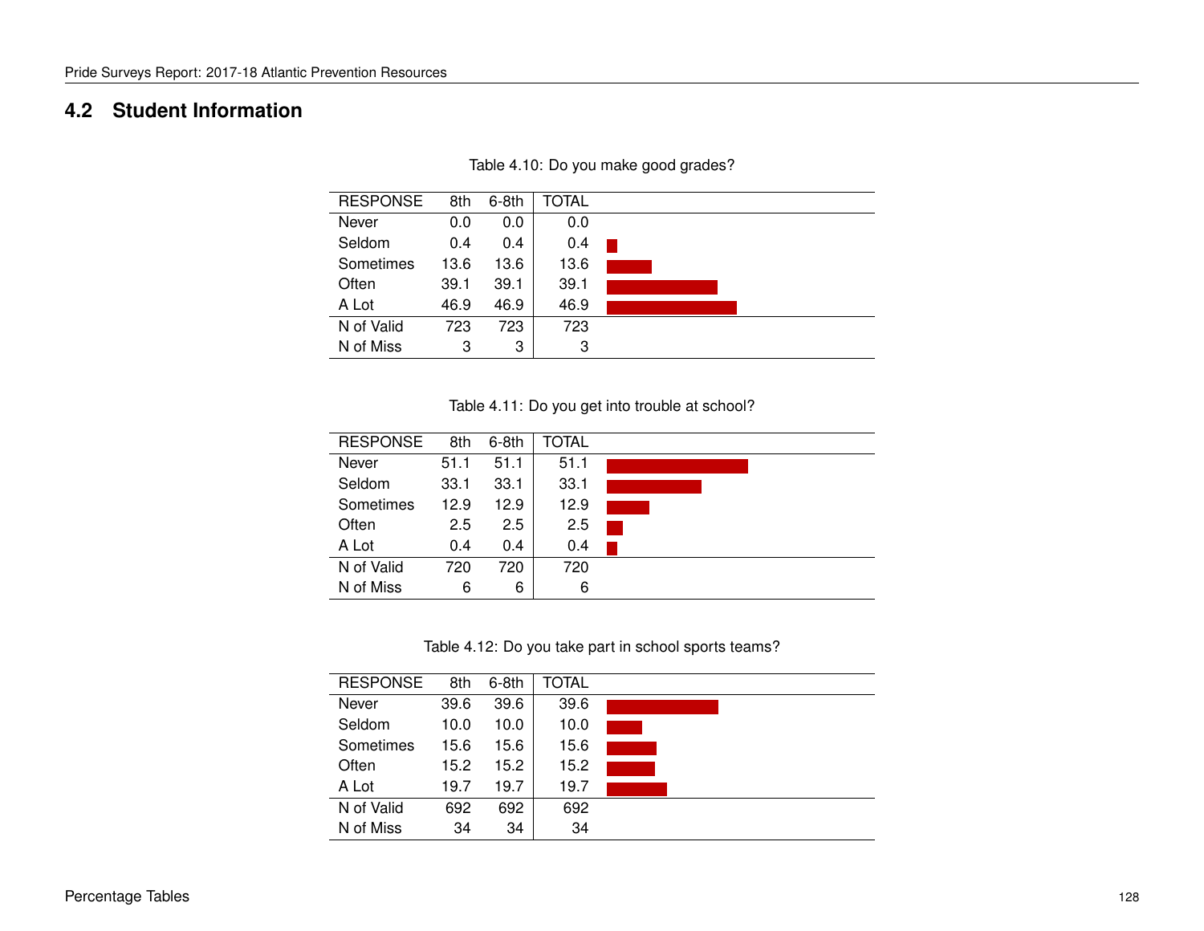## 4.2 Student Information

Table 4.10: Do you make good grades?

| RESPONSE | 8th | 6-8th | TOTAL |
|---|---|---|---|
| Never | 0.0 | 0.0 | 0.0 |
| Seldom | 0.4 | 0.4 | 0.4 |
| Sometimes | 13.6 | 13.6 | 13.6 |
| Often | 39.1 | 39.1 | 39.1 |
| A Lot | 46.9 | 46.9 | 46.9 |
| N of Valid | 723 | 723 | 723 |
| N of Miss | 3 | 3 | 3 |

Table 4.11: Do you get into trouble at school?

| RESPONSE | 8th | 6-8th | TOTAL |
|---|---|---|---|
| Never | 51.1 | 51.1 | 51.1 |
| Seldom | 33.1 | 33.1 | 33.1 |
| Sometimes | 12.9 | 12.9 | 12.9 |
| Often | 2.5 | 2.5 | 2.5 |
| A Lot | 0.4 | 0.4 | 0.4 |
| N of Valid | 720 | 720 | 720 |
| N of Miss | 6 | 6 | 6 |

Table 4.12: Do you take part in school sports teams?

| RESPONSE | 8th | 6-8th | TOTAL |
|---|---|---|---|
| Never | 39.6 | 39.6 | 39.6 |
| Seldom | 10.0 | 10.0 | 10.0 |
| Sometimes | 15.6 | 15.6 | 15.6 |
| Often | 15.2 | 15.2 | 15.2 |
| A Lot | 19.7 | 19.7 | 19.7 |
| N of Valid | 692 | 692 | 692 |
| N of Miss | 34 | 34 | 34 |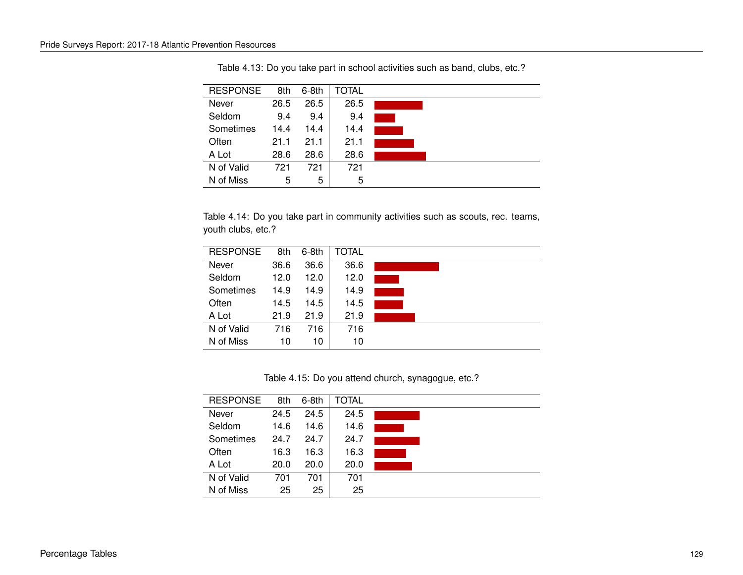Table 4.13: Do you take part in school activities such as band, clubs, etc.?

| RESPONSE | 8th | 6-8th | TOTAL |
|---|---|---|---|
| Never | 26.5 | 26.5 | 26.5 |
| Seldom | 9.4 | 9.4 | 9.4 |
| Sometimes | 14.4 | 14.4 | 14.4 |
| Often | 21.1 | 21.1 | 21.1 |
| A Lot | 28.6 | 28.6 | 28.6 |
| N of Valid | 721 | 721 | 721 |
| N of Miss | 5 | 5 | 5 |

Table 4.14: Do you take part in community activities such as scouts, rec. teams, youth clubs, etc.?

| RESPONSE | 8th | 6-8th | TOTAL |
|---|---|---|---|
| Never | 36.6 | 36.6 | 36.6 |
| Seldom | 12.0 | 12.0 | 12.0 |
| Sometimes | 14.9 | 14.9 | 14.9 |
| Often | 14.5 | 14.5 | 14.5 |
| A Lot | 21.9 | 21.9 | 21.9 |
| N of Valid | 716 | 716 | 716 |
| N of Miss | 10 | 10 | 10 |

Table 4.15: Do you attend church, synagogue, etc.?

| RESPONSE | 8th | 6-8th | TOTAL |
|---|---|---|---|
| Never | 24.5 | 24.5 | 24.5 |
| Seldom | 14.6 | 14.6 | 14.6 |
| Sometimes | 24.7 | 24.7 | 24.7 |
| Often | 16.3 | 16.3 | 16.3 |
| A Lot | 20.0 | 20.0 | 20.0 |
| N of Valid | 701 | 701 | 701 |
| N of Miss | 25 | 25 | 25 |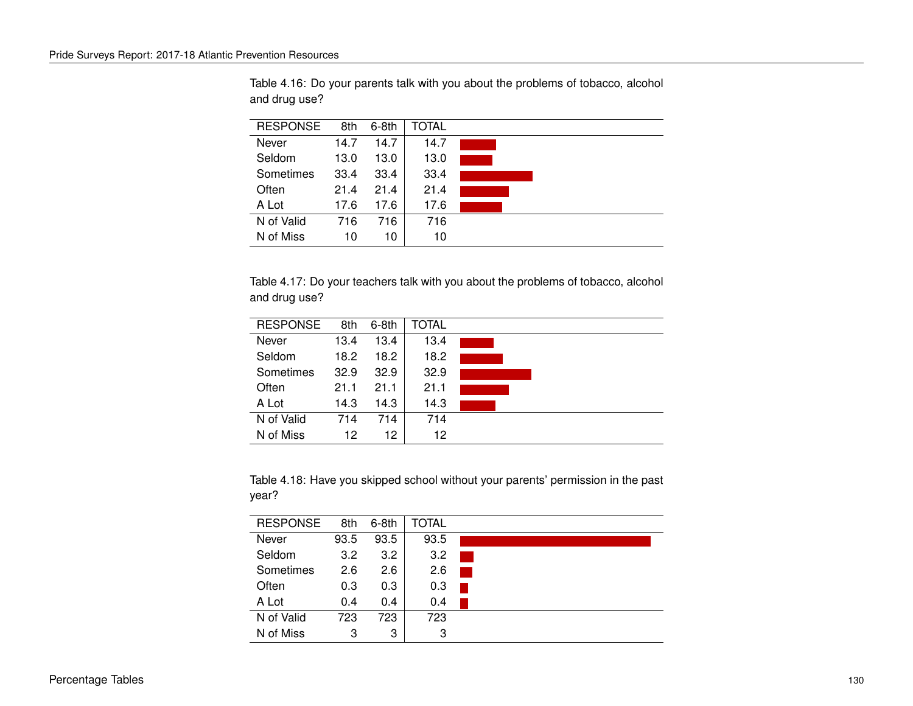Table 4.16: Do your parents talk with you about the problems of tobacco, alcohol and drug use?

| RESPONSE | 8th | 6-8th | TOTAL |
|---|---|---|---|
| Never | 14.7 | 14.7 | 14.7 |
| Seldom | 13.0 | 13.0 | 13.0 |
| Sometimes | 33.4 | 33.4 | 33.4 |
| Often | 21.4 | 21.4 | 21.4 |
| A Lot | 17.6 | 17.6 | 17.6 |
| N of Valid | 716 | 716 | 716 |
| N of Miss | 10 | 10 | 10 |

Table 4.17: Do your teachers talk with you about the problems of tobacco, alcohol and drug use?

| RESPONSE | 8th | 6-8th | TOTAL |
|---|---|---|---|
| Never | 13.4 | 13.4 | 13.4 |
| Seldom | 18.2 | 18.2 | 18.2 |
| Sometimes | 32.9 | 32.9 | 32.9 |
| Often | 21.1 | 21.1 | 21.1 |
| A Lot | 14.3 | 14.3 | 14.3 |
| N of Valid | 714 | 714 | 714 |
| N of Miss | 12 | 12 | 12 |

Table 4.18: Have you skipped school without your parents' permission in the past year?

| RESPONSE | 8th | 6-8th | TOTAL |
|---|---|---|---|
| Never | 93.5 | 93.5 | 93.5 |
| Seldom | 3.2 | 3.2 | 3.2 |
| Sometimes | 2.6 | 2.6 | 2.6 |
| Often | 0.3 | 0.3 | 0.3 |
| A Lot | 0.4 | 0.4 | 0.4 |
| N of Valid | 723 | 723 | 723 |
| N of Miss | 3 | 3 | 3 |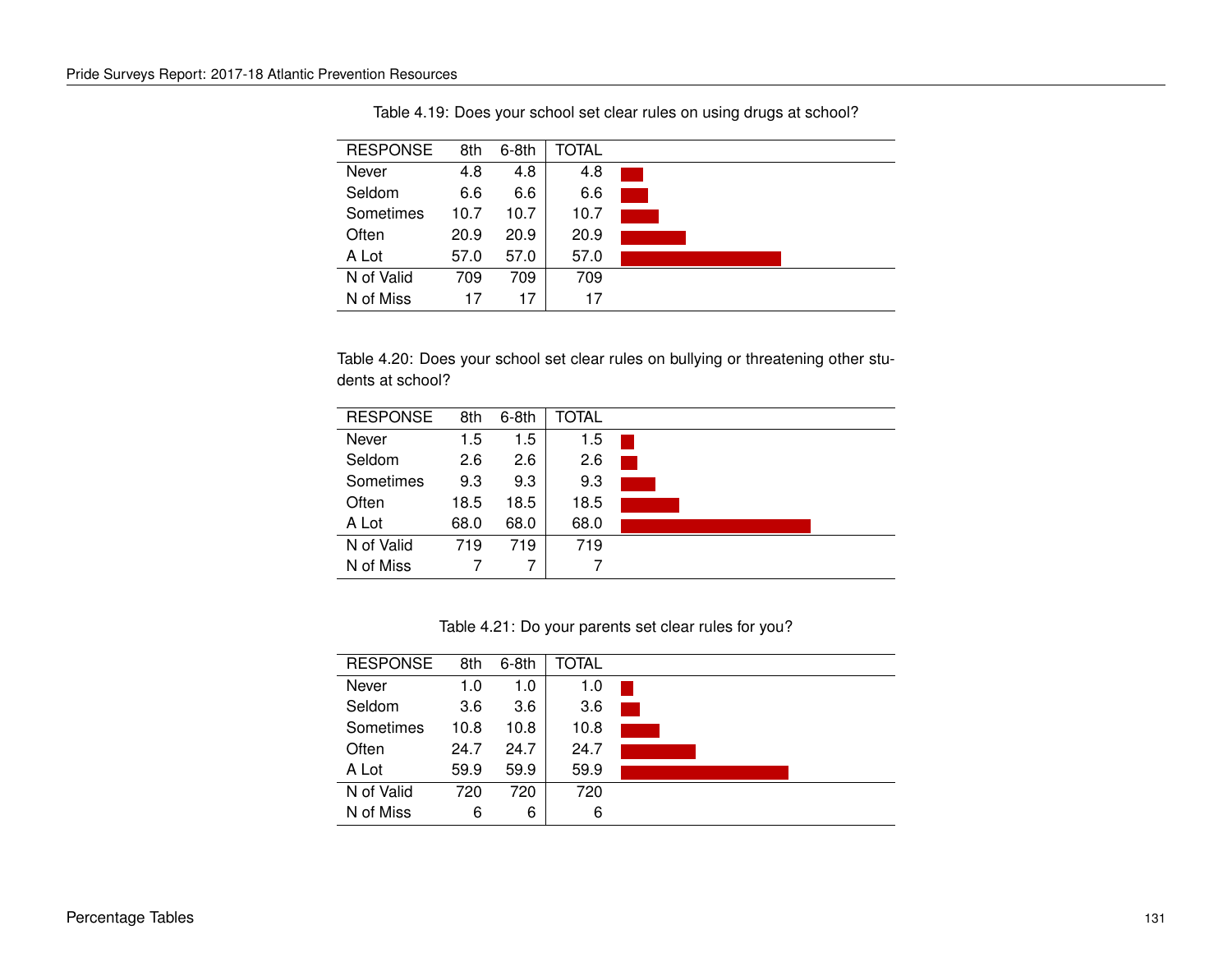Table 4.19: Does your school set clear rules on using drugs at school?

| RESPONSE | 8th | 6-8th | TOTAL |
|---|---|---|---|
| Never | 4.8 | 4.8 | 4.8 |
| Seldom | 6.6 | 6.6 | 6.6 |
| Sometimes | 10.7 | 10.7 | 10.7 |
| Often | 20.9 | 20.9 | 20.9 |
| A Lot | 57.0 | 57.0 | 57.0 |
| N of Valid | 709 | 709 | 709 |
| N of Miss | 17 | 17 | 17 |

Table 4.20: Does your school set clear rules on bullying or threatening other students at school?

| RESPONSE | 8th | 6-8th | TOTAL |
|---|---|---|---|
| Never | 1.5 | 1.5 | 1.5 |
| Seldom | 2.6 | 2.6 | 2.6 |
| Sometimes | 9.3 | 9.3 | 9.3 |
| Often | 18.5 | 18.5 | 18.5 |
| A Lot | 68.0 | 68.0 | 68.0 |
| N of Valid | 719 | 719 | 719 |
| N of Miss | 7 | 7 | 7 |

Table 4.21: Do your parents set clear rules for you?

| RESPONSE | 8th | 6-8th | TOTAL |
|---|---|---|---|
| Never | 1.0 | 1.0 | 1.0 |
| Seldom | 3.6 | 3.6 | 3.6 |
| Sometimes | 10.8 | 10.8 | 10.8 |
| Often | 24.7 | 24.7 | 24.7 |
| A Lot | 59.9 | 59.9 | 59.9 |
| N of Valid | 720 | 720 | 720 |
| N of Miss | 6 | 6 | 6 |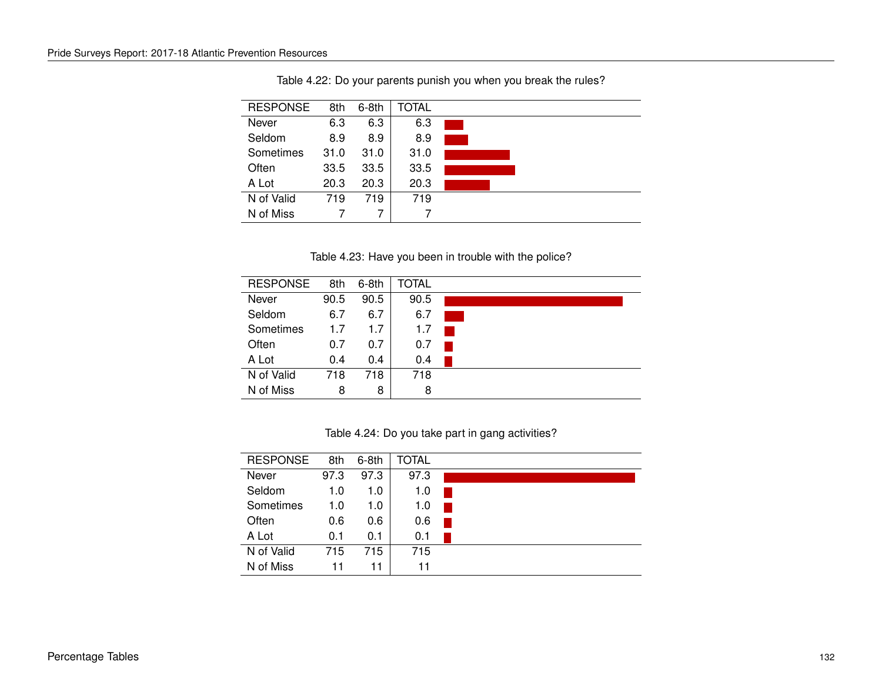Table 4.22: Do your parents punish you when you break the rules?

| RESPONSE | 8th | 6-8th | TOTAL |
|---|---|---|---|
| Never | 6.3 | 6.3 | 6.3 |
| Seldom | 8.9 | 8.9 | 8.9 |
| Sometimes | 31.0 | 31.0 | 31.0 |
| Often | 33.5 | 33.5 | 33.5 |
| A Lot | 20.3 | 20.3 | 20.3 |
| N of Valid | 719 | 719 | 719 |
| N of Miss | 7 | 7 | 7 |

Table 4.23: Have you been in trouble with the police?

| RESPONSE | 8th | 6-8th | TOTAL |
|---|---|---|---|
| Never | 90.5 | 90.5 | 90.5 |
| Seldom | 6.7 | 6.7 | 6.7 |
| Sometimes | 1.7 | 1.7 | 1.7 |
| Often | 0.7 | 0.7 | 0.7 |
| A Lot | 0.4 | 0.4 | 0.4 |
| N of Valid | 718 | 718 | 718 |
| N of Miss | 8 | 8 | 8 |

Table 4.24: Do you take part in gang activities?

| RESPONSE | 8th | 6-8th | TOTAL |
|---|---|---|---|
| Never | 97.3 | 97.3 | 97.3 |
| Seldom | 1.0 | 1.0 | 1.0 |
| Sometimes | 1.0 | 1.0 | 1.0 |
| Often | 0.6 | 0.6 | 0.6 |
| A Lot | 0.1 | 0.1 | 0.1 |
| N of Valid | 715 | 715 | 715 |
| N of Miss | 11 | 11 | 11 |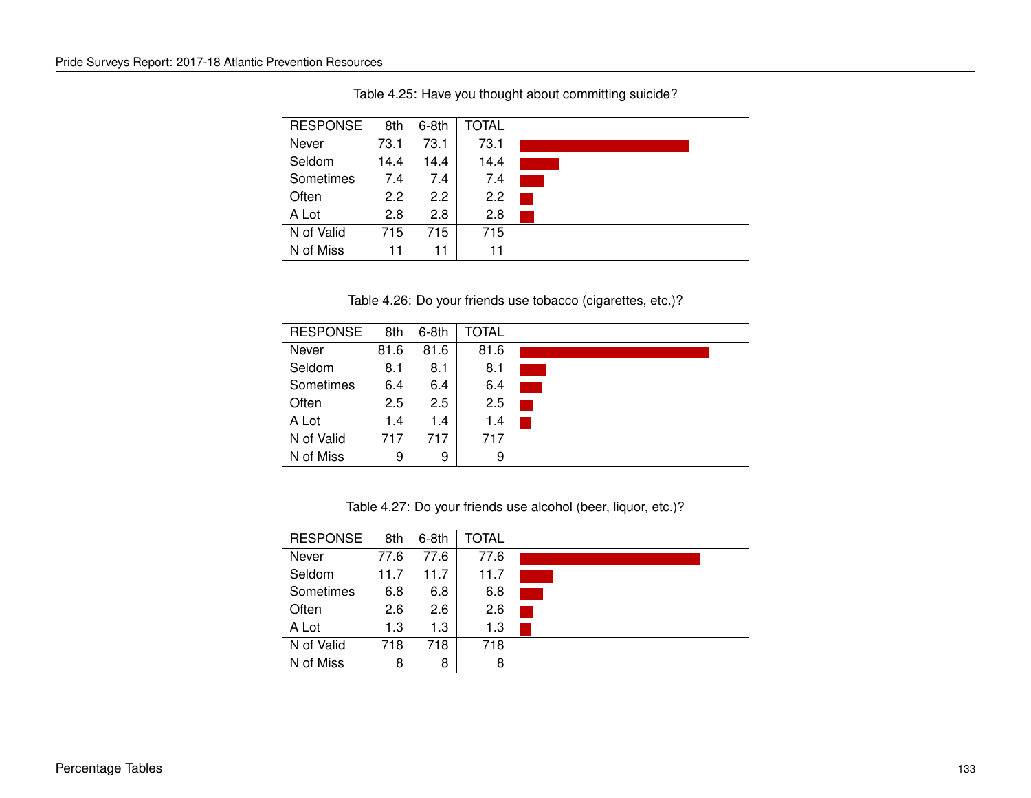Table 4.25: Have you thought about committing suicide?

| RESPONSE | 8th | 6-8th | TOTAL |
|---|---|---|---|
| Never | 73.1 | 73.1 | 73.1 |
| Seldom | 14.4 | 14.4 | 14.4 |
| Sometimes | 7.4 | 7.4 | 7.4 |
| Often | 2.2 | 2.2 | 2.2 |
| A Lot | 2.8 | 2.8 | 2.8 |
| N of Valid | 715 | 715 | 715 |
| N of Miss | 11 | 11 | 11 |

Table 4.26: Do your friends use tobacco (cigarettes, etc.)?

| RESPONSE | 8th | 6-8th | TOTAL |
|---|---|---|---|
| Never | 81.6 | 81.6 | 81.6 |
| Seldom | 8.1 | 8.1 | 8.1 |
| Sometimes | 6.4 | 6.4 | 6.4 |
| Often | 2.5 | 2.5 | 2.5 |
| A Lot | 1.4 | 1.4 | 1.4 |
| N of Valid | 717 | 717 | 717 |
| N of Miss | 9 | 9 | 9 |

Table 4.27: Do your friends use alcohol (beer, liquor, etc.)?

| RESPONSE | 8th | 6-8th | TOTAL |
|---|---|---|---|
| Never | 77.6 | 77.6 | 77.6 |
| Seldom | 11.7 | 11.7 | 11.7 |
| Sometimes | 6.8 | 6.8 | 6.8 |
| Often | 2.6 | 2.6 | 2.6 |
| A Lot | 1.3 | 1.3 | 1.3 |
| N of Valid | 718 | 718 | 718 |
| N of Miss | 8 | 8 | 8 |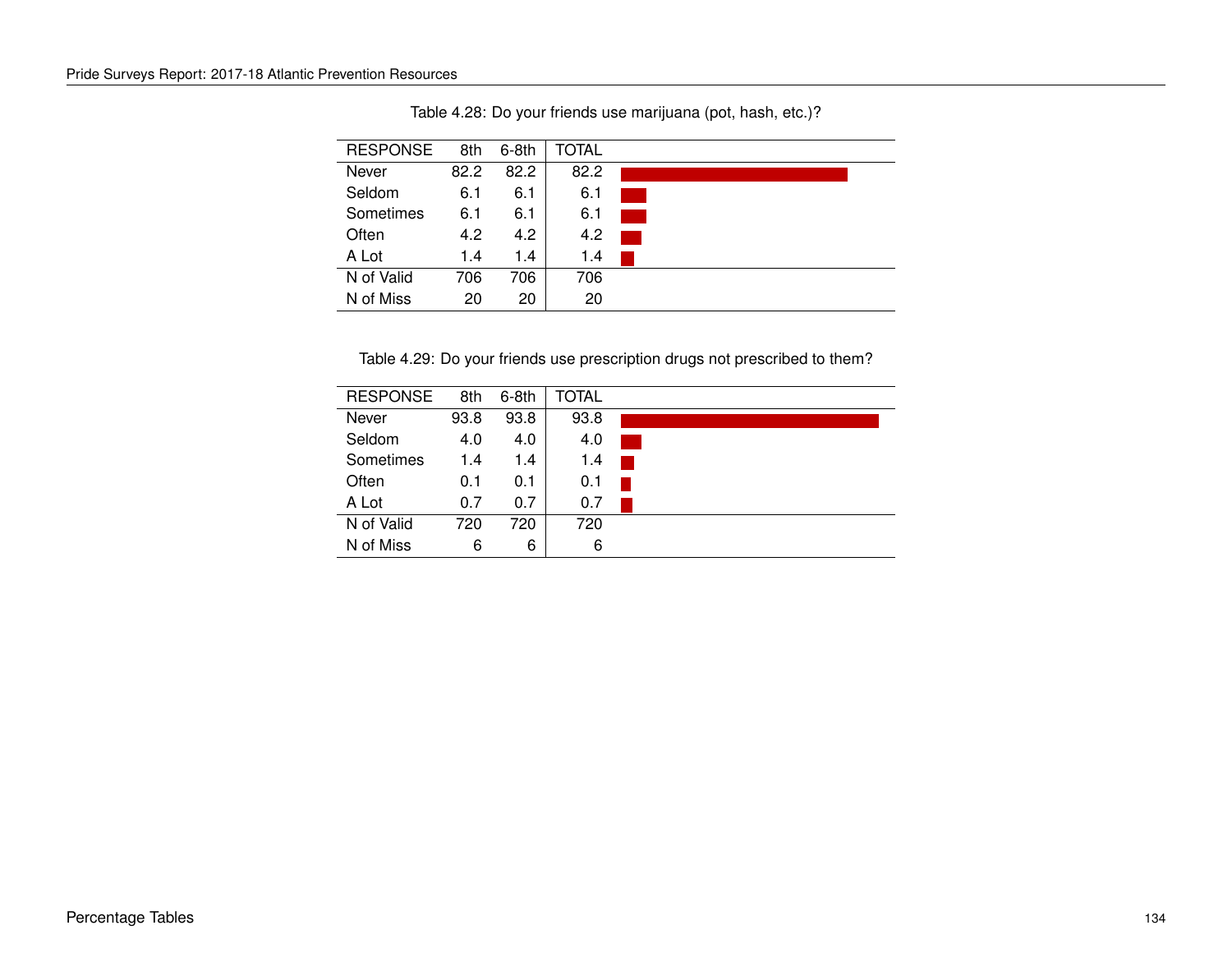Table 4.28: Do your friends use marijuana (pot, hash, etc.)?

| RESPONSE | 8th | 6-8th | TOTAL |
|---|---|---|---|
| Never | 82.2 | 82.2 | 82.2 |
| Seldom | 6.1 | 6.1 | 6.1 |
| Sometimes | 6.1 | 6.1 | 6.1 |
| Often | 4.2 | 4.2 | 4.2 |
| A Lot | 1.4 | 1.4 | 1.4 |
| N of Valid | 706 | 706 | 706 |
| N of Miss | 20 | 20 | 20 |

Table 4.29: Do your friends use prescription drugs not prescribed to them?

| RESPONSE | 8th | 6-8th | TOTAL |
|---|---|---|---|
| Never | 93.8 | 93.8 | 93.8 |
| Seldom | 4.0 | 4.0 | 4.0 |
| Sometimes | 1.4 | 1.4 | 1.4 |
| Often | 0.1 | 0.1 | 0.1 |
| A Lot | 0.7 | 0.7 | 0.7 |
| N of Valid | 720 | 720 | 720 |
| N of Miss | 6 | 6 | 6 |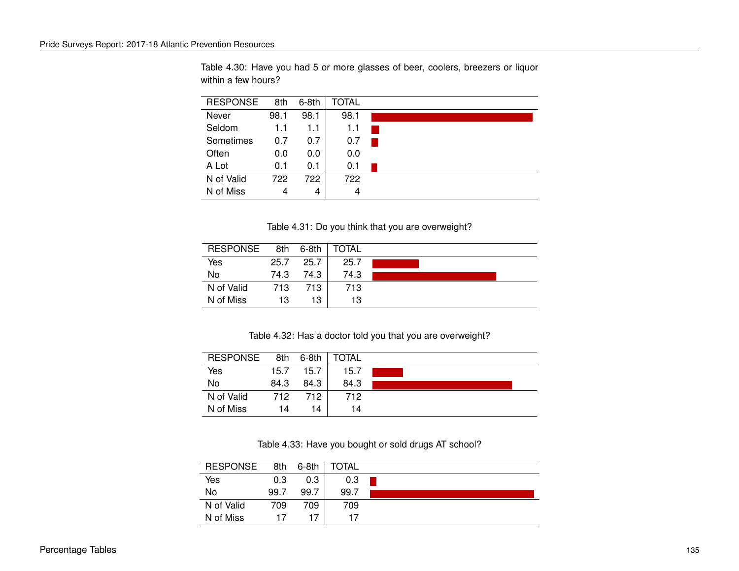Table 4.30: Have you had 5 or more glasses of beer, coolers, breezers or liquor within a few hours?

| RESPONSE | 8th | 6-8th | TOTAL |
|---|---|---|---|
| Never | 98.1 | 98.1 | 98.1 |
| Seldom | 1.1 | 1.1 | 1.1 |
| Sometimes | 0.7 | 0.7 | 0.7 |
| Often | 0.0 | 0.0 | 0.0 |
| A Lot | 0.1 | 0.1 | 0.1 |
| N of Valid | 722 | 722 | 722 |
| N of Miss | 4 | 4 | 4 |

Table 4.31: Do you think that you are overweight?

| RESPONSE | 8th | 6-8th | TOTAL |
|---|---|---|---|
| Yes | 25.7 | 25.7 | 25.7 |
| No | 74.3 | 74.3 | 74.3 |
| N of Valid | 713 | 713 | 713 |
| N of Miss | 13 | 13 | 13 |

Table 4.32: Has a doctor told you that you are overweight?

| RESPONSE | 8th | 6-8th | TOTAL |
|---|---|---|---|
| Yes | 15.7 | 15.7 | 15.7 |
| No | 84.3 | 84.3 | 84.3 |
| N of Valid | 712 | 712 | 712 |
| N of Miss | 14 | 14 | 14 |

Table 4.33: Have you bought or sold drugs AT school?

| RESPONSE | 8th | 6-8th | TOTAL |
|---|---|---|---|
| Yes | 0.3 | 0.3 | 0.3 |
| No | 99.7 | 99.7 | 99.7 |
| N of Valid | 709 | 709 | 709 |
| N of Miss | 17 | 17 | 17 |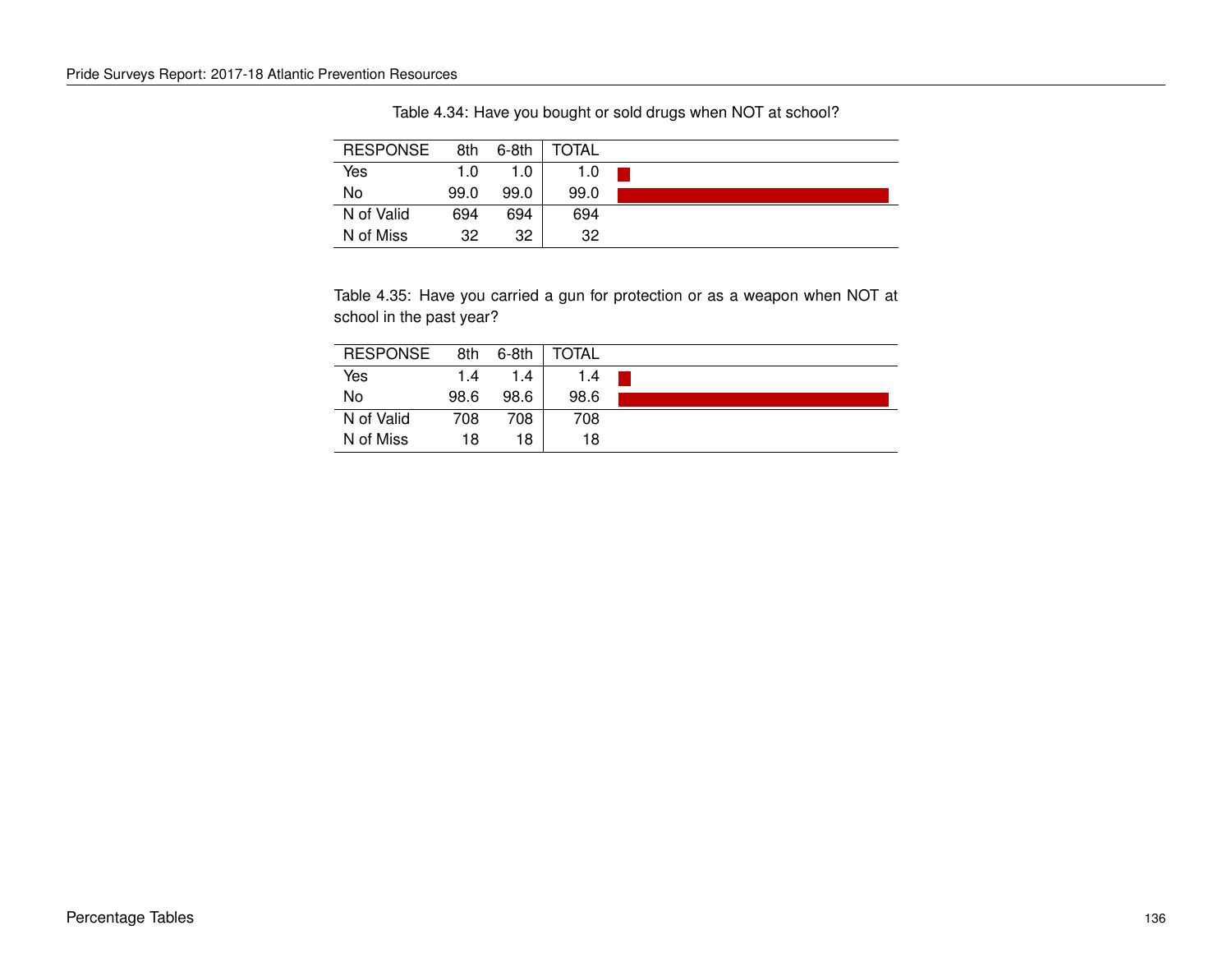Table 4.34: Have you bought or sold drugs when NOT at school?

| RESPONSE | 8th | 6-8th | TOTAL |
|---|---|---|---|
| Yes | 1.0 | 1.0 | 1.0 |
| No | 99.0 | 99.0 | 99.0 |
| N of Valid | 694 | 694 | 694 |
| N of Miss | 32 | 32 | 32 |

Table 4.35: Have you carried a gun for protection or as a weapon when NOT at school in the past year?

| RESPONSE | 8th | 6-8th | TOTAL |
|---|---|---|---|
| Yes | 1.4 | 1.4 | 1.4 |
| No | 98.6 | 98.6 | 98.6 |
| N of Valid | 708 | 708 | 708 |
| N of Miss | 18 | 18 | 18 |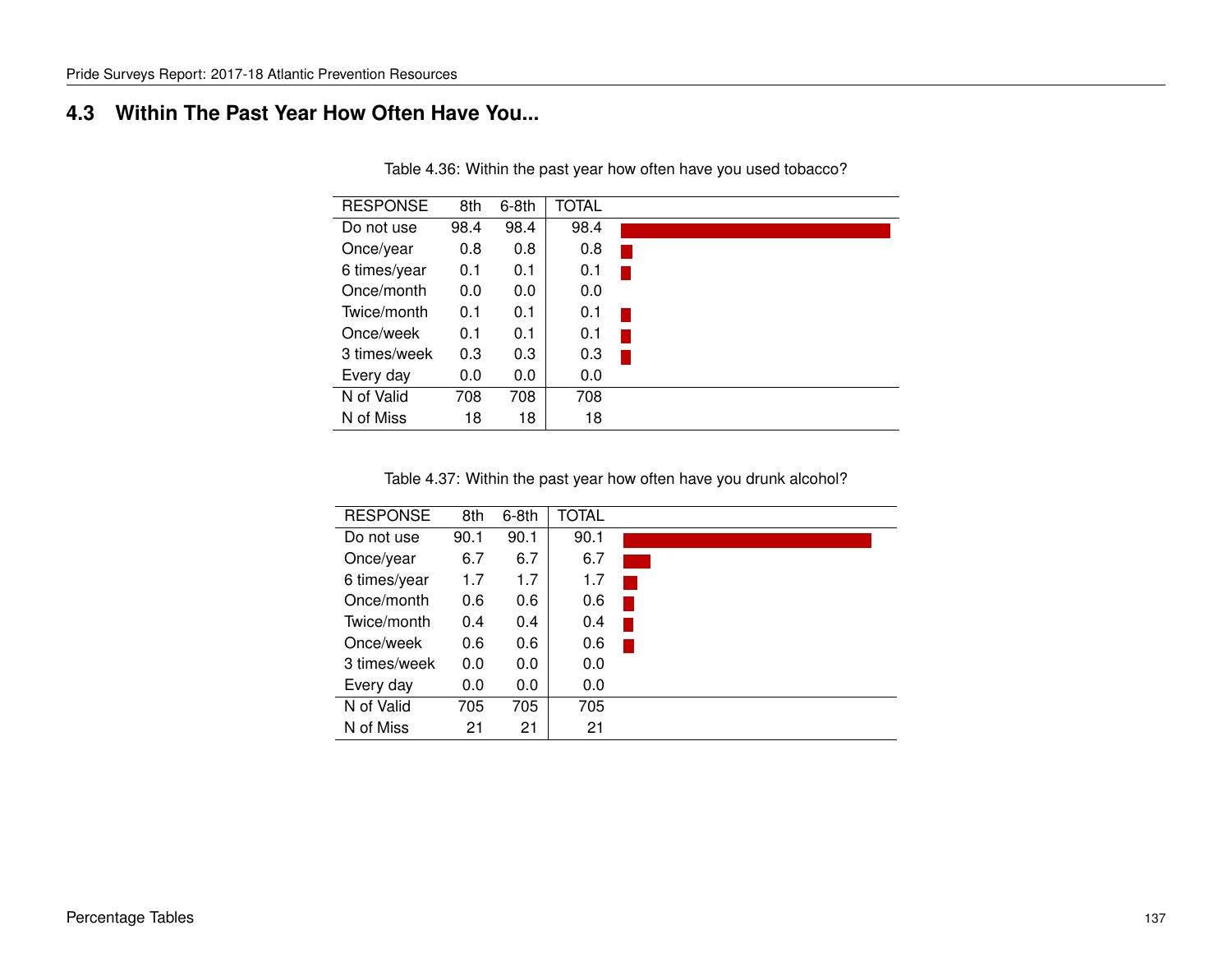## 4.3 Within The Past Year How Often Have You...

Table 4.36: Within the past year how often have you used tobacco?

| RESPONSE | 8th | 6-8th | TOTAL |
|---|---|---|---|
| Do not use | 98.4 | 98.4 | 98.4 |
| Once/year | 0.8 | 0.8 | 0.8 |
| 6 times/year | 0.1 | 0.1 | 0.1 |
| Once/month | 0.0 | 0.0 | 0.0 |
| Twice/month | 0.1 | 0.1 | 0.1 |
| Once/week | 0.1 | 0.1 | 0.1 |
| 3 times/week | 0.3 | 0.3 | 0.3 |
| Every day | 0.0 | 0.0 | 0.0 |
| N of Valid | 708 | 708 | 708 |
| N of Miss | 18 | 18 | 18 |

Table 4.37: Within the past year how often have you drunk alcohol?

| RESPONSE | 8th | 6-8th | TOTAL |
|---|---|---|---|
| Do not use | 90.1 | 90.1 | 90.1 |
| Once/year | 6.7 | 6.7 | 6.7 |
| 6 times/year | 1.7 | 1.7 | 1.7 |
| Once/month | 0.6 | 0.6 | 0.6 |
| Twice/month | 0.4 | 0.4 | 0.4 |
| Once/week | 0.6 | 0.6 | 0.6 |
| 3 times/week | 0.0 | 0.0 | 0.0 |
| Every day | 0.0 | 0.0 | 0.0 |
| N of Valid | 705 | 705 | 705 |
| N of Miss | 21 | 21 | 21 |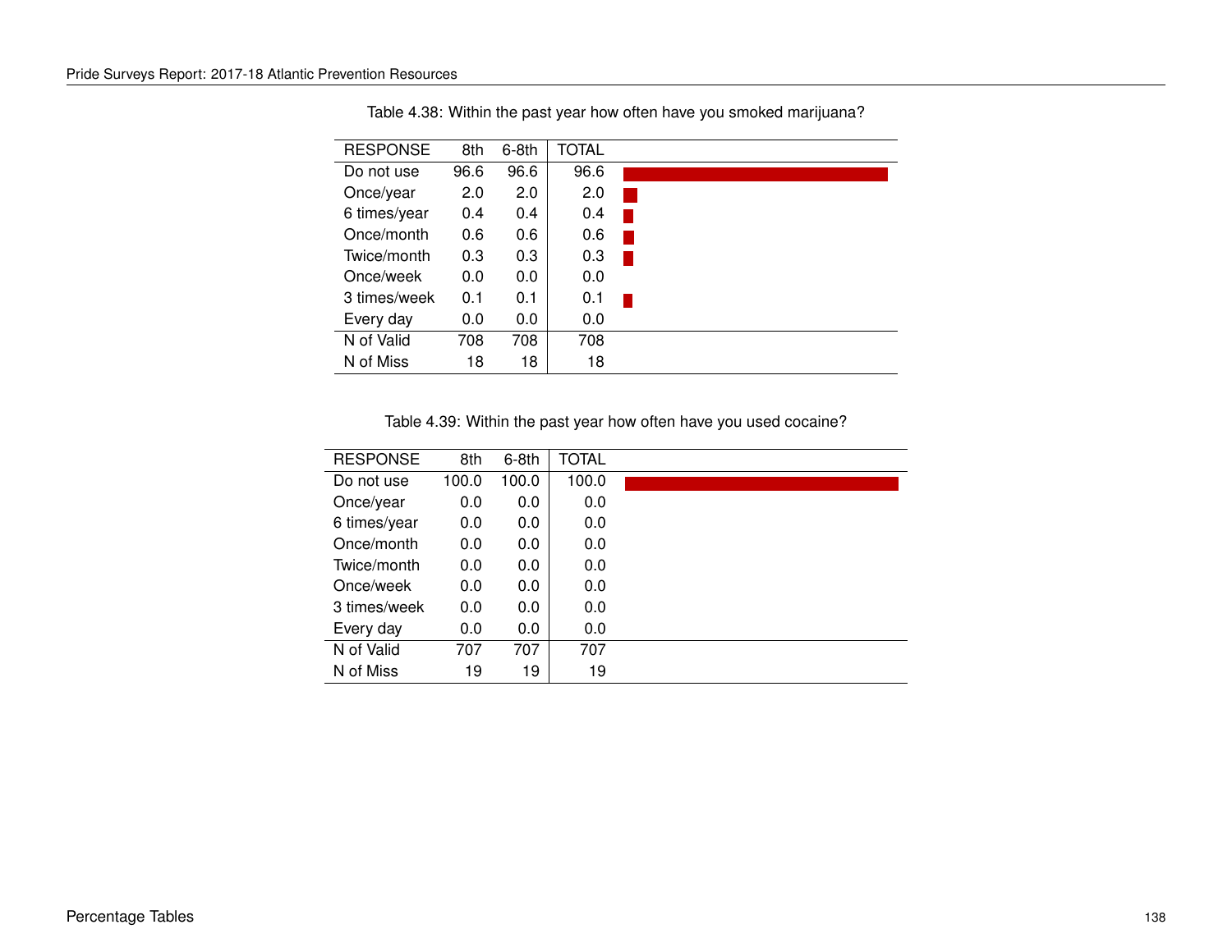Table 4.38: Within the past year how often have you smoked marijuana?

| RESPONSE | 8th | 6-8th | TOTAL |
|---|---|---|---|
| Do not use | 96.6 | 96.6 | 96.6 |
| Once/year | 2.0 | 2.0 | 2.0 |
| 6 times/year | 0.4 | 0.4 | 0.4 |
| Once/month | 0.6 | 0.6 | 0.6 |
| Twice/month | 0.3 | 0.3 | 0.3 |
| Once/week | 0.0 | 0.0 | 0.0 |
| 3 times/week | 0.1 | 0.1 | 0.1 |
| Every day | 0.0 | 0.0 | 0.0 |
| N of Valid | 708 | 708 | 708 |
| N of Miss | 18 | 18 | 18 |

Table 4.39: Within the past year how often have you used cocaine?

| RESPONSE | 8th | 6-8th | TOTAL |
|---|---|---|---|
| Do not use | 100.0 | 100.0 | 100.0 |
| Once/year | 0.0 | 0.0 | 0.0 |
| 6 times/year | 0.0 | 0.0 | 0.0 |
| Once/month | 0.0 | 0.0 | 0.0 |
| Twice/month | 0.0 | 0.0 | 0.0 |
| Once/week | 0.0 | 0.0 | 0.0 |
| 3 times/week | 0.0 | 0.0 | 0.0 |
| Every day | 0.0 | 0.0 | 0.0 |
| N of Valid | 707 | 707 | 707 |
| N of Miss | 19 | 19 | 19 |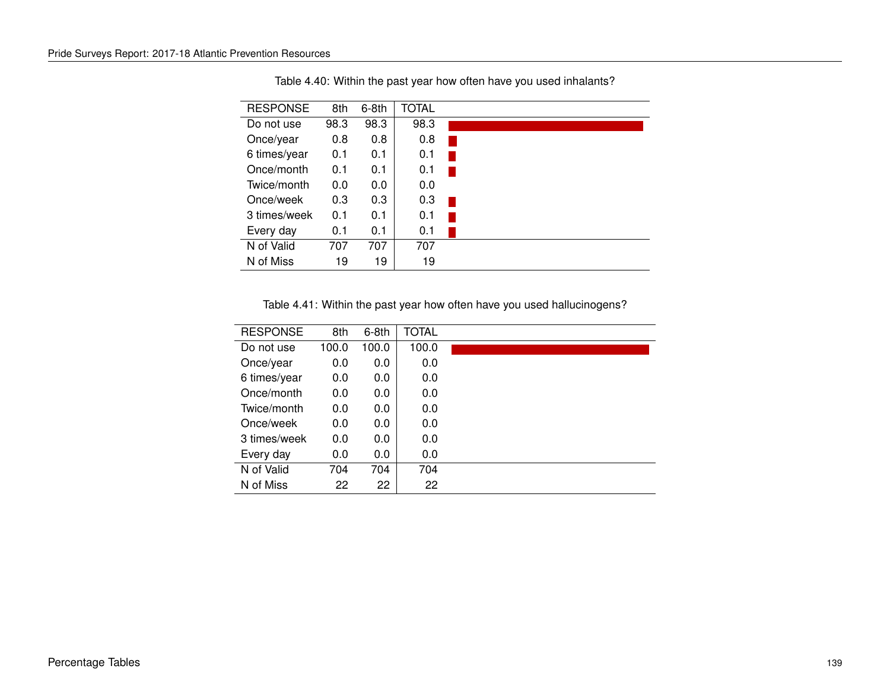Table 4.40: Within the past year how often have you used inhalants?

| RESPONSE | 8th | 6-8th | TOTAL |
|---|---|---|---|
| Do not use | 98.3 | 98.3 | 98.3 |
| Once/year | 0.8 | 0.8 | 0.8 |
| 6 times/year | 0.1 | 0.1 | 0.1 |
| Once/month | 0.1 | 0.1 | 0.1 |
| Twice/month | 0.0 | 0.0 | 0.0 |
| Once/week | 0.3 | 0.3 | 0.3 |
| 3 times/week | 0.1 | 0.1 | 0.1 |
| Every day | 0.1 | 0.1 | 0.1 |
| N of Valid | 707 | 707 | 707 |
| N of Miss | 19 | 19 | 19 |

Table 4.41: Within the past year how often have you used hallucinogens?

| RESPONSE | 8th | 6-8th | TOTAL |
|---|---|---|---|
| Do not use | 100.0 | 100.0 | 100.0 |
| Once/year | 0.0 | 0.0 | 0.0 |
| 6 times/year | 0.0 | 0.0 | 0.0 |
| Once/month | 0.0 | 0.0 | 0.0 |
| Twice/month | 0.0 | 0.0 | 0.0 |
| Once/week | 0.0 | 0.0 | 0.0 |
| 3 times/week | 0.0 | 0.0 | 0.0 |
| Every day | 0.0 | 0.0 | 0.0 |
| N of Valid | 704 | 704 | 704 |
| N of Miss | 22 | 22 | 22 |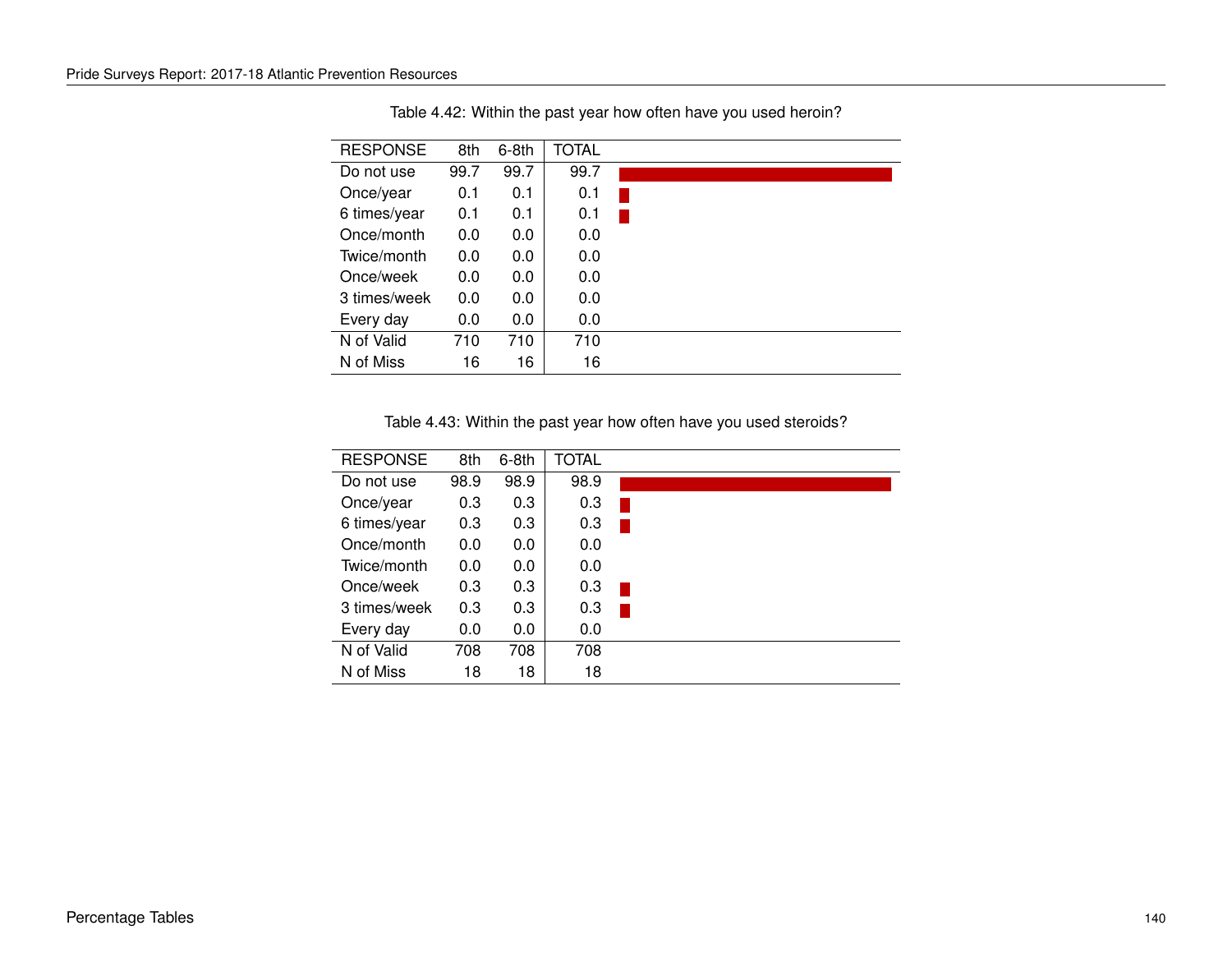Table 4.42: Within the past year how often have you used heroin?

| RESPONSE | 8th | 6-8th | TOTAL |
|---|---|---|---|
| Do not use | 99.7 | 99.7 | 99.7 |
| Once/year | 0.1 | 0.1 | 0.1 |
| 6 times/year | 0.1 | 0.1 | 0.1 |
| Once/month | 0.0 | 0.0 | 0.0 |
| Twice/month | 0.0 | 0.0 | 0.0 |
| Once/week | 0.0 | 0.0 | 0.0 |
| 3 times/week | 0.0 | 0.0 | 0.0 |
| Every day | 0.0 | 0.0 | 0.0 |
| N of Valid | 710 | 710 | 710 |
| N of Miss | 16 | 16 | 16 |

Table 4.43: Within the past year how often have you used steroids?

| RESPONSE | 8th | 6-8th | TOTAL |
|---|---|---|---|
| Do not use | 98.9 | 98.9 | 98.9 |
| Once/year | 0.3 | 0.3 | 0.3 |
| 6 times/year | 0.3 | 0.3 | 0.3 |
| Once/month | 0.0 | 0.0 | 0.0 |
| Twice/month | 0.0 | 0.0 | 0.0 |
| Once/week | 0.3 | 0.3 | 0.3 |
| 3 times/week | 0.3 | 0.3 | 0.3 |
| Every day | 0.0 | 0.0 | 0.0 |
| N of Valid | 708 | 708 | 708 |
| N of Miss | 18 | 18 | 18 |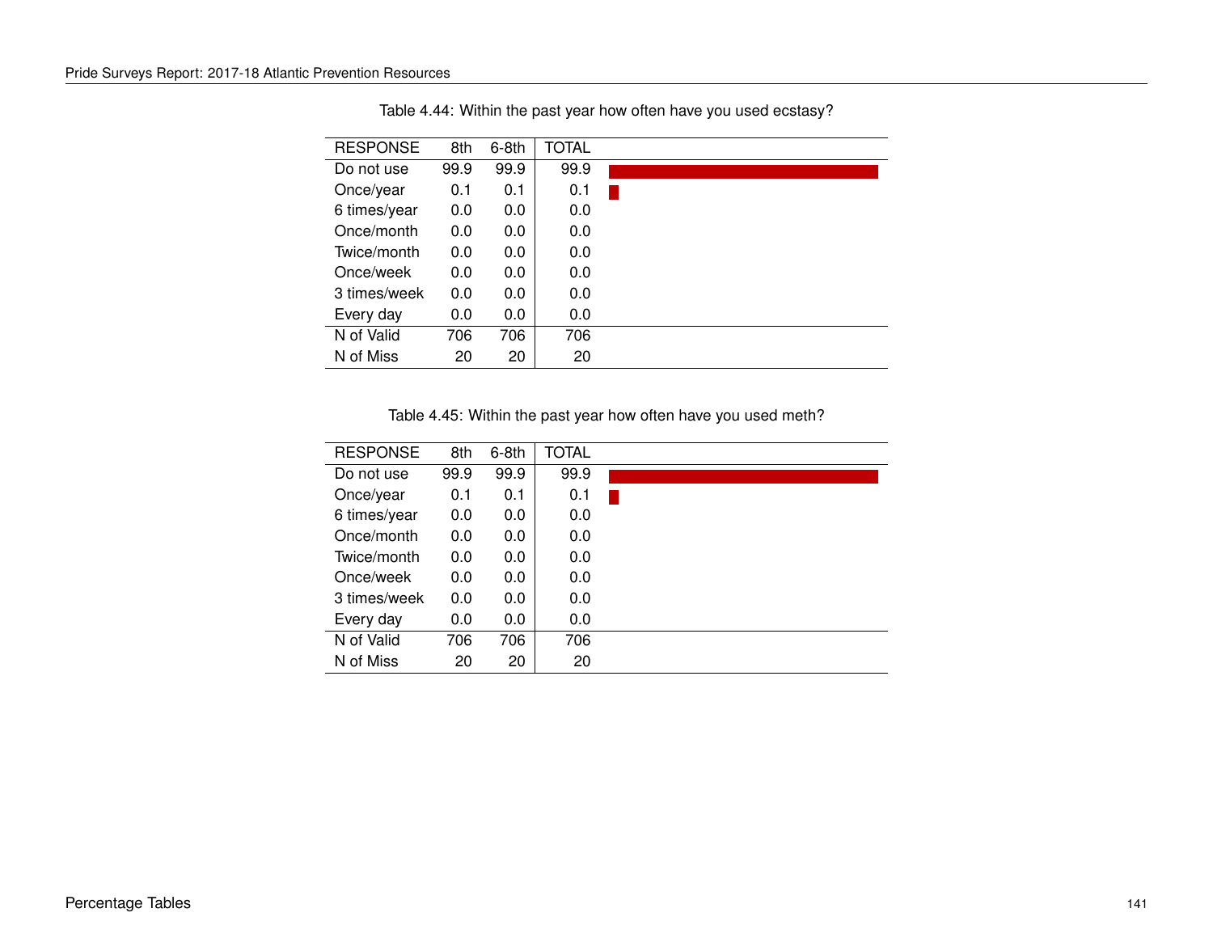Table 4.44: Within the past year how often have you used ecstasy?

| RESPONSE | 8th | 6-8th | TOTAL |
|---|---|---|---|
| Do not use | 99.9 | 99.9 | 99.9 |
| Once/year | 0.1 | 0.1 | 0.1 |
| 6 times/year | 0.0 | 0.0 | 0.0 |
| Once/month | 0.0 | 0.0 | 0.0 |
| Twice/month | 0.0 | 0.0 | 0.0 |
| Once/week | 0.0 | 0.0 | 0.0 |
| 3 times/week | 0.0 | 0.0 | 0.0 |
| Every day | 0.0 | 0.0 | 0.0 |
| N of Valid | 706 | 706 | 706 |
| N of Miss | 20 | 20 | 20 |

Table 4.45: Within the past year how often have you used meth?

| RESPONSE | 8th | 6-8th | TOTAL |
|---|---|---|---|
| Do not use | 99.9 | 99.9 | 99.9 |
| Once/year | 0.1 | 0.1 | 0.1 |
| 6 times/year | 0.0 | 0.0 | 0.0 |
| Once/month | 0.0 | 0.0 | 0.0 |
| Twice/month | 0.0 | 0.0 | 0.0 |
| Once/week | 0.0 | 0.0 | 0.0 |
| 3 times/week | 0.0 | 0.0 | 0.0 |
| Every day | 0.0 | 0.0 | 0.0 |
| N of Valid | 706 | 706 | 706 |
| N of Miss | 20 | 20 | 20 |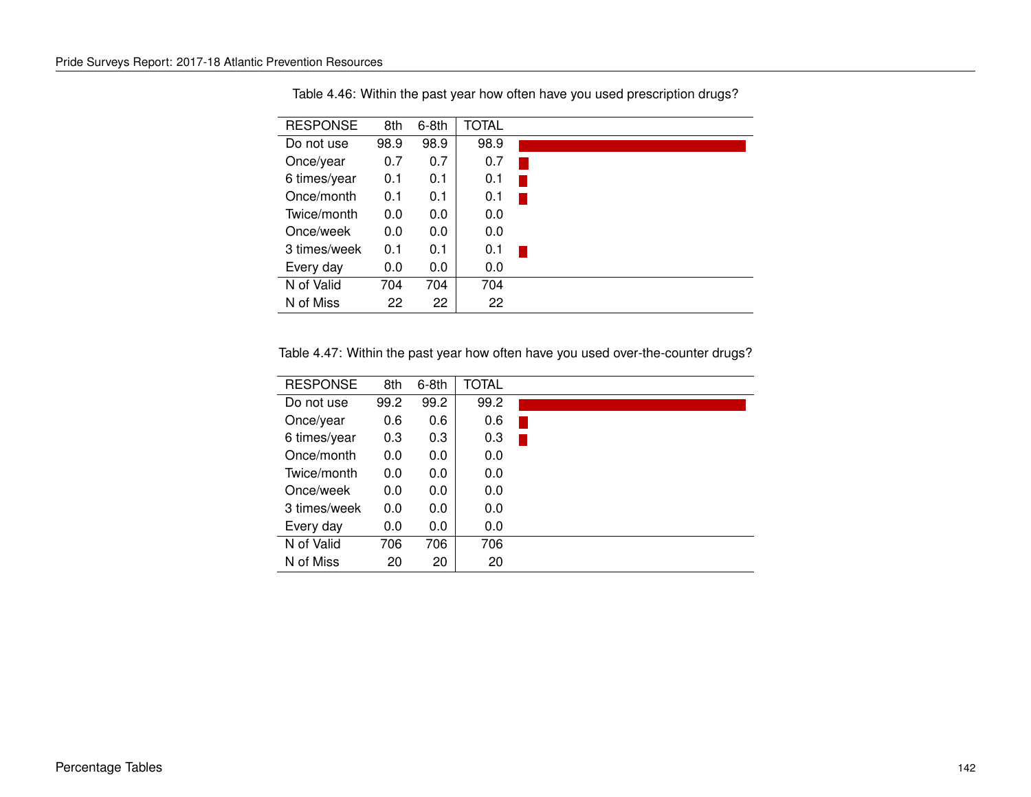Table 4.46: Within the past year how often have you used prescription drugs?

| RESPONSE | 8th | 6-8th | TOTAL |
|---|---|---|---|
| Do not use | 98.9 | 98.9 | 98.9 |
| Once/year | 0.7 | 0.7 | 0.7 |
| 6 times/year | 0.1 | 0.1 | 0.1 |
| Once/month | 0.1 | 0.1 | 0.1 |
| Twice/month | 0.0 | 0.0 | 0.0 |
| Once/week | 0.0 | 0.0 | 0.0 |
| 3 times/week | 0.1 | 0.1 | 0.1 |
| Every day | 0.0 | 0.0 | 0.0 |
| N of Valid | 704 | 704 | 704 |
| N of Miss | 22 | 22 | 22 |

Table 4.47: Within the past year how often have you used over-the-counter drugs?

| RESPONSE | 8th | 6-8th | TOTAL |
|---|---|---|---|
| Do not use | 99.2 | 99.2 | 99.2 |
| Once/year | 0.6 | 0.6 | 0.6 |
| 6 times/year | 0.3 | 0.3 | 0.3 |
| Once/month | 0.0 | 0.0 | 0.0 |
| Twice/month | 0.0 | 0.0 | 0.0 |
| Once/week | 0.0 | 0.0 | 0.0 |
| 3 times/week | 0.0 | 0.0 | 0.0 |
| Every day | 0.0 | 0.0 | 0.0 |
| N of Valid | 706 | 706 | 706 |
| N of Miss | 20 | 20 | 20 |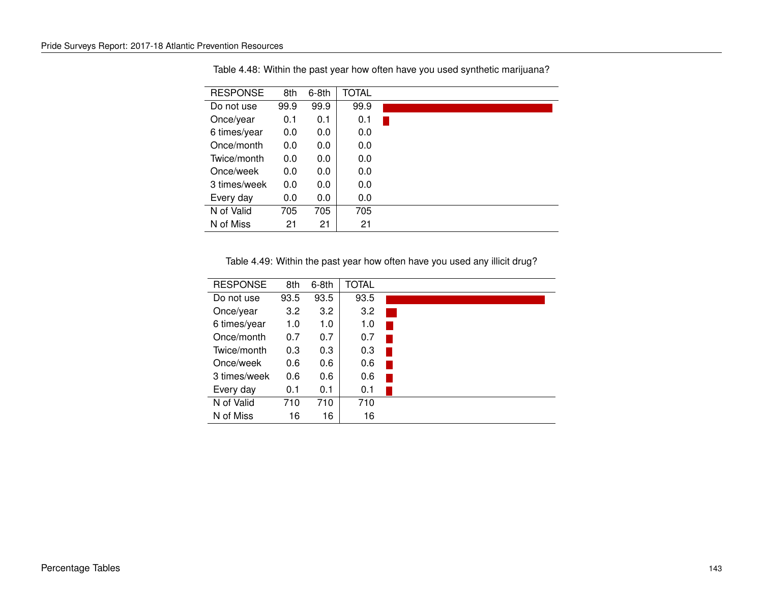Table 4.48: Within the past year how often have you used synthetic marijuana?

| RESPONSE | 8th | 6-8th | TOTAL |
|---|---|---|---|
| Do not use | 99.9 | 99.9 | 99.9 |
| Once/year | 0.1 | 0.1 | 0.1 |
| 6 times/year | 0.0 | 0.0 | 0.0 |
| Once/month | 0.0 | 0.0 | 0.0 |
| Twice/month | 0.0 | 0.0 | 0.0 |
| Once/week | 0.0 | 0.0 | 0.0 |
| 3 times/week | 0.0 | 0.0 | 0.0 |
| Every day | 0.0 | 0.0 | 0.0 |
| N of Valid | 705 | 705 | 705 |
| N of Miss | 21 | 21 | 21 |

Table 4.49: Within the past year how often have you used any illicit drug?

| RESPONSE | 8th | 6-8th | TOTAL |
|---|---|---|---|
| Do not use | 93.5 | 93.5 | 93.5 |
| Once/year | 3.2 | 3.2 | 3.2 |
| 6 times/year | 1.0 | 1.0 | 1.0 |
| Once/month | 0.7 | 0.7 | 0.7 |
| Twice/month | 0.3 | 0.3 | 0.3 |
| Once/week | 0.6 | 0.6 | 0.6 |
| 3 times/week | 0.6 | 0.6 | 0.6 |
| Every day | 0.1 | 0.1 | 0.1 |
| N of Valid | 710 | 710 | 710 |
| N of Miss | 16 | 16 | 16 |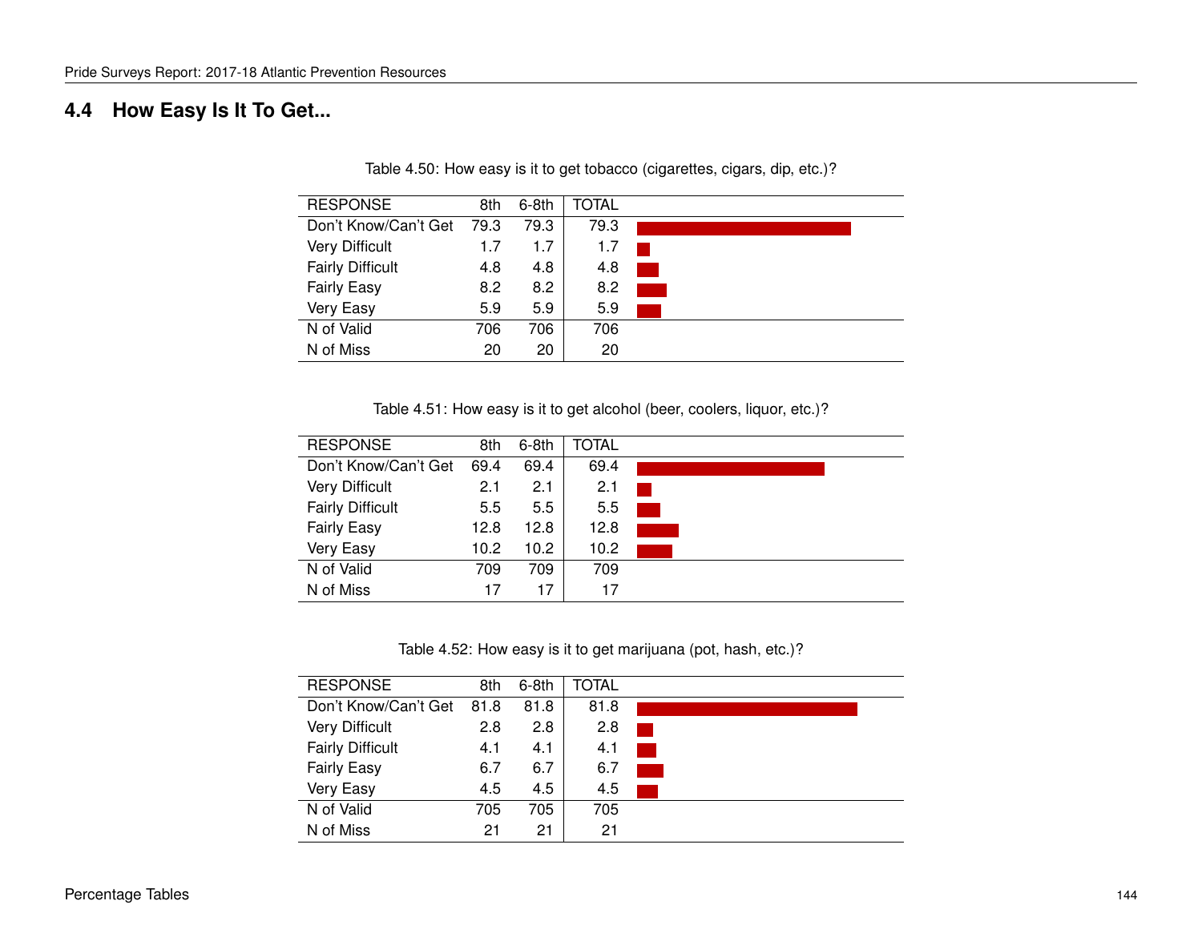## 4.4 How Easy Is It To Get...

Table 4.50: How easy is it to get tobacco (cigarettes, cigars, dip, etc.)?

| RESPONSE | 8th | 6-8th | TOTAL |
|---|---|---|---|
| Don't Know/Can't Get | 79.3 | 79.3 | 79.3 |
| Very Difficult | 1.7 | 1.7 | 1.7 |
| Fairly Difficult | 4.8 | 4.8 | 4.8 |
| Fairly Easy | 8.2 | 8.2 | 8.2 |
| Very Easy | 5.9 | 5.9 | 5.9 |
| N of Valid | 706 | 706 | 706 |
| N of Miss | 20 | 20 | 20 |

Table 4.51: How easy is it to get alcohol (beer, coolers, liquor, etc.)?

| RESPONSE | 8th | 6-8th | TOTAL |
|---|---|---|---|
| Don't Know/Can't Get | 69.4 | 69.4 | 69.4 |
| Very Difficult | 2.1 | 2.1 | 2.1 |
| Fairly Difficult | 5.5 | 5.5 | 5.5 |
| Fairly Easy | 12.8 | 12.8 | 12.8 |
| Very Easy | 10.2 | 10.2 | 10.2 |
| N of Valid | 709 | 709 | 709 |
| N of Miss | 17 | 17 | 17 |

Table 4.52: How easy is it to get marijuana (pot, hash, etc.)?

| RESPONSE | 8th | 6-8th | TOTAL |
|---|---|---|---|
| Don't Know/Can't Get | 81.8 | 81.8 | 81.8 |
| Very Difficult | 2.8 | 2.8 | 2.8 |
| Fairly Difficult | 4.1 | 4.1 | 4.1 |
| Fairly Easy | 6.7 | 6.7 | 6.7 |
| Very Easy | 4.5 | 4.5 | 4.5 |
| N of Valid | 705 | 705 | 705 |
| N of Miss | 21 | 21 | 21 |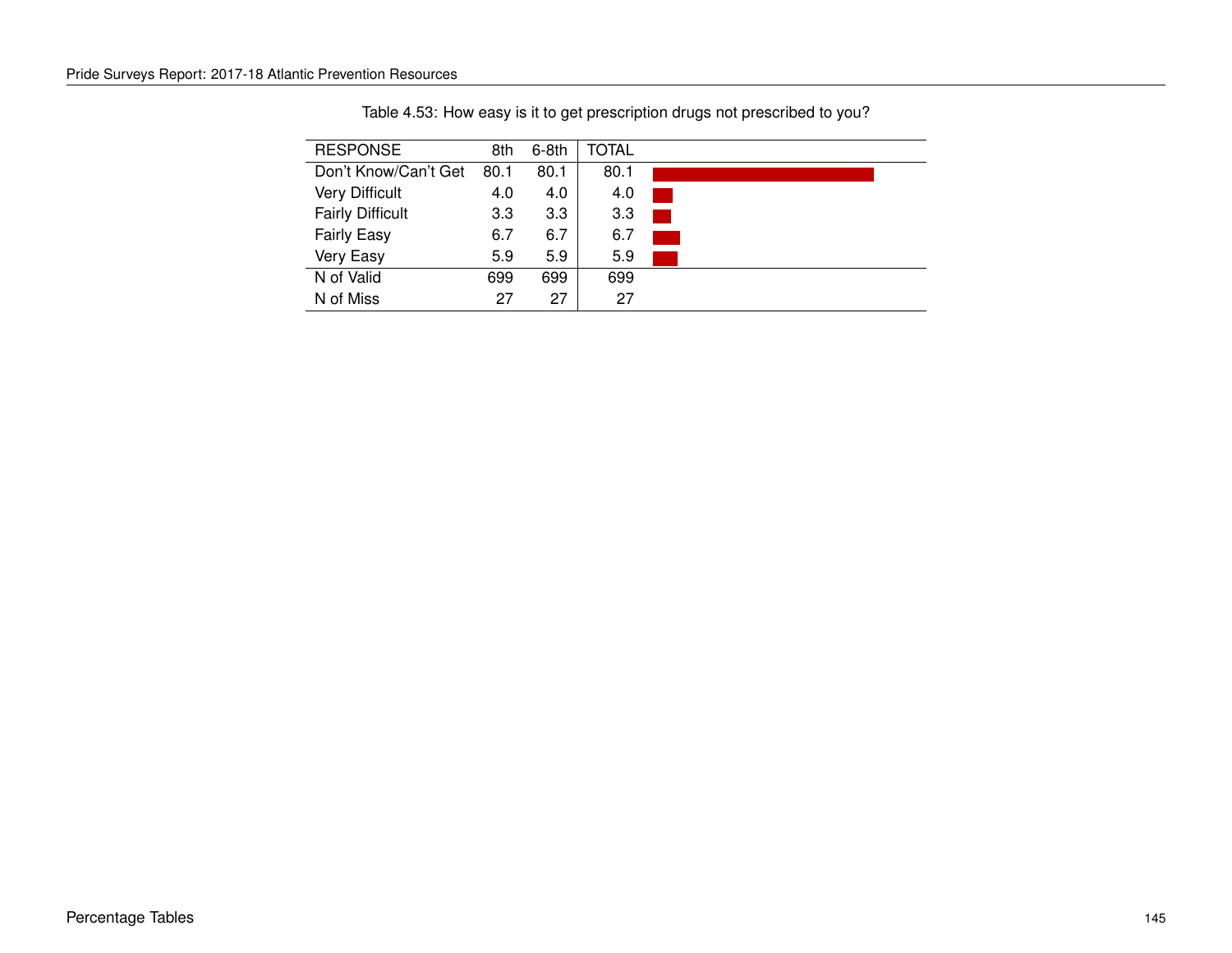Table 4.53: How easy is it to get prescription drugs not prescribed to you?

| RESPONSE | 8th | 6-8th | TOTAL |
|---|---|---|---|
| Don't Know/Can't Get | 80.1 | 80.1 | 80.1 |
| Very Difficult | 4.0 | 4.0 | 4.0 |
| Fairly Difficult | 3.3 | 3.3 | 3.3 |
| Fairly Easy | 6.7 | 6.7 | 6.7 |
| Very Easy | 5.9 | 5.9 | 5.9 |
| N of Valid | 699 | 699 | 699 |
| N of Miss | 27 | 27 | 27 |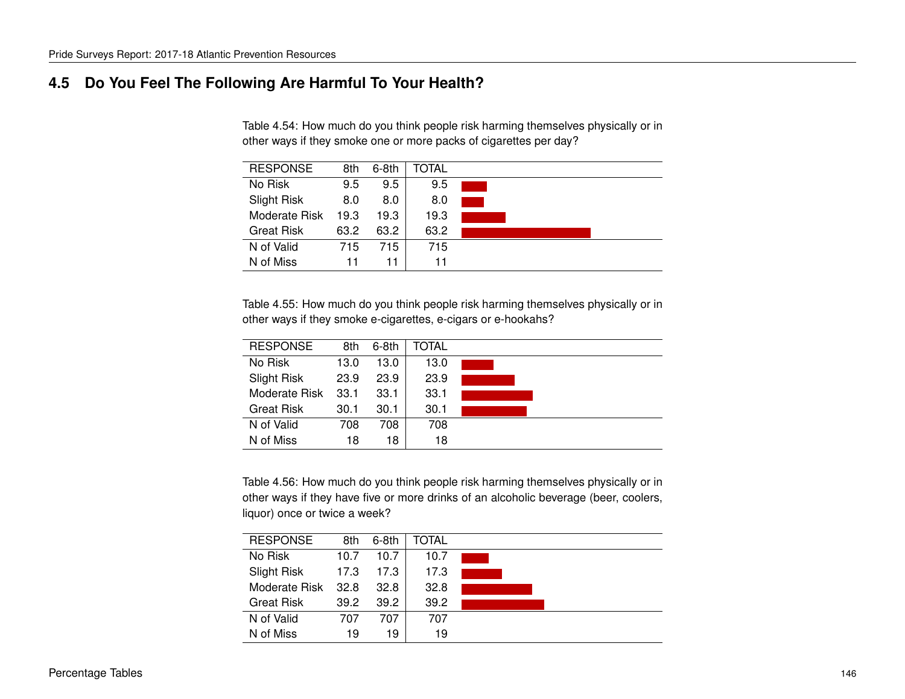## 4.5 Do You Feel The Following Are Harmful To Your Health?

Table 4.54: How much do you think people risk harming themselves physically or in other ways if they smoke one or more packs of cigarettes per day?

| RESPONSE | 8th | 6-8th | TOTAL |
|---|---|---|---|
| No Risk | 9.5 | 9.5 | 9.5 |
| Slight Risk | 8.0 | 8.0 | 8.0 |
| Moderate Risk | 19.3 | 19.3 | 19.3 |
| Great Risk | 63.2 | 63.2 | 63.2 |
| N of Valid | 715 | 715 | 715 |
| N of Miss | 11 | 11 | 11 |

Table 4.55: How much do you think people risk harming themselves physically or in other ways if they smoke e-cigarettes, e-cigars or e-hookahs?

| RESPONSE | 8th | 6-8th | TOTAL |
|---|---|---|---|
| No Risk | 13.0 | 13.0 | 13.0 |
| Slight Risk | 23.9 | 23.9 | 23.9 |
| Moderate Risk | 33.1 | 33.1 | 33.1 |
| Great Risk | 30.1 | 30.1 | 30.1 |
| N of Valid | 708 | 708 | 708 |
| N of Miss | 18 | 18 | 18 |

Table 4.56: How much do you think people risk harming themselves physically or in other ways if they have five or more drinks of an alcoholic beverage (beer, coolers, liquor) once or twice a week?

| RESPONSE | 8th | 6-8th | TOTAL |
|---|---|---|---|
| No Risk | 10.7 | 10.7 | 10.7 |
| Slight Risk | 17.3 | 17.3 | 17.3 |
| Moderate Risk | 32.8 | 32.8 | 32.8 |
| Great Risk | 39.2 | 39.2 | 39.2 |
| N of Valid | 707 | 707 | 707 |
| N of Miss | 19 | 19 | 19 |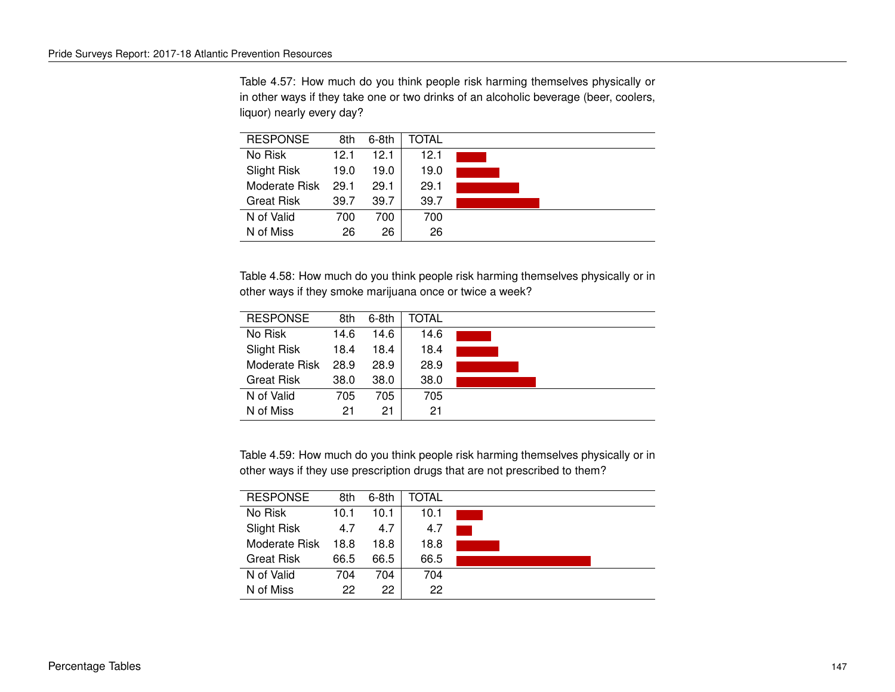Table 4.57: How much do you think people risk harming themselves physically or in other ways if they take one or two drinks of an alcoholic beverage (beer, coolers, liquor) nearly every day?

| RESPONSE | 8th | 6-8th | TOTAL |
|---|---|---|---|
| No Risk | 12.1 | 12.1 | 12.1 |
| Slight Risk | 19.0 | 19.0 | 19.0 |
| Moderate Risk | 29.1 | 29.1 | 29.1 |
| Great Risk | 39.7 | 39.7 | 39.7 |
| N of Valid | 700 | 700 | 700 |
| N of Miss | 26 | 26 | 26 |

Table 4.58: How much do you think people risk harming themselves physically or in other ways if they smoke marijuana once or twice a week?

| RESPONSE | 8th | 6-8th | TOTAL |
|---|---|---|---|
| No Risk | 14.6 | 14.6 | 14.6 |
| Slight Risk | 18.4 | 18.4 | 18.4 |
| Moderate Risk | 28.9 | 28.9 | 28.9 |
| Great Risk | 38.0 | 38.0 | 38.0 |
| N of Valid | 705 | 705 | 705 |
| N of Miss | 21 | 21 | 21 |

Table 4.59: How much do you think people risk harming themselves physically or in other ways if they use prescription drugs that are not prescribed to them?

| RESPONSE | 8th | 6-8th | TOTAL |
|---|---|---|---|
| No Risk | 10.1 | 10.1 | 10.1 |
| Slight Risk | 4.7 | 4.7 | 4.7 |
| Moderate Risk | 18.8 | 18.8 | 18.8 |
| Great Risk | 66.5 | 66.5 | 66.5 |
| N of Valid | 704 | 704 | 704 |
| N of Miss | 22 | 22 | 22 |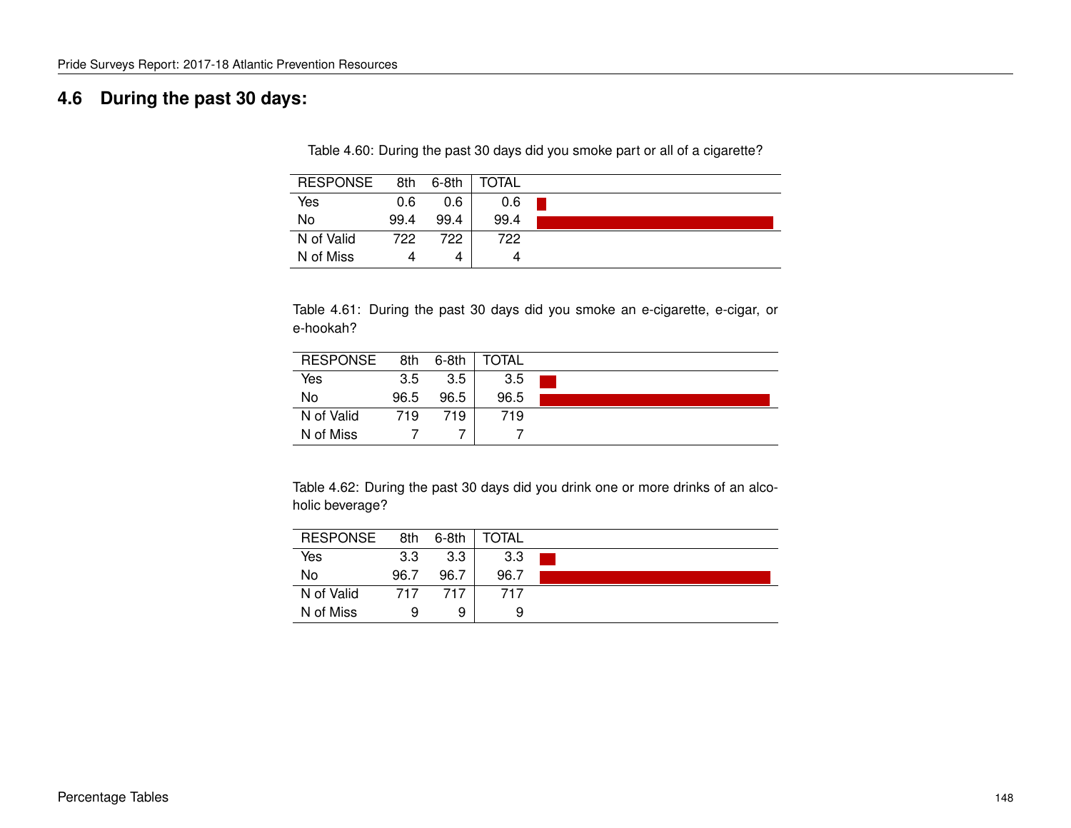## 4.6 During the past 30 days:

Table 4.60: During the past 30 days did you smoke part or all of a cigarette?

| RESPONSE | 8th | 6-8th | TOTAL |
|---|---|---|---|
| Yes | 0.6 | 0.6 | 0.6 |
| No | 99.4 | 99.4 | 99.4 |
| N of Valid | 722 | 722 | 722 |
| N of Miss | 4 | 4 | 4 |

Table 4.61: During the past 30 days did you smoke an e-cigarette, e-cigar, or e-hookah?

| RESPONSE | 8th | 6-8th | TOTAL |
|---|---|---|---|
| Yes | 3.5 | 3.5 | 3.5 |
| No | 96.5 | 96.5 | 96.5 |
| N of Valid | 719 | 719 | 719 |
| N of Miss | 7 | 7 | 7 |

Table 4.62: During the past 30 days did you drink one or more drinks of an alcoholic beverage?

| RESPONSE | 8th | 6-8th | TOTAL |
|---|---|---|---|
| Yes | 3.3 | 3.3 | 3.3 |
| No | 96.7 | 96.7 | 96.7 |
| N of Valid | 717 | 717 | 717 |
| N of Miss | 9 | 9 | 9 |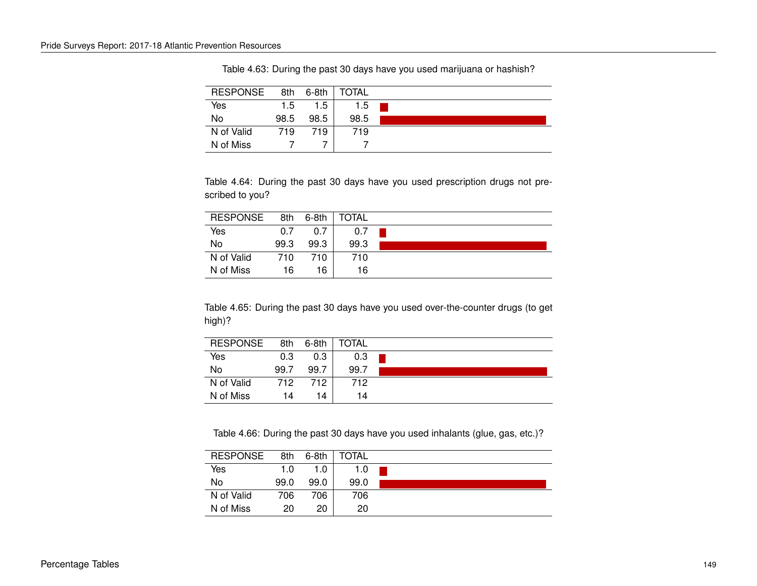Table 4.63: During the past 30 days have you used marijuana or hashish?

| RESPONSE | 8th | 6-8th | TOTAL |
|---|---|---|---|
| Yes | 1.5 | 1.5 | 1.5 |
| No | 98.5 | 98.5 | 98.5 |
| N of Valid | 719 | 719 | 719 |
| N of Miss | 7 | 7 | 7 |

Table 4.64: During the past 30 days have you used prescription drugs not prescribed to you?

| RESPONSE | 8th | 6-8th | TOTAL |
|---|---|---|---|
| Yes | 0.7 | 0.7 | 0.7 |
| No | 99.3 | 99.3 | 99.3 |
| N of Valid | 710 | 710 | 710 |
| N of Miss | 16 | 16 | 16 |

Table 4.65: During the past 30 days have you used over-the-counter drugs (to get high)?

| RESPONSE | 8th | 6-8th | TOTAL |
|---|---|---|---|
| Yes | 0.3 | 0.3 | 0.3 |
| No | 99.7 | 99.7 | 99.7 |
| N of Valid | 712 | 712 | 712 |
| N of Miss | 14 | 14 | 14 |

Table 4.66: During the past 30 days have you used inhalants (glue, gas, etc.)?

| RESPONSE | 8th | 6-8th | TOTAL |
|---|---|---|---|
| Yes | 1.0 | 1.0 | 1.0 |
| No | 99.0 | 99.0 | 99.0 |
| N of Valid | 706 | 706 | 706 |
| N of Miss | 20 | 20 | 20 |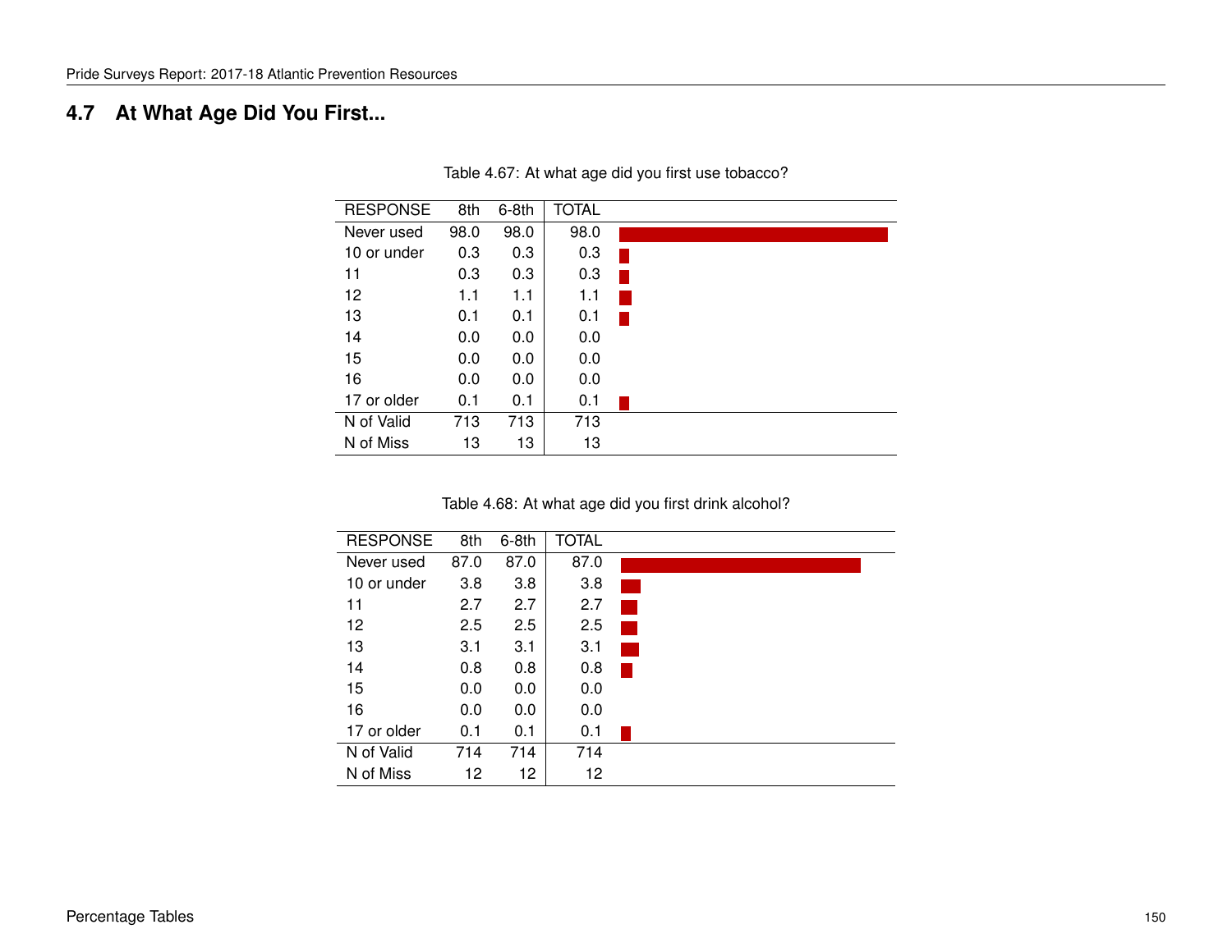## 4.7 At What Age Did You First...

Table 4.67: At what age did you first use tobacco?

| RESPONSE | 8th | 6-8th | TOTAL |
|---|---|---|---|
| Never used | 98.0 | 98.0 | 98.0 |
| 10 or under | 0.3 | 0.3 | 0.3 |
| 11 | 0.3 | 0.3 | 0.3 |
| 12 | 1.1 | 1.1 | 1.1 |
| 13 | 0.1 | 0.1 | 0.1 |
| 14 | 0.0 | 0.0 | 0.0 |
| 15 | 0.0 | 0.0 | 0.0 |
| 16 | 0.0 | 0.0 | 0.0 |
| 17 or older | 0.1 | 0.1 | 0.1 |
| N of Valid | 713 | 713 | 713 |
| N of Miss | 13 | 13 | 13 |

Table 4.68: At what age did you first drink alcohol?

| RESPONSE | 8th | 6-8th | TOTAL |
|---|---|---|---|
| Never used | 87.0 | 87.0 | 87.0 |
| 10 or under | 3.8 | 3.8 | 3.8 |
| 11 | 2.7 | 2.7 | 2.7 |
| 12 | 2.5 | 2.5 | 2.5 |
| 13 | 3.1 | 3.1 | 3.1 |
| 14 | 0.8 | 0.8 | 0.8 |
| 15 | 0.0 | 0.0 | 0.0 |
| 16 | 0.0 | 0.0 | 0.0 |
| 17 or older | 0.1 | 0.1 | 0.1 |
| N of Valid | 714 | 714 | 714 |
| N of Miss | 12 | 12 | 12 |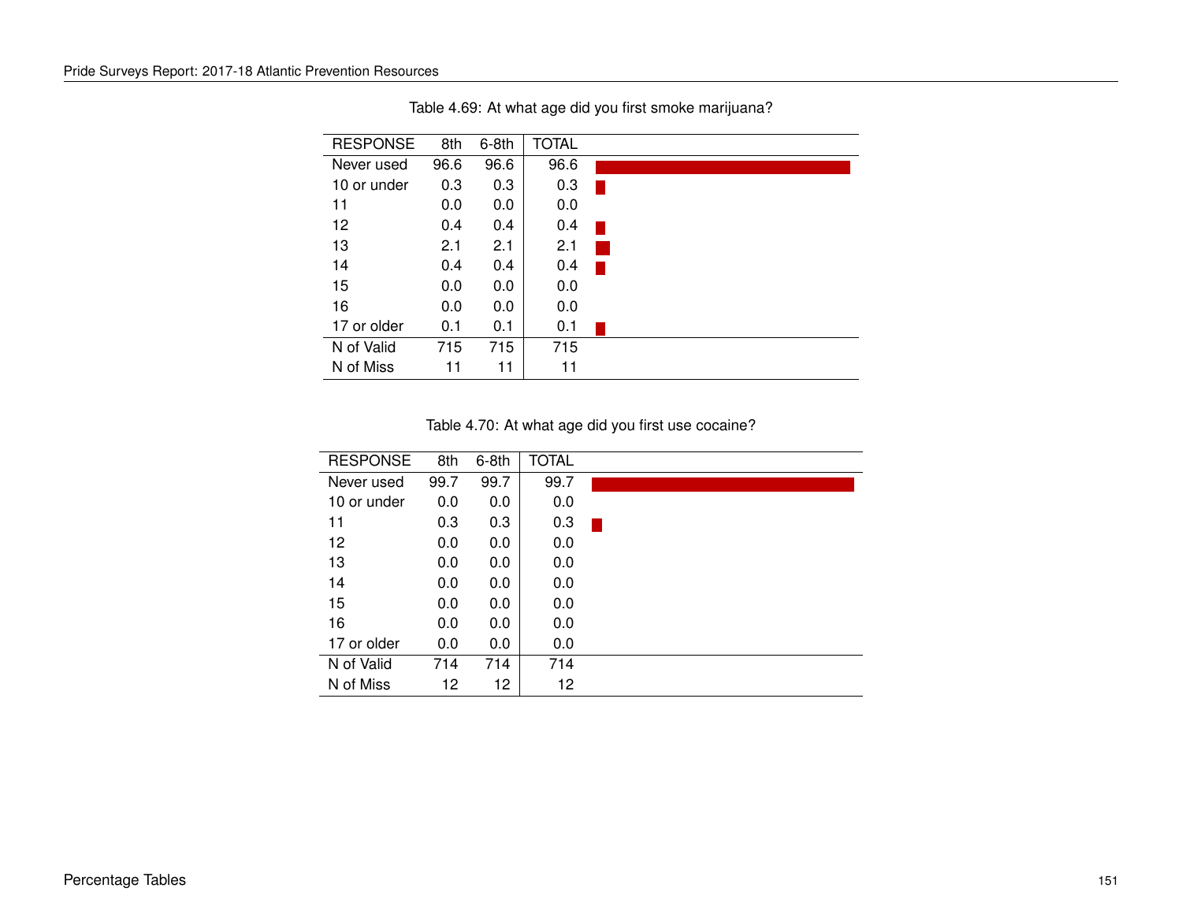Table 4.69: At what age did you first smoke marijuana?

| RESPONSE | 8th | 6-8th | TOTAL |
|---|---|---|---|
| Never used | 96.6 | 96.6 | 96.6 |
| 10 or under | 0.3 | 0.3 | 0.3 |
| 11 | 0.0 | 0.0 | 0.0 |
| 12 | 0.4 | 0.4 | 0.4 |
| 13 | 2.1 | 2.1 | 2.1 |
| 14 | 0.4 | 0.4 | 0.4 |
| 15 | 0.0 | 0.0 | 0.0 |
| 16 | 0.0 | 0.0 | 0.0 |
| 17 or older | 0.1 | 0.1 | 0.1 |
| N of Valid | 715 | 715 | 715 |
| N of Miss | 11 | 11 | 11 |

Table 4.70: At what age did you first use cocaine?

| RESPONSE | 8th | 6-8th | TOTAL |
|---|---|---|---|
| Never used | 99.7 | 99.7 | 99.7 |
| 10 or under | 0.0 | 0.0 | 0.0 |
| 11 | 0.3 | 0.3 | 0.3 |
| 12 | 0.0 | 0.0 | 0.0 |
| 13 | 0.0 | 0.0 | 0.0 |
| 14 | 0.0 | 0.0 | 0.0 |
| 15 | 0.0 | 0.0 | 0.0 |
| 16 | 0.0 | 0.0 | 0.0 |
| 17 or older | 0.0 | 0.0 | 0.0 |
| N of Valid | 714 | 714 | 714 |
| N of Miss | 12 | 12 | 12 |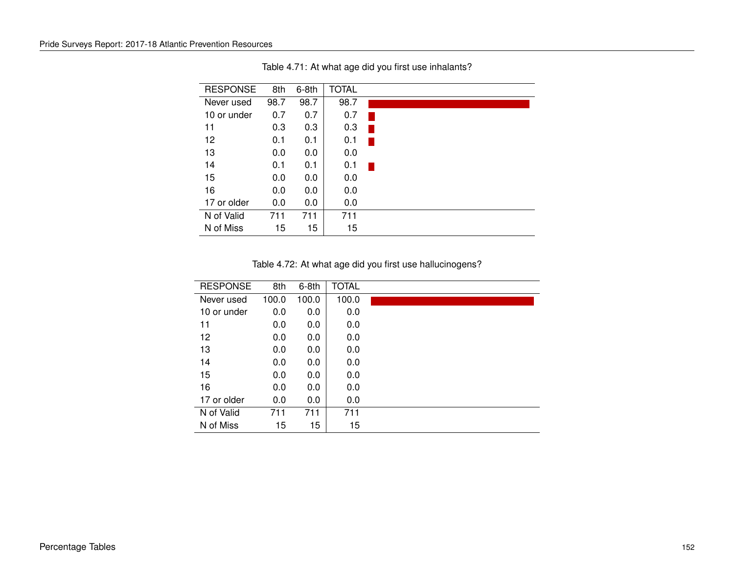Table 4.71: At what age did you first use inhalants?

| RESPONSE | 8th | 6-8th | TOTAL |
|---|---|---|---|
| Never used | 98.7 | 98.7 | 98.7 |
| 10 or under | 0.7 | 0.7 | 0.7 |
| 11 | 0.3 | 0.3 | 0.3 |
| 12 | 0.1 | 0.1 | 0.1 |
| 13 | 0.0 | 0.0 | 0.0 |
| 14 | 0.1 | 0.1 | 0.1 |
| 15 | 0.0 | 0.0 | 0.0 |
| 16 | 0.0 | 0.0 | 0.0 |
| 17 or older | 0.0 | 0.0 | 0.0 |
| N of Valid | 711 | 711 | 711 |
| N of Miss | 15 | 15 | 15 |

Table 4.72: At what age did you first use hallucinogens?

| RESPONSE | 8th | 6-8th | TOTAL |
|---|---|---|---|
| Never used | 100.0 | 100.0 | 100.0 |
| 10 or under | 0.0 | 0.0 | 0.0 |
| 11 | 0.0 | 0.0 | 0.0 |
| 12 | 0.0 | 0.0 | 0.0 |
| 13 | 0.0 | 0.0 | 0.0 |
| 14 | 0.0 | 0.0 | 0.0 |
| 15 | 0.0 | 0.0 | 0.0 |
| 16 | 0.0 | 0.0 | 0.0 |
| 17 or older | 0.0 | 0.0 | 0.0 |
| N of Valid | 711 | 711 | 711 |
| N of Miss | 15 | 15 | 15 |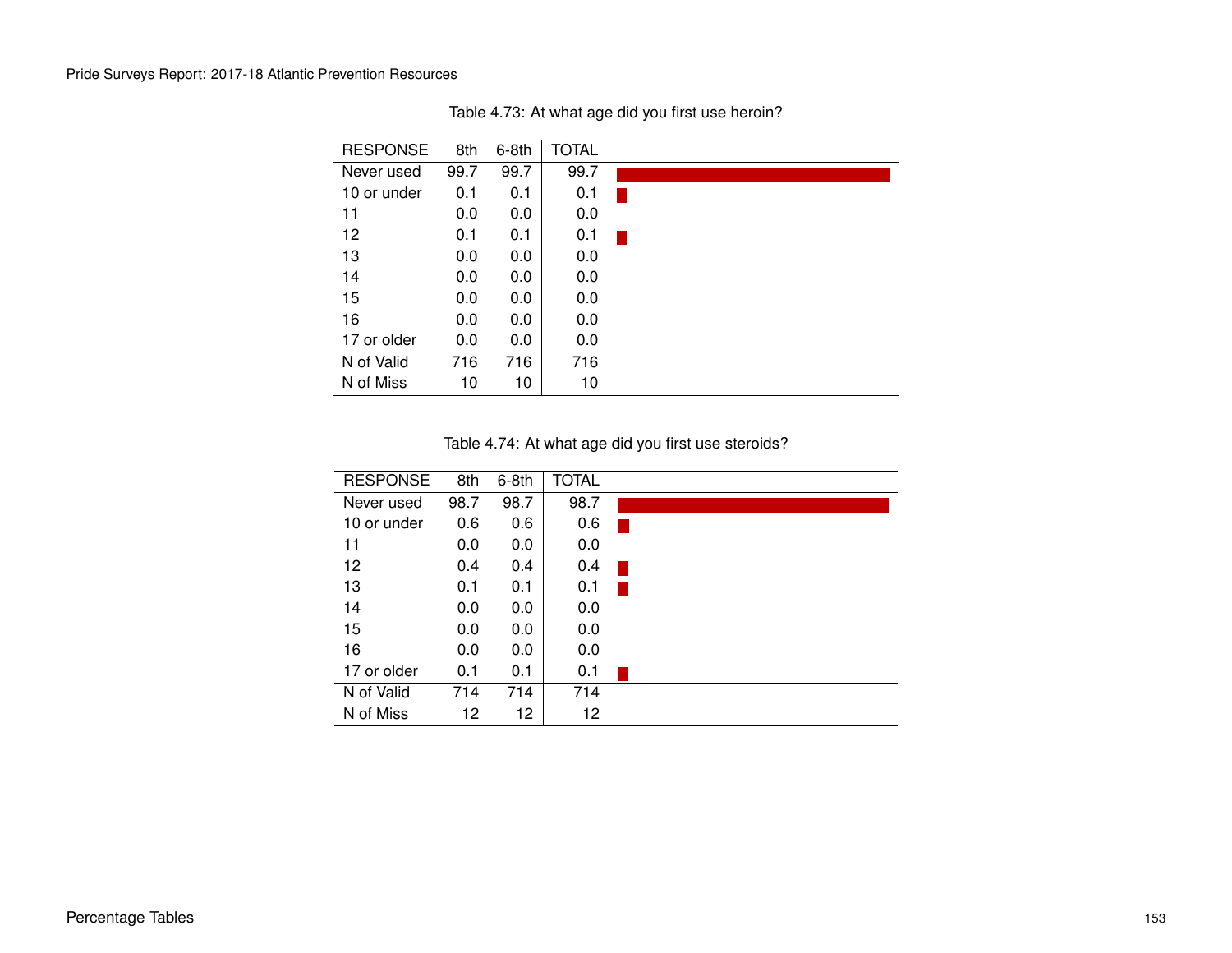Table 4.73: At what age did you first use heroin?

| RESPONSE | 8th | 6-8th | TOTAL |
|---|---|---|---|
| Never used | 99.7 | 99.7 | 99.7 |
| 10 or under | 0.1 | 0.1 | 0.1 |
| 11 | 0.0 | 0.0 | 0.0 |
| 12 | 0.1 | 0.1 | 0.1 |
| 13 | 0.0 | 0.0 | 0.0 |
| 14 | 0.0 | 0.0 | 0.0 |
| 15 | 0.0 | 0.0 | 0.0 |
| 16 | 0.0 | 0.0 | 0.0 |
| 17 or older | 0.0 | 0.0 | 0.0 |
| N of Valid | 716 | 716 | 716 |
| N of Miss | 10 | 10 | 10 |

Table 4.74: At what age did you first use steroids?

| RESPONSE | 8th | 6-8th | TOTAL |
|---|---|---|---|
| Never used | 98.7 | 98.7 | 98.7 |
| 10 or under | 0.6 | 0.6 | 0.6 |
| 11 | 0.0 | 0.0 | 0.0 |
| 12 | 0.4 | 0.4 | 0.4 |
| 13 | 0.1 | 0.1 | 0.1 |
| 14 | 0.0 | 0.0 | 0.0 |
| 15 | 0.0 | 0.0 | 0.0 |
| 16 | 0.0 | 0.0 | 0.0 |
| 17 or older | 0.1 | 0.1 | 0.1 |
| N of Valid | 714 | 714 | 714 |
| N of Miss | 12 | 12 | 12 |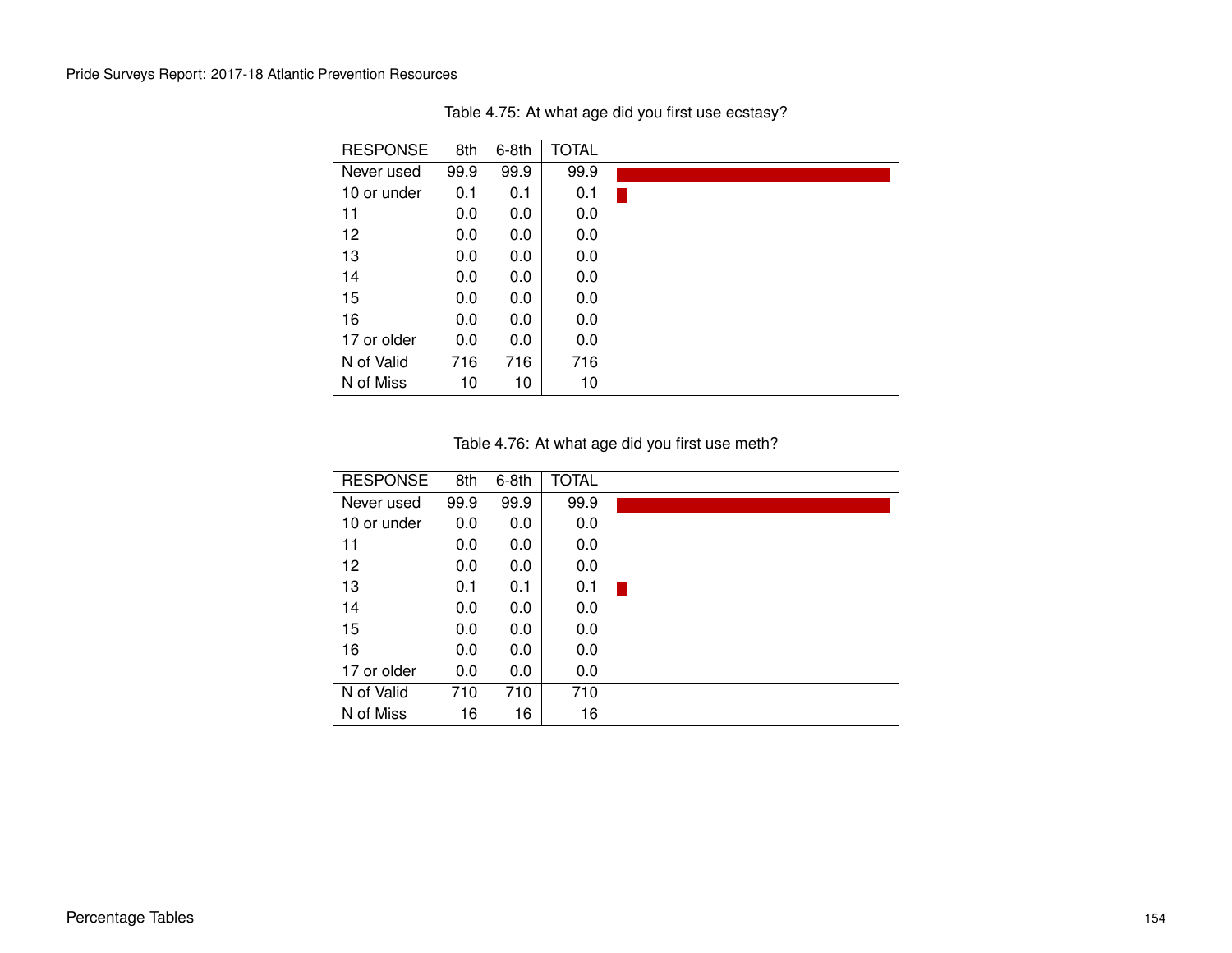Table 4.75: At what age did you first use ecstasy?

| RESPONSE | 8th | 6-8th | TOTAL |
|---|---|---|---|
| Never used | 99.9 | 99.9 | 99.9 |
| 10 or under | 0.1 | 0.1 | 0.1 |
| 11 | 0.0 | 0.0 | 0.0 |
| 12 | 0.0 | 0.0 | 0.0 |
| 13 | 0.0 | 0.0 | 0.0 |
| 14 | 0.0 | 0.0 | 0.0 |
| 15 | 0.0 | 0.0 | 0.0 |
| 16 | 0.0 | 0.0 | 0.0 |
| 17 or older | 0.0 | 0.0 | 0.0 |
| N of Valid | 716 | 716 | 716 |
| N of Miss | 10 | 10 | 10 |

Table 4.76: At what age did you first use meth?

| RESPONSE | 8th | 6-8th | TOTAL |
|---|---|---|---|
| Never used | 99.9 | 99.9 | 99.9 |
| 10 or under | 0.0 | 0.0 | 0.0 |
| 11 | 0.0 | 0.0 | 0.0 |
| 12 | 0.0 | 0.0 | 0.0 |
| 13 | 0.1 | 0.1 | 0.1 |
| 14 | 0.0 | 0.0 | 0.0 |
| 15 | 0.0 | 0.0 | 0.0 |
| 16 | 0.0 | 0.0 | 0.0 |
| 17 or older | 0.0 | 0.0 | 0.0 |
| N of Valid | 710 | 710 | 710 |
| N of Miss | 16 | 16 | 16 |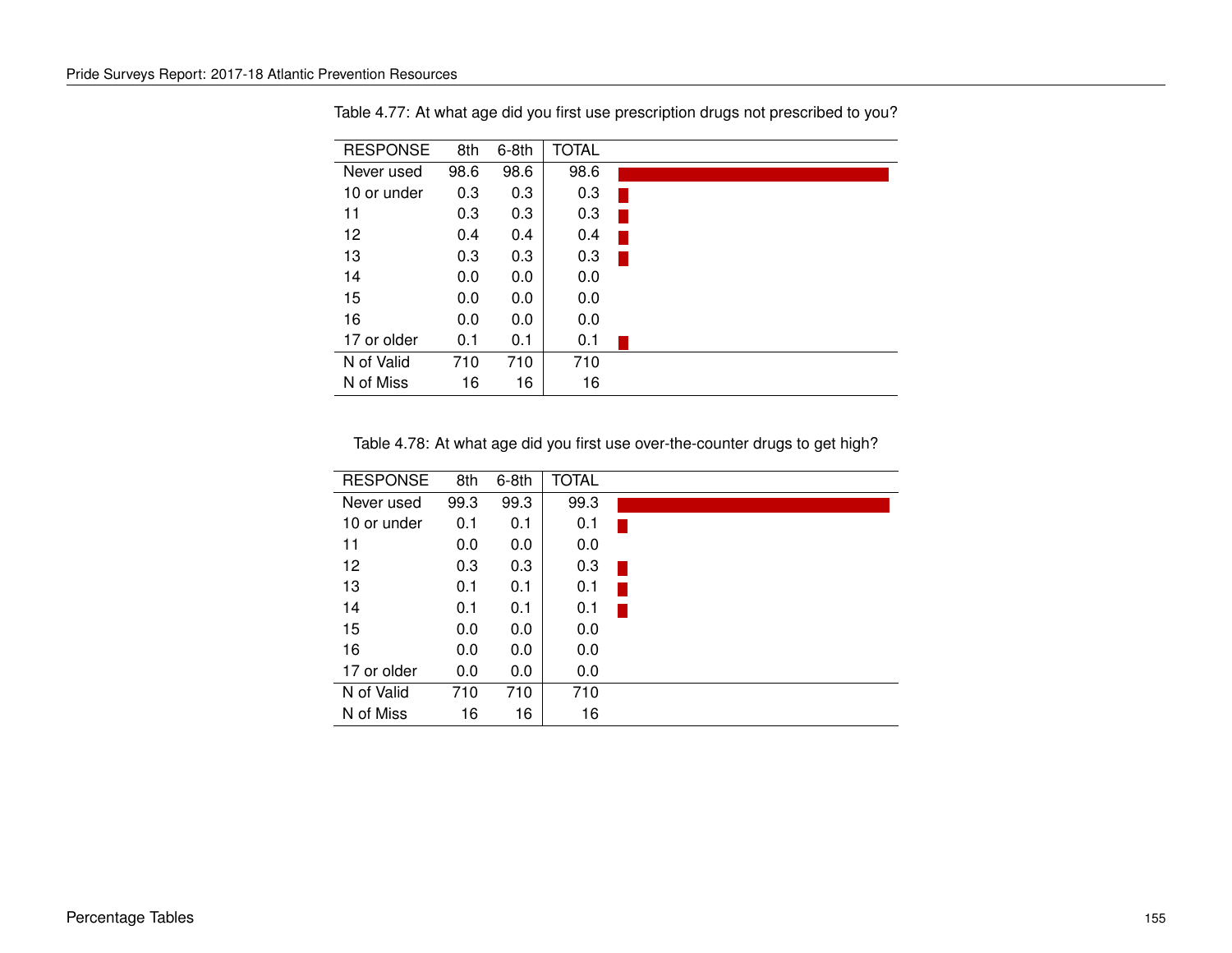Table 4.77: At what age did you first use prescription drugs not prescribed to you?

| RESPONSE | 8th | 6-8th | TOTAL |
|---|---|---|---|
| Never used | 98.6 | 98.6 | 98.6 |
| 10 or under | 0.3 | 0.3 | 0.3 |
| 11 | 0.3 | 0.3 | 0.3 |
| 12 | 0.4 | 0.4 | 0.4 |
| 13 | 0.3 | 0.3 | 0.3 |
| 14 | 0.0 | 0.0 | 0.0 |
| 15 | 0.0 | 0.0 | 0.0 |
| 16 | 0.0 | 0.0 | 0.0 |
| 17 or older | 0.1 | 0.1 | 0.1 |
| N of Valid | 710 | 710 | 710 |
| N of Miss | 16 | 16 | 16 |

Table 4.78: At what age did you first use over-the-counter drugs to get high?

| RESPONSE | 8th | 6-8th | TOTAL |
|---|---|---|---|
| Never used | 99.3 | 99.3 | 99.3 |
| 10 or under | 0.1 | 0.1 | 0.1 |
| 11 | 0.0 | 0.0 | 0.0 |
| 12 | 0.3 | 0.3 | 0.3 |
| 13 | 0.1 | 0.1 | 0.1 |
| 14 | 0.1 | 0.1 | 0.1 |
| 15 | 0.0 | 0.0 | 0.0 |
| 16 | 0.0 | 0.0 | 0.0 |
| 17 or older | 0.0 | 0.0 | 0.0 |
| N of Valid | 710 | 710 | 710 |
| N of Miss | 16 | 16 | 16 |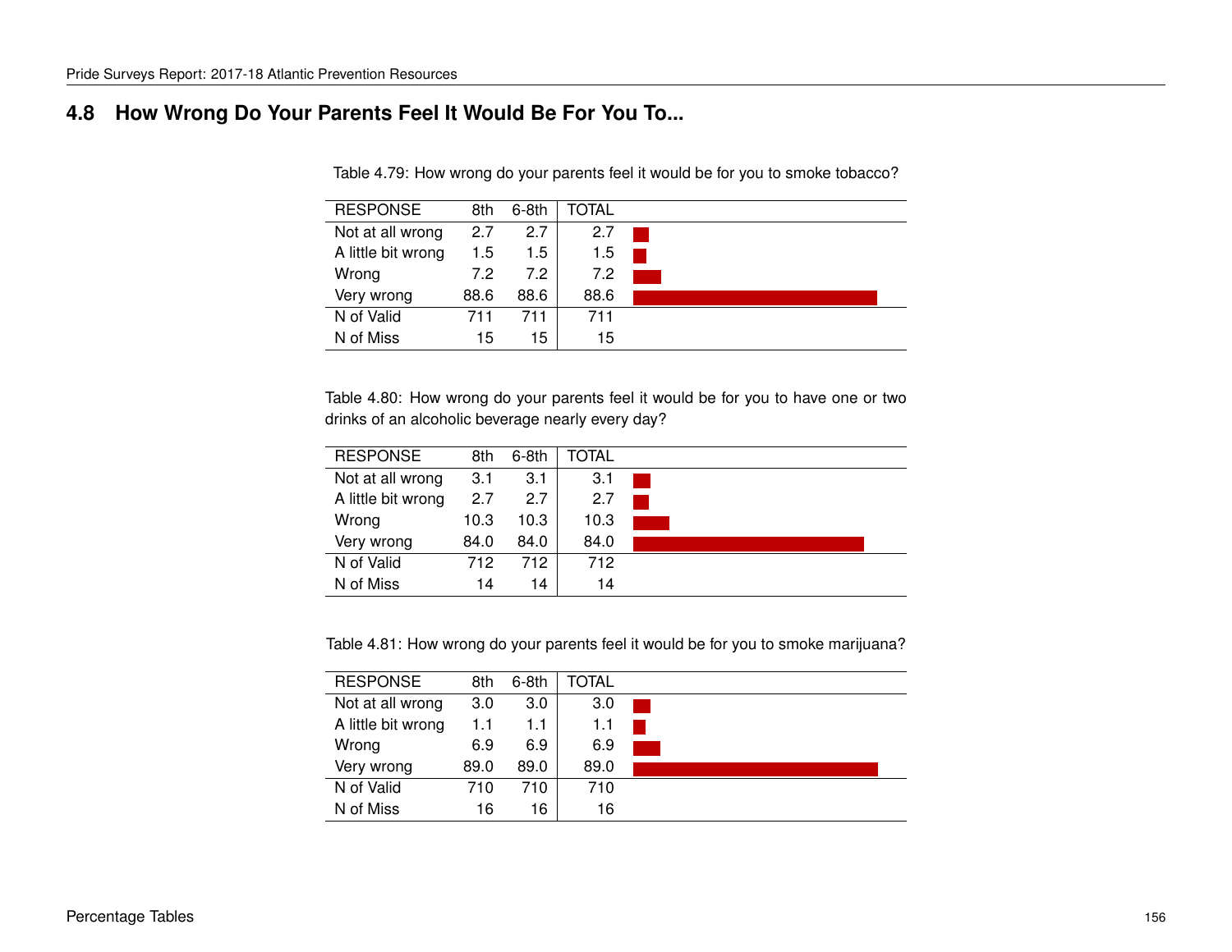## 4.8 How Wrong Do Your Parents Feel It Would Be For You To...

Table 4.79: How wrong do your parents feel it would be for you to smoke tobacco?

| RESPONSE | 8th | 6-8th | TOTAL |
|---|---|---|---|
| Not at all wrong | 2.7 | 2.7 | 2.7 |
| A little bit wrong | 1.5 | 1.5 | 1.5 |
| Wrong | 7.2 | 7.2 | 7.2 |
| Very wrong | 88.6 | 88.6 | 88.6 |
| N of Valid | 711 | 711 | 711 |
| N of Miss | 15 | 15 | 15 |

Table 4.80: How wrong do your parents feel it would be for you to have one or two drinks of an alcoholic beverage nearly every day?

| RESPONSE | 8th | 6-8th | TOTAL |
|---|---|---|---|
| Not at all wrong | 3.1 | 3.1 | 3.1 |
| A little bit wrong | 2.7 | 2.7 | 2.7 |
| Wrong | 10.3 | 10.3 | 10.3 |
| Very wrong | 84.0 | 84.0 | 84.0 |
| N of Valid | 712 | 712 | 712 |
| N of Miss | 14 | 14 | 14 |

Table 4.81: How wrong do your parents feel it would be for you to smoke marijuana?

| RESPONSE | 8th | 6-8th | TOTAL |
|---|---|---|---|
| Not at all wrong | 3.0 | 3.0 | 3.0 |
| A little bit wrong | 1.1 | 1.1 | 1.1 |
| Wrong | 6.9 | 6.9 | 6.9 |
| Very wrong | 89.0 | 89.0 | 89.0 |
| N of Valid | 710 | 710 | 710 |
| N of Miss | 16 | 16 | 16 |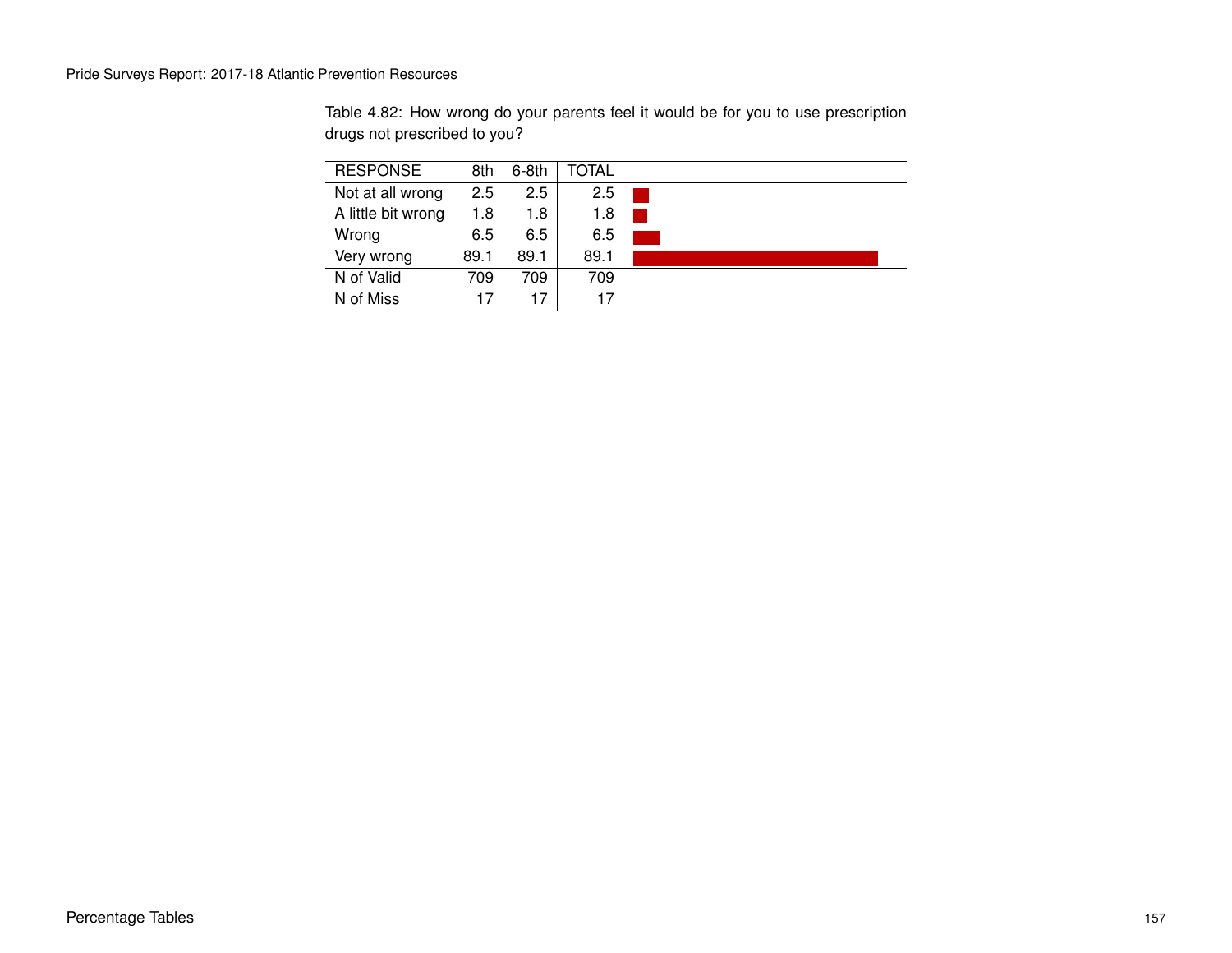Table 4.82: How wrong do your parents feel it would be for you to use prescription drugs not prescribed to you?

| RESPONSE | 8th | 6-8th | TOTAL |
|---|---|---|---|
| Not at all wrong | 2.5 | 2.5 | 2.5 |
| A little bit wrong | 1.8 | 1.8 | 1.8 |
| Wrong | 6.5 | 6.5 | 6.5 |
| Very wrong | 89.1 | 89.1 | 89.1 |
| N of Valid | 709 | 709 | 709 |
| N of Miss | 17 | 17 | 17 |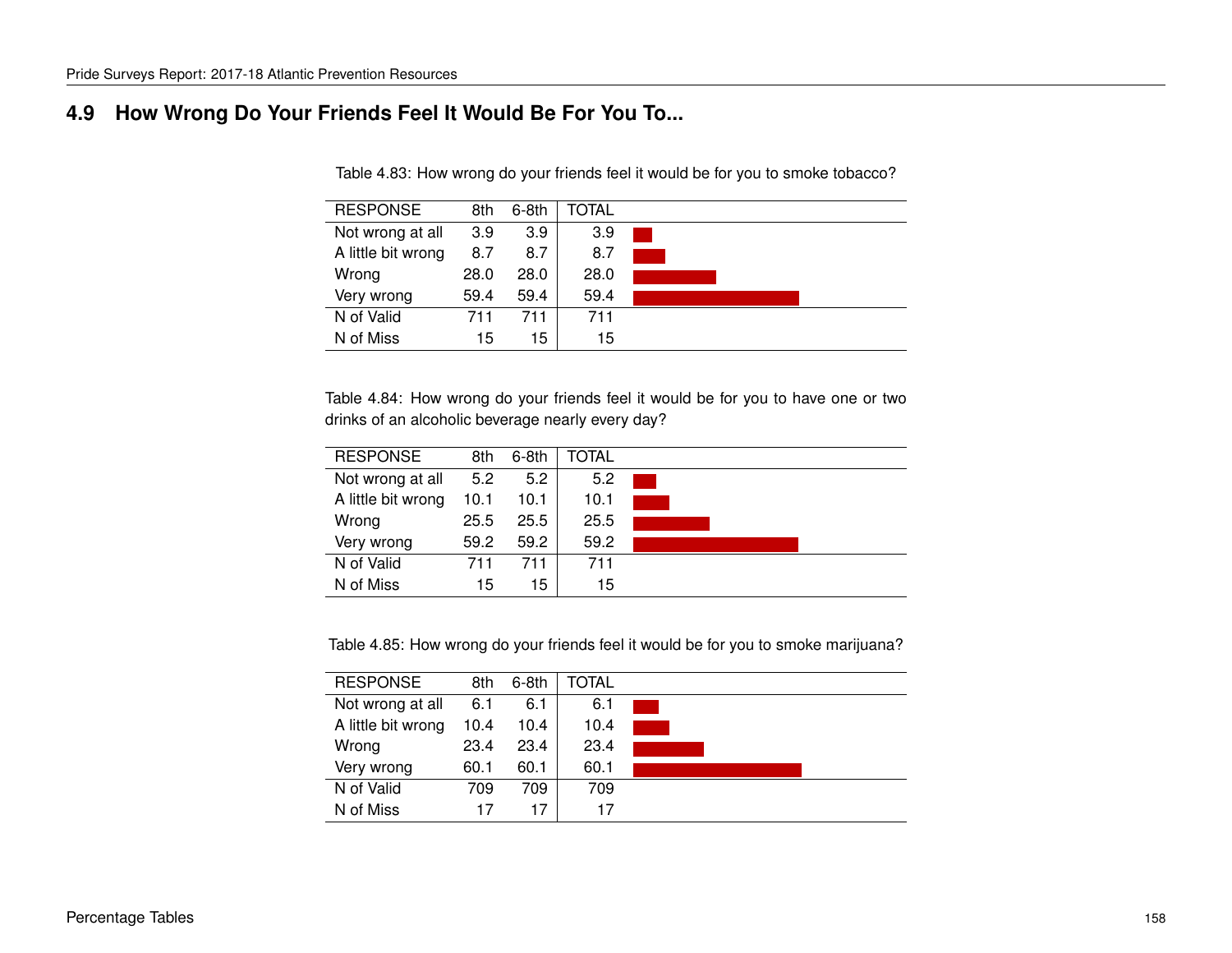## 4.9 How Wrong Do Your Friends Feel It Would Be For You To...

Table 4.83: How wrong do your friends feel it would be for you to smoke tobacco?

| RESPONSE | 8th | 6-8th | TOTAL |
|---|---|---|---|
| Not wrong at all | 3.9 | 3.9 | 3.9 |
| A little bit wrong | 8.7 | 8.7 | 8.7 |
| Wrong | 28.0 | 28.0 | 28.0 |
| Very wrong | 59.4 | 59.4 | 59.4 |
| N of Valid | 711 | 711 | 711 |
| N of Miss | 15 | 15 | 15 |

Table 4.84: How wrong do your friends feel it would be for you to have one or two drinks of an alcoholic beverage nearly every day?

| RESPONSE | 8th | 6-8th | TOTAL |
|---|---|---|---|
| Not wrong at all | 5.2 | 5.2 | 5.2 |
| A little bit wrong | 10.1 | 10.1 | 10.1 |
| Wrong | 25.5 | 25.5 | 25.5 |
| Very wrong | 59.2 | 59.2 | 59.2 |
| N of Valid | 711 | 711 | 711 |
| N of Miss | 15 | 15 | 15 |

Table 4.85: How wrong do your friends feel it would be for you to smoke marijuana?

| RESPONSE | 8th | 6-8th | TOTAL |
|---|---|---|---|
| Not wrong at all | 6.1 | 6.1 | 6.1 |
| A little bit wrong | 10.4 | 10.4 | 10.4 |
| Wrong | 23.4 | 23.4 | 23.4 |
| Very wrong | 60.1 | 60.1 | 60.1 |
| N of Valid | 709 | 709 | 709 |
| N of Miss | 17 | 17 | 17 |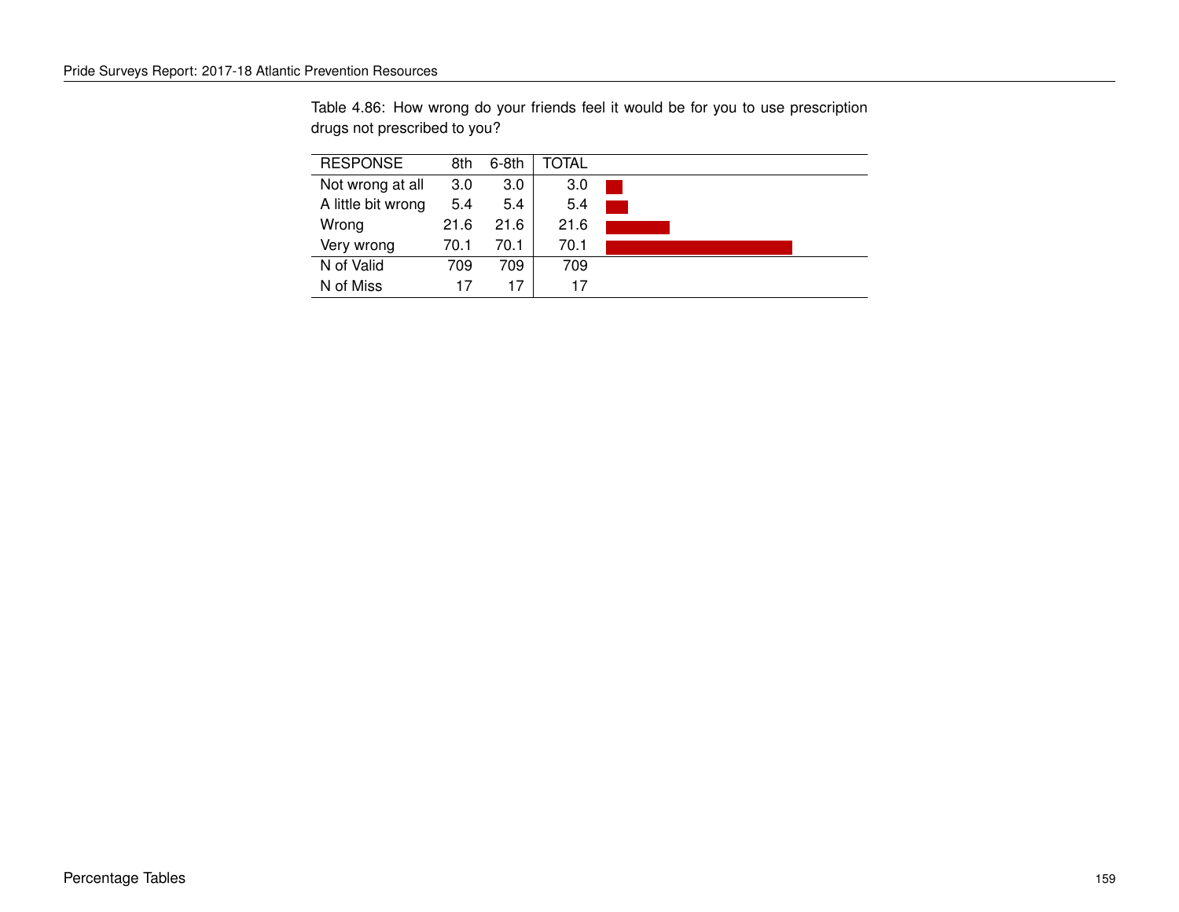Table 4.86: How wrong do your friends feel it would be for you to use prescription drugs not prescribed to you?

| RESPONSE | 8th | 6-8th | TOTAL |
|---|---|---|---|
| Not wrong at all | 3.0 | 3.0 | 3.0 |
| A little bit wrong | 5.4 | 5.4 | 5.4 |
| Wrong | 21.6 | 21.6 | 21.6 |
| Very wrong | 70.1 | 70.1 | 70.1 |
| N of Valid | 709 | 709 | 709 |
| N of Miss | 17 | 17 | 17 |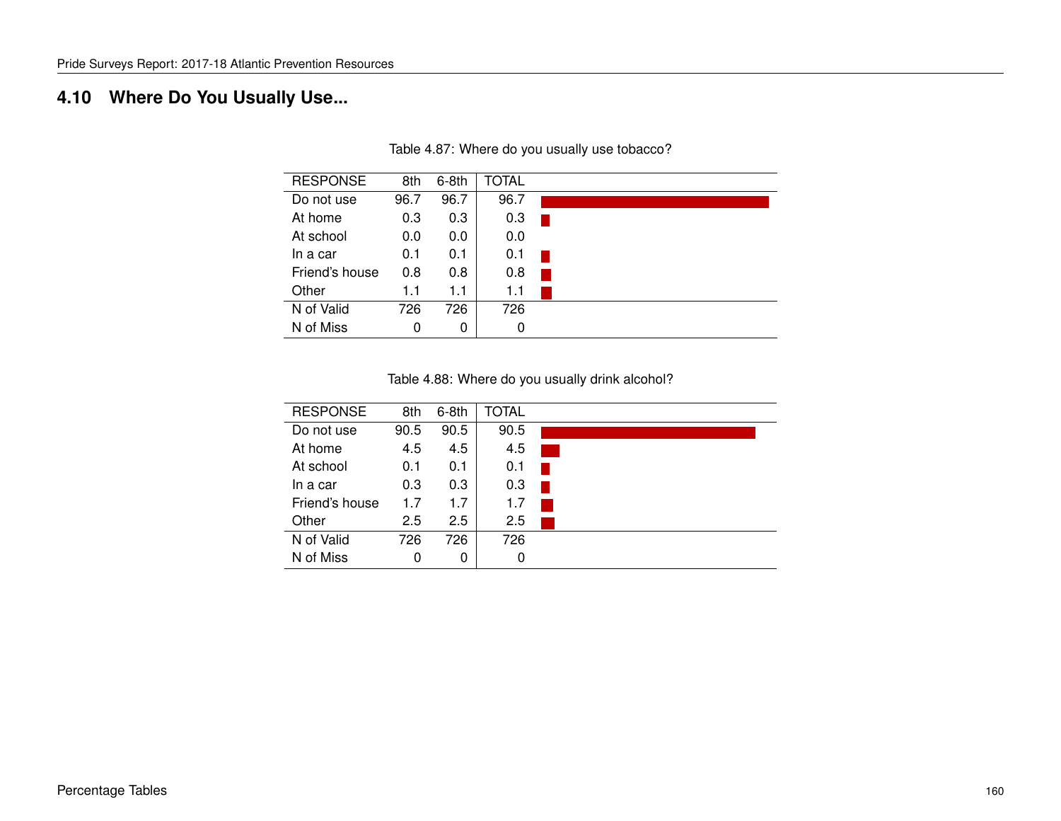## 4.10 Where Do You Usually Use...

Table 4.87: Where do you usually use tobacco?

| RESPONSE | 8th | 6-8th | TOTAL |
|---|---|---|---|
| Do not use | 96.7 | 96.7 | 96.7 |
| At home | 0.3 | 0.3 | 0.3 |
| At school | 0.0 | 0.0 | 0.0 |
| In a car | 0.1 | 0.1 | 0.1 |
| Friend's house | 0.8 | 0.8 | 0.8 |
| Other | 1.1 | 1.1 | 1.1 |
| N of Valid | 726 | 726 | 726 |
| N of Miss | 0 | 0 | 0 |

Table 4.88: Where do you usually drink alcohol?

| RESPONSE | 8th | 6-8th | TOTAL |
|---|---|---|---|
| Do not use | 90.5 | 90.5 | 90.5 |
| At home | 4.5 | 4.5 | 4.5 |
| At school | 0.1 | 0.1 | 0.1 |
| In a car | 0.3 | 0.3 | 0.3 |
| Friend's house | 1.7 | 1.7 | 1.7 |
| Other | 2.5 | 2.5 | 2.5 |
| N of Valid | 726 | 726 | 726 |
| N of Miss | 0 | 0 | 0 |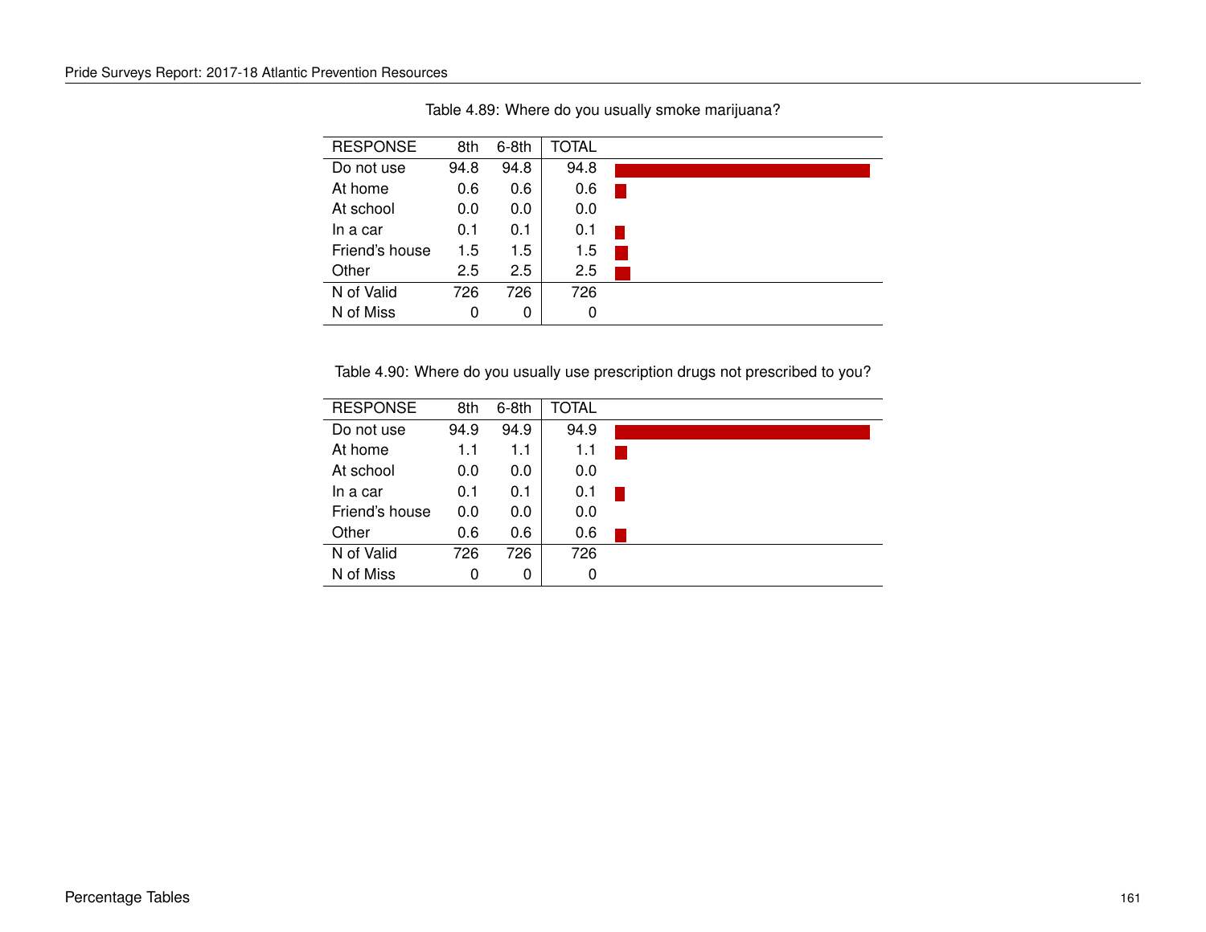Table 4.89: Where do you usually smoke marijuana?

| RESPONSE | 8th | 6-8th | TOTAL |
|---|---|---|---|
| Do not use | 94.8 | 94.8 | 94.8 |
| At home | 0.6 | 0.6 | 0.6 |
| At school | 0.0 | 0.0 | 0.0 |
| In a car | 0.1 | 0.1 | 0.1 |
| Friend's house | 1.5 | 1.5 | 1.5 |
| Other | 2.5 | 2.5 | 2.5 |
| N of Valid | 726 | 726 | 726 |
| N of Miss | 0 | 0 | 0 |

Table 4.90: Where do you usually use prescription drugs not prescribed to you?

| RESPONSE | 8th | 6-8th | TOTAL |
|---|---|---|---|
| Do not use | 94.9 | 94.9 | 94.9 |
| At home | 1.1 | 1.1 | 1.1 |
| At school | 0.0 | 0.0 | 0.0 |
| In a car | 0.1 | 0.1 | 0.1 |
| Friend's house | 0.0 | 0.0 | 0.0 |
| Other | 0.6 | 0.6 | 0.6 |
| N of Valid | 726 | 726 | 726 |
| N of Miss | 0 | 0 | 0 |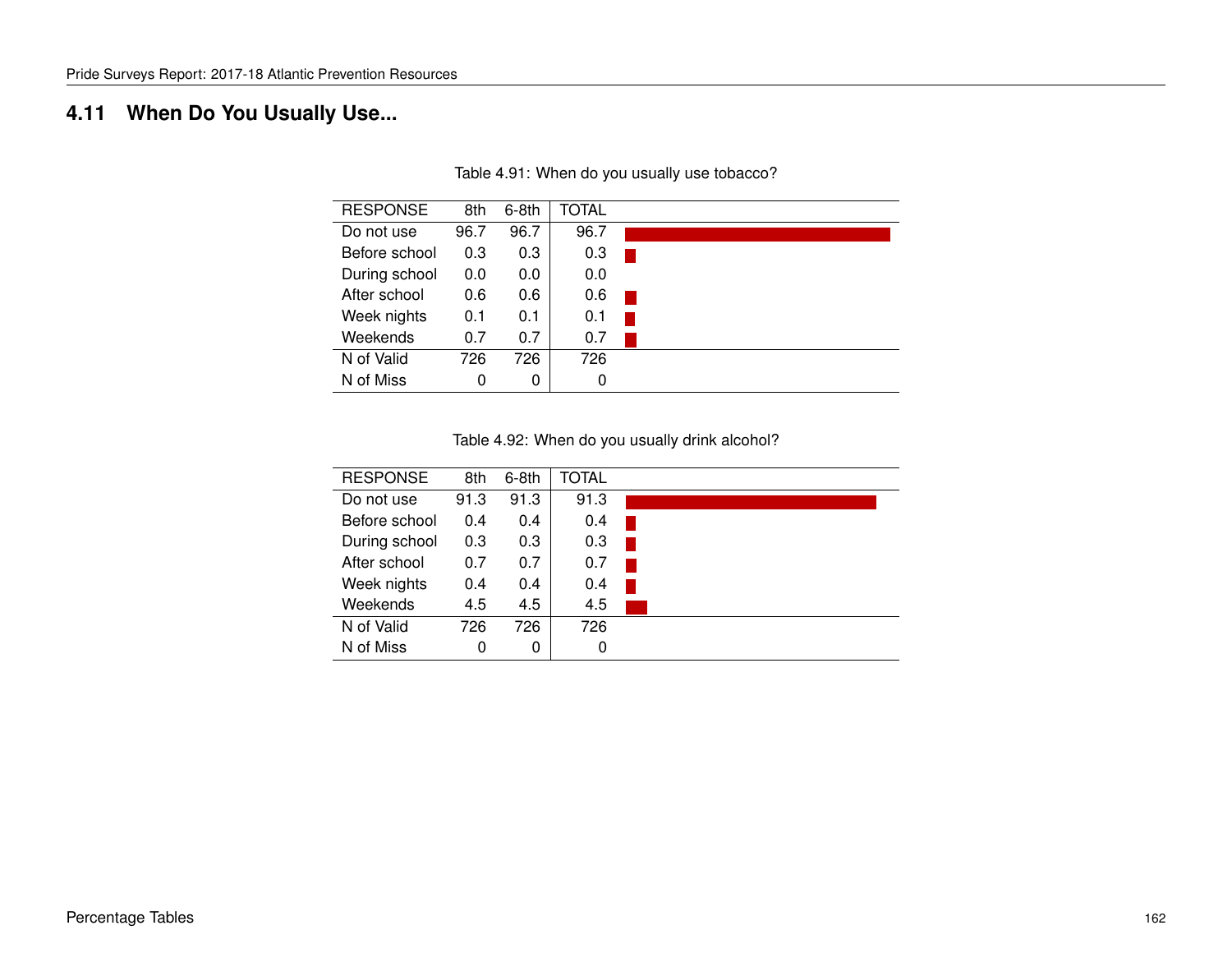## 4.11 When Do You Usually Use...

Table 4.91: When do you usually use tobacco?

| RESPONSE | 8th | 6-8th | TOTAL |
|---|---|---|---|
| Do not use | 96.7 | 96.7 | 96.7 |
| Before school | 0.3 | 0.3 | 0.3 |
| During school | 0.0 | 0.0 | 0.0 |
| After school | 0.6 | 0.6 | 0.6 |
| Week nights | 0.1 | 0.1 | 0.1 |
| Weekends | 0.7 | 0.7 | 0.7 |
| N of Valid | 726 | 726 | 726 |
| N of Miss | 0 | 0 | 0 |

Table 4.92: When do you usually drink alcohol?

| RESPONSE | 8th | 6-8th | TOTAL |
|---|---|---|---|
| Do not use | 91.3 | 91.3 | 91.3 |
| Before school | 0.4 | 0.4 | 0.4 |
| During school | 0.3 | 0.3 | 0.3 |
| After school | 0.7 | 0.7 | 0.7 |
| Week nights | 0.4 | 0.4 | 0.4 |
| Weekends | 4.5 | 4.5 | 4.5 |
| N of Valid | 726 | 726 | 726 |
| N of Miss | 0 | 0 | 0 |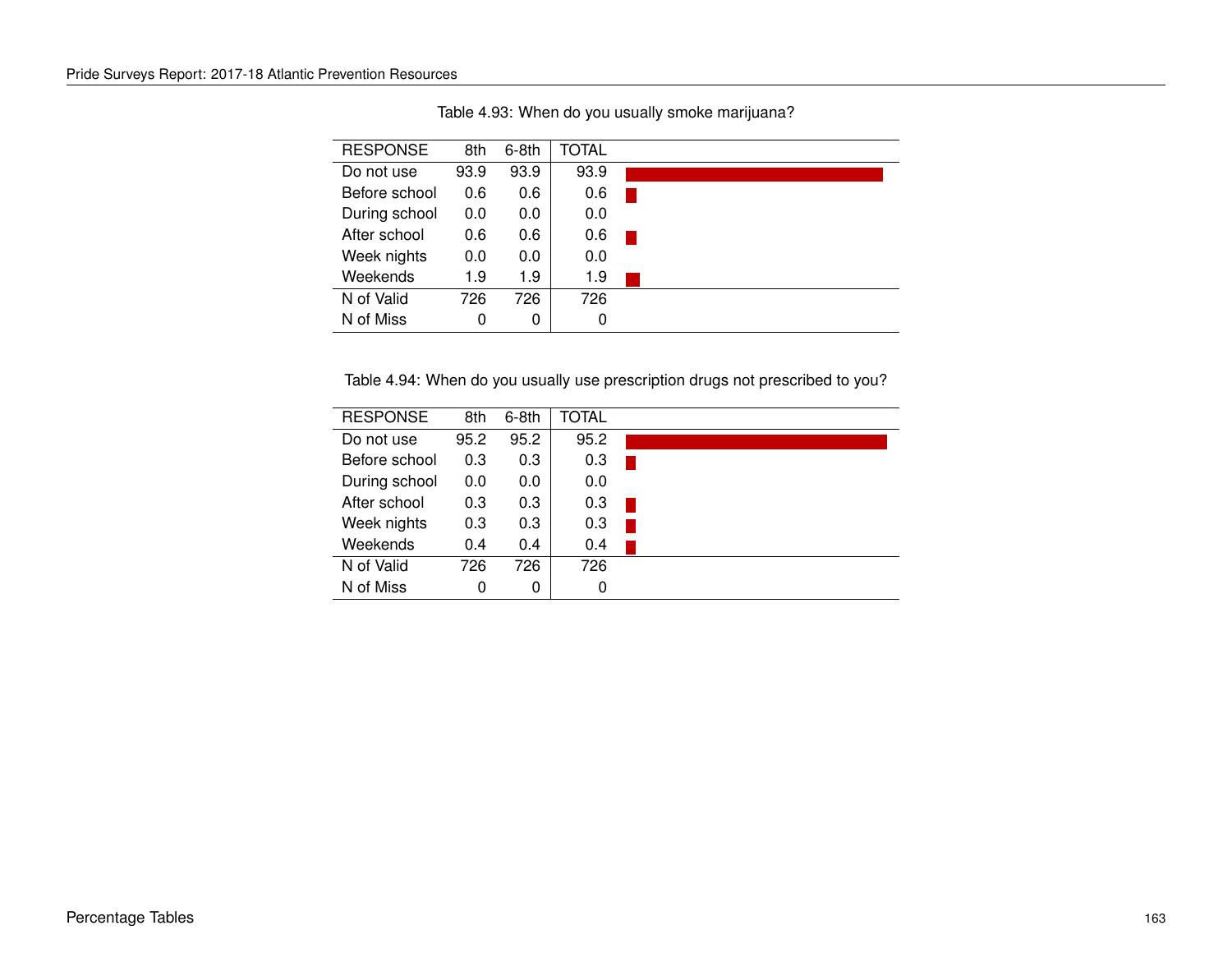Table 4.93: When do you usually smoke marijuana?

| RESPONSE | 8th | 6-8th | TOTAL |
|---|---|---|---|
| Do not use | 93.9 | 93.9 | 93.9 |
| Before school | 0.6 | 0.6 | 0.6 |
| During school | 0.0 | 0.0 | 0.0 |
| After school | 0.6 | 0.6 | 0.6 |
| Week nights | 0.0 | 0.0 | 0.0 |
| Weekends | 1.9 | 1.9 | 1.9 |
| N of Valid | 726 | 726 | 726 |
| N of Miss | 0 | 0 | 0 |

Table 4.94: When do you usually use prescription drugs not prescribed to you?

| RESPONSE | 8th | 6-8th | TOTAL |
|---|---|---|---|
| Do not use | 95.2 | 95.2 | 95.2 |
| Before school | 0.3 | 0.3 | 0.3 |
| During school | 0.0 | 0.0 | 0.0 |
| After school | 0.3 | 0.3 | 0.3 |
| Week nights | 0.3 | 0.3 | 0.3 |
| Weekends | 0.4 | 0.4 | 0.4 |
| N of Valid | 726 | 726 | 726 |
| N of Miss | 0 | 0 | 0 |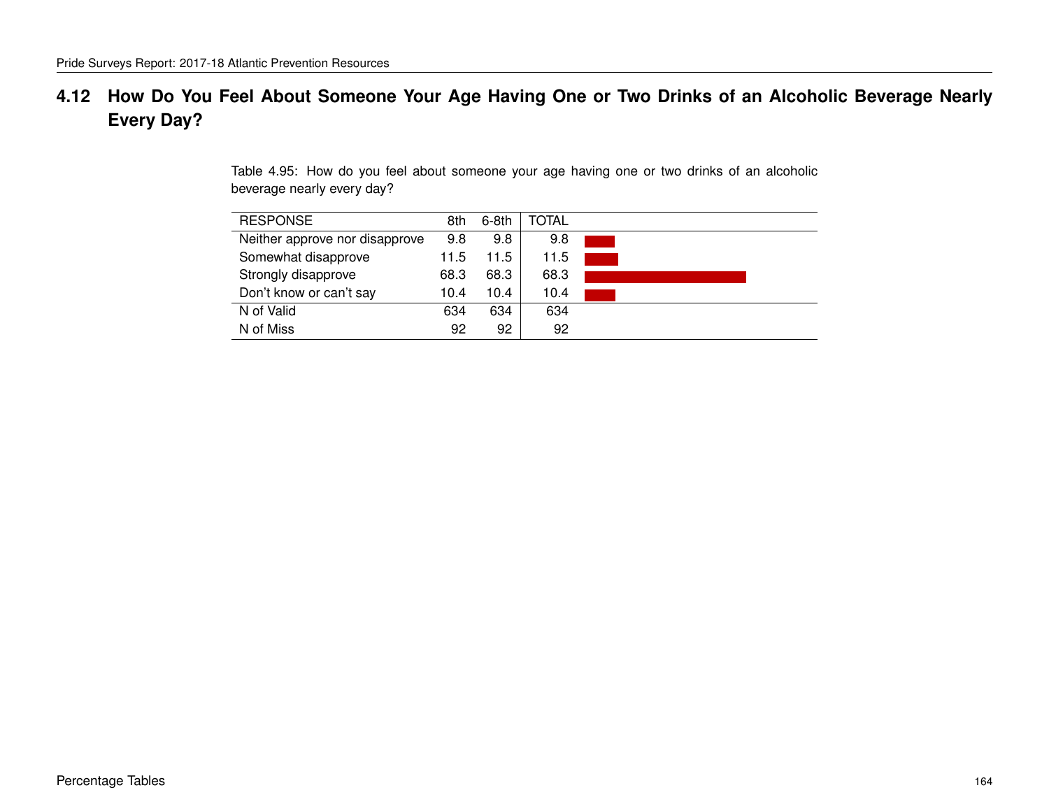## 4.12 How Do You Feel About Someone Your Age Having One or Two Drinks of an Alcoholic Beverage Nearly Every Day?

Table 4.95: How do you feel about someone your age having one or two drinks of an alcoholic beverage nearly every day?

| RESPONSE | 8th | 6-8th | TOTAL |
|---|---|---|---|
| Neither approve nor disapprove | 9.8 | 9.8 | 9.8 |
| Somewhat disapprove | 11.5 | 11.5 | 11.5 |
| Strongly disapprove | 68.3 | 68.3 | 68.3 |
| Don't know or can't say | 10.4 | 10.4 | 10.4 |
| N of Valid | 634 | 634 | 634 |
| N of Miss | 92 | 92 | 92 |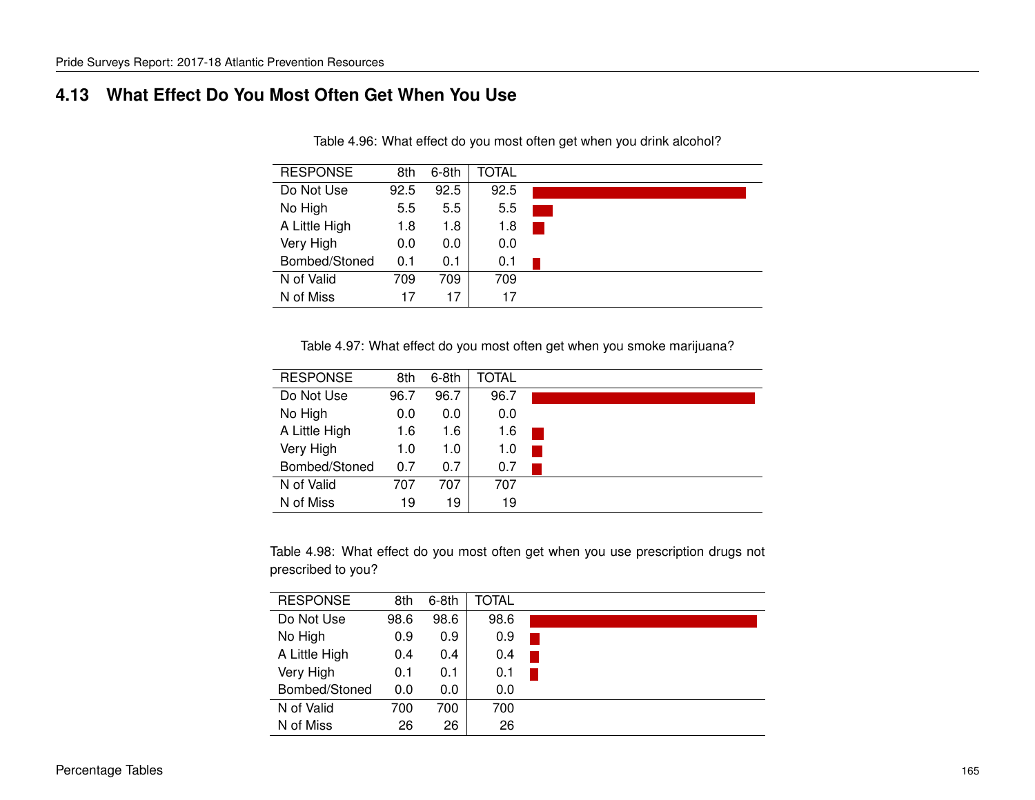## 4.13 What Effect Do You Most Often Get When You Use

Table 4.96: What effect do you most often get when you drink alcohol?

| RESPONSE | 8th | 6-8th | TOTAL |
|---|---|---|---|
| Do Not Use | 92.5 | 92.5 | 92.5 |
| No High | 5.5 | 5.5 | 5.5 |
| A Little High | 1.8 | 1.8 | 1.8 |
| Very High | 0.0 | 0.0 | 0.0 |
| Bombed/Stoned | 0.1 | 0.1 | 0.1 |
| N of Valid | 709 | 709 | 709 |
| N of Miss | 17 | 17 | 17 |

Table 4.97: What effect do you most often get when you smoke marijuana?

| RESPONSE | 8th | 6-8th | TOTAL |
|---|---|---|---|
| Do Not Use | 96.7 | 96.7 | 96.7 |
| No High | 0.0 | 0.0 | 0.0 |
| A Little High | 1.6 | 1.6 | 1.6 |
| Very High | 1.0 | 1.0 | 1.0 |
| Bombed/Stoned | 0.7 | 0.7 | 0.7 |
| N of Valid | 707 | 707 | 707 |
| N of Miss | 19 | 19 | 19 |

Table 4.98: What effect do you most often get when you use prescription drugs not prescribed to you?

| RESPONSE | 8th | 6-8th | TOTAL |
|---|---|---|---|
| Do Not Use | 98.6 | 98.6 | 98.6 |
| No High | 0.9 | 0.9 | 0.9 |
| A Little High | 0.4 | 0.4 | 0.4 |
| Very High | 0.1 | 0.1 | 0.1 |
| Bombed/Stoned | 0.0 | 0.0 | 0.0 |
| N of Valid | 700 | 700 | 700 |
| N of Miss | 26 | 26 | 26 |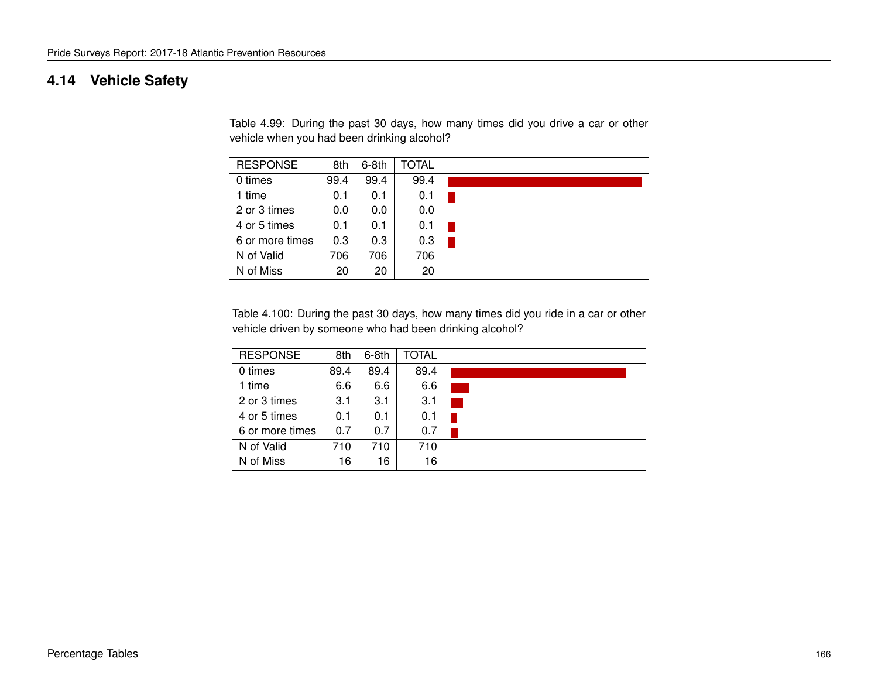## 4.14 Vehicle Safety

Table 4.99: During the past 30 days, how many times did you drive a car or other vehicle when you had been drinking alcohol?

| RESPONSE | 8th | 6-8th | TOTAL |
|---|---|---|---|
| 0 times | 99.4 | 99.4 | 99.4 |
| 1 time | 0.1 | 0.1 | 0.1 |
| 2 or 3 times | 0.0 | 0.0 | 0.0 |
| 4 or 5 times | 0.1 | 0.1 | 0.1 |
| 6 or more times | 0.3 | 0.3 | 0.3 |
| N of Valid | 706 | 706 | 706 |
| N of Miss | 20 | 20 | 20 |

Table 4.100: During the past 30 days, how many times did you ride in a car or other vehicle driven by someone who had been drinking alcohol?

| RESPONSE | 8th | 6-8th | TOTAL |
|---|---|---|---|
| 0 times | 89.4 | 89.4 | 89.4 |
| 1 time | 6.6 | 6.6 | 6.6 |
| 2 or 3 times | 3.1 | 3.1 | 3.1 |
| 4 or 5 times | 0.1 | 0.1 | 0.1 |
| 6 or more times | 0.7 | 0.7 | 0.7 |
| N of Valid | 710 | 710 | 710 |
| N of Miss | 16 | 16 | 16 |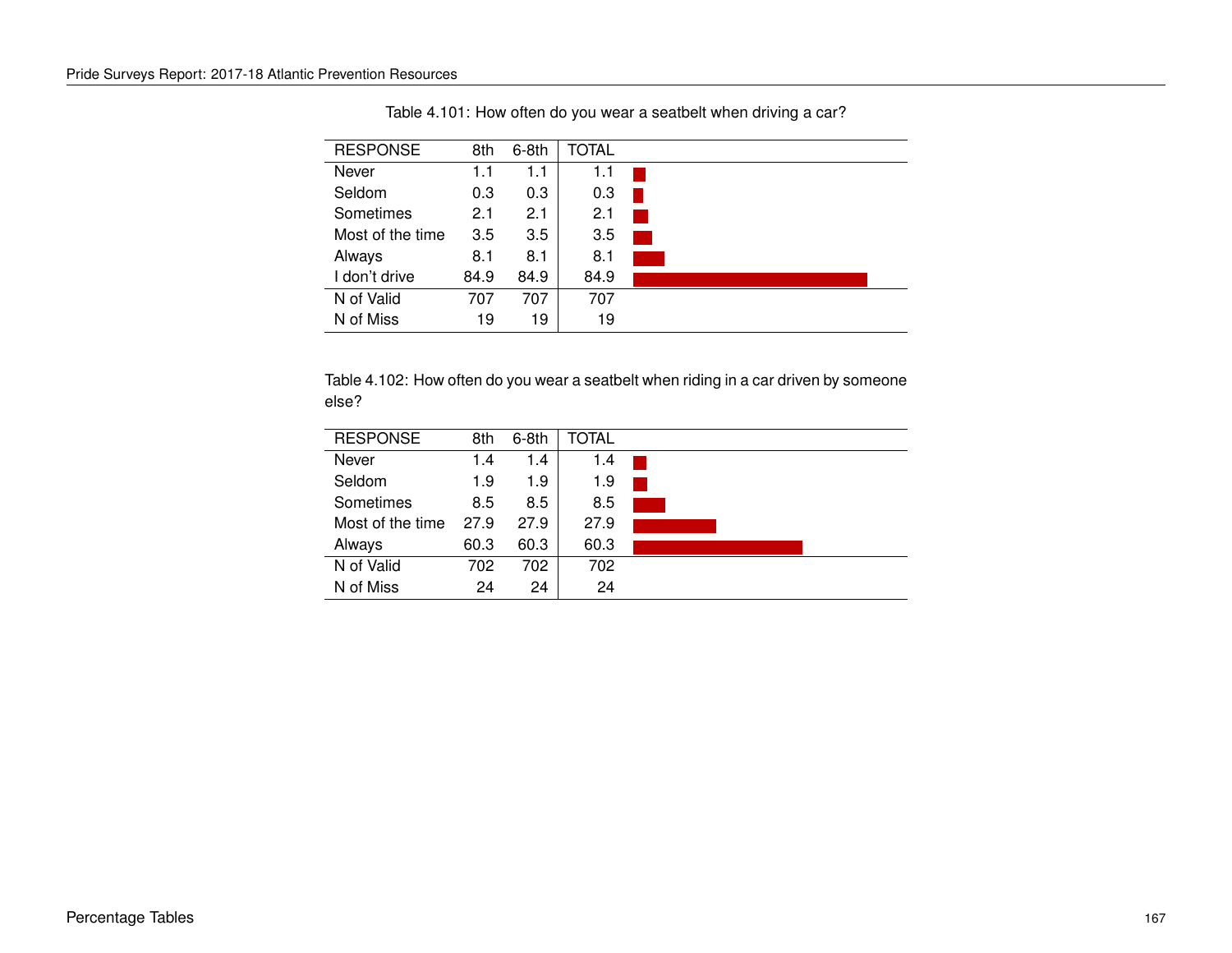Table 4.101: How often do you wear a seatbelt when driving a car?

| RESPONSE | 8th | 6-8th | TOTAL |
|---|---|---|---|
| Never | 1.1 | 1.1 | 1.1 |
| Seldom | 0.3 | 0.3 | 0.3 |
| Sometimes | 2.1 | 2.1 | 2.1 |
| Most of the time | 3.5 | 3.5 | 3.5 |
| Always | 8.1 | 8.1 | 8.1 |
| I don't drive | 84.9 | 84.9 | 84.9 |
| N of Valid | 707 | 707 | 707 |
| N of Miss | 19 | 19 | 19 |

Table 4.102: How often do you wear a seatbelt when riding in a car driven by someone else?

| RESPONSE | 8th | 6-8th | TOTAL |
|---|---|---|---|
| Never | 1.4 | 1.4 | 1.4 |
| Seldom | 1.9 | 1.9 | 1.9 |
| Sometimes | 8.5 | 8.5 | 8.5 |
| Most of the time | 27.9 | 27.9 | 27.9 |
| Always | 60.3 | 60.3 | 60.3 |
| N of Valid | 702 | 702 | 702 |
| N of Miss | 24 | 24 | 24 |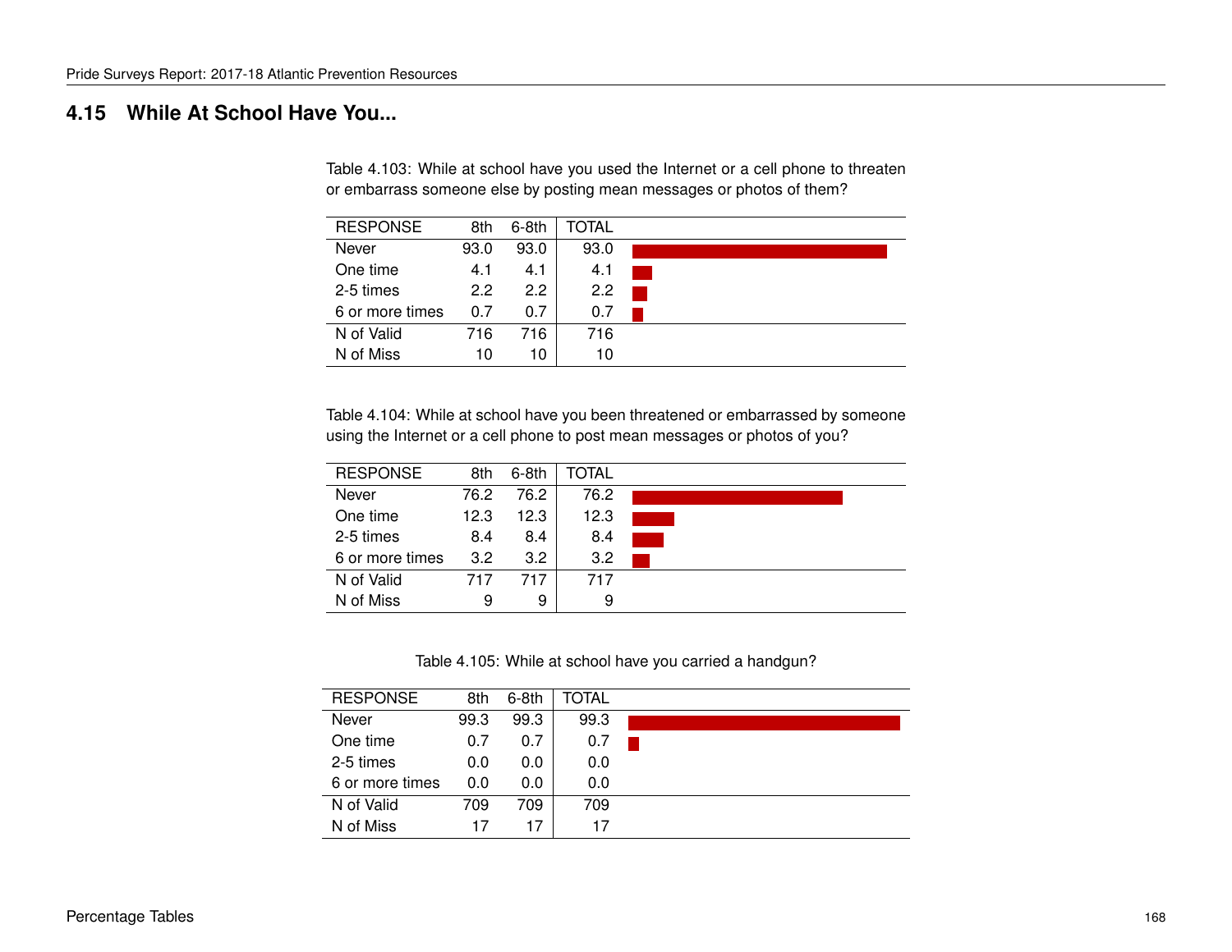## 4.15 While At School Have You...

Table 4.103: While at school have you used the Internet or a cell phone to threaten or embarrass someone else by posting mean messages or photos of them?

| RESPONSE | 8th | 6-8th | TOTAL |
|---|---|---|---|
| Never | 93.0 | 93.0 | 93.0 |
| One time | 4.1 | 4.1 | 4.1 |
| 2-5 times | 2.2 | 2.2 | 2.2 |
| 6 or more times | 0.7 | 0.7 | 0.7 |
| N of Valid | 716 | 716 | 716 |
| N of Miss | 10 | 10 | 10 |

Table 4.104: While at school have you been threatened or embarrassed by someone using the Internet or a cell phone to post mean messages or photos of you?

| RESPONSE | 8th | 6-8th | TOTAL |
|---|---|---|---|
| Never | 76.2 | 76.2 | 76.2 |
| One time | 12.3 | 12.3 | 12.3 |
| 2-5 times | 8.4 | 8.4 | 8.4 |
| 6 or more times | 3.2 | 3.2 | 3.2 |
| N of Valid | 717 | 717 | 717 |
| N of Miss | 9 | 9 | 9 |

Table 4.105: While at school have you carried a handgun?

| RESPONSE | 8th | 6-8th | TOTAL |
|---|---|---|---|
| Never | 99.3 | 99.3 | 99.3 |
| One time | 0.7 | 0.7 | 0.7 |
| 2-5 times | 0.0 | 0.0 | 0.0 |
| 6 or more times | 0.0 | 0.0 | 0.0 |
| N of Valid | 709 | 709 | 709 |
| N of Miss | 17 | 17 | 17 |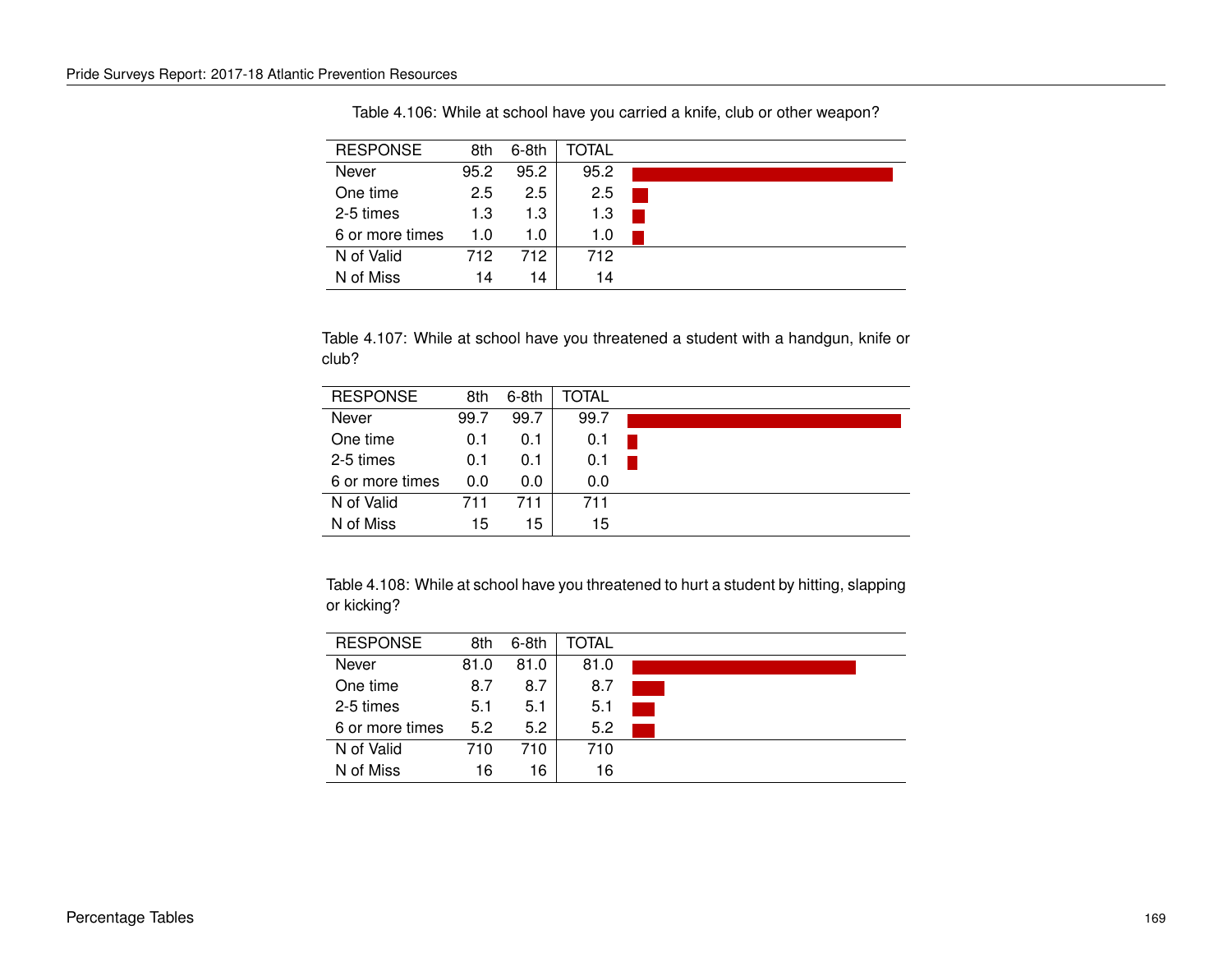Table 4.106: While at school have you carried a knife, club or other weapon?

| RESPONSE | 8th | 6-8th | TOTAL |
|---|---|---|---|
| Never | 95.2 | 95.2 | 95.2 |
| One time | 2.5 | 2.5 | 2.5 |
| 2-5 times | 1.3 | 1.3 | 1.3 |
| 6 or more times | 1.0 | 1.0 | 1.0 |
| N of Valid | 712 | 712 | 712 |
| N of Miss | 14 | 14 | 14 |

Table 4.107: While at school have you threatened a student with a handgun, knife or club?

| RESPONSE | 8th | 6-8th | TOTAL |
|---|---|---|---|
| Never | 99.7 | 99.7 | 99.7 |
| One time | 0.1 | 0.1 | 0.1 |
| 2-5 times | 0.1 | 0.1 | 0.1 |
| 6 or more times | 0.0 | 0.0 | 0.0 |
| N of Valid | 711 | 711 | 711 |
| N of Miss | 15 | 15 | 15 |

Table 4.108: While at school have you threatened to hurt a student by hitting, slapping or kicking?

| RESPONSE | 8th | 6-8th | TOTAL |
|---|---|---|---|
| Never | 81.0 | 81.0 | 81.0 |
| One time | 8.7 | 8.7 | 8.7 |
| 2-5 times | 5.1 | 5.1 | 5.1 |
| 6 or more times | 5.2 | 5.2 | 5.2 |
| N of Valid | 710 | 710 | 710 |
| N of Miss | 16 | 16 | 16 |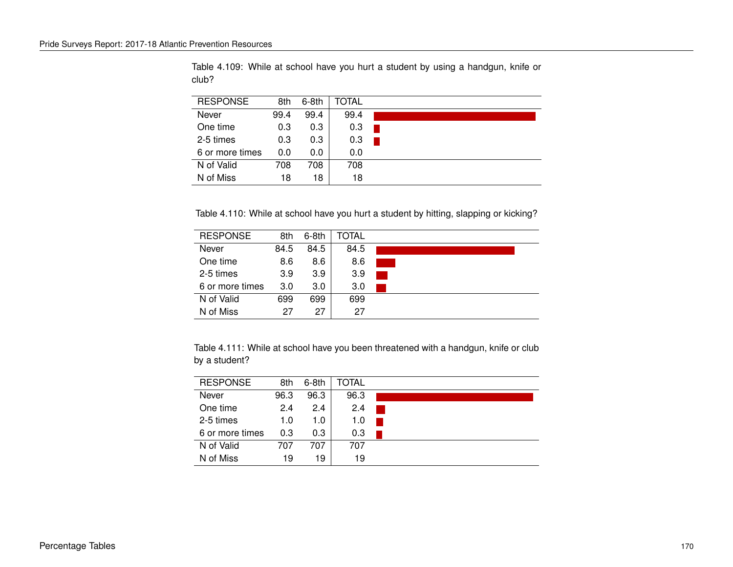Table 4.109: While at school have you hurt a student by using a handgun, knife or club?

| RESPONSE | 8th | 6-8th | TOTAL |
|---|---|---|---|
| Never | 99.4 | 99.4 | 99.4 |
| One time | 0.3 | 0.3 | 0.3 |
| 2-5 times | 0.3 | 0.3 | 0.3 |
| 6 or more times | 0.0 | 0.0 | 0.0 |
| N of Valid | 708 | 708 | 708 |
| N of Miss | 18 | 18 | 18 |

Table 4.110: While at school have you hurt a student by hitting, slapping or kicking?

| RESPONSE | 8th | 6-8th | TOTAL |
|---|---|---|---|
| Never | 84.5 | 84.5 | 84.5 |
| One time | 8.6 | 8.6 | 8.6 |
| 2-5 times | 3.9 | 3.9 | 3.9 |
| 6 or more times | 3.0 | 3.0 | 3.0 |
| N of Valid | 699 | 699 | 699 |
| N of Miss | 27 | 27 | 27 |

Table 4.111: While at school have you been threatened with a handgun, knife or club by a student?

| RESPONSE | 8th | 6-8th | TOTAL |
|---|---|---|---|
| Never | 96.3 | 96.3 | 96.3 |
| One time | 2.4 | 2.4 | 2.4 |
| 2-5 times | 1.0 | 1.0 | 1.0 |
| 6 or more times | 0.3 | 0.3 | 0.3 |
| N of Valid | 707 | 707 | 707 |
| N of Miss | 19 | 19 | 19 |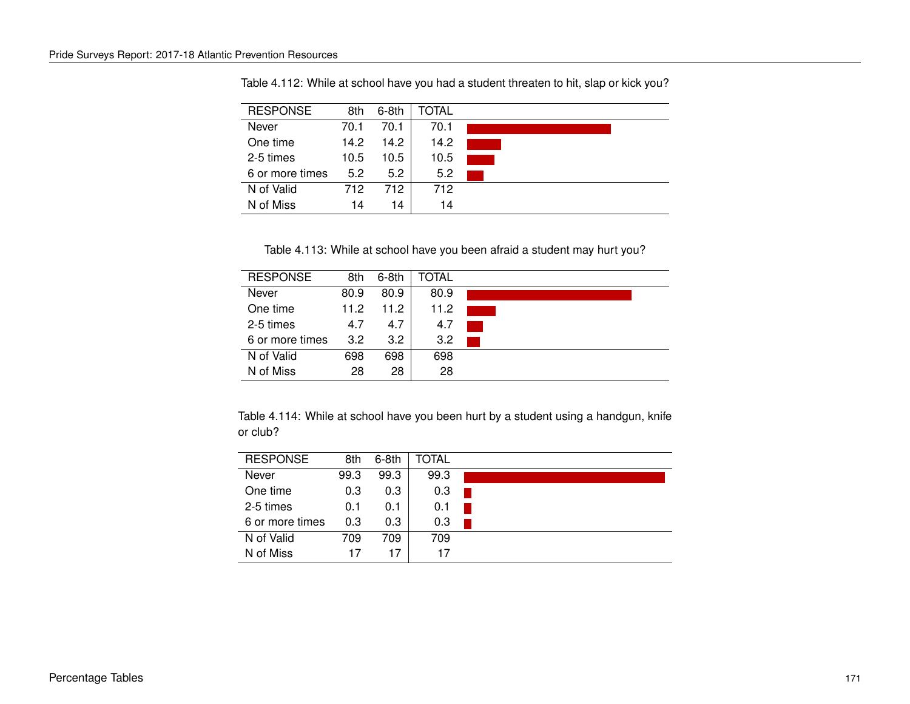Table 4.112: While at school have you had a student threaten to hit, slap or kick you?

| RESPONSE | 8th | 6-8th | TOTAL |
|---|---|---|---|
| Never | 70.1 | 70.1 | 70.1 |
| One time | 14.2 | 14.2 | 14.2 |
| 2-5 times | 10.5 | 10.5 | 10.5 |
| 6 or more times | 5.2 | 5.2 | 5.2 |
| N of Valid | 712 | 712 | 712 |
| N of Miss | 14 | 14 | 14 |

Table 4.113: While at school have you been afraid a student may hurt you?

| RESPONSE | 8th | 6-8th | TOTAL |
|---|---|---|---|
| Never | 80.9 | 80.9 | 80.9 |
| One time | 11.2 | 11.2 | 11.2 |
| 2-5 times | 4.7 | 4.7 | 4.7 |
| 6 or more times | 3.2 | 3.2 | 3.2 |
| N of Valid | 698 | 698 | 698 |
| N of Miss | 28 | 28 | 28 |

Table 4.114: While at school have you been hurt by a student using a handgun, knife or club?

| RESPONSE | 8th | 6-8th | TOTAL |
|---|---|---|---|
| Never | 99.3 | 99.3 | 99.3 |
| One time | 0.3 | 0.3 | 0.3 |
| 2-5 times | 0.1 | 0.1 | 0.1 |
| 6 or more times | 0.3 | 0.3 | 0.3 |
| N of Valid | 709 | 709 | 709 |
| N of Miss | 17 | 17 | 17 |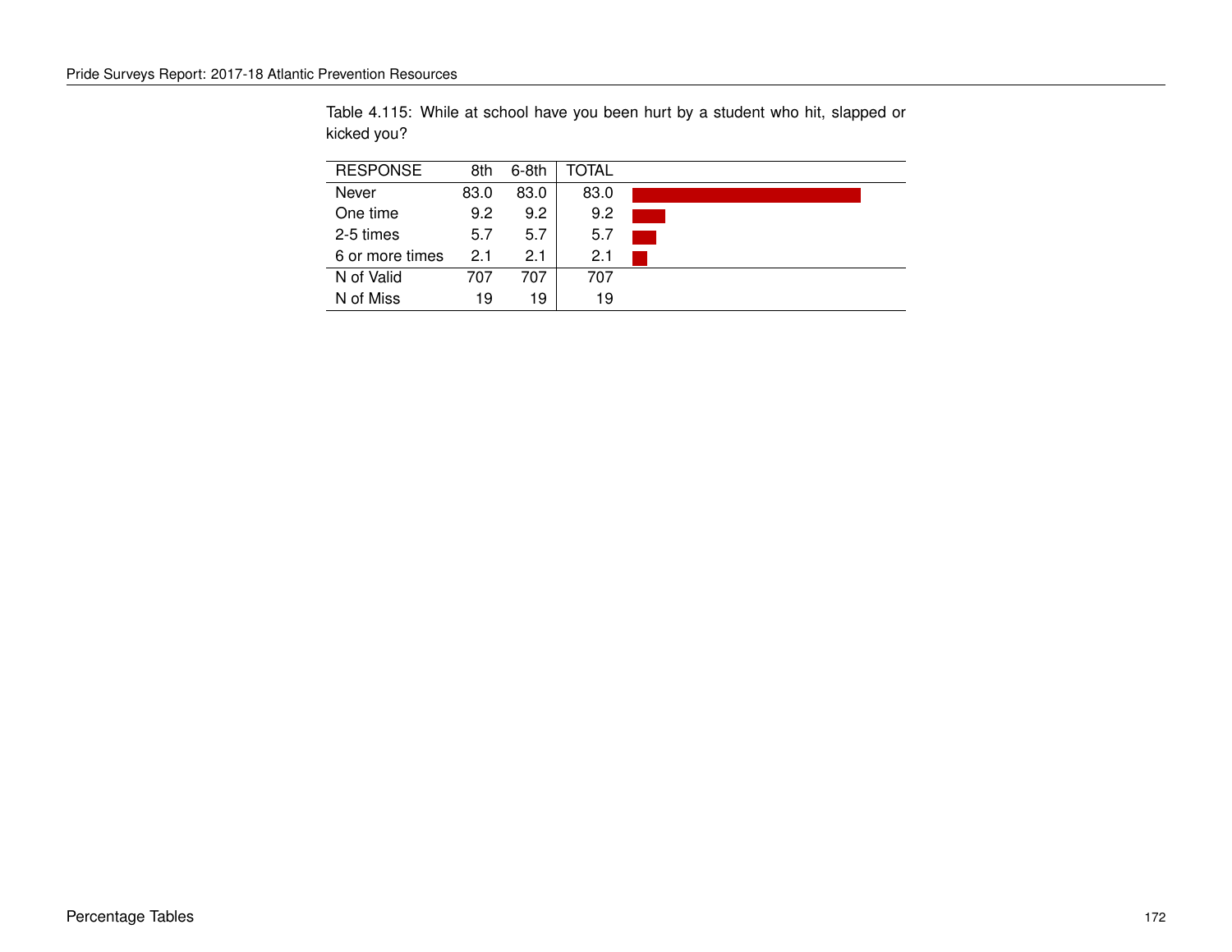Table 4.115: While at school have you been hurt by a student who hit, slapped or kicked you?

| RESPONSE | 8th | 6-8th | TOTAL |
|---|---|---|---|
| Never | 83.0 | 83.0 | 83.0 |
| One time | 9.2 | 9.2 | 9.2 |
| 2-5 times | 5.7 | 5.7 | 5.7 |
| 6 or more times | 2.1 | 2.1 | 2.1 |
| N of Valid | 707 | 707 | 707 |
| N of Miss | 19 | 19 | 19 |

Percentage Tables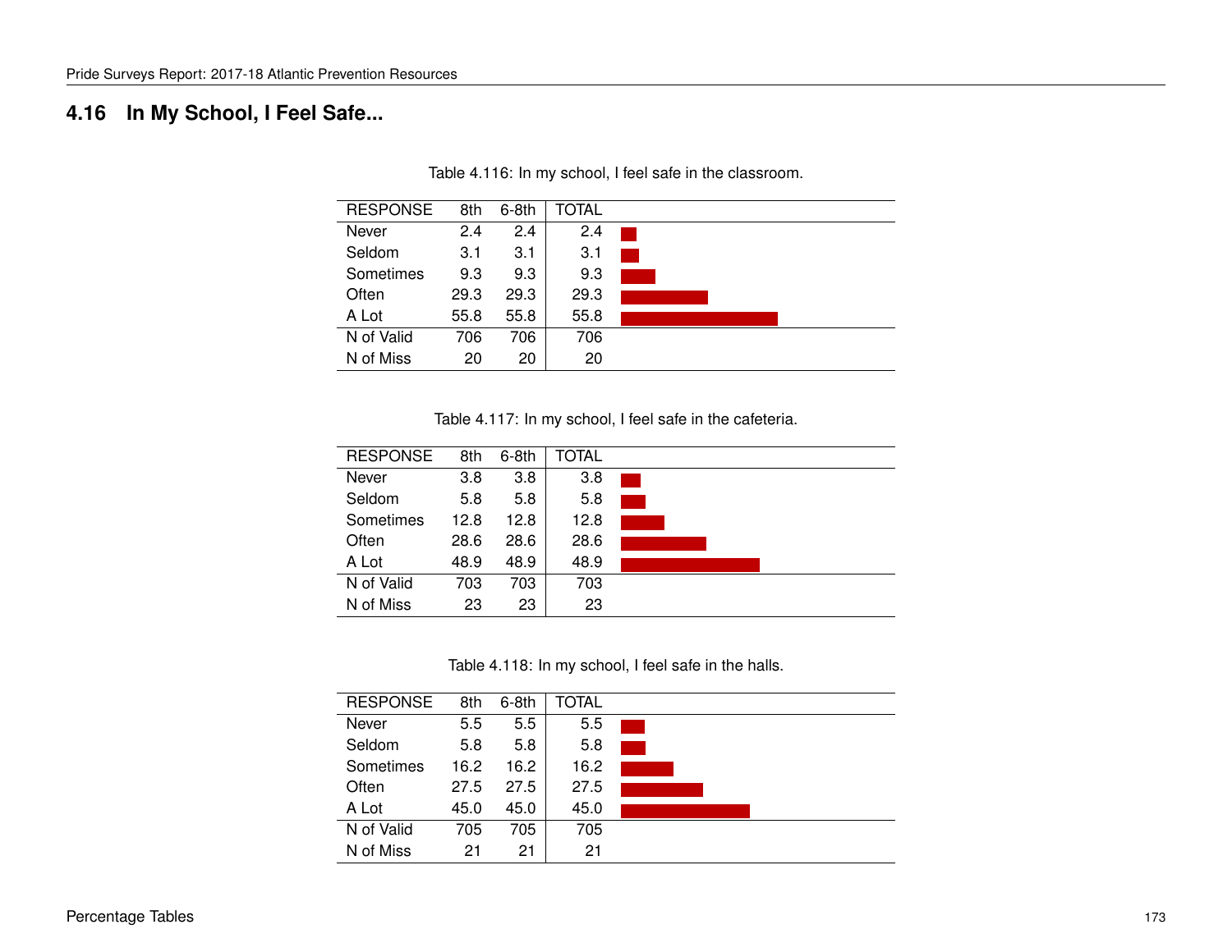## 4.16 In My School, I Feel Safe...

Table 4.116: In my school, I feel safe in the classroom.

| RESPONSE | 8th | 6-8th | TOTAL |
|---|---|---|---|
| Never | 2.4 | 2.4 | 2.4 |
| Seldom | 3.1 | 3.1 | 3.1 |
| Sometimes | 9.3 | 9.3 | 9.3 |
| Often | 29.3 | 29.3 | 29.3 |
| A Lot | 55.8 | 55.8 | 55.8 |
| N of Valid | 706 | 706 | 706 |
| N of Miss | 20 | 20 | 20 |

Table 4.117: In my school, I feel safe in the cafeteria.

| RESPONSE | 8th | 6-8th | TOTAL |
|---|---|---|---|
| Never | 3.8 | 3.8 | 3.8 |
| Seldom | 5.8 | 5.8 | 5.8 |
| Sometimes | 12.8 | 12.8 | 12.8 |
| Often | 28.6 | 28.6 | 28.6 |
| A Lot | 48.9 | 48.9 | 48.9 |
| N of Valid | 703 | 703 | 703 |
| N of Miss | 23 | 23 | 23 |

Table 4.118: In my school, I feel safe in the halls.

| RESPONSE | 8th | 6-8th | TOTAL |
|---|---|---|---|
| Never | 5.5 | 5.5 | 5.5 |
| Seldom | 5.8 | 5.8 | 5.8 |
| Sometimes | 16.2 | 16.2 | 16.2 |
| Often | 27.5 | 27.5 | 27.5 |
| A Lot | 45.0 | 45.0 | 45.0 |
| N of Valid | 705 | 705 | 705 |
| N of Miss | 21 | 21 | 21 |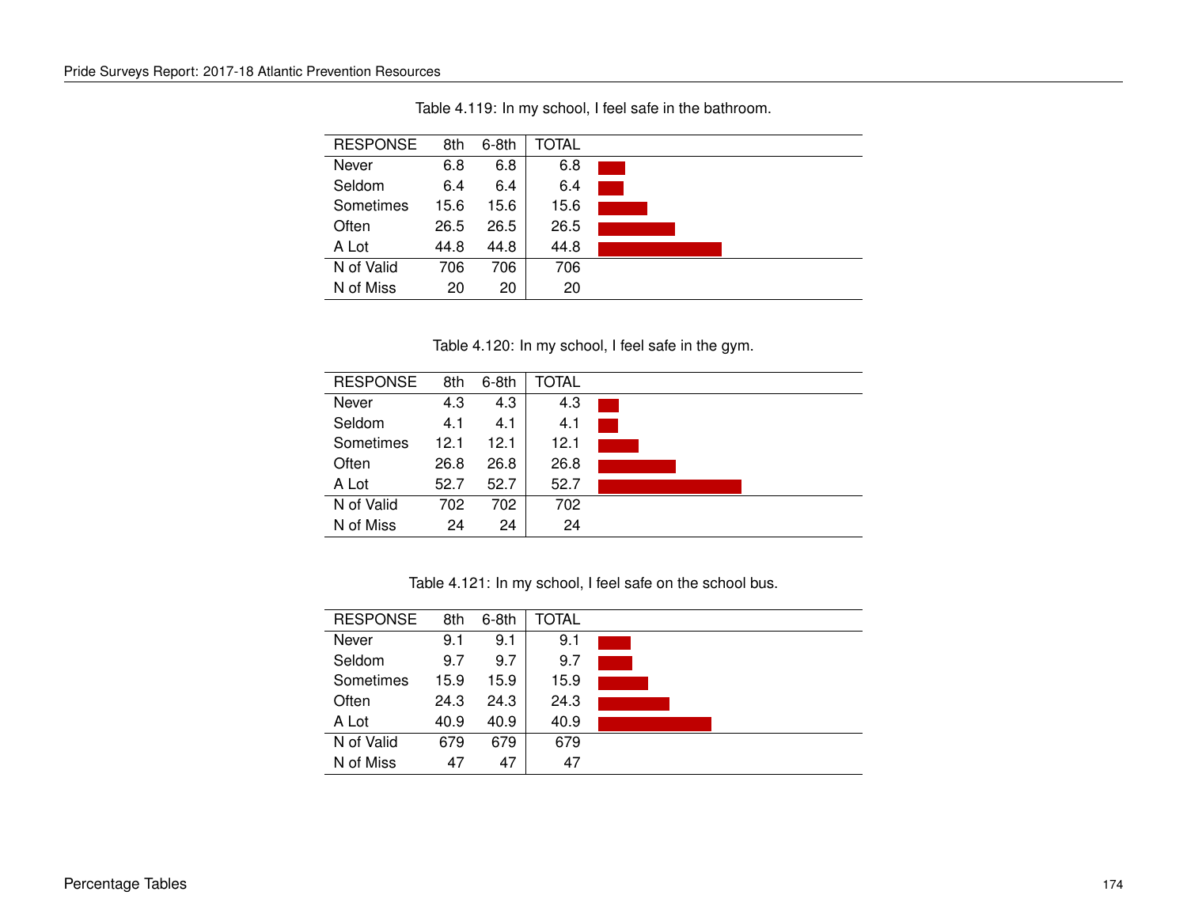Table 4.119: In my school, I feel safe in the bathroom.

| RESPONSE | 8th | 6-8th | TOTAL |
|---|---|---|---|
| Never | 6.8 | 6.8 | 6.8 |
| Seldom | 6.4 | 6.4 | 6.4 |
| Sometimes | 15.6 | 15.6 | 15.6 |
| Often | 26.5 | 26.5 | 26.5 |
| A Lot | 44.8 | 44.8 | 44.8 |
| N of Valid | 706 | 706 | 706 |
| N of Miss | 20 | 20 | 20 |

Table 4.120: In my school, I feel safe in the gym.

| RESPONSE | 8th | 6-8th | TOTAL |
|---|---|---|---|
| Never | 4.3 | 4.3 | 4.3 |
| Seldom | 4.1 | 4.1 | 4.1 |
| Sometimes | 12.1 | 12.1 | 12.1 |
| Often | 26.8 | 26.8 | 26.8 |
| A Lot | 52.7 | 52.7 | 52.7 |
| N of Valid | 702 | 702 | 702 |
| N of Miss | 24 | 24 | 24 |

Table 4.121: In my school, I feel safe on the school bus.

| RESPONSE | 8th | 6-8th | TOTAL |
|---|---|---|---|
| Never | 9.1 | 9.1 | 9.1 |
| Seldom | 9.7 | 9.7 | 9.7 |
| Sometimes | 15.9 | 15.9 | 15.9 |
| Often | 24.3 | 24.3 | 24.3 |
| A Lot | 40.9 | 40.9 | 40.9 |
| N of Valid | 679 | 679 | 679 |
| N of Miss | 47 | 47 | 47 |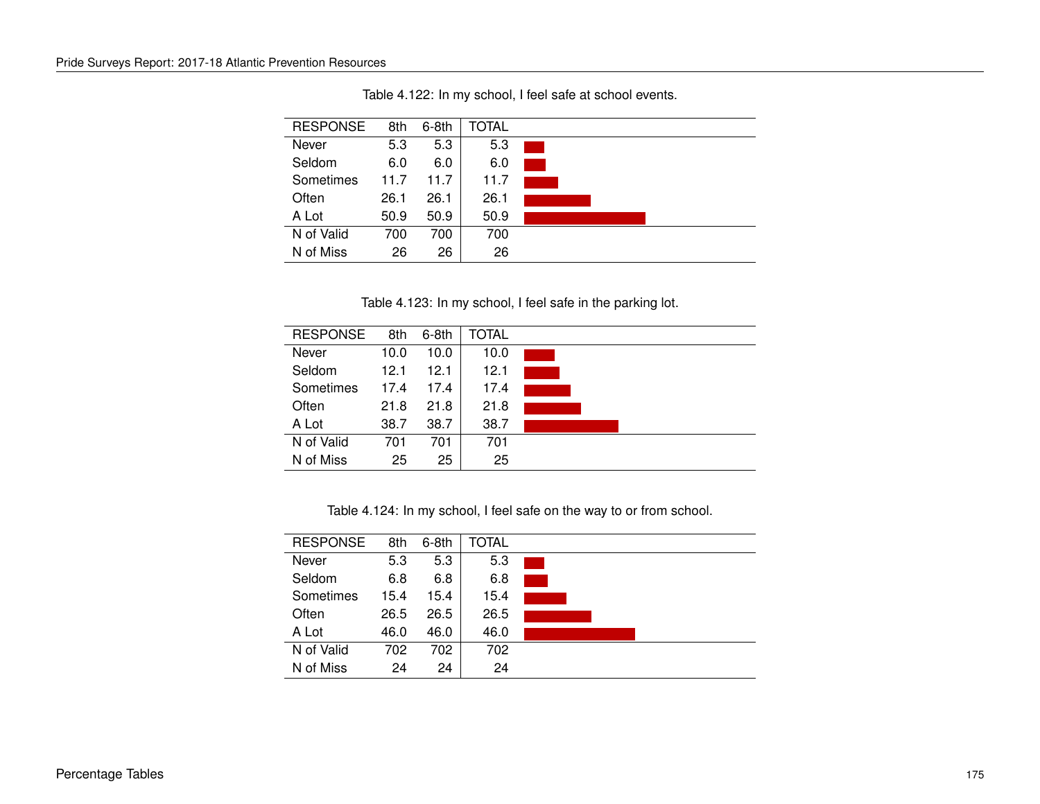Table 4.122: In my school, I feel safe at school events.

| RESPONSE | 8th | 6-8th | TOTAL |
|---|---|---|---|
| Never | 5.3 | 5.3 | 5.3 |
| Seldom | 6.0 | 6.0 | 6.0 |
| Sometimes | 11.7 | 11.7 | 11.7 |
| Often | 26.1 | 26.1 | 26.1 |
| A Lot | 50.9 | 50.9 | 50.9 |
| N of Valid | 700 | 700 | 700 |
| N of Miss | 26 | 26 | 26 |

Table 4.123: In my school, I feel safe in the parking lot.

| RESPONSE | 8th | 6-8th | TOTAL |
|---|---|---|---|
| Never | 10.0 | 10.0 | 10.0 |
| Seldom | 12.1 | 12.1 | 12.1 |
| Sometimes | 17.4 | 17.4 | 17.4 |
| Often | 21.8 | 21.8 | 21.8 |
| A Lot | 38.7 | 38.7 | 38.7 |
| N of Valid | 701 | 701 | 701 |
| N of Miss | 25 | 25 | 25 |

Table 4.124: In my school, I feel safe on the way to or from school.

| RESPONSE | 8th | 6-8th | TOTAL |
|---|---|---|---|
| Never | 5.3 | 5.3 | 5.3 |
| Seldom | 6.8 | 6.8 | 6.8 |
| Sometimes | 15.4 | 15.4 | 15.4 |
| Often | 26.5 | 26.5 | 26.5 |
| A Lot | 46.0 | 46.0 | 46.0 |
| N of Valid | 702 | 702 | 702 |
| N of Miss | 24 | 24 | 24 |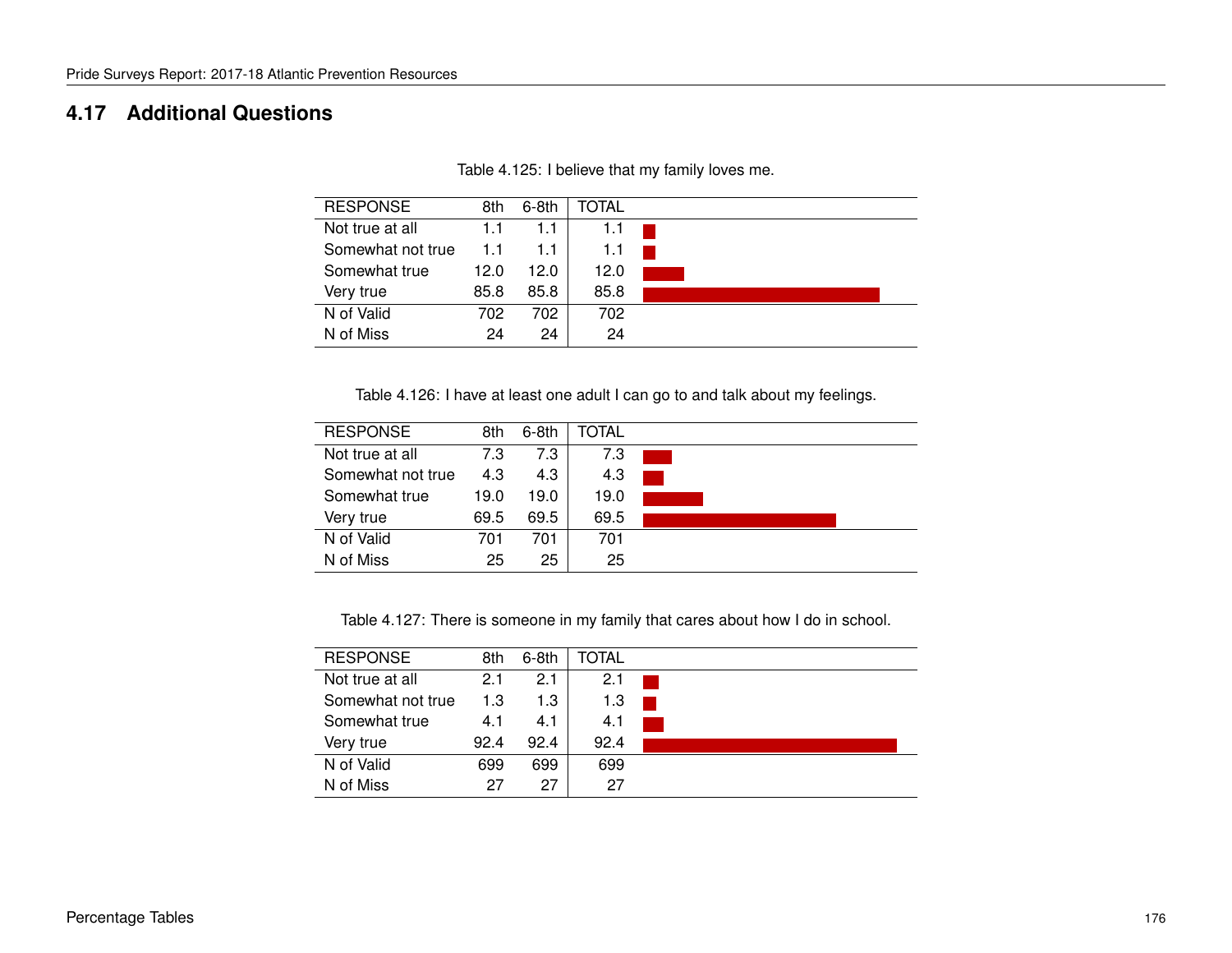## 4.17 Additional Questions

Table 4.125: I believe that my family loves me.

| RESPONSE | 8th | 6-8th | TOTAL |
|---|---|---|---|
| Not true at all | 1.1 | 1.1 | 1.1 |
| Somewhat not true | 1.1 | 1.1 | 1.1 |
| Somewhat true | 12.0 | 12.0 | 12.0 |
| Very true | 85.8 | 85.8 | 85.8 |
| N of Valid | 702 | 702 | 702 |
| N of Miss | 24 | 24 | 24 |

Table 4.126: I have at least one adult I can go to and talk about my feelings.

| RESPONSE | 8th | 6-8th | TOTAL |
|---|---|---|---|
| Not true at all | 7.3 | 7.3 | 7.3 |
| Somewhat not true | 4.3 | 4.3 | 4.3 |
| Somewhat true | 19.0 | 19.0 | 19.0 |
| Very true | 69.5 | 69.5 | 69.5 |
| N of Valid | 701 | 701 | 701 |
| N of Miss | 25 | 25 | 25 |

Table 4.127: There is someone in my family that cares about how I do in school.

| RESPONSE | 8th | 6-8th | TOTAL |
|---|---|---|---|
| Not true at all | 2.1 | 2.1 | 2.1 |
| Somewhat not true | 1.3 | 1.3 | 1.3 |
| Somewhat true | 4.1 | 4.1 | 4.1 |
| Very true | 92.4 | 92.4 | 92.4 |
| N of Valid | 699 | 699 | 699 |
| N of Miss | 27 | 27 | 27 |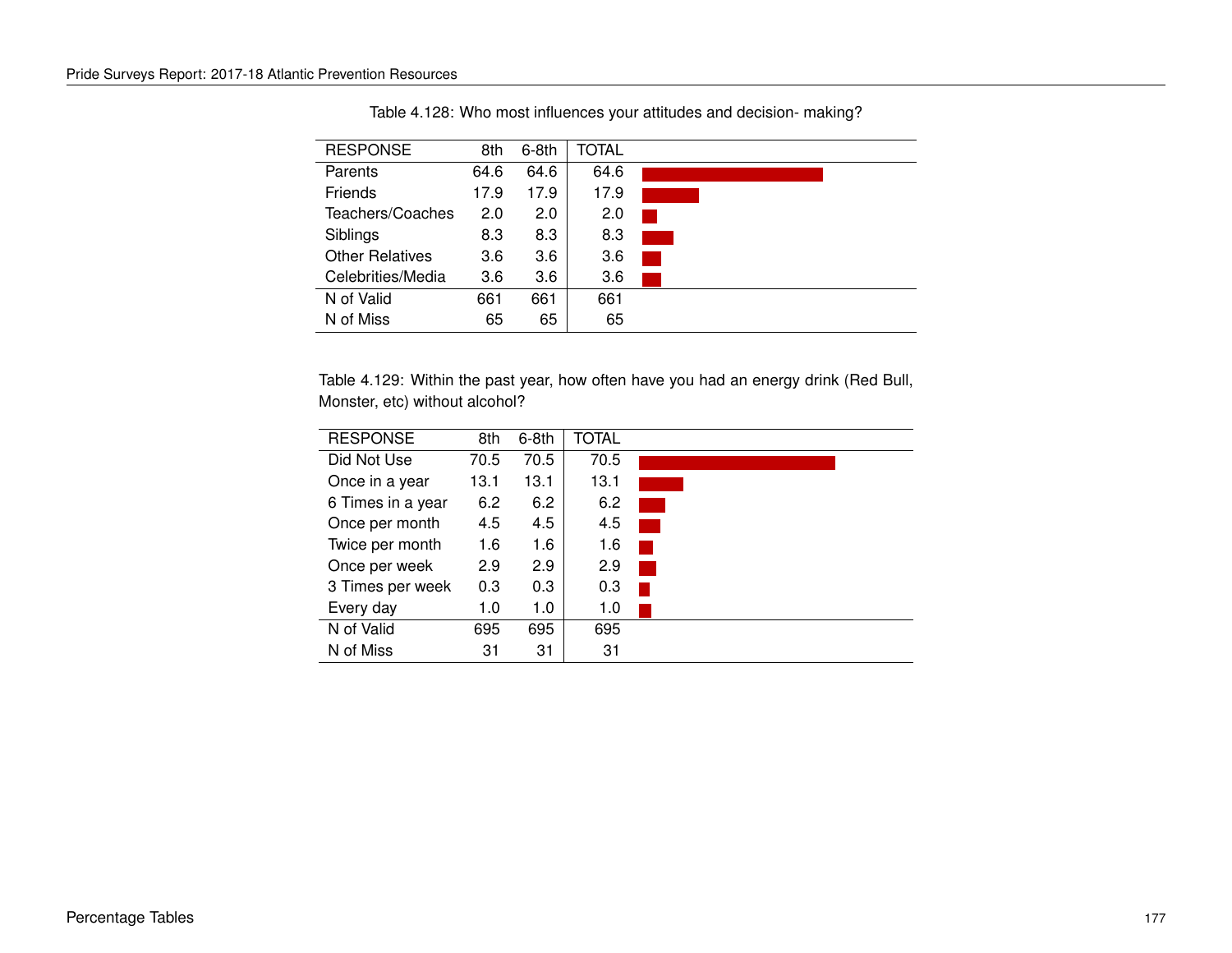Table 4.128: Who most influences your attitudes and decision- making?

| RESPONSE | 8th | 6-8th | TOTAL |
|---|---|---|---|
| Parents | 64.6 | 64.6 | 64.6 |
| Friends | 17.9 | 17.9 | 17.9 |
| Teachers/Coaches | 2.0 | 2.0 | 2.0 |
| Siblings | 8.3 | 8.3 | 8.3 |
| Other Relatives | 3.6 | 3.6 | 3.6 |
| Celebrities/Media | 3.6 | 3.6 | 3.6 |
| N of Valid | 661 | 661 | 661 |
| N of Miss | 65 | 65 | 65 |

Table 4.129: Within the past year, how often have you had an energy drink (Red Bull, Monster, etc) without alcohol?

| RESPONSE | 8th | 6-8th | TOTAL |
|---|---|---|---|
| Did Not Use | 70.5 | 70.5 | 70.5 |
| Once in a year | 13.1 | 13.1 | 13.1 |
| 6 Times in a year | 6.2 | 6.2 | 6.2 |
| Once per month | 4.5 | 4.5 | 4.5 |
| Twice per month | 1.6 | 1.6 | 1.6 |
| Once per week | 2.9 | 2.9 | 2.9 |
| 3 Times per week | 0.3 | 0.3 | 0.3 |
| Every day | 1.0 | 1.0 | 1.0 |
| N of Valid | 695 | 695 | 695 |
| N of Miss | 31 | 31 | 31 |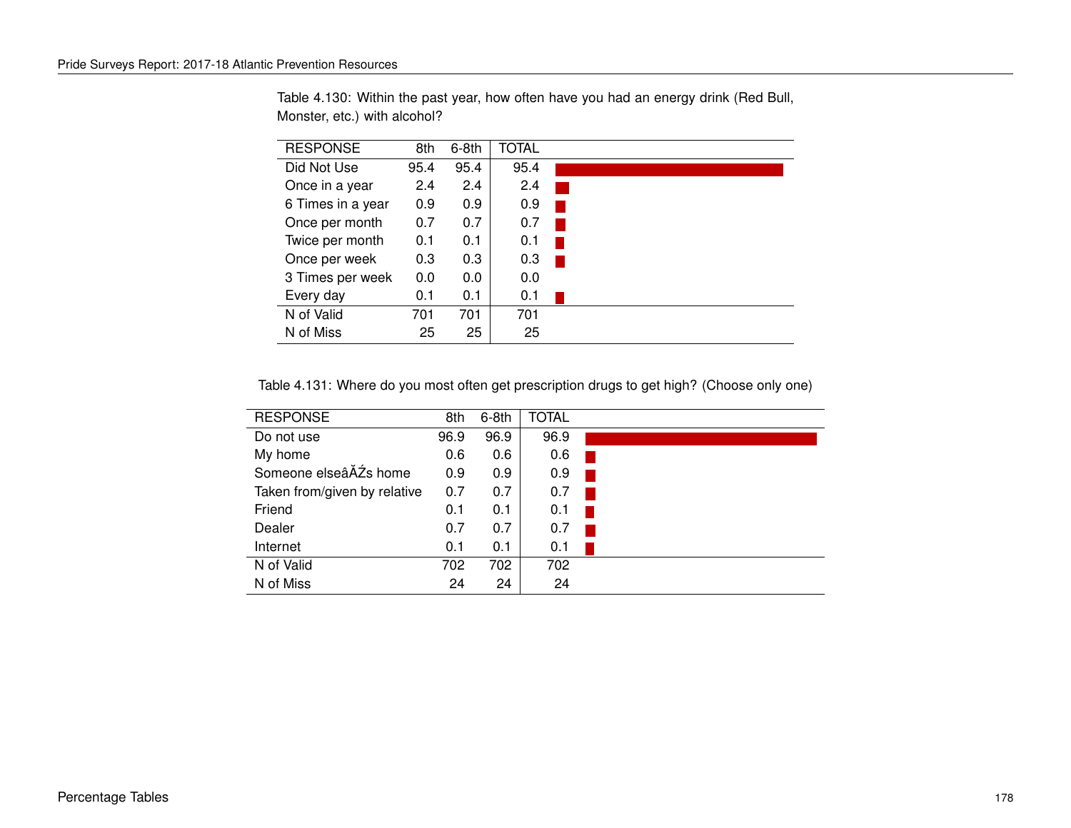Table 4.130: Within the past year, how often have you had an energy drink (Red Bull, Monster, etc.) with alcohol?

| RESPONSE | 8th | 6-8th | TOTAL |
|---|---|---|---|
| Did Not Use | 95.4 | 95.4 | 95.4 |
| Once in a year | 2.4 | 2.4 | 2.4 |
| 6 Times in a year | 0.9 | 0.9 | 0.9 |
| Once per month | 0.7 | 0.7 | 0.7 |
| Twice per month | 0.1 | 0.1 | 0.1 |
| Once per week | 0.3 | 0.3 | 0.3 |
| 3 Times per week | 0.0 | 0.0 | 0.0 |
| Every day | 0.1 | 0.1 | 0.1 |
| N of Valid | 701 | 701 | 701 |
| N of Miss | 25 | 25 | 25 |

Table 4.131: Where do you most often get prescription drugs to get high? (Choose only one)

| RESPONSE | 8th | 6-8th | TOTAL |
|---|---|---|---|
| Do not use | 96.9 | 96.9 | 96.9 |
| My home | 0.6 | 0.6 | 0.6 |
| Someone elseâĂŹs home | 0.9 | 0.9 | 0.9 |
| Taken from/given by relative | 0.7 | 0.7 | 0.7 |
| Friend | 0.1 | 0.1 | 0.1 |
| Dealer | 0.7 | 0.7 | 0.7 |
| Internet | 0.1 | 0.1 | 0.1 |
| N of Valid | 702 | 702 | 702 |
| N of Miss | 24 | 24 | 24 |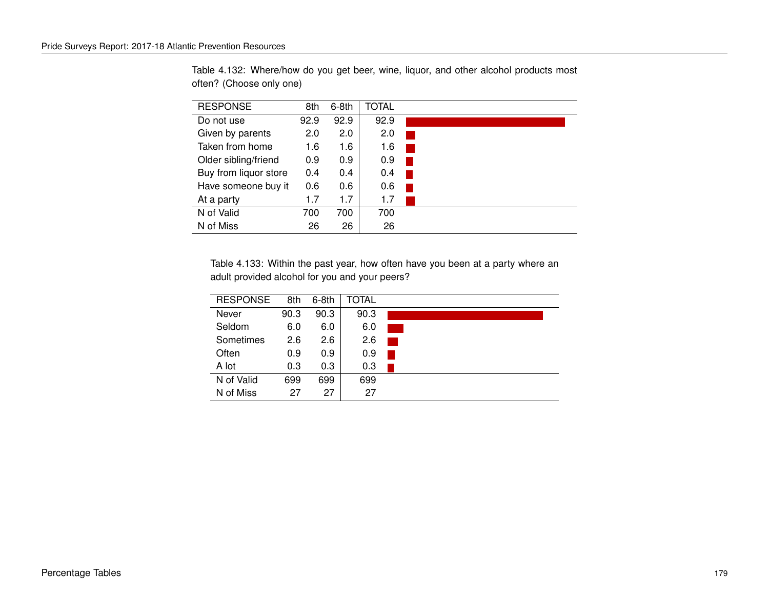Table 4.132: Where/how do you get beer, wine, liquor, and other alcohol products most often? (Choose only one)

| RESPONSE | 8th | 6-8th | TOTAL |
|---|---|---|---|
| Do not use | 92.9 | 92.9 | 92.9 |
| Given by parents | 2.0 | 2.0 | 2.0 |
| Taken from home | 1.6 | 1.6 | 1.6 |
| Older sibling/friend | 0.9 | 0.9 | 0.9 |
| Buy from liquor store | 0.4 | 0.4 | 0.4 |
| Have someone buy it | 0.6 | 0.6 | 0.6 |
| At a party | 1.7 | 1.7 | 1.7 |
| N of Valid | 700 | 700 | 700 |
| N of Miss | 26 | 26 | 26 |

Table 4.133: Within the past year, how often have you been at a party where an adult provided alcohol for you and your peers?

| RESPONSE | 8th | 6-8th | TOTAL |
|---|---|---|---|
| Never | 90.3 | 90.3 | 90.3 |
| Seldom | 6.0 | 6.0 | 6.0 |
| Sometimes | 2.6 | 2.6 | 2.6 |
| Often | 0.9 | 0.9 | 0.9 |
| A lot | 0.3 | 0.3 | 0.3 |
| N of Valid | 699 | 699 | 699 |
| N of Miss | 27 | 27 | 27 |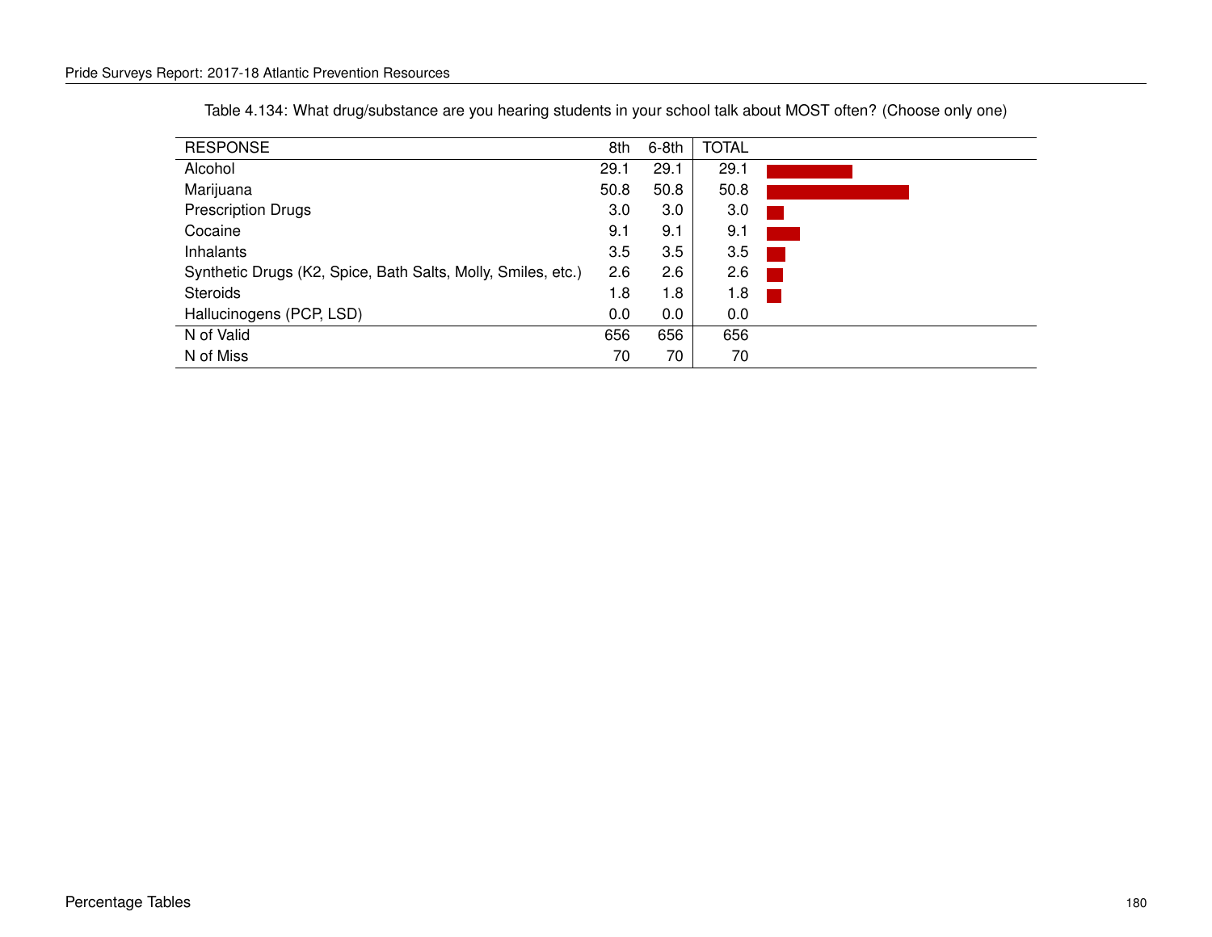Table 4.134: What drug/substance are you hearing students in your school talk about MOST often? (Choose only one)

| RESPONSE | 8th | 6-8th | TOTAL |
|---|---|---|---|
| Alcohol | 29.1 | 29.1 | 29.1 |
| Marijuana | 50.8 | 50.8 | 50.8 |
| Prescription Drugs | 3.0 | 3.0 | 3.0 |
| Cocaine | 9.1 | 9.1 | 9.1 |
| Inhalants | 3.5 | 3.5 | 3.5 |
| Synthetic Drugs (K2, Spice, Bath Salts, Molly, Smiles, etc.) | 2.6 | 2.6 | 2.6 |
| Steroids | 1.8 | 1.8 | 1.8 |
| Hallucinogens (PCP, LSD) | 0.0 | 0.0 | 0.0 |
| N of Valid | 656 | 656 | 656 |
| N of Miss | 70 | 70 | 70 |

Percentage Tables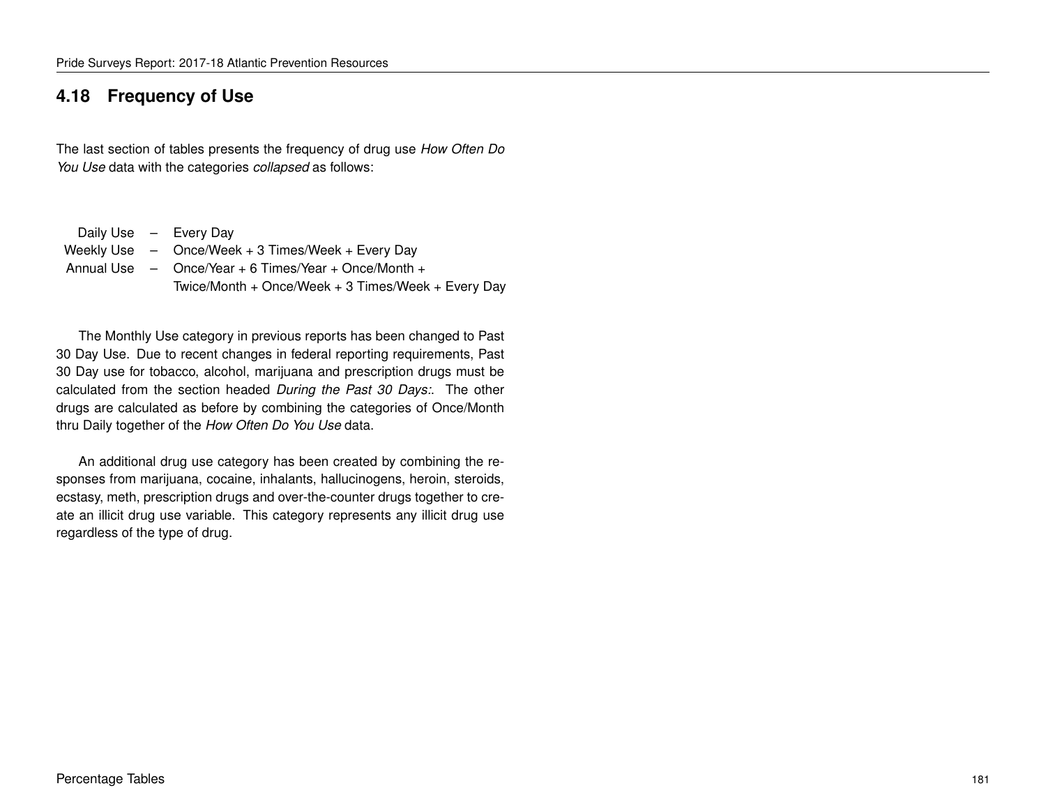## 4.18 Frequency of Use

The last section of tables presents the frequency of drug use *How Often Do You Use* data with the categories *collapsed* as follows:

| | | |
|---|---|---|
| Daily Use | – | Every Day |
| Weekly Use | – | Once/Week + 3 Times/Week + Every Day |
| Annual Use | – | Once/Year + 6 Times/Year + Once/Month + Twice/Month + Once/Week + 3 Times/Week + Every Day |

The Monthly Use category in previous reports has been changed to Past 30 Day Use. Due to recent changes in federal reporting requirements, Past 30 Day use for tobacco, alcohol, marijuana and prescription drugs must be calculated from the section headed *During the Past 30 Days:*. The other drugs are calculated as before by combining the categories of Once/Month thru Daily together of the *How Often Do You Use* data.

An additional drug use category has been created by combining the responses from marijuana, cocaine, inhalants, hallucinogens, heroin, steroids, ecstasy, meth, prescription drugs and over-the-counter drugs together to create an illicit drug use variable. This category represents any illicit drug use regardless of the type of drug.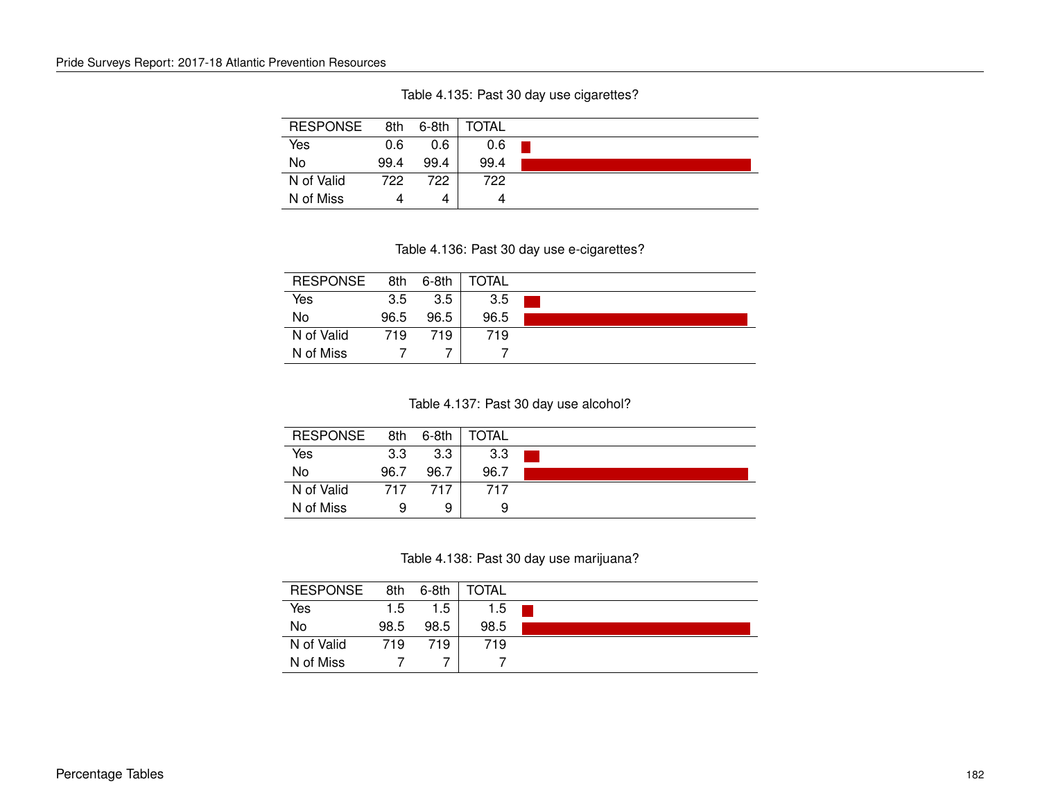Table 4.135: Past 30 day use cigarettes?

| RESPONSE | 8th | 6-8th | TOTAL |
|---|---|---|---|
| Yes | 0.6 | 0.6 | 0.6 |
| No | 99.4 | 99.4 | 99.4 |
| N of Valid | 722 | 722 | 722 |
| N of Miss | 4 | 4 | 4 |

Table 4.136: Past 30 day use e-cigarettes?

| RESPONSE | 8th | 6-8th | TOTAL |
|---|---|---|---|
| Yes | 3.5 | 3.5 | 3.5 |
| No | 96.5 | 96.5 | 96.5 |
| N of Valid | 719 | 719 | 719 |
| N of Miss | 7 | 7 | 7 |

Table 4.137: Past 30 day use alcohol?

| RESPONSE | 8th | 6-8th | TOTAL |
|---|---|---|---|
| Yes | 3.3 | 3.3 | 3.3 |
| No | 96.7 | 96.7 | 96.7 |
| N of Valid | 717 | 717 | 717 |
| N of Miss | 9 | 9 | 9 |

Table 4.138: Past 30 day use marijuana?

| RESPONSE | 8th | 6-8th | TOTAL |
|---|---|---|---|
| Yes | 1.5 | 1.5 | 1.5 |
| No | 98.5 | 98.5 | 98.5 |
| N of Valid | 719 | 719 | 719 |
| N of Miss | 7 | 7 | 7 |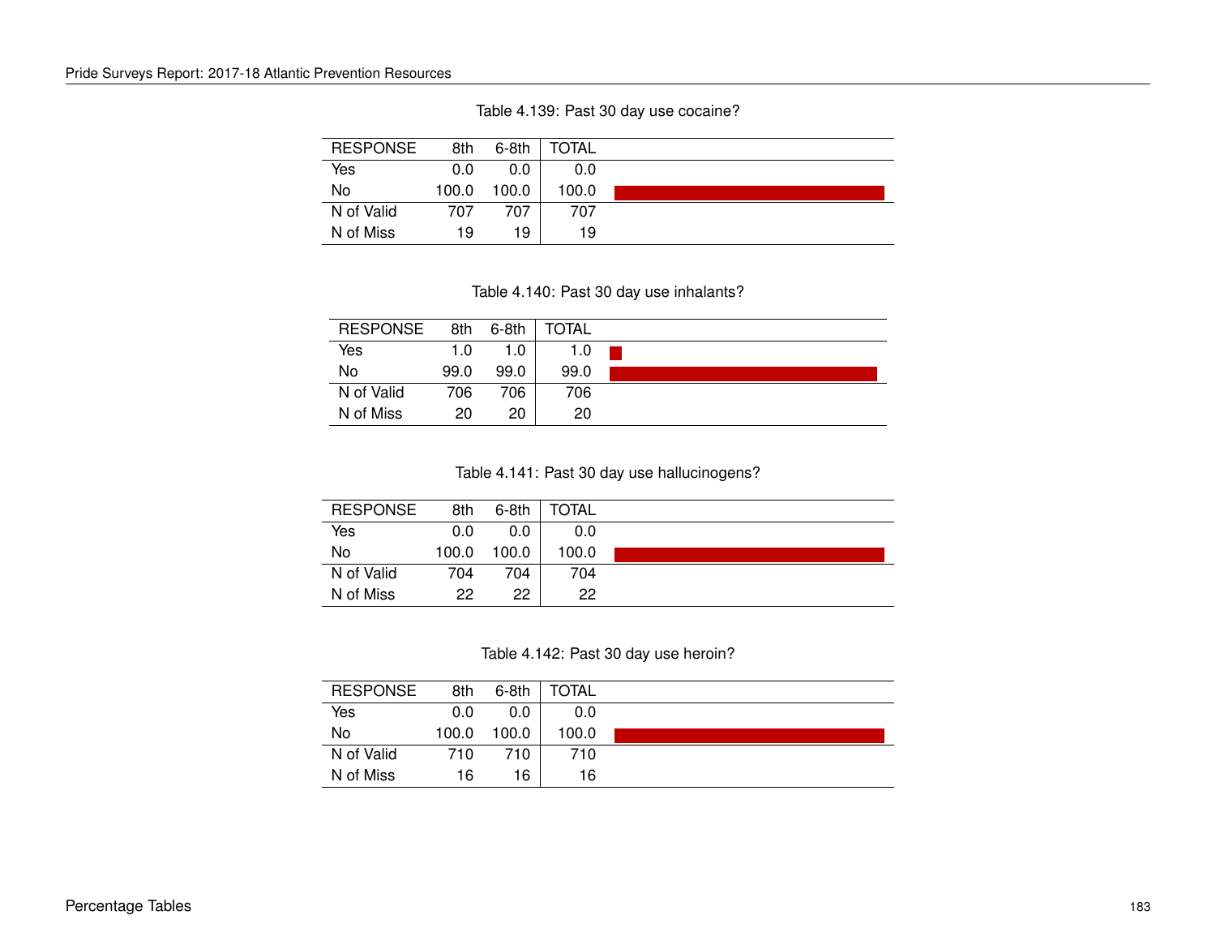Table 4.139: Past 30 day use cocaine?

| RESPONSE | 8th | 6-8th | TOTAL |
|---|---|---|---|
| Yes | 0.0 | 0.0 | 0.0 |
| No | 100.0 | 100.0 | 100.0 |
| N of Valid | 707 | 707 | 707 |
| N of Miss | 19 | 19 | 19 |

Table 4.140: Past 30 day use inhalants?

| RESPONSE | 8th | 6-8th | TOTAL |
|---|---|---|---|
| Yes | 1.0 | 1.0 | 1.0 |
| No | 99.0 | 99.0 | 99.0 |
| N of Valid | 706 | 706 | 706 |
| N of Miss | 20 | 20 | 20 |

Table 4.141: Past 30 day use hallucinogens?

| RESPONSE | 8th | 6-8th | TOTAL |
|---|---|---|---|
| Yes | 0.0 | 0.0 | 0.0 |
| No | 100.0 | 100.0 | 100.0 |
| N of Valid | 704 | 704 | 704 |
| N of Miss | 22 | 22 | 22 |

Table 4.142: Past 30 day use heroin?

| RESPONSE | 8th | 6-8th | TOTAL |
|---|---|---|---|
| Yes | 0.0 | 0.0 | 0.0 |
| No | 100.0 | 100.0 | 100.0 |
| N of Valid | 710 | 710 | 710 |
| N of Miss | 16 | 16 | 16 |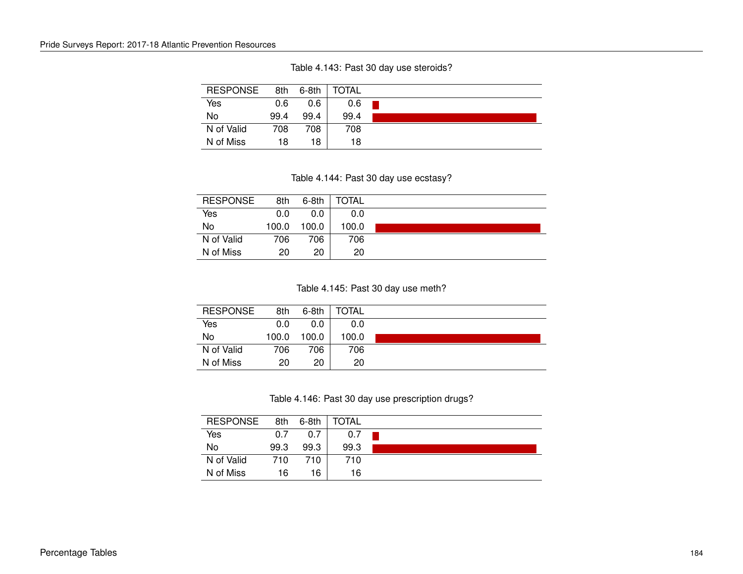Table 4.143: Past 30 day use steroids?

| RESPONSE | 8th | 6-8th | TOTAL |
|---|---|---|---|
| Yes | 0.6 | 0.6 | 0.6 |
| No | 99.4 | 99.4 | 99.4 |
| N of Valid | 708 | 708 | 708 |
| N of Miss | 18 | 18 | 18 |

Table 4.144: Past 30 day use ecstasy?

| RESPONSE | 8th | 6-8th | TOTAL |
|---|---|---|---|
| Yes | 0.0 | 0.0 | 0.0 |
| No | 100.0 | 100.0 | 100.0 |
| N of Valid | 706 | 706 | 706 |
| N of Miss | 20 | 20 | 20 |

Table 4.145: Past 30 day use meth?

| RESPONSE | 8th | 6-8th | TOTAL |
|---|---|---|---|
| Yes | 0.0 | 0.0 | 0.0 |
| No | 100.0 | 100.0 | 100.0 |
| N of Valid | 706 | 706 | 706 |
| N of Miss | 20 | 20 | 20 |

Table 4.146: Past 30 day use prescription drugs?

| RESPONSE | 8th | 6-8th | TOTAL |
|---|---|---|---|
| Yes | 0.7 | 0.7 | 0.7 |
| No | 99.3 | 99.3 | 99.3 |
| N of Valid | 710 | 710 | 710 |
| N of Miss | 16 | 16 | 16 |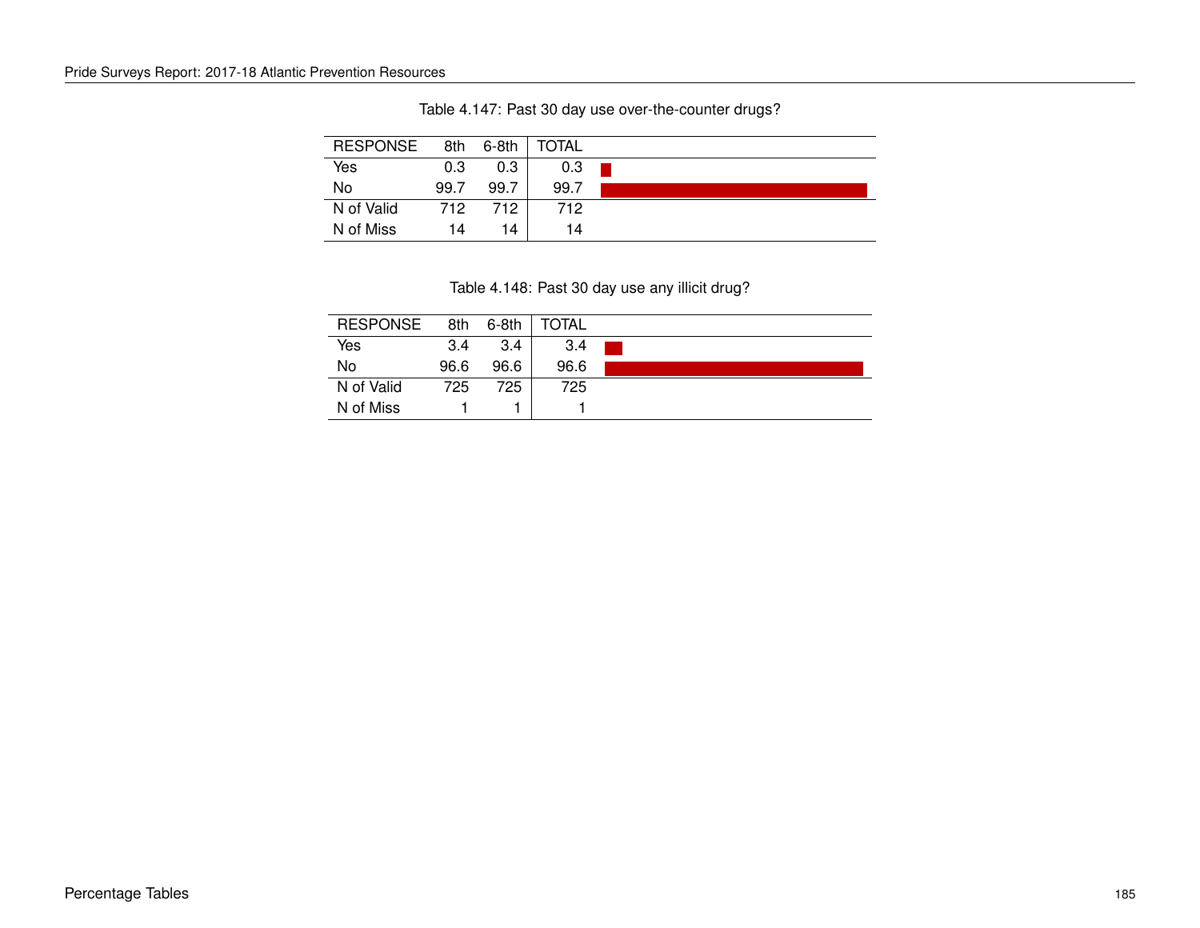Table 4.147: Past 30 day use over-the-counter drugs?

| RESPONSE | 8th | 6-8th | TOTAL |
|---|---|---|---|
| Yes | 0.3 | 0.3 | 0.3 |
| No | 99.7 | 99.7 | 99.7 |
| N of Valid | 712 | 712 | 712 |
| N of Miss | 14 | 14 | 14 |

Table 4.148: Past 30 day use any illicit drug?

| RESPONSE | 8th | 6-8th | TOTAL |
|---|---|---|---|
| Yes | 3.4 | 3.4 | 3.4 |
| No | 96.6 | 96.6 | 96.6 |
| N of Valid | 725 | 725 | 725 |
| N of Miss | 1 | 1 | 1 |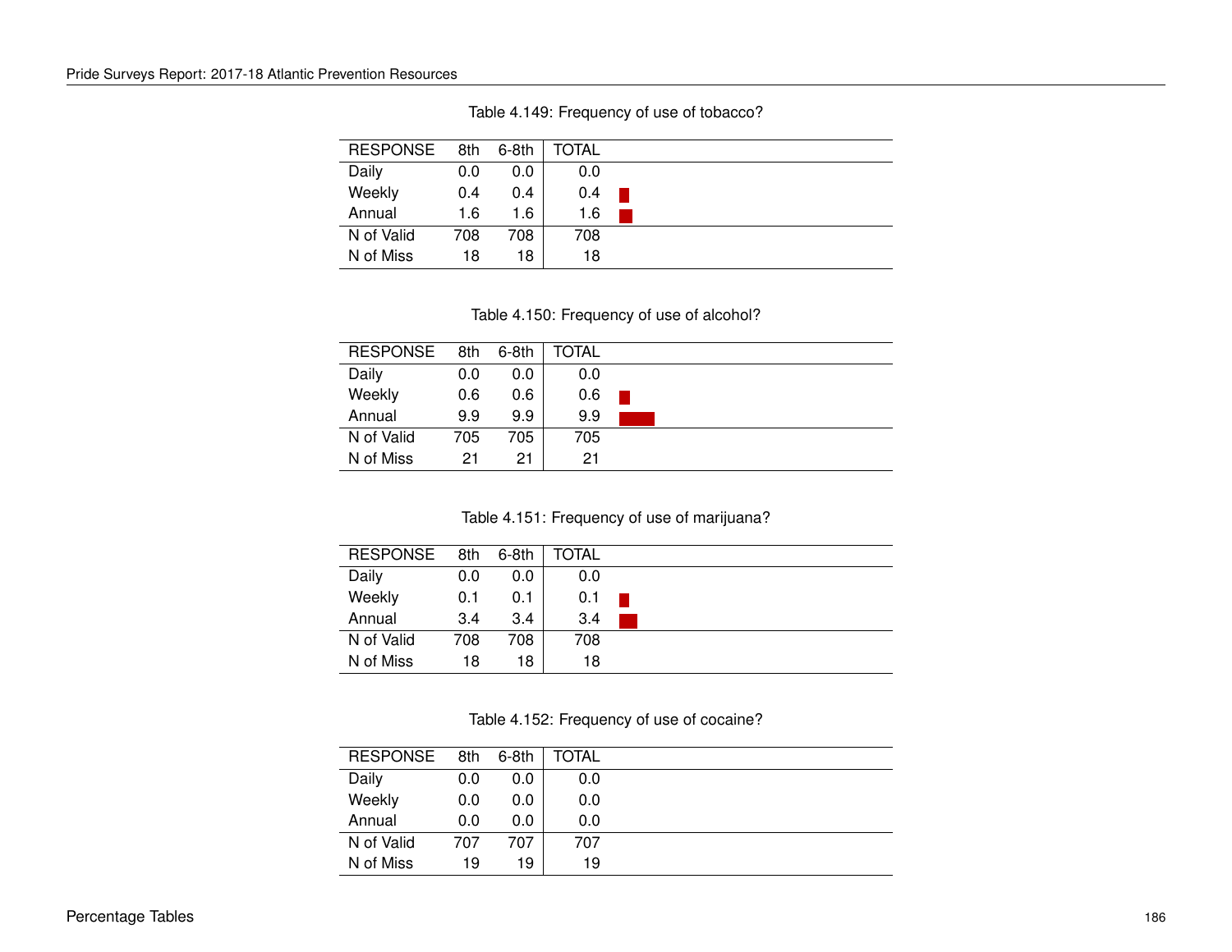Table 4.149: Frequency of use of tobacco?

| RESPONSE | 8th | 6-8th | TOTAL |
|---|---|---|---|
| Daily | 0.0 | 0.0 | 0.0 |
| Weekly | 0.4 | 0.4 | 0.4 |
| Annual | 1.6 | 1.6 | 1.6 |
| N of Valid | 708 | 708 | 708 |
| N of Miss | 18 | 18 | 18 |

Table 4.150: Frequency of use of alcohol?

| RESPONSE | 8th | 6-8th | TOTAL |
|---|---|---|---|
| Daily | 0.0 | 0.0 | 0.0 |
| Weekly | 0.6 | 0.6 | 0.6 |
| Annual | 9.9 | 9.9 | 9.9 |
| N of Valid | 705 | 705 | 705 |
| N of Miss | 21 | 21 | 21 |

Table 4.151: Frequency of use of marijuana?

| RESPONSE | 8th | 6-8th | TOTAL |
|---|---|---|---|
| Daily | 0.0 | 0.0 | 0.0 |
| Weekly | 0.1 | 0.1 | 0.1 |
| Annual | 3.4 | 3.4 | 3.4 |
| N of Valid | 708 | 708 | 708 |
| N of Miss | 18 | 18 | 18 |

Table 4.152: Frequency of use of cocaine?

| RESPONSE | 8th | 6-8th | TOTAL |
|---|---|---|---|
| Daily | 0.0 | 0.0 | 0.0 |
| Weekly | 0.0 | 0.0 | 0.0 |
| Annual | 0.0 | 0.0 | 0.0 |
| N of Valid | 707 | 707 | 707 |
| N of Miss | 19 | 19 | 19 |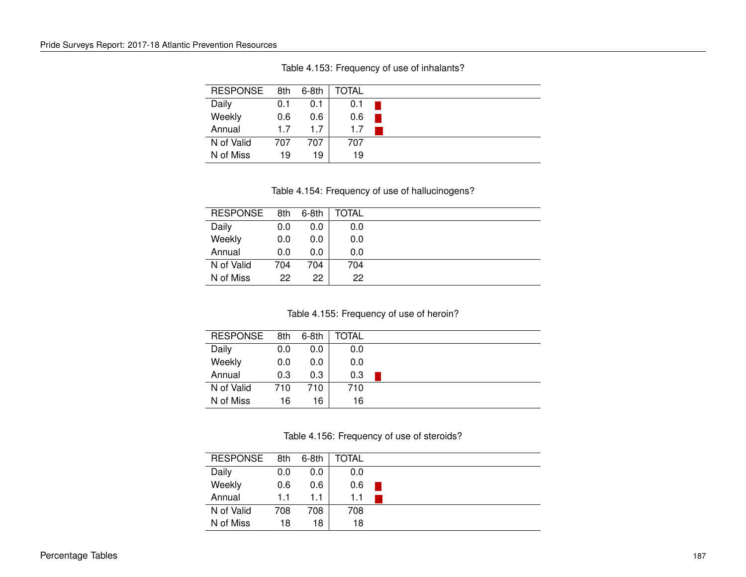Table 4.153: Frequency of use of inhalants?

| RESPONSE | 8th | 6-8th | TOTAL |
|---|---|---|---|
| Daily | 0.1 | 0.1 | 0.1 |
| Weekly | 0.6 | 0.6 | 0.6 |
| Annual | 1.7 | 1.7 | 1.7 |
| N of Valid | 707 | 707 | 707 |
| N of Miss | 19 | 19 | 19 |

Table 4.154: Frequency of use of hallucinogens?

| RESPONSE | 8th | 6-8th | TOTAL |
|---|---|---|---|
| Daily | 0.0 | 0.0 | 0.0 |
| Weekly | 0.0 | 0.0 | 0.0 |
| Annual | 0.0 | 0.0 | 0.0 |
| N of Valid | 704 | 704 | 704 |
| N of Miss | 22 | 22 | 22 |

Table 4.155: Frequency of use of heroin?

| RESPONSE | 8th | 6-8th | TOTAL |
|---|---|---|---|
| Daily | 0.0 | 0.0 | 0.0 |
| Weekly | 0.0 | 0.0 | 0.0 |
| Annual | 0.3 | 0.3 | 0.3 |
| N of Valid | 710 | 710 | 710 |
| N of Miss | 16 | 16 | 16 |

Table 4.156: Frequency of use of steroids?

| RESPONSE | 8th | 6-8th | TOTAL |
|---|---|---|---|
| Daily | 0.0 | 0.0 | 0.0 |
| Weekly | 0.6 | 0.6 | 0.6 |
| Annual | 1.1 | 1.1 | 1.1 |
| N of Valid | 708 | 708 | 708 |
| N of Miss | 18 | 18 | 18 |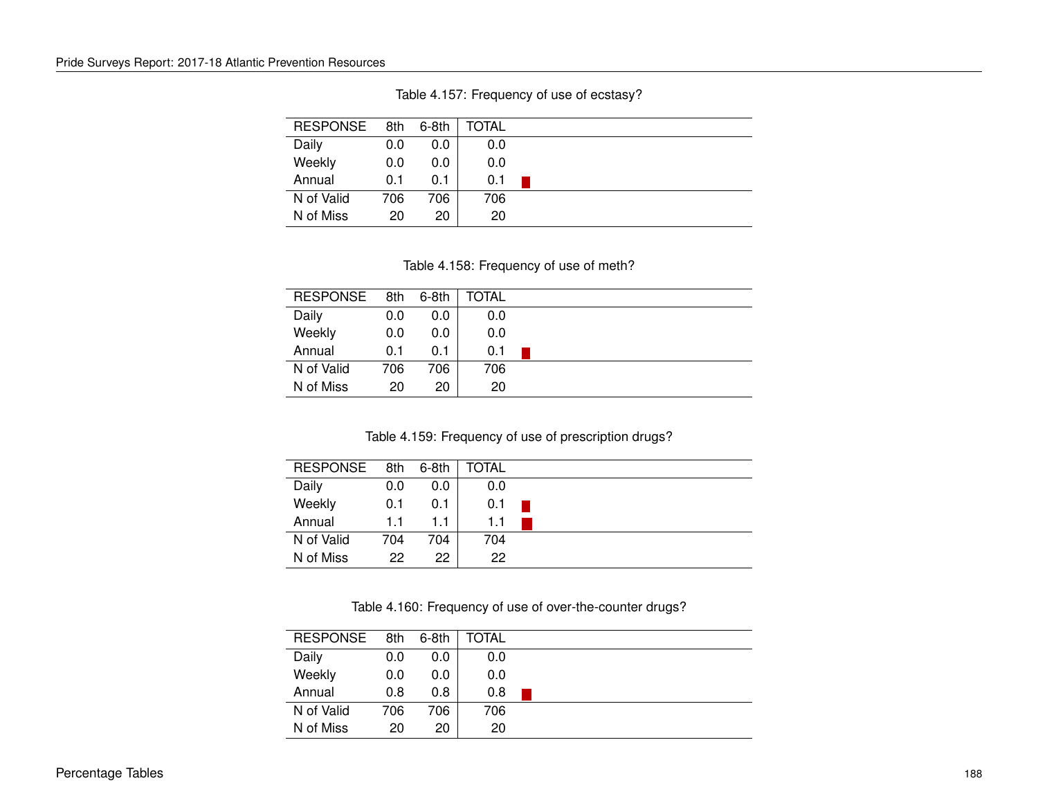Table 4.157: Frequency of use of ecstasy?

| RESPONSE | 8th | 6-8th | TOTAL |
|---|---|---|---|
| Daily | 0.0 | 0.0 | 0.0 |
| Weekly | 0.0 | 0.0 | 0.0 |
| Annual | 0.1 | 0.1 | 0.1 |
| N of Valid | 706 | 706 | 706 |
| N of Miss | 20 | 20 | 20 |

Table 4.158: Frequency of use of meth?

| RESPONSE | 8th | 6-8th | TOTAL |
|---|---|---|---|
| Daily | 0.0 | 0.0 | 0.0 |
| Weekly | 0.0 | 0.0 | 0.0 |
| Annual | 0.1 | 0.1 | 0.1 |
| N of Valid | 706 | 706 | 706 |
| N of Miss | 20 | 20 | 20 |

Table 4.159: Frequency of use of prescription drugs?

| RESPONSE | 8th | 6-8th | TOTAL |
|---|---|---|---|
| Daily | 0.0 | 0.0 | 0.0 |
| Weekly | 0.1 | 0.1 | 0.1 |
| Annual | 1.1 | 1.1 | 1.1 |
| N of Valid | 704 | 704 | 704 |
| N of Miss | 22 | 22 | 22 |

Table 4.160: Frequency of use of over-the-counter drugs?

| RESPONSE | 8th | 6-8th | TOTAL |
|---|---|---|---|
| Daily | 0.0 | 0.0 | 0.0 |
| Weekly | 0.0 | 0.0 | 0.0 |
| Annual | 0.8 | 0.8 | 0.8 |
| N of Valid | 706 | 706 | 706 |
| N of Miss | 20 | 20 | 20 |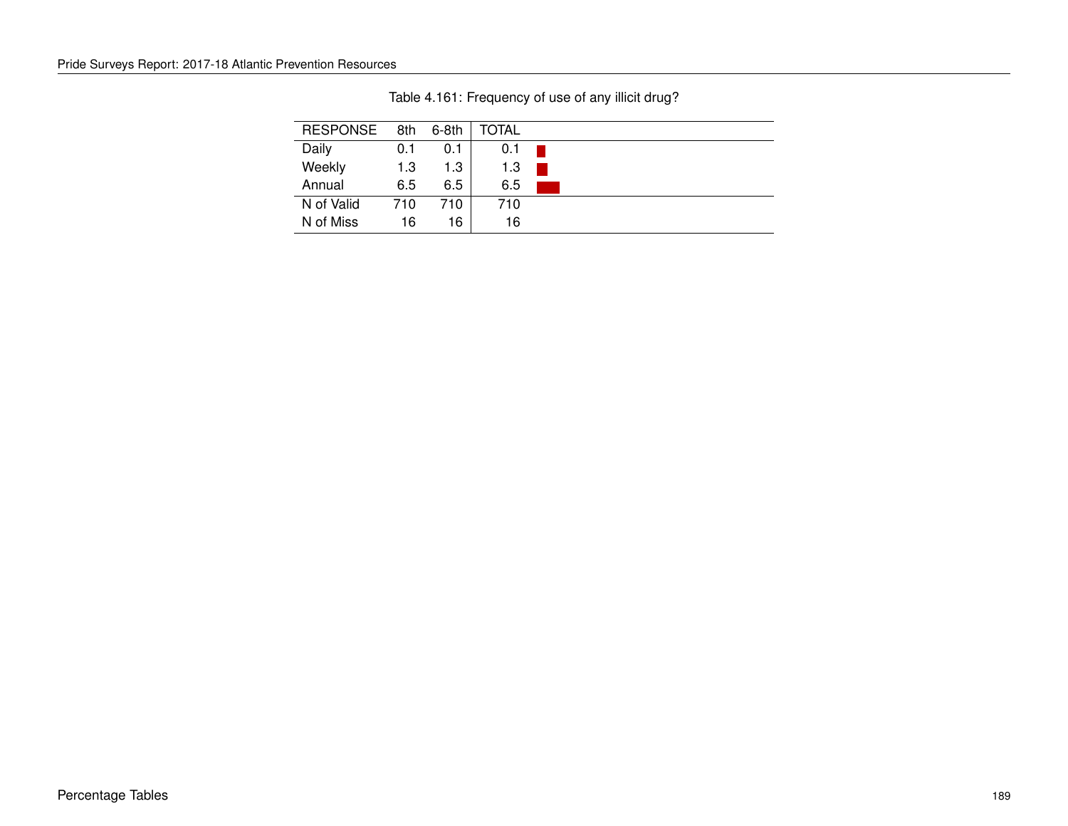Table 4.161: Frequency of use of any illicit drug?

| RESPONSE | 8th | 6-8th | TOTAL |
|---|---|---|---|
| Daily | 0.1 | 0.1 | 0.1 |
| Weekly | 1.3 | 1.3 | 1.3 |
| Annual | 6.5 | 6.5 | 6.5 |
| N of Valid | 710 | 710 | 710 |
| N of Miss | 16 | 16 | 16 |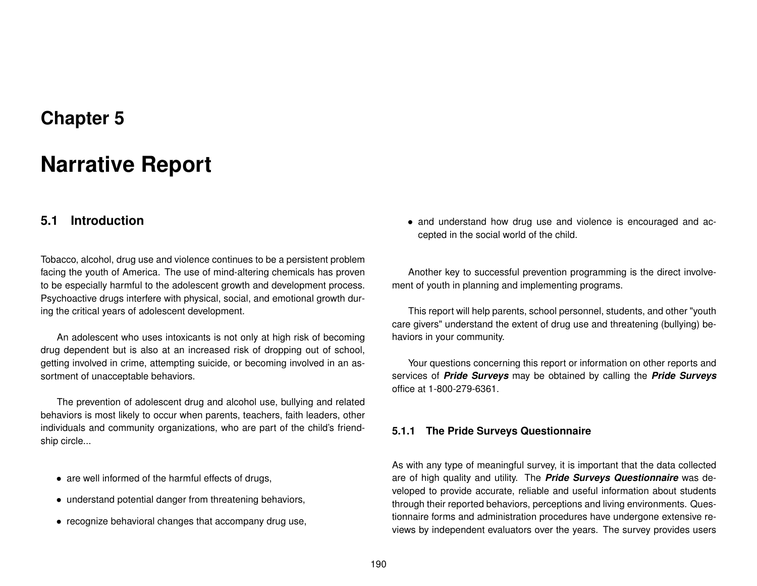# Chapter 5

# Narrative Report

## 5.1 Introduction

Tobacco, alcohol, drug use and violence continues to be a persistent problem facing the youth of America. The use of mind-altering chemicals has proven to be especially harmful to the adolescent growth and development process. Psychoactive drugs interfere with physical, social, and emotional growth during the critical years of adolescent development.

An adolescent who uses intoxicants is not only at high risk of becoming drug dependent but is also at an increased risk of dropping out of school, getting involved in crime, attempting suicide, or becoming involved in an assortment of unacceptable behaviors.

The prevention of adolescent drug and alcohol use, bullying and related behaviors is most likely to occur when parents, teachers, faith leaders, other individuals and community organizations, who are part of the child's friendship circle...

- are well informed of the harmful effects of drugs,
- understand potential danger from threatening behaviors,
- recognize behavioral changes that accompany drug use,
- and understand how drug use and violence is encouraged and accepted in the social world of the child.

Another key to successful prevention programming is the direct involvement of youth in planning and implementing programs.

This report will help parents, school personnel, students, and other "youth care givers" understand the extent of drug use and threatening (bullying) behaviors in your community.

Your questions concerning this report or information on other reports and services of ***Pride Surveys*** may be obtained by calling the ***Pride Surveys*** office at 1-800-279-6361.

### 5.1.1 The Pride Surveys Questionnaire

As with any type of meaningful survey, it is important that the data collected are of high quality and utility. The ***Pride Surveys Questionnaire*** was developed to provide accurate, reliable and useful information about students through their reported behaviors, perceptions and living environments. Questionnaire forms and administration procedures have undergone extensive reviews by independent evaluators over the years. The survey provides users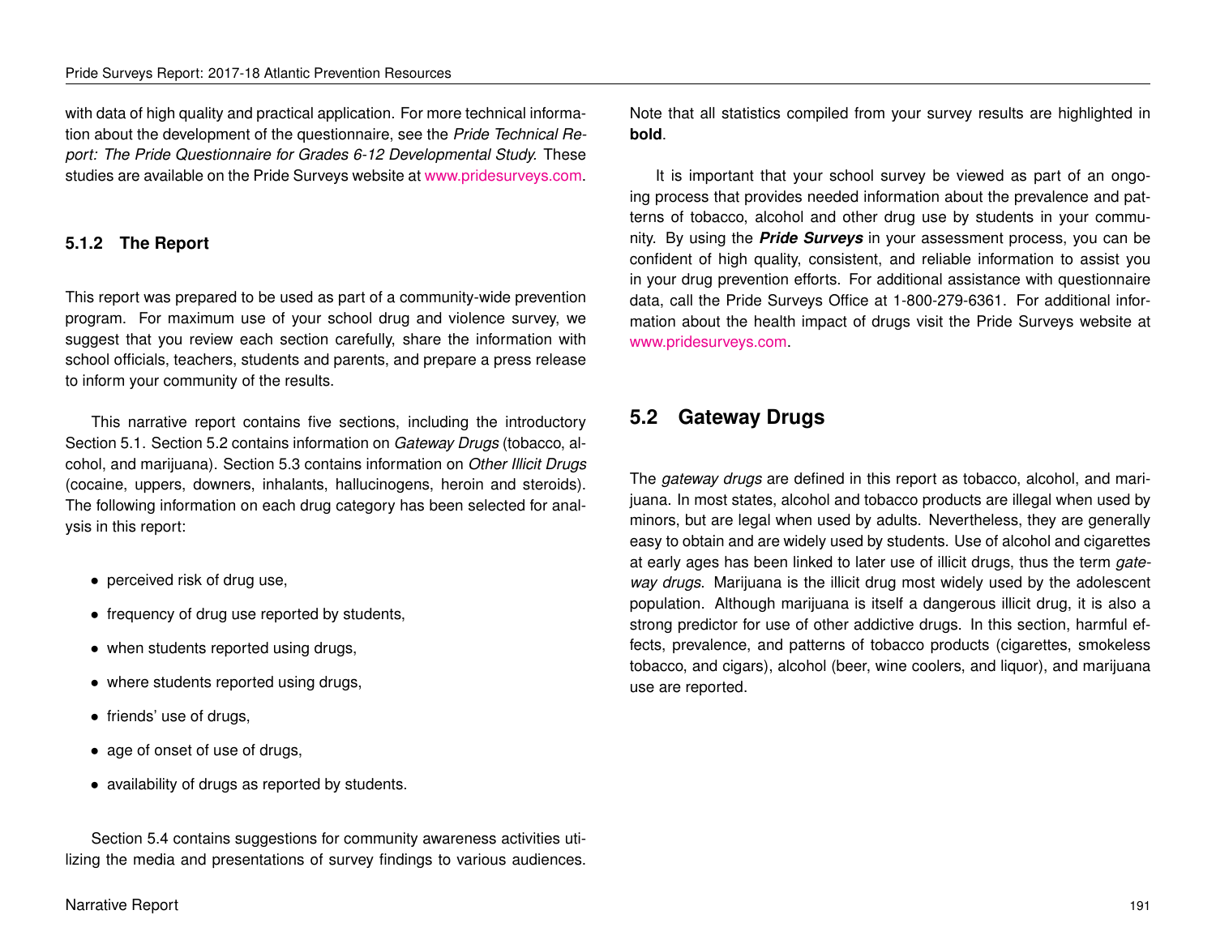with data of high quality and practical application. For more technical information about the development of the questionnaire, see the *Pride Technical Report: The Pride Questionnaire for Grades 6-12 Developmental Study.* These studies are available on the Pride Surveys website at www.pridesurveys.com.

#### 5.1.2 The Report

This report was prepared to be used as part of a community-wide prevention program. For maximum use of your school drug and violence survey, we suggest that you review each section carefully, share the information with school officials, teachers, students and parents, and prepare a press release to inform your community of the results.

This narrative report contains five sections, including the introductory Section 5.1. Section 5.2 contains information on *Gateway Drugs* (tobacco, alcohol, and marijuana). Section 5.3 contains information on *Other Illicit Drugs* (cocaine, uppers, downers, inhalants, hallucinogens, heroin and steroids). The following information on each drug category has been selected for analysis in this report:

- perceived risk of drug use,
- frequency of drug use reported by students,
- when students reported using drugs,
- where students reported using drugs,
- friends' use of drugs,
- age of onset of use of drugs,
- availability of drugs as reported by students.

Section 5.4 contains suggestions for community awareness activities utilizing the media and presentations of survey findings to various audiences. Note that all statistics compiled from your survey results are highlighted in **bold**.

It is important that your school survey be viewed as part of an ongoing process that provides needed information about the prevalence and patterns of tobacco, alcohol and other drug use by students in your community. By using the ***Pride Surveys*** in your assessment process, you can be confident of high quality, consistent, and reliable information to assist you in your drug prevention efforts. For additional assistance with questionnaire data, call the Pride Surveys Office at 1-800-279-6361. For additional information about the health impact of drugs visit the Pride Surveys website at www.pridesurveys.com.

## 5.2 Gateway Drugs

The *gateway drugs* are defined in this report as tobacco, alcohol, and marijuana. In most states, alcohol and tobacco products are illegal when used by minors, but are legal when used by adults. Nevertheless, they are generally easy to obtain and are widely used by students. Use of alcohol and cigarettes at early ages has been linked to later use of illicit drugs, thus the term *gateway drugs*. Marijuana is the illicit drug most widely used by the adolescent population. Although marijuana is itself a dangerous illicit drug, it is also a strong predictor for use of other addictive drugs. In this section, harmful effects, prevalence, and patterns of tobacco products (cigarettes, smokeless tobacco, and cigars), alcohol (beer, wine coolers, and liquor), and marijuana use are reported.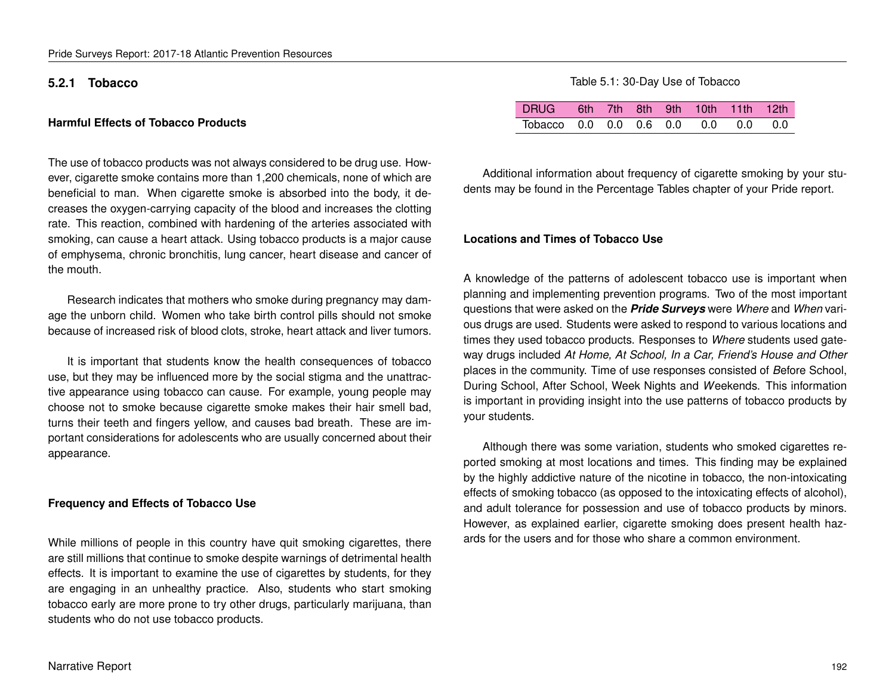### 5.2.1 Tobacco

#### Harmful Effects of Tobacco Products

The use of tobacco products was not always considered to be drug use. However, cigarette smoke contains more than 1,200 chemicals, none of which are beneficial to man. When cigarette smoke is absorbed into the body, it decreases the oxygen-carrying capacity of the blood and increases the clotting rate. This reaction, combined with hardening of the arteries associated with smoking, can cause a heart attack. Using tobacco products is a major cause of emphysema, chronic bronchitis, lung cancer, heart disease and cancer of the mouth.

Research indicates that mothers who smoke during pregnancy may damage the unborn child. Women who take birth control pills should not smoke because of increased risk of blood clots, stroke, heart attack and liver tumors.

It is important that students know the health consequences of tobacco use, but they may be influenced more by the social stigma and the unattractive appearance using tobacco can cause. For example, young people may choose not to smoke because cigarette smoke makes their hair smell bad, turns their teeth and fingers yellow, and causes bad breath. These are important considerations for adolescents who are usually concerned about their appearance.

#### Frequency and Effects of Tobacco Use

While millions of people in this country have quit smoking cigarettes, there are still millions that continue to smoke despite warnings of detrimental health effects. It is important to examine the use of cigarettes by students, for they are engaging in an unhealthy practice. Also, students who start smoking tobacco early are more prone to try other drugs, particularly marijuana, than students who do not use tobacco products.

Table 5.1: 30-Day Use of Tobacco

| DRUG | 6th | 7th | 8th | 9th | 10th | 11th | 12th |
|---|---|---|---|---|---|---|---|
| Tobacco | 0.0 | 0.0 | 0.6 | 0.0 | 0.0 | 0.0 | 0.0 |

Additional information about frequency of cigarette smoking by your students may be found in the Percentage Tables chapter of your Pride report.

#### Locations and Times of Tobacco Use

A knowledge of the patterns of adolescent tobacco use is important when planning and implementing prevention programs. Two of the most important questions that were asked on the ***Pride Surveys*** were *Where* and *When* various drugs are used. Students were asked to respond to various locations and times they used tobacco products. Responses to *Where* students used gateway drugs included *At Home, At School, In a Car, Friend's House and Other* places in the community. Time of use responses consisted of *B*efore School, During School, After School, Week Nights and *W*eekends. This information is important in providing insight into the use patterns of tobacco products by your students.

Although there was some variation, students who smoked cigarettes reported smoking at most locations and times. This finding may be explained by the highly addictive nature of the nicotine in tobacco, the non-intoxicating effects of smoking tobacco (as opposed to the intoxicating effects of alcohol), and adult tolerance for possession and use of tobacco products by minors. However, as explained earlier, cigarette smoking does present health hazards for the users and for those who share a common environment.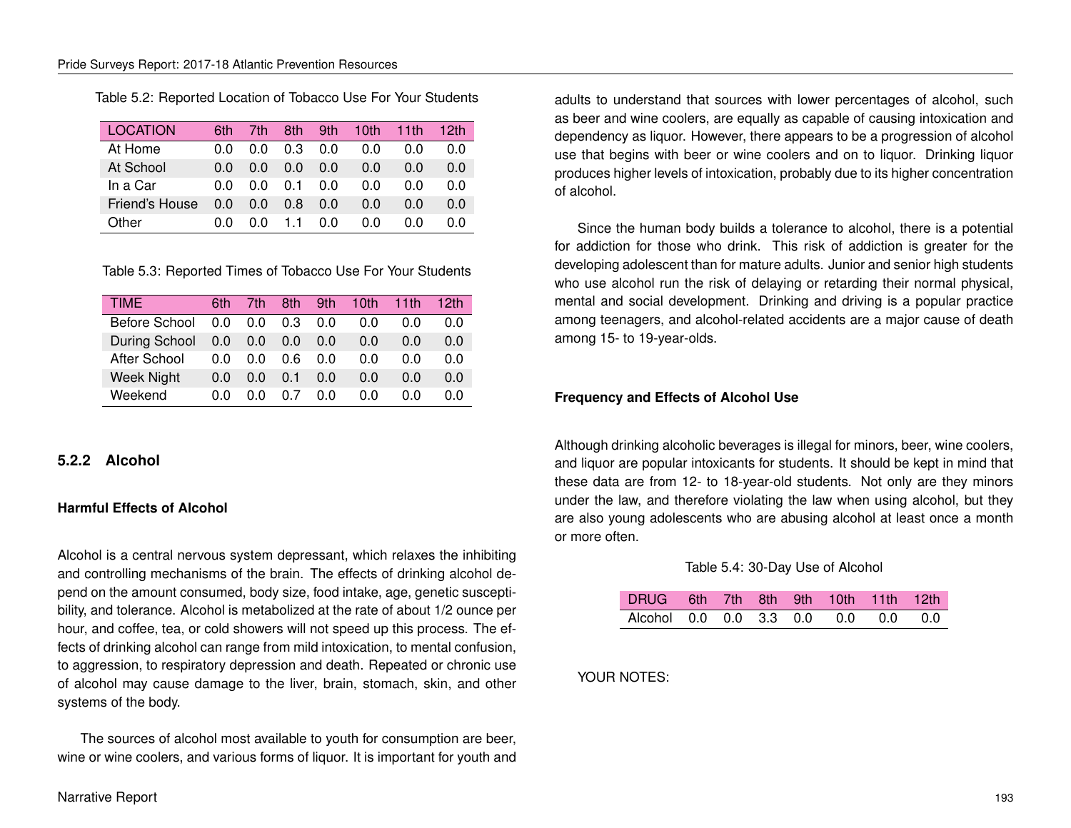Table 5.2: Reported Location of Tobacco Use For Your Students

| LOCATION | 6th | 7th | 8th | 9th | 10th | 11th | 12th |
|---|---|---|---|---|---|---|---|
| At Home | 0.0 | 0.0 | 0.3 | 0.0 | 0.0 | 0.0 | 0.0 |
| At School | 0.0 | 0.0 | 0.0 | 0.0 | 0.0 | 0.0 | 0.0 |
| In a Car | 0.0 | 0.0 | 0.1 | 0.0 | 0.0 | 0.0 | 0.0 |
| Friend's House | 0.0 | 0.0 | 0.8 | 0.0 | 0.0 | 0.0 | 0.0 |
| Other | 0.0 | 0.0 | 1.1 | 0.0 | 0.0 | 0.0 | 0.0 |

Table 5.3: Reported Times of Tobacco Use For Your Students

| TIME | 6th | 7th | 8th | 9th | 10th | 11th | 12th |
|---|---|---|---|---|---|---|---|
| Before School | 0.0 | 0.0 | 0.3 | 0.0 | 0.0 | 0.0 | 0.0 |
| During School | 0.0 | 0.0 | 0.0 | 0.0 | 0.0 | 0.0 | 0.0 |
| After School | 0.0 | 0.0 | 0.6 | 0.0 | 0.0 | 0.0 | 0.0 |
| Week Night | 0.0 | 0.0 | 0.1 | 0.0 | 0.0 | 0.0 | 0.0 |
| Weekend | 0.0 | 0.0 | 0.7 | 0.0 | 0.0 | 0.0 | 0.0 |

### 5.2.2 Alcohol

#### Harmful Effects of Alcohol

Alcohol is a central nervous system depressant, which relaxes the inhibiting and controlling mechanisms of the brain. The effects of drinking alcohol depend on the amount consumed, body size, food intake, age, genetic susceptibility, and tolerance. Alcohol is metabolized at the rate of about 1/2 ounce per hour, and coffee, tea, or cold showers will not speed up this process. The effects of drinking alcohol can range from mild intoxication, to mental confusion, to aggression, to respiratory depression and death. Repeated or chronic use of alcohol may cause damage to the liver, brain, stomach, skin, and other systems of the body.

The sources of alcohol most available to youth for consumption are beer, wine or wine coolers, and various forms of liquor. It is important for youth and adults to understand that sources with lower percentages of alcohol, such as beer and wine coolers, are equally as capable of causing intoxication and dependency as liquor. However, there appears to be a progression of alcohol use that begins with beer or wine coolers and on to liquor. Drinking liquor produces higher levels of intoxication, probably due to its higher concentration of alcohol.

Since the human body builds a tolerance to alcohol, there is a potential for addiction for those who drink. This risk of addiction is greater for the developing adolescent than for mature adults. Junior and senior high students who use alcohol run the risk of delaying or retarding their normal physical, mental and social development. Drinking and driving is a popular practice among teenagers, and alcohol-related accidents are a major cause of death among 15- to 19-year-olds.

#### Frequency and Effects of Alcohol Use

Although drinking alcoholic beverages is illegal for minors, beer, wine coolers, and liquor are popular intoxicants for students. It should be kept in mind that these data are from 12- to 18-year-old students. Not only are they minors under the law, and therefore violating the law when using alcohol, but they are also young adolescents who are abusing alcohol at least once a month or more often.

Table 5.4: 30-Day Use of Alcohol

| DRUG | 6th | 7th | 8th | 9th | 10th | 11th | 12th |
|---|---|---|---|---|---|---|---|
| Alcohol | 0.0 | 0.0 | 3.3 | 0.0 | 0.0 | 0.0 | 0.0 |

YOUR NOTES: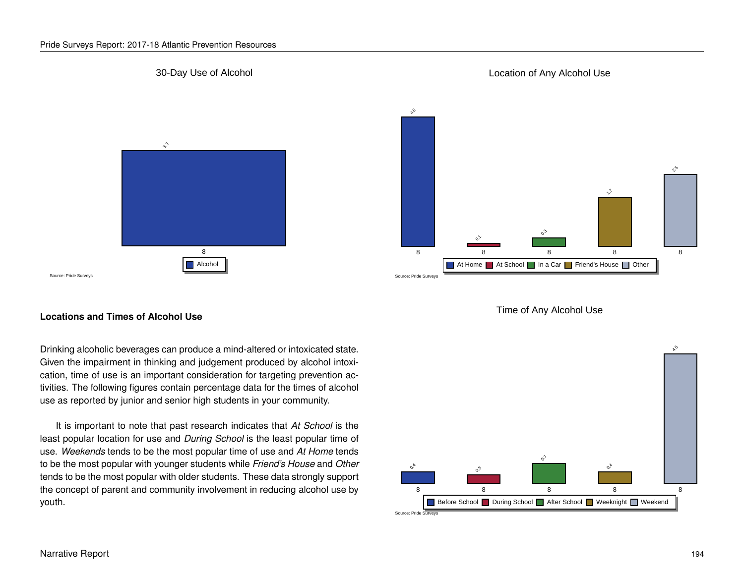30-Day Use of Alcohol

| | Alcohol |
|---|---|
| 8 | 3.3 |

Source: Pride Surveys

Location of Any Alcohol Use

| | At Home | At School | In a Car | Friend's House | Other |
|---|---|---|---|---|---|
| 8 | 4.5 | 0.1 | 0.3 | 1.7 | 2.5 |

Source: Pride Surveys

## Locations and Times of Alcohol Use

Drinking alcoholic beverages can produce a mind-altered or intoxicated state. Given the impairment in thinking and judgement produced by alcohol intoxication, time of use is an important consideration for targeting prevention activities. The following figures contain percentage data for the times of alcohol use as reported by junior and senior high students in your community.

It is important to note that past research indicates that *At School* is the least popular location for use and *During School* is the least popular time of use. *Weekends* tends to be the most popular time of use and *At Home* tends to be the most popular with younger students while *Friend's House* and *Other* tends to be the most popular with older students. These data strongly support the concept of parent and community involvement in reducing alcohol use by youth.

Time of Any Alcohol Use

| | Before School | During School | After School | Weeknight | Weekend |
|---|---|---|---|---|---|
| 8 | 0.4 | 0.3 | 0.7 | 0.4 | 4.5 |

Source: Pride Surveys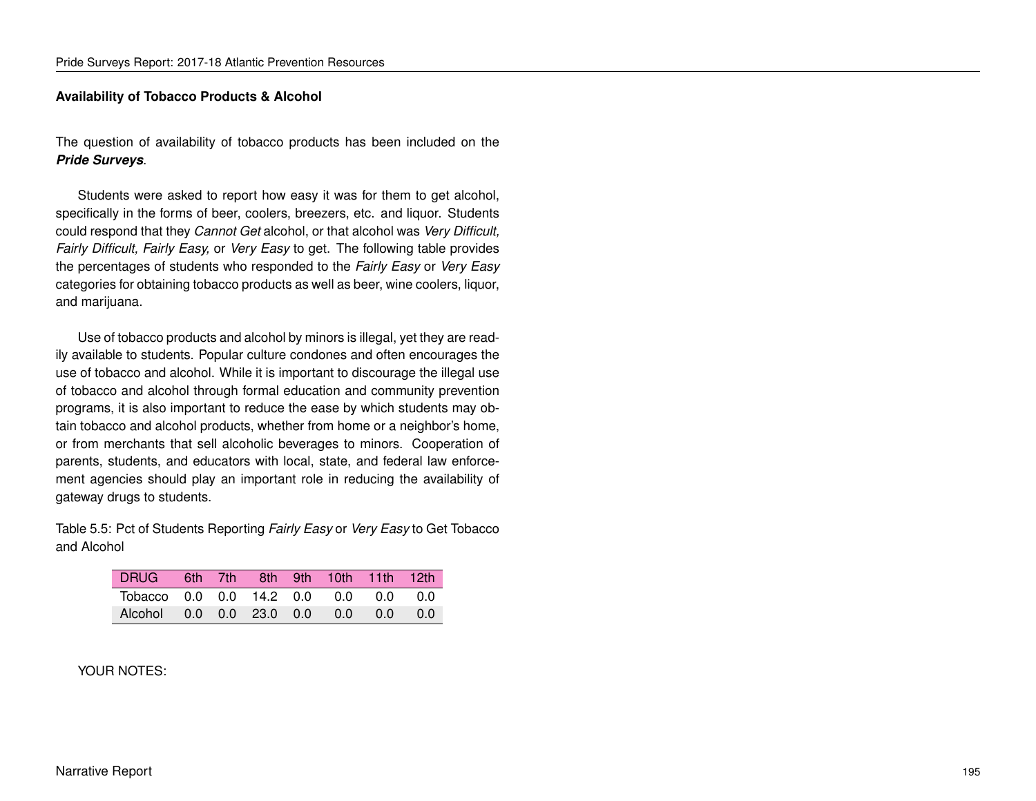### Availability of Tobacco Products & Alcohol

The question of availability of tobacco products has been included on the ***Pride Surveys***.

Students were asked to report how easy it was for them to get alcohol, specifically in the forms of beer, coolers, breezers, etc. and liquor. Students could respond that they *Cannot Get* alcohol, or that alcohol was *Very Difficult, Fairly Difficult, Fairly Easy,* or *Very Easy* to get. The following table provides the percentages of students who responded to the *Fairly Easy* or *Very Easy* categories for obtaining tobacco products as well as beer, wine coolers, liquor, and marijuana.

Use of tobacco products and alcohol by minors is illegal, yet they are readily available to students. Popular culture condones and often encourages the use of tobacco and alcohol. While it is important to discourage the illegal use of tobacco and alcohol through formal education and community prevention programs, it is also important to reduce the ease by which students may obtain tobacco and alcohol products, whether from home or a neighbor's home, or from merchants that sell alcoholic beverages to minors. Cooperation of parents, students, and educators with local, state, and federal law enforcement agencies should play an important role in reducing the availability of gateway drugs to students.

Table 5.5: Pct of Students Reporting *Fairly Easy* or *Very Easy* to Get Tobacco and Alcohol

| DRUG | 6th | 7th | 8th | 9th | 10th | 11th | 12th |
|---|---|---|---|---|---|---|---|
| Tobacco | 0.0 | 0.0 | 14.2 | 0.0 | 0.0 | 0.0 | 0.0 |
| Alcohol | 0.0 | 0.0 | 23.0 | 0.0 | 0.0 | 0.0 | 0.0 |

YOUR NOTES: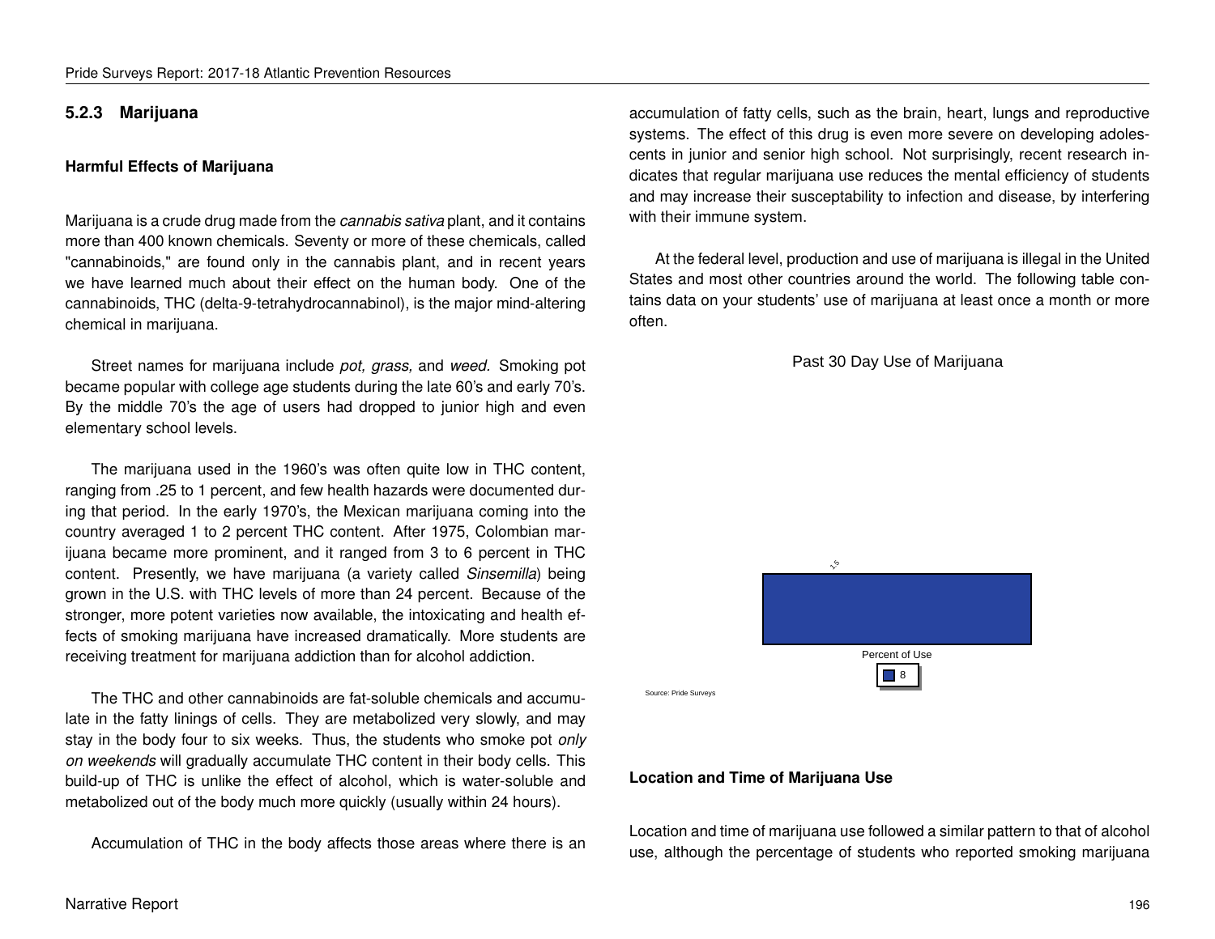### 5.2.3 Marijuana

#### Harmful Effects of Marijuana

Marijuana is a crude drug made from the *cannabis sativa* plant, and it contains more than 400 known chemicals. Seventy or more of these chemicals, called "cannabinoids," are found only in the cannabis plant, and in recent years we have learned much about their effect on the human body. One of the cannabinoids, THC (delta-9-tetrahydrocannabinol), is the major mind-altering chemical in marijuana.

Street names for marijuana include *pot, grass,* and *weed.* Smoking pot became popular with college age students during the late 60's and early 70's. By the middle 70's the age of users had dropped to junior high and even elementary school levels.

The marijuana used in the 1960's was often quite low in THC content, ranging from .25 to 1 percent, and few health hazards were documented during that period. In the early 1970's, the Mexican marijuana coming into the country averaged 1 to 2 percent THC content. After 1975, Colombian marijuana became more prominent, and it ranged from 3 to 6 percent in THC content. Presently, we have marijuana (a variety called *Sinsemilla*) being grown in the U.S. with THC levels of more than 24 percent. Because of the stronger, more potent varieties now available, the intoxicating and health effects of smoking marijuana have increased dramatically. More students are receiving treatment for marijuana addiction than for alcohol addiction.

The THC and other cannabinoids are fat-soluble chemicals and accumulate in the fatty linings of cells. They are metabolized very slowly, and may stay in the body four to six weeks. Thus, the students who smoke pot *only on weekends* will gradually accumulate THC content in their body cells. This build-up of THC is unlike the effect of alcohol, which is water-soluble and metabolized out of the body much more quickly (usually within 24 hours).

Accumulation of THC in the body affects those areas where there is an accumulation of fatty cells, such as the brain, heart, lungs and reproductive systems. The effect of this drug is even more severe on developing adolescents in junior and senior high school. Not surprisingly, recent research indicates that regular marijuana use reduces the mental efficiency of students and may increase their susceptability to infection and disease, by interfering with their immune system.

At the federal level, production and use of marijuana is illegal in the United States and most other countries around the world. The following table contains data on your students' use of marijuana at least once a month or more often.

Past 30 Day Use of Marijuana

| | Percent of Use |
|---|---|
| 8 | 1.5 |

Source: Pride Surveys

#### Location and Time of Marijuana Use

Location and time of marijuana use followed a similar pattern to that of alcohol use, although the percentage of students who reported smoking marijuana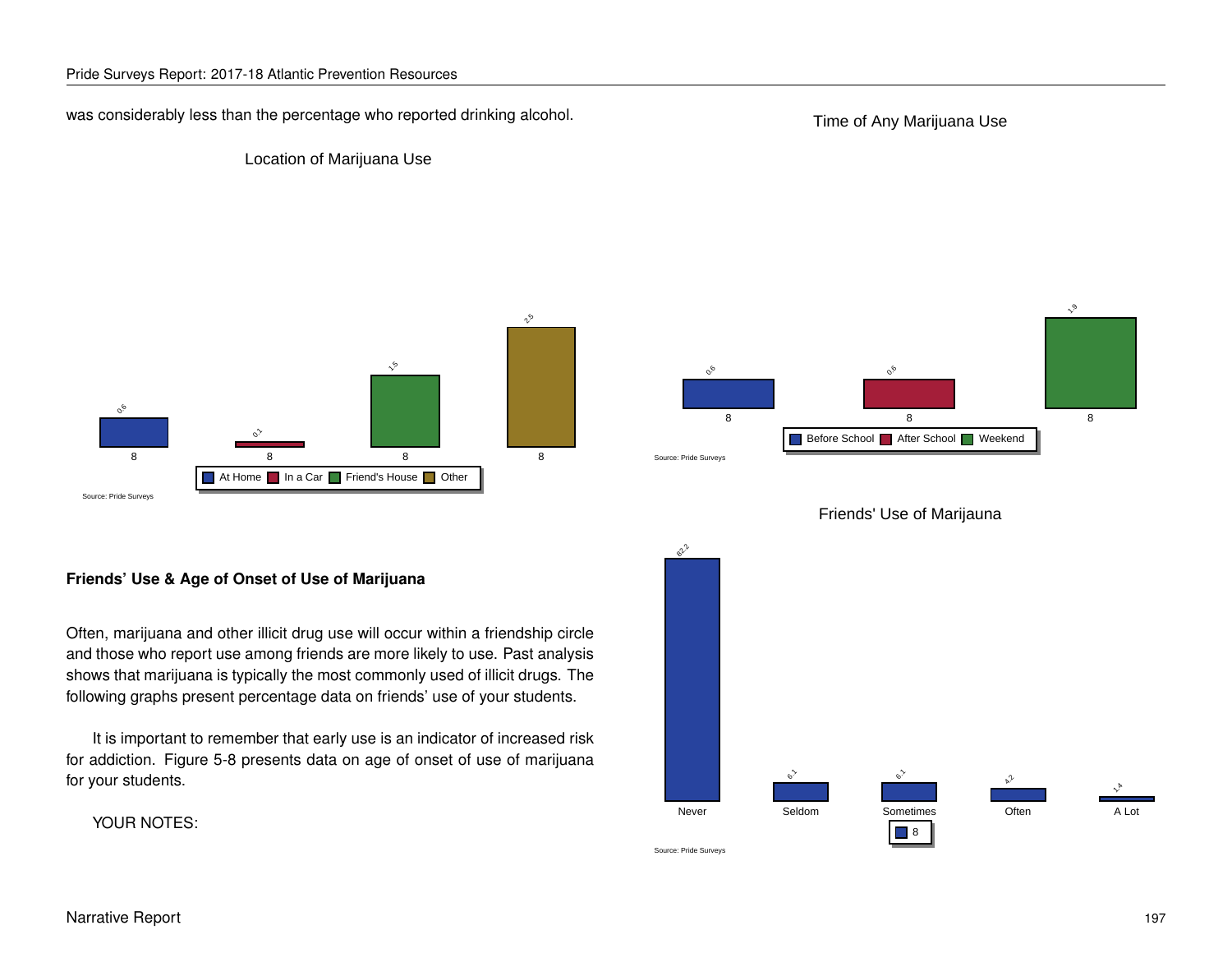was considerably less than the percentage who reported drinking alcohol.

**Location of Marijuana Use**

| | At Home | In a Car | Friend's House | Other |
|---|---|---|---|---|
| 8 | 0.6 | 0.1 | 1.5 | 2.5 |

Source: Pride Surveys

**Time of Any Marijuana Use**

| | Before School | After School | Weekend |
|---|---|---|---|
| 8 | 0.6 | 0.6 | 1.9 |

Source: Pride Surveys

## Friends' Use & Age of Onset of Use of Marijuana

Often, marijuana and other illicit drug use will occur within a friendship circle and those who report use among friends are more likely to use. Past analysis shows that marijuana is typically the most commonly used of illicit drugs. The following graphs present percentage data on friends' use of your students.

It is important to remember that early use is an indicator of increased risk for addiction. Figure 5-8 presents data on age of onset of use of marijuana for your students.

YOUR NOTES:

**Friends' Use of Marijauna**

| | Never | Seldom | Sometimes | Often | A Lot |
|---|---|---|---|---|---|
| 8 | 82.2 | 6.1 | 6.1 | 4.2 | 1.4 |

Source: Pride Surveys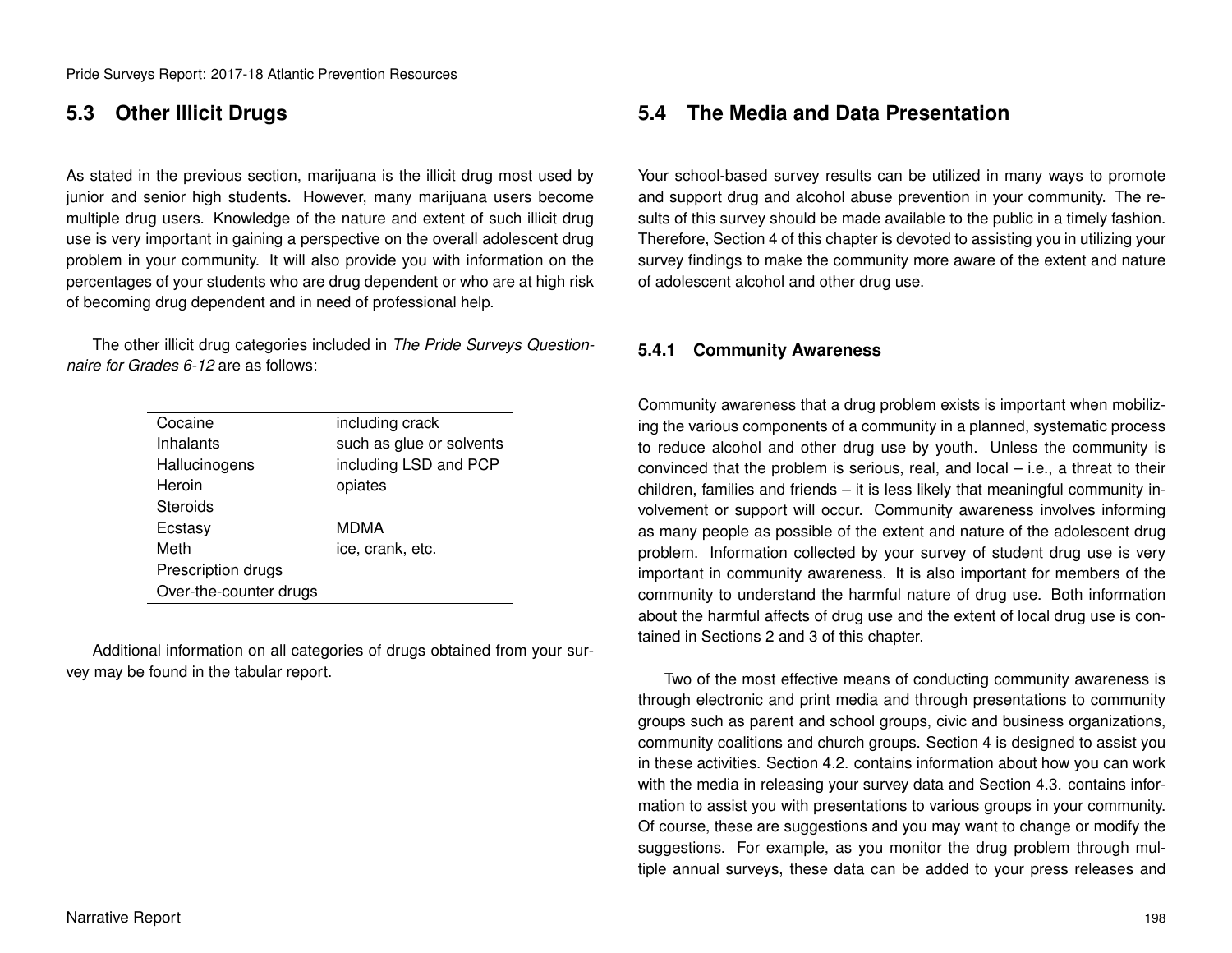## 5.3 Other Illicit Drugs

As stated in the previous section, marijuana is the illicit drug most used by junior and senior high students. However, many marijuana users become multiple drug users. Knowledge of the nature and extent of such illicit drug use is very important in gaining a perspective on the overall adolescent drug problem in your community. It will also provide you with information on the percentages of your students who are drug dependent or who are at high risk of becoming drug dependent and in need of professional help.

The other illicit drug categories included in *The Pride Surveys Questionnaire for Grades 6-12* are as follows:

| | |
|---|---|
| Cocaine | including crack |
| Inhalants | such as glue or solvents |
| Hallucinogens | including LSD and PCP |
| Heroin | opiates |
| Steroids | |
| Ecstasy | MDMA |
| Meth | ice, crank, etc. |
| Prescription drugs | |
| Over-the-counter drugs | |

Additional information on all categories of drugs obtained from your survey may be found in the tabular report.

## 5.4 The Media and Data Presentation

Your school-based survey results can be utilized in many ways to promote and support drug and alcohol abuse prevention in your community. The results of this survey should be made available to the public in a timely fashion. Therefore, Section 4 of this chapter is devoted to assisting you in utilizing your survey findings to make the community more aware of the extent and nature of adolescent alcohol and other drug use.

### 5.4.1 Community Awareness

Community awareness that a drug problem exists is important when mobilizing the various components of a community in a planned, systematic process to reduce alcohol and other drug use by youth. Unless the community is convinced that the problem is serious, real, and local – i.e., a threat to their children, families and friends – it is less likely that meaningful community involvement or support will occur. Community awareness involves informing as many people as possible of the extent and nature of the adolescent drug problem. Information collected by your survey of student drug use is very important in community awareness. It is also important for members of the community to understand the harmful nature of drug use. Both information about the harmful affects of drug use and the extent of local drug use is contained in Sections 2 and 3 of this chapter.

Two of the most effective means of conducting community awareness is through electronic and print media and through presentations to community groups such as parent and school groups, civic and business organizations, community coalitions and church groups. Section 4 is designed to assist you in these activities. Section 4.2. contains information about how you can work with the media in releasing your survey data and Section 4.3. contains information to assist you with presentations to various groups in your community. Of course, these are suggestions and you may want to change or modify the suggestions. For example, as you monitor the drug problem through multiple annual surveys, these data can be added to your press releases and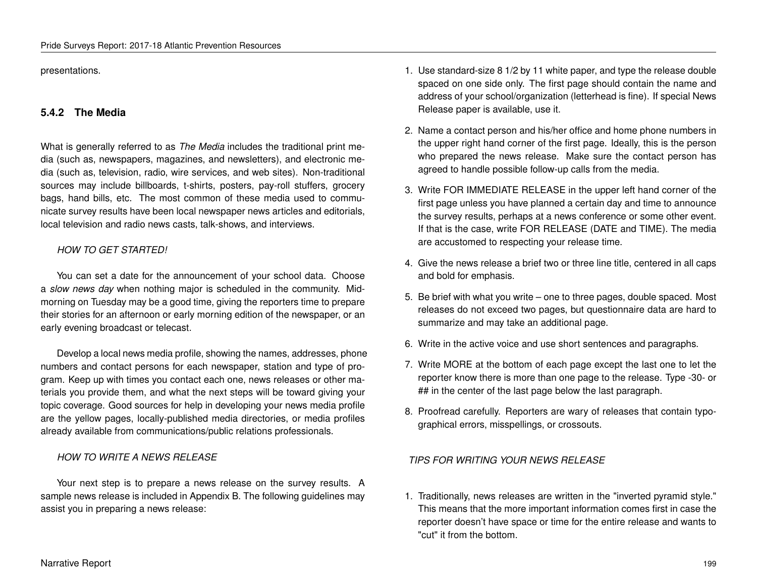presentations.

### 5.4.2 The Media

What is generally referred to as *The Media* includes the traditional print media (such as, newspapers, magazines, and newsletters), and electronic media (such as, television, radio, wire services, and web sites). Non-traditional sources may include billboards, t-shirts, posters, pay-roll stuffers, grocery bags, hand bills, etc. The most common of these media used to communicate survey results have been local newspaper news articles and editorials, local television and radio news casts, talk-shows, and interviews.

*HOW TO GET STARTED!*

You can set a date for the announcement of your school data. Choose a *slow news day* when nothing major is scheduled in the community. Mid-morning on Tuesday may be a good time, giving the reporters time to prepare their stories for an afternoon or early morning edition of the newspaper, or an early evening broadcast or telecast.

Develop a local news media profile, showing the names, addresses, phone numbers and contact persons for each newspaper, station and type of program. Keep up with times you contact each one, news releases or other materials you provide them, and what the next steps will be toward giving your topic coverage. Good sources for help in developing your news media profile are the yellow pages, locally-published media directories, or media profiles already available from communications/public relations professionals.

*HOW TO WRITE A NEWS RELEASE*

Your next step is to prepare a news release on the survey results. A sample news release is included in Appendix B. The following guidelines may assist you in preparing a news release:

1. Use standard-size 8 1/2 by 11 white paper, and type the release double spaced on one side only. The first page should contain the name and address of your school/organization (letterhead is fine). If special News Release paper is available, use it.
2. Name a contact person and his/her office and home phone numbers in the upper right hand corner of the first page. Ideally, this is the person who prepared the news release. Make sure the contact person has agreed to handle possible follow-up calls from the media.
3. Write FOR IMMEDIATE RELEASE in the upper left hand corner of the first page unless you have planned a certain day and time to announce the survey results, perhaps at a news conference or some other event. If that is the case, write FOR RELEASE (DATE and TIME). The media are accustomed to respecting your release time.
4. Give the news release a brief two or three line title, centered in all caps and bold for emphasis.
5. Be brief with what you write – one to three pages, double spaced. Most releases do not exceed two pages, but questionnaire data are hard to summarize and may take an additional page.
6. Write in the active voice and use short sentences and paragraphs.
7. Write MORE at the bottom of each page except the last one to let the reporter know there is more than one page to the release. Type -30- or ## in the center of the last page below the last paragraph.
8. Proofread carefully. Reporters are wary of releases that contain typographical errors, misspellings, or crossouts.

*TIPS FOR WRITING YOUR NEWS RELEASE*

1. Traditionally, news releases are written in the "inverted pyramid style." This means that the more important information comes first in case the reporter doesn't have space or time for the entire release and wants to "cut" it from the bottom.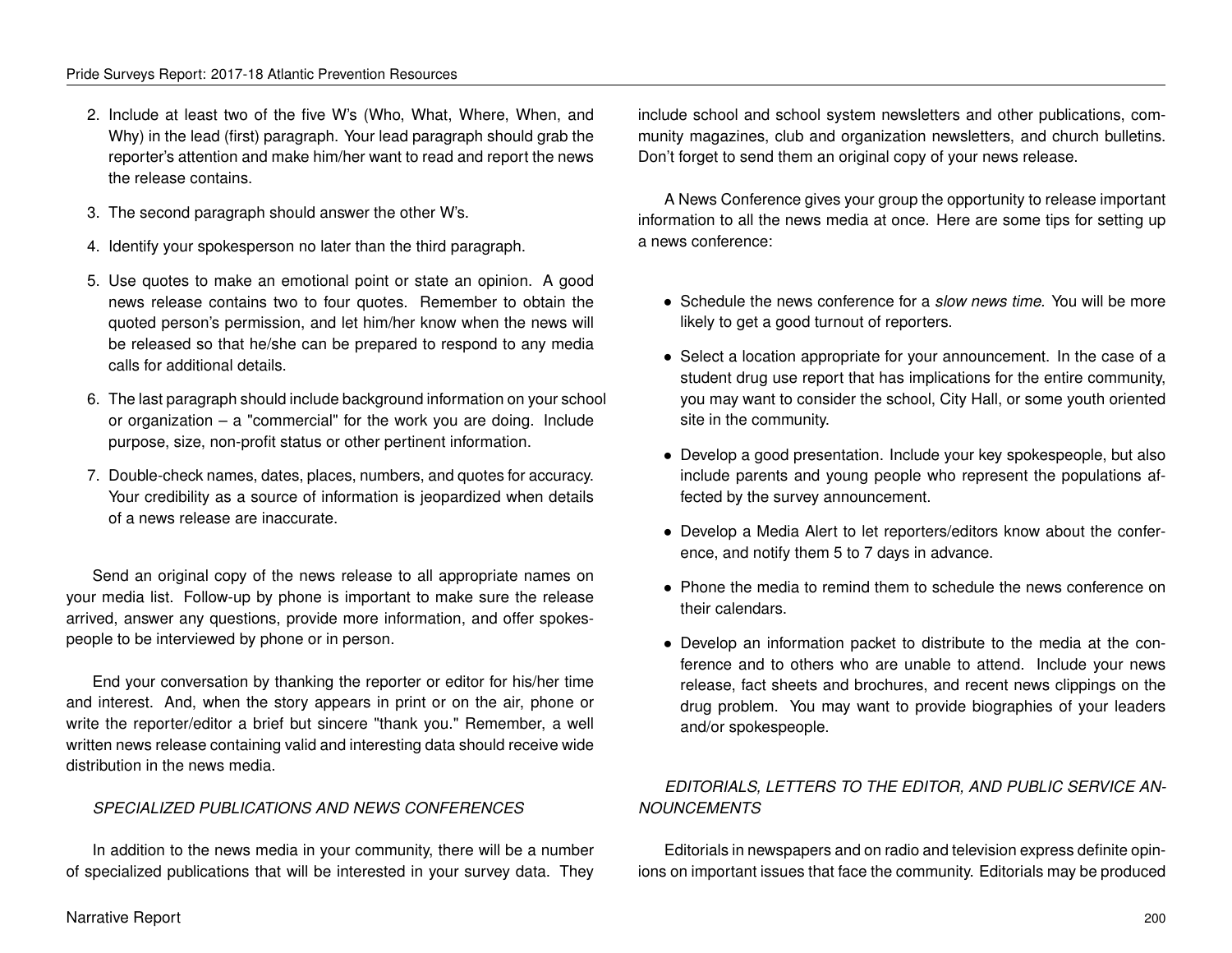2. Include at least two of the five W's (Who, What, Where, When, and Why) in the lead (first) paragraph. Your lead paragraph should grab the reporter's attention and make him/her want to read and report the news the release contains.
3. The second paragraph should answer the other W's.
4. Identify your spokesperson no later than the third paragraph.
5. Use quotes to make an emotional point or state an opinion. A good news release contains two to four quotes. Remember to obtain the quoted person's permission, and let him/her know when the news will be released so that he/she can be prepared to respond to any media calls for additional details.
6. The last paragraph should include background information on your school or organization – a "commercial" for the work you are doing. Include purpose, size, non-profit status or other pertinent information.
7. Double-check names, dates, places, numbers, and quotes for accuracy. Your credibility as a source of information is jeopardized when details of a news release are inaccurate.

Send an original copy of the news release to all appropriate names on your media list. Follow-up by phone is important to make sure the release arrived, answer any questions, provide more information, and offer spokespeople to be interviewed by phone or in person.

End your conversation by thanking the reporter or editor for his/her time and interest. And, when the story appears in print or on the air, phone or write the reporter/editor a brief but sincere "thank you." Remember, a well written news release containing valid and interesting data should receive wide distribution in the news media.

*SPECIALIZED PUBLICATIONS AND NEWS CONFERENCES*

In addition to the news media in your community, there will be a number of specialized publications that will be interested in your survey data. They include school and school system newsletters and other publications, community magazines, club and organization newsletters, and church bulletins. Don't forget to send them an original copy of your news release.

A News Conference gives your group the opportunity to release important information to all the news media at once. Here are some tips for setting up a news conference:

- Schedule the news conference for a *slow news time.* You will be more likely to get a good turnout of reporters.
- Select a location appropriate for your announcement. In the case of a student drug use report that has implications for the entire community, you may want to consider the school, City Hall, or some youth oriented site in the community.
- Develop a good presentation. Include your key spokespeople, but also include parents and young people who represent the populations affected by the survey announcement.
- Develop a Media Alert to let reporters/editors know about the conference, and notify them 5 to 7 days in advance.
- Phone the media to remind them to schedule the news conference on their calendars.
- Develop an information packet to distribute to the media at the conference and to others who are unable to attend. Include your news release, fact sheets and brochures, and recent news clippings on the drug problem. You may want to provide biographies of your leaders and/or spokespeople.

*EDITORIALS, LETTERS TO THE EDITOR, AND PUBLIC SERVICE ANNOUNCEMENTS*

Editorials in newspapers and on radio and television express definite opinions on important issues that face the community. Editorials may be produced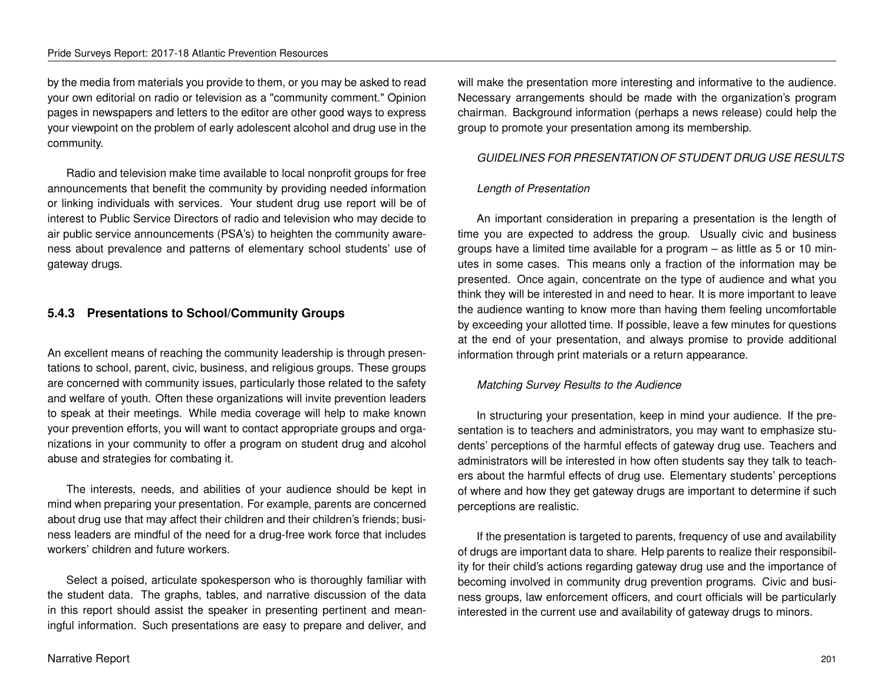by the media from materials you provide to them, or you may be asked to read your own editorial on radio or television as a "community comment." Opinion pages in newspapers and letters to the editor are other good ways to express your viewpoint on the problem of early adolescent alcohol and drug use in the community.

Radio and television make time available to local nonprofit groups for free announcements that benefit the community by providing needed information or linking individuals with services. Your student drug use report will be of interest to Public Service Directors of radio and television who may decide to air public service announcements (PSA's) to heighten the community awareness about prevalence and patterns of elementary school students' use of gateway drugs.

### 5.4.3 Presentations to School/Community Groups

An excellent means of reaching the community leadership is through presentations to school, parent, civic, business, and religious groups. These groups are concerned with community issues, particularly those related to the safety and welfare of youth. Often these organizations will invite prevention leaders to speak at their meetings. While media coverage will help to make known your prevention efforts, you will want to contact appropriate groups and organizations in your community to offer a program on student drug and alcohol abuse and strategies for combating it.

The interests, needs, and abilities of your audience should be kept in mind when preparing your presentation. For example, parents are concerned about drug use that may affect their children and their children's friends; business leaders are mindful of the need for a drug-free work force that includes workers' children and future workers.

Select a poised, articulate spokesperson who is thoroughly familiar with the student data. The graphs, tables, and narrative discussion of the data in this report should assist the speaker in presenting pertinent and meaningful information. Such presentations are easy to prepare and deliver, and will make the presentation more interesting and informative to the audience. Necessary arrangements should be made with the organization's program chairman. Background information (perhaps a news release) could help the group to promote your presentation among its membership.

*GUIDELINES FOR PRESENTATION OF STUDENT DRUG USE RESULTS*

*Length of Presentation*

An important consideration in preparing a presentation is the length of time you are expected to address the group. Usually civic and business groups have a limited time available for a program – as little as 5 or 10 minutes in some cases. This means only a fraction of the information may be presented. Once again, concentrate on the type of audience and what you think they will be interested in and need to hear. It is more important to leave the audience wanting to know more than having them feeling uncomfortable by exceeding your allotted time. If possible, leave a few minutes for questions at the end of your presentation, and always promise to provide additional information through print materials or a return appearance.

*Matching Survey Results to the Audience*

In structuring your presentation, keep in mind your audience. If the presentation is to teachers and administrators, you may want to emphasize students' perceptions of the harmful effects of gateway drug use. Teachers and administrators will be interested in how often students say they talk to teachers about the harmful effects of drug use. Elementary students' perceptions of where and how they get gateway drugs are important to determine if such perceptions are realistic.

If the presentation is targeted to parents, frequency of use and availability of drugs are important data to share. Help parents to realize their responsibility for their child's actions regarding gateway drug use and the importance of becoming involved in community drug prevention programs. Civic and business groups, law enforcement officers, and court officials will be particularly interested in the current use and availability of gateway drugs to minors.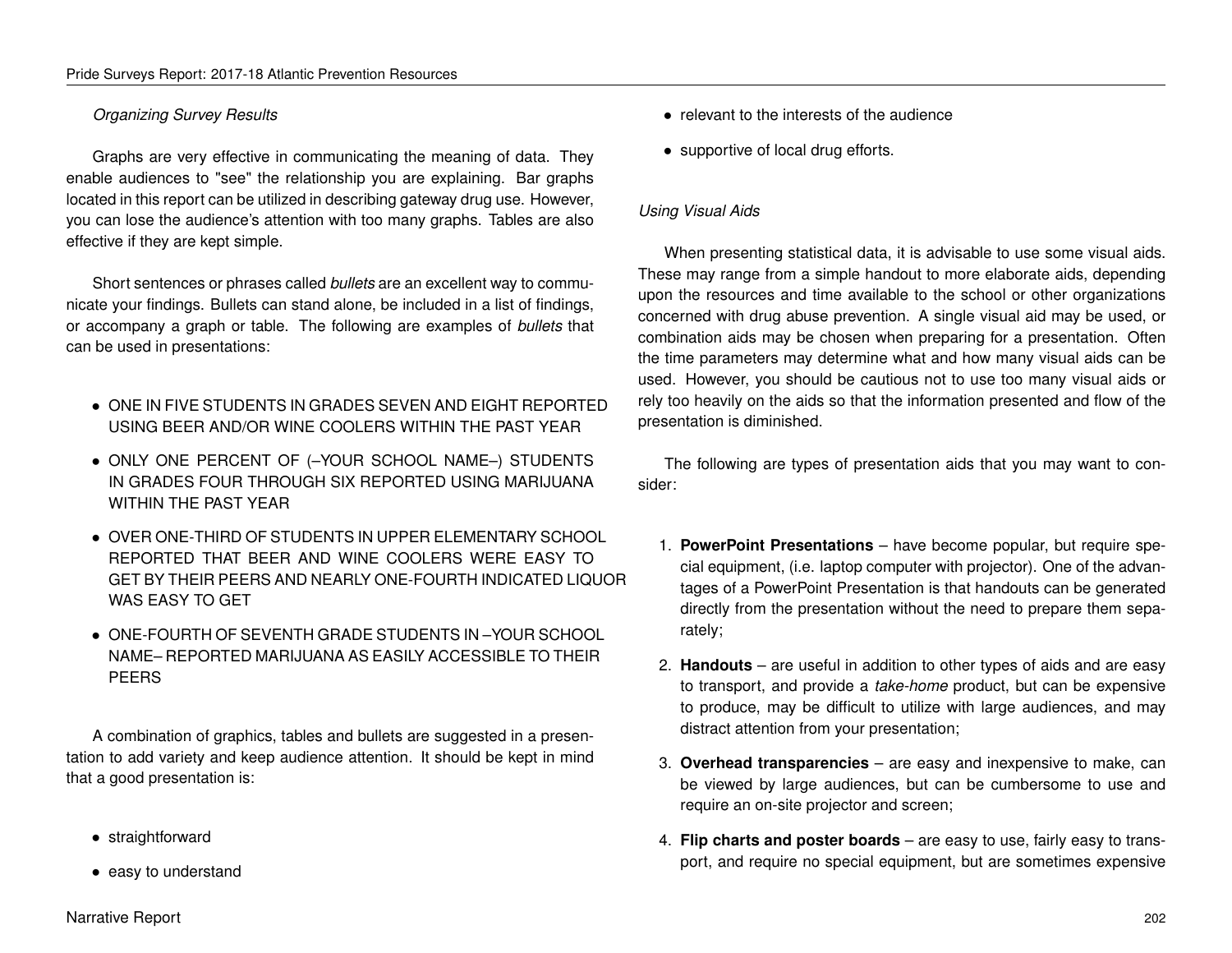*Organizing Survey Results*

Graphs are very effective in communicating the meaning of data. They enable audiences to "see" the relationship you are explaining. Bar graphs located in this report can be utilized in describing gateway drug use. However, you can lose the audience's attention with too many graphs. Tables are also effective if they are kept simple.

Short sentences or phrases called *bullets* are an excellent way to communicate your findings. Bullets can stand alone, be included in a list of findings, or accompany a graph or table. The following are examples of *bullets* that can be used in presentations:

- ONE IN FIVE STUDENTS IN GRADES SEVEN AND EIGHT REPORTED USING BEER AND/OR WINE COOLERS WITHIN THE PAST YEAR
- ONLY ONE PERCENT OF (–YOUR SCHOOL NAME–) STUDENTS IN GRADES FOUR THROUGH SIX REPORTED USING MARIJUANA WITHIN THE PAST YEAR
- OVER ONE-THIRD OF STUDENTS IN UPPER ELEMENTARY SCHOOL REPORTED THAT BEER AND WINE COOLERS WERE EASY TO GET BY THEIR PEERS AND NEARLY ONE-FOURTH INDICATED LIQUOR WAS EASY TO GET
- ONE-FOURTH OF SEVENTH GRADE STUDENTS IN –YOUR SCHOOL NAME– REPORTED MARIJUANA AS EASILY ACCESSIBLE TO THEIR PEERS

A combination of graphics, tables and bullets are suggested in a presentation to add variety and keep audience attention. It should be kept in mind that a good presentation is:

- straightforward
- easy to understand
- relevant to the interests of the audience
- supportive of local drug efforts.

*Using Visual Aids*

When presenting statistical data, it is advisable to use some visual aids. These may range from a simple handout to more elaborate aids, depending upon the resources and time available to the school or other organizations concerned with drug abuse prevention. A single visual aid may be used, or combination aids may be chosen when preparing for a presentation. Often the time parameters may determine what and how many visual aids can be used. However, you should be cautious not to use too many visual aids or rely too heavily on the aids so that the information presented and flow of the presentation is diminished.

The following are types of presentation aids that you may want to consider:

1. **PowerPoint Presentations** – have become popular, but require special equipment, (i.e. laptop computer with projector). One of the advantages of a PowerPoint Presentation is that handouts can be generated directly from the presentation without the need to prepare them separately;
2. **Handouts** – are useful in addition to other types of aids and are easy to transport, and provide a *take-home* product, but can be expensive to produce, may be difficult to utilize with large audiences, and may distract attention from your presentation;
3. **Overhead transparencies** – are easy and inexpensive to make, can be viewed by large audiences, but can be cumbersome to use and require an on-site projector and screen;
4. **Flip charts and poster boards** – are easy to use, fairly easy to transport, and require no special equipment, but are sometimes expensive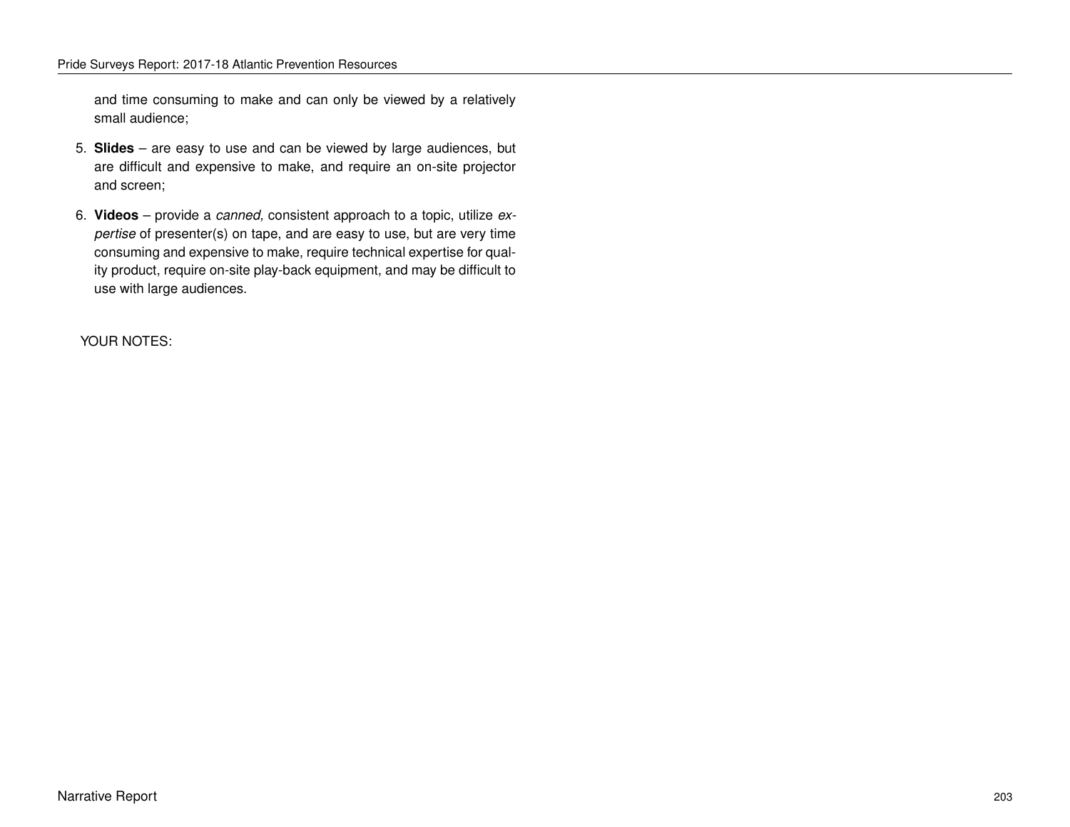and time consuming to make and can only be viewed by a relatively small audience;

5. **Slides** – are easy to use and can be viewed by large audiences, but are difficult and expensive to make, and require an on-site projector and screen;

6. **Videos** – provide a *canned,* consistent approach to a topic, utilize *expertise* of presenter(s) on tape, and are easy to use, but are very time consuming and expensive to make, require technical expertise for quality product, require on-site play-back equipment, and may be difficult to use with large audiences.

YOUR NOTES: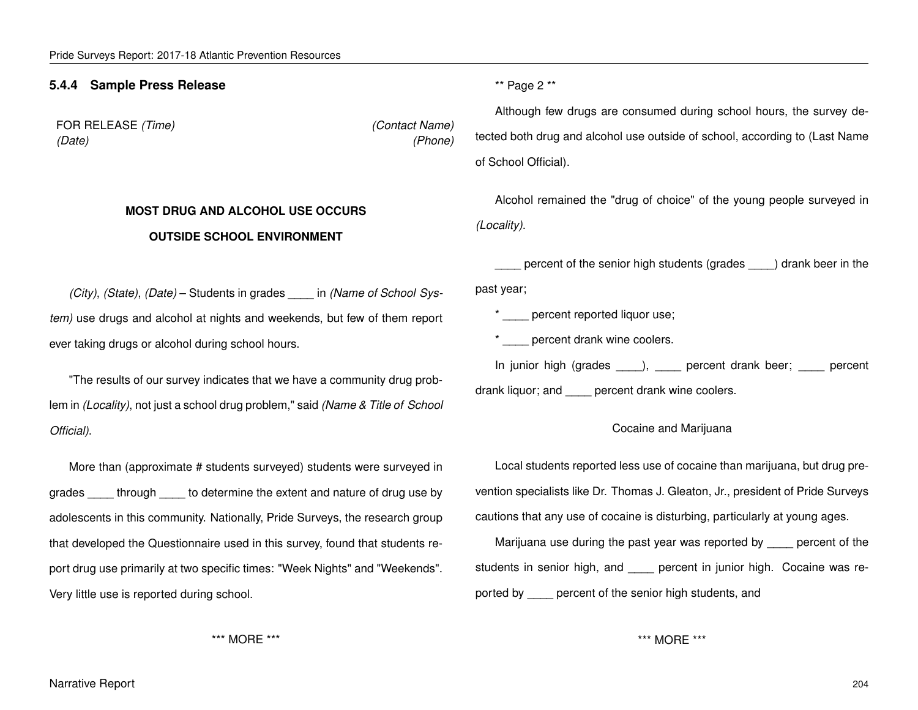### 5.4.4 Sample Press Release

FOR RELEASE *(Time)*
*(Date)*

*(Contact Name)*
*(Phone)*

**MOST DRUG AND ALCOHOL USE OCCURS**

**OUTSIDE SCHOOL ENVIRONMENT**

*(City)*, *(State)*, *(Date)* – Students in grades ____ in *(Name of School System)* use drugs and alcohol at nights and weekends, but few of them report ever taking drugs or alcohol during school hours.

"The results of our survey indicates that we have a community drug problem in *(Locality)*, not just a school drug problem," said *(Name & Title of School Official)*.

More than (approximate # students surveyed) students were surveyed in grades ____ through ____ to determine the extent and nature of drug use by adolescents in this community. Nationally, Pride Surveys, the research group that developed the Questionnaire used in this survey, found that students report drug use primarily at two specific times: "Week Nights" and "Weekends". Very little use is reported during school.

*** MORE ***

** Page 2 **

Although few drugs are consumed during school hours, the survey detected both drug and alcohol use outside of school, according to (Last Name of School Official).

Alcohol remained the "drug of choice" of the young people surveyed in *(Locality)*.

____ percent of the senior high students (grades ____) drank beer in the past year;

* ____ percent reported liquor use;

* ____ percent drank wine coolers.

In junior high (grades ____), ____ percent drank beer; ____ percent drank liquor; and ____ percent drank wine coolers.

Cocaine and Marijuana

Local students reported less use of cocaine than marijuana, but drug prevention specialists like Dr. Thomas J. Gleaton, Jr., president of Pride Surveys cautions that any use of cocaine is disturbing, particularly at young ages.

Marijuana use during the past year was reported by ____ percent of the students in senior high, and ____ percent in junior high. Cocaine was reported by ____ percent of the senior high students, and

*** MORE ***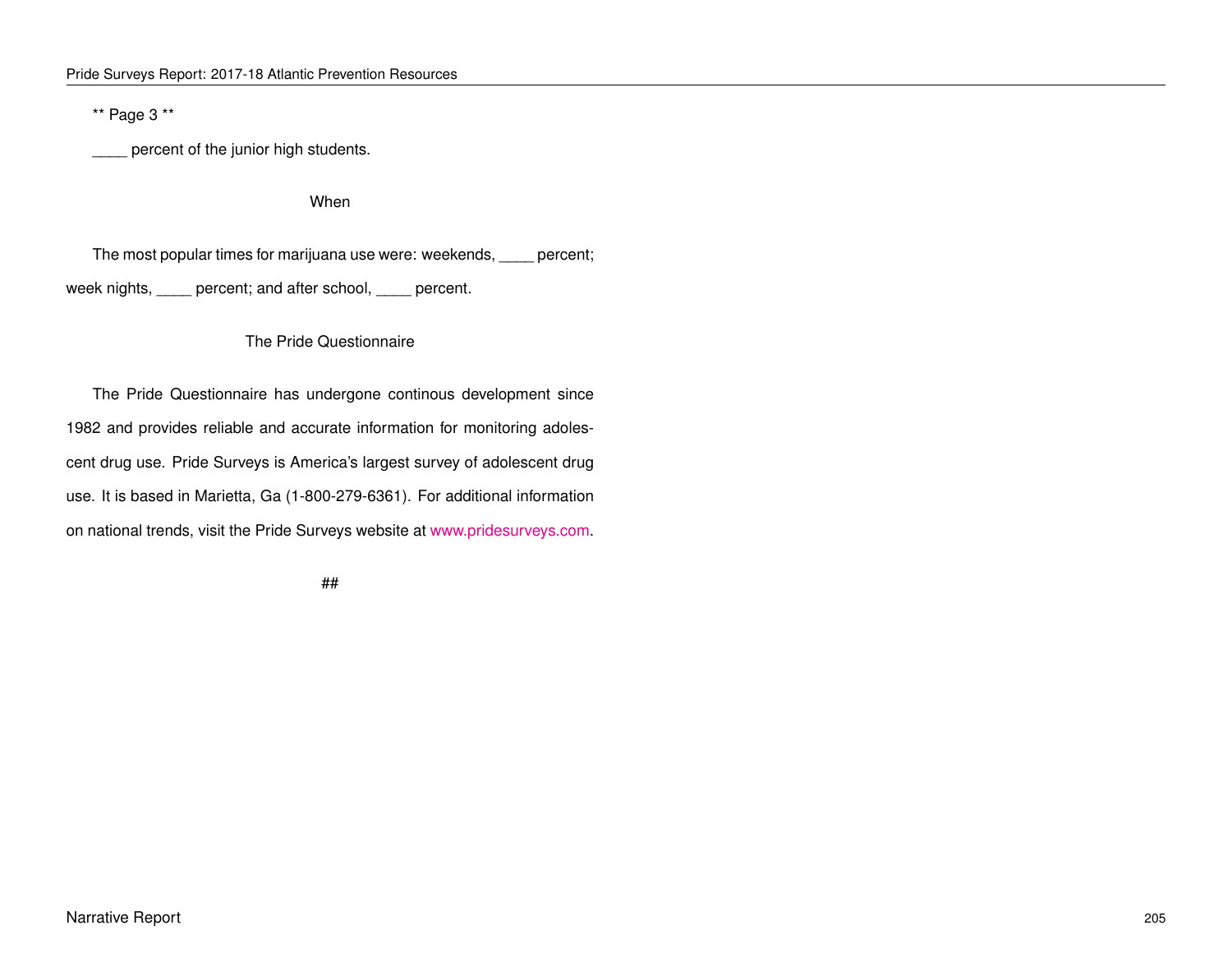** Page 3 **

____ percent of the junior high students.

When

The most popular times for marijuana use were: weekends, ____ percent; week nights, ____ percent; and after school, ____ percent.

The Pride Questionnaire

The Pride Questionnaire has undergone continous development since 1982 and provides reliable and accurate information for monitoring adolescent drug use. Pride Surveys is America's largest survey of adolescent drug use. It is based in Marietta, Ga (1-800-279-6361). For additional information on national trends, visit the Pride Surveys website at www.pridesurveys.com.

##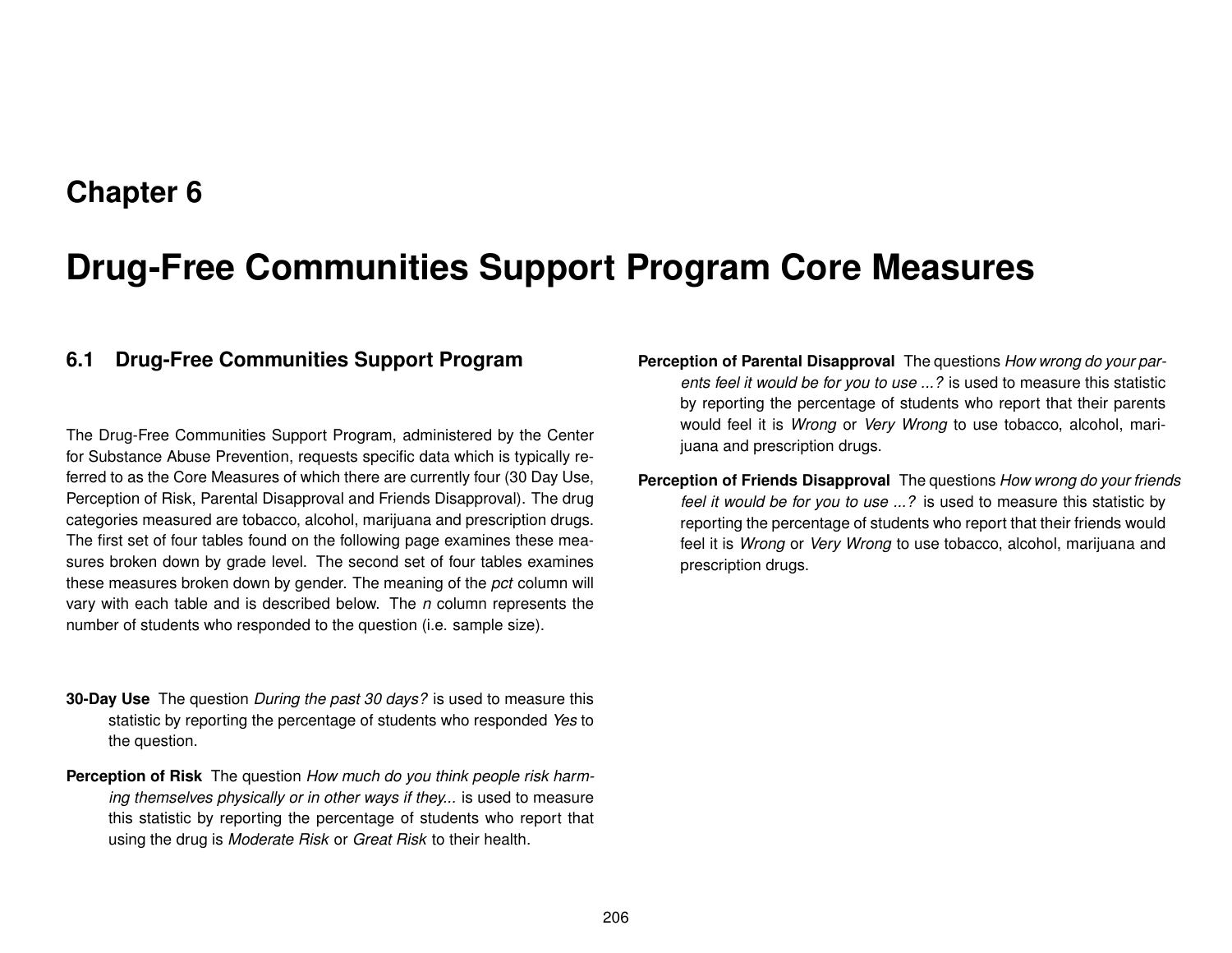# Chapter 6

# Drug-Free Communities Support Program Core Measures

## 6.1 Drug-Free Communities Support Program

The Drug-Free Communities Support Program, administered by the Center for Substance Abuse Prevention, requests specific data which is typically referred to as the Core Measures of which there are currently four (30 Day Use, Perception of Risk, Parental Disapproval and Friends Disapproval). The drug categories measured are tobacco, alcohol, marijuana and prescription drugs. The first set of four tables found on the following page examines these measures broken down by grade level. The second set of four tables examines these measures broken down by gender. The meaning of the *pct* column will vary with each table and is described below. The *n* column represents the number of students who responded to the question (i.e. sample size).

**30-Day Use** The question *During the past 30 days?* is used to measure this statistic by reporting the percentage of students who responded *Yes* to the question.

**Perception of Risk** The question *How much do you think people risk harming themselves physically or in other ways if they...* is used to measure this statistic by reporting the percentage of students who report that using the drug is *Moderate Risk* or *Great Risk* to their health.

**Perception of Parental Disapproval** The questions *How wrong do your parents feel it would be for you to use ...?* is used to measure this statistic by reporting the percentage of students who report that their parents would feel it is *Wrong* or *Very Wrong* to use tobacco, alcohol, marijuana and prescription drugs.

**Perception of Friends Disapproval** The questions *How wrong do your friends feel it would be for you to use ...?* is used to measure this statistic by reporting the percentage of students who report that their friends would feel it is *Wrong* or *Very Wrong* to use tobacco, alcohol, marijuana and prescription drugs.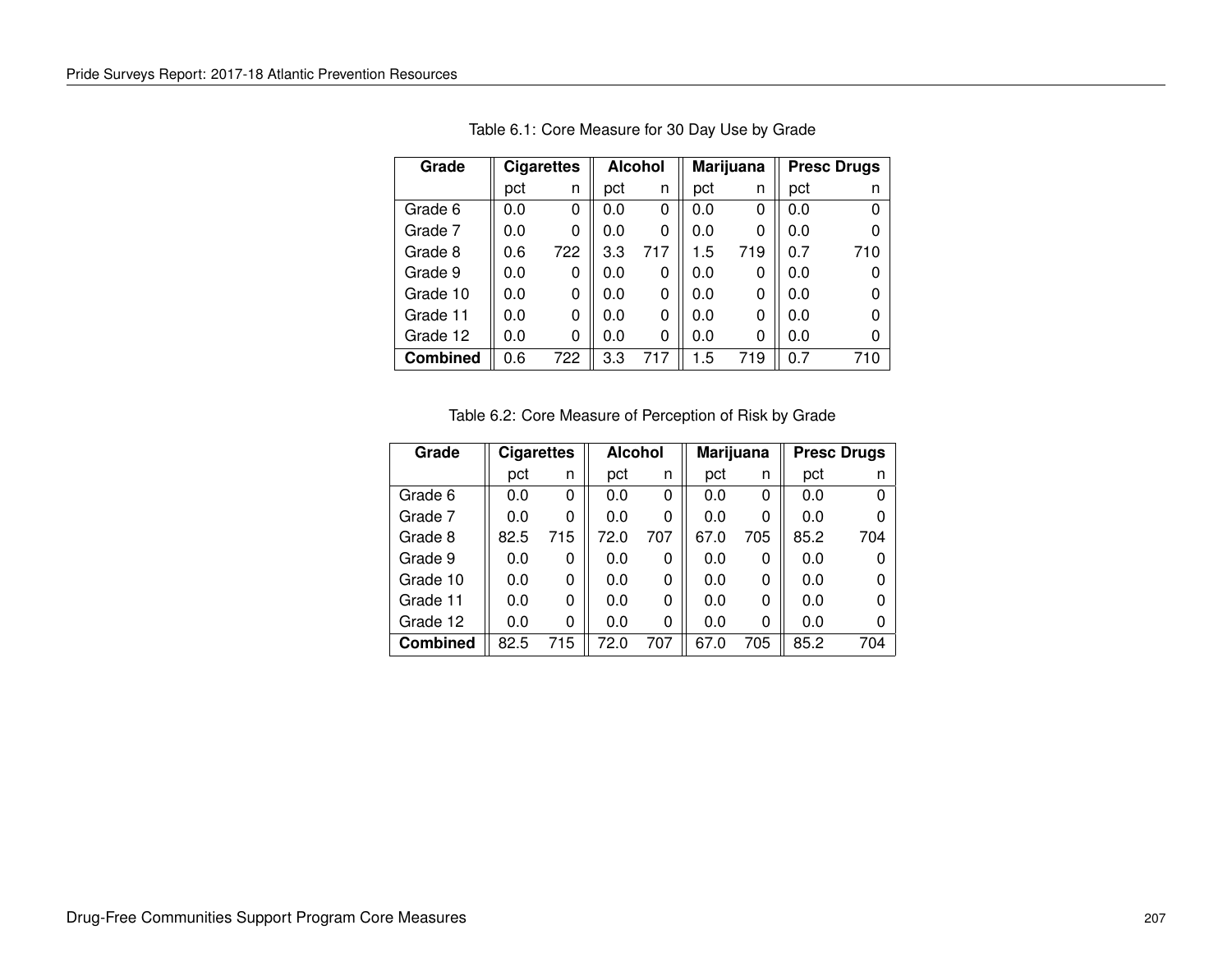Table 6.1: Core Measure for 30 Day Use by Grade

| Grade | Cigarettes | | Alcohol | | Marijuana | | Presc Drugs | |
|---|---|---|---|---|---|---|---|---|
| | pct | n | pct | n | pct | n | pct | n |
| Grade 6 | 0.0 | 0 | 0.0 | 0 | 0.0 | 0 | 0.0 | 0 |
| Grade 7 | 0.0 | 0 | 0.0 | 0 | 0.0 | 0 | 0.0 | 0 |
| Grade 8 | 0.6 | 722 | 3.3 | 717 | 1.5 | 719 | 0.7 | 710 |
| Grade 9 | 0.0 | 0 | 0.0 | 0 | 0.0 | 0 | 0.0 | 0 |
| Grade 10 | 0.0 | 0 | 0.0 | 0 | 0.0 | 0 | 0.0 | 0 |
| Grade 11 | 0.0 | 0 | 0.0 | 0 | 0.0 | 0 | 0.0 | 0 |
| Grade 12 | 0.0 | 0 | 0.0 | 0 | 0.0 | 0 | 0.0 | 0 |
| **Combined** | 0.6 | 722 | 3.3 | 717 | 1.5 | 719 | 0.7 | 710 |

Table 6.2: Core Measure of Perception of Risk by Grade

| Grade | Cigarettes | | Alcohol | | Marijuana | | Presc Drugs | |
|---|---|---|---|---|---|---|---|---|
| | pct | n | pct | n | pct | n | pct | n |
| Grade 6 | 0.0 | 0 | 0.0 | 0 | 0.0 | 0 | 0.0 | 0 |
| Grade 7 | 0.0 | 0 | 0.0 | 0 | 0.0 | 0 | 0.0 | 0 |
| Grade 8 | 82.5 | 715 | 72.0 | 707 | 67.0 | 705 | 85.2 | 704 |
| Grade 9 | 0.0 | 0 | 0.0 | 0 | 0.0 | 0 | 0.0 | 0 |
| Grade 10 | 0.0 | 0 | 0.0 | 0 | 0.0 | 0 | 0.0 | 0 |
| Grade 11 | 0.0 | 0 | 0.0 | 0 | 0.0 | 0 | 0.0 | 0 |
| Grade 12 | 0.0 | 0 | 0.0 | 0 | 0.0 | 0 | 0.0 | 0 |
| **Combined** | 82.5 | 715 | 72.0 | 707 | 67.0 | 705 | 85.2 | 704 |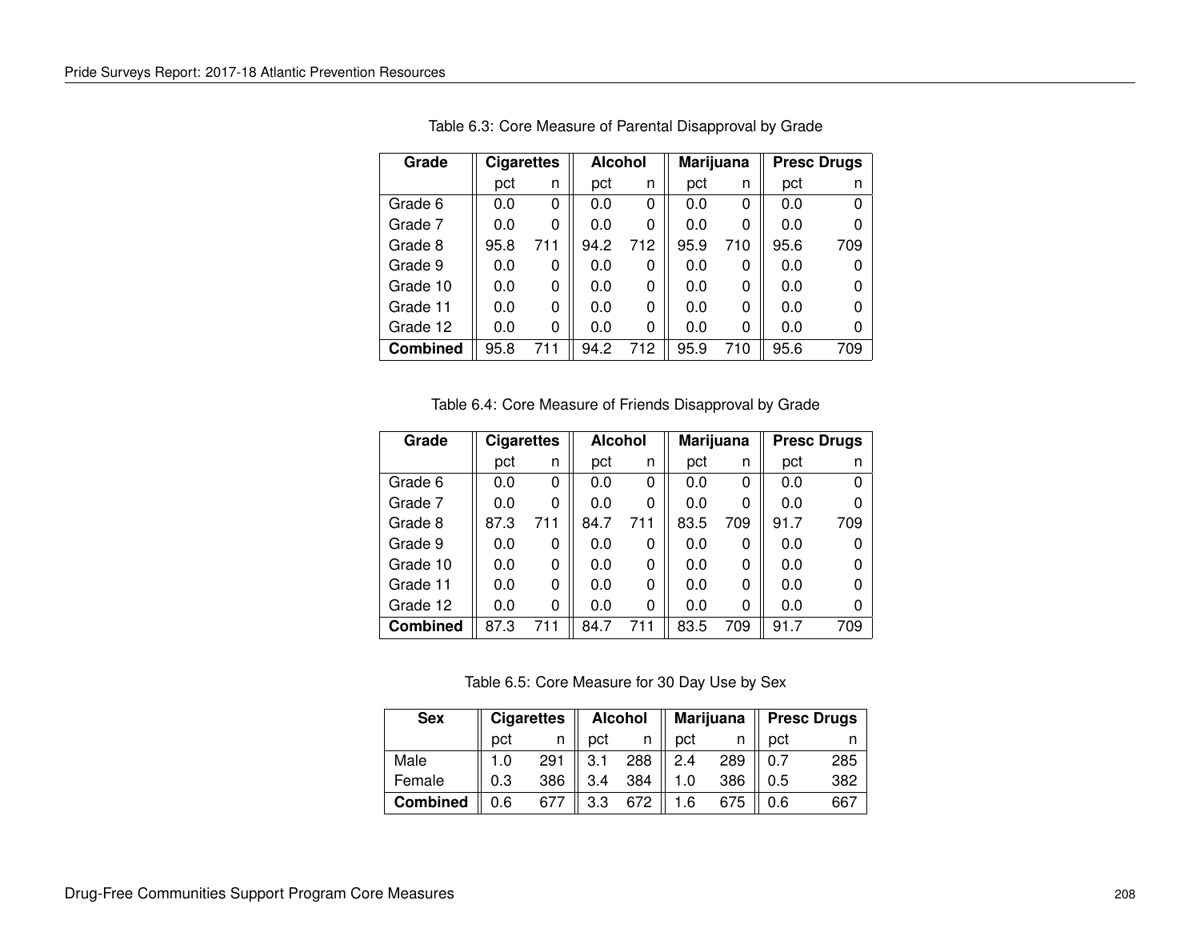Table 6.3: Core Measure of Parental Disapproval by Grade

| Grade | Cigarettes | | Alcohol | | Marijuana | | Presc Drugs | |
|---|---|---|---|---|---|---|---|---|
| | pct | n | pct | n | pct | n | pct | n |
| Grade 6 | 0.0 | 0 | 0.0 | 0 | 0.0 | 0 | 0.0 | 0 |
| Grade 7 | 0.0 | 0 | 0.0 | 0 | 0.0 | 0 | 0.0 | 0 |
| Grade 8 | 95.8 | 711 | 94.2 | 712 | 95.9 | 710 | 95.6 | 709 |
| Grade 9 | 0.0 | 0 | 0.0 | 0 | 0.0 | 0 | 0.0 | 0 |
| Grade 10 | 0.0 | 0 | 0.0 | 0 | 0.0 | 0 | 0.0 | 0 |
| Grade 11 | 0.0 | 0 | 0.0 | 0 | 0.0 | 0 | 0.0 | 0 |
| Grade 12 | 0.0 | 0 | 0.0 | 0 | 0.0 | 0 | 0.0 | 0 |
| **Combined** | 95.8 | 711 | 94.2 | 712 | 95.9 | 710 | 95.6 | 709 |

Table 6.4: Core Measure of Friends Disapproval by Grade

| Grade | Cigarettes | | Alcohol | | Marijuana | | Presc Drugs | |
|---|---|---|---|---|---|---|---|---|
| | pct | n | pct | n | pct | n | pct | n |
| Grade 6 | 0.0 | 0 | 0.0 | 0 | 0.0 | 0 | 0.0 | 0 |
| Grade 7 | 0.0 | 0 | 0.0 | 0 | 0.0 | 0 | 0.0 | 0 |
| Grade 8 | 87.3 | 711 | 84.7 | 711 | 83.5 | 709 | 91.7 | 709 |
| Grade 9 | 0.0 | 0 | 0.0 | 0 | 0.0 | 0 | 0.0 | 0 |
| Grade 10 | 0.0 | 0 | 0.0 | 0 | 0.0 | 0 | 0.0 | 0 |
| Grade 11 | 0.0 | 0 | 0.0 | 0 | 0.0 | 0 | 0.0 | 0 |
| Grade 12 | 0.0 | 0 | 0.0 | 0 | 0.0 | 0 | 0.0 | 0 |
| **Combined** | 87.3 | 711 | 84.7 | 711 | 83.5 | 709 | 91.7 | 709 |

Table 6.5: Core Measure for 30 Day Use by Sex

| Sex | Cigarettes | | Alcohol | | Marijuana | | Presc Drugs | |
|---|---|---|---|---|---|---|---|---|
| | pct | n | pct | n | pct | n | pct | n |
| Male | 1.0 | 291 | 3.1 | 288 | 2.4 | 289 | 0.7 | 285 |
| Female | 0.3 | 386 | 3.4 | 384 | 1.0 | 386 | 0.5 | 382 |
| **Combined** | 0.6 | 677 | 3.3 | 672 | 1.6 | 675 | 0.6 | 667 |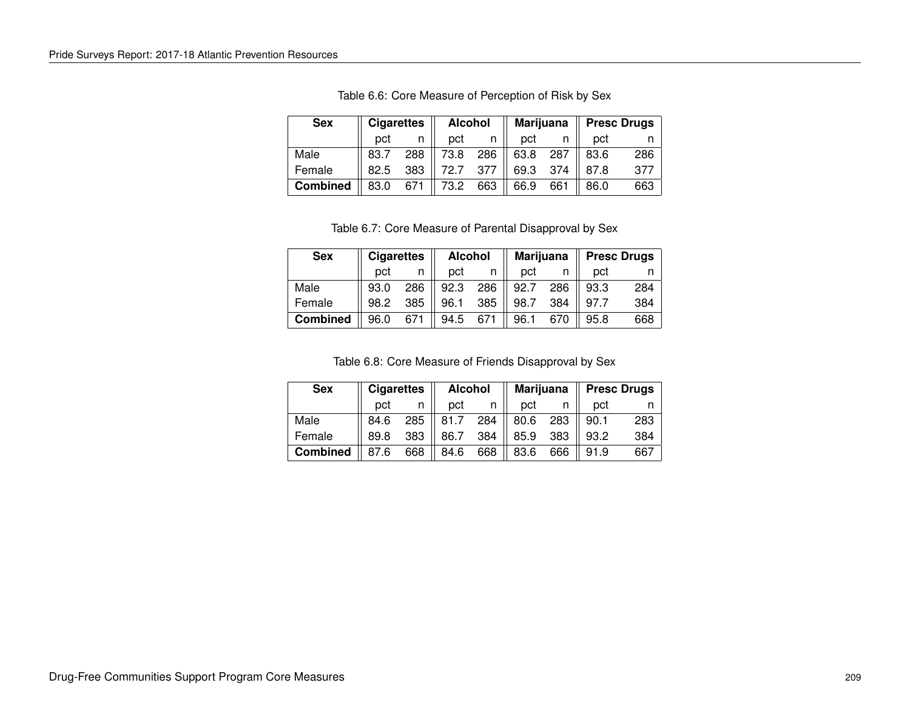Table 6.6: Core Measure of Perception of Risk by Sex

| Sex | Cigarettes | | Alcohol | | Marijuana | | Presc Drugs | |
|---|---|---|---|---|---|---|---|---|
| | pct | n | pct | n | pct | n | pct | n |
| Male | 83.7 | 288 | 73.8 | 286 | 63.8 | 287 | 83.6 | 286 |
| Female | 82.5 | 383 | 72.7 | 377 | 69.3 | 374 | 87.8 | 377 |
| **Combined** | 83.0 | 671 | 73.2 | 663 | 66.9 | 661 | 86.0 | 663 |

Table 6.7: Core Measure of Parental Disapproval by Sex

| Sex | Cigarettes | | Alcohol | | Marijuana | | Presc Drugs | |
|---|---|---|---|---|---|---|---|---|
| | pct | n | pct | n | pct | n | pct | n |
| Male | 93.0 | 286 | 92.3 | 286 | 92.7 | 286 | 93.3 | 284 |
| Female | 98.2 | 385 | 96.1 | 385 | 98.7 | 384 | 97.7 | 384 |
| **Combined** | 96.0 | 671 | 94.5 | 671 | 96.1 | 670 | 95.8 | 668 |

Table 6.8: Core Measure of Friends Disapproval by Sex

| Sex | Cigarettes | | Alcohol | | Marijuana | | Presc Drugs | |
|---|---|---|---|---|---|---|---|---|
| | pct | n | pct | n | pct | n | pct | n |
| Male | 84.6 | 285 | 81.7 | 284 | 80.6 | 283 | 90.1 | 283 |
| Female | 89.8 | 383 | 86.7 | 384 | 85.9 | 383 | 93.2 | 384 |
| **Combined** | 87.6 | 668 | 84.6 | 668 | 83.6 | 666 | 91.9 | 667 |